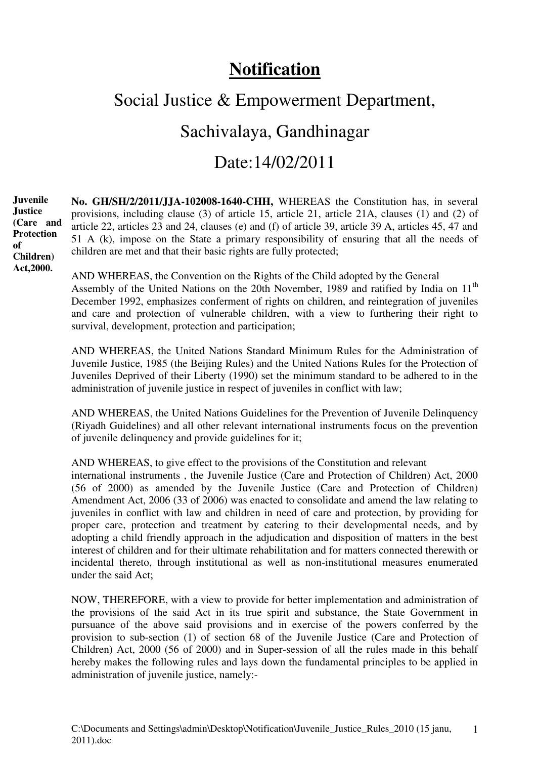# Notification

## Social Justice & Empowerment Department,

## Sachivalaya, Gandhinagar

## Date:14/02/2011

**Juvenile Justice (Care and Protection of Children) Act,2000.**

**No. GH/SH/2/2011/JJA-102008-1640-CHH,** WHEREAS the Constitution has, in several provisions, including clause (3) of article 15, article 21, article 21A, clauses (1) and (2) of article 22, articles 23 and 24, clauses (e) and (f) of article 39, article 39 A, articles 45, 47 and 51 A (k), impose on the State a primary responsibility of ensuring that all the needs of children are met and that their basic rights are fully protected;

AND WHEREAS, the Convention on the Rights of the Child adopted by the General Assembly of the United Nations on the 20th November, 1989 and ratified by India on 11th December 1992, emphasizes conferment of rights on children, and reintegration of juveniles and care and protection of vulnerable children, with a view to furthering their right to survival, development, protection and participation;

AND WHEREAS, the United Nations Standard Minimum Rules for the Administration of Juvenile Justice, 1985 (the Beijing Rules) and the United Nations Rules for the Protection of Juveniles Deprived of their Liberty (1990) set the minimum standard to be adhered to in the administration of juvenile justice in respect of juveniles in conflict with law;

AND WHEREAS, the United Nations Guidelines for the Prevention of Juvenile Delinquency (Riyadh Guidelines) and all other relevant international instruments focus on the prevention of juvenile delinquency and provide guidelines for it;

AND WHEREAS, to give effect to the provisions of the Constitution and relevant international instruments , the Juvenile Justice (Care and Protection of Children) Act, 2000 (56 of 2000) as amended by the Juvenile Justice (Care and Protection of Children) Amendment Act, 2006 (33 of 2006) was enacted to consolidate and amend the law relating to juveniles in conflict with law and children in need of care and protection, by providing for proper care, protection and treatment by catering to their developmental needs, and by adopting a child friendly approach in the adjudication and disposition of matters in the best interest of children and for their ultimate rehabilitation and for matters connected therewith or incidental thereto, through institutional as well as non-institutional measures enumerated under the said Act;

NOW, THEREFORE, with a view to provide for better implementation and administration of the provisions of the said Act in its true spirit and substance, the State Government in pursuance of the above said provisions and in exercise of the powers conferred by the provision to sub-section (1) of section 68 of the Juvenile Justice (Care and Protection of Children) Act, 2000 (56 of 2000) and in Super-session of all the rules made in this behalf hereby makes the following rules and lays down the fundamental principles to be applied in administration of juvenile justice, namely:-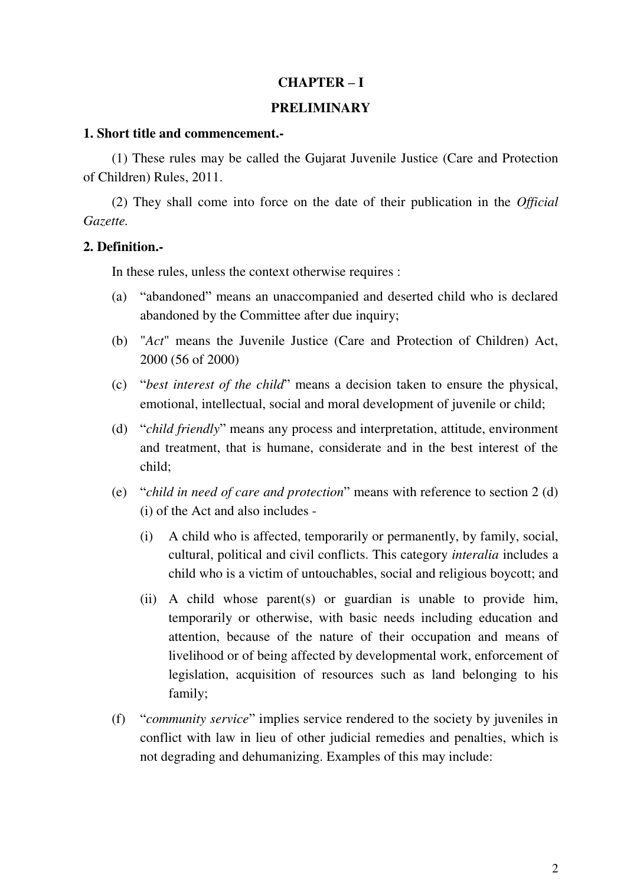## CHAPTER – I

## PRELIMINARY

**1. Short title and commencement.-**

(1) These rules may be called the Gujarat Juvenile Justice (Care and Protection of Children) Rules, 2011.

(2) They shall come into force on the date of their publication in the *Official Gazette.*

**2. Definition.-**

In these rules, unless the context otherwise requires :

(a) "abandoned" means an unaccompanied and deserted child who is declared abandoned by the Committee after due inquiry;

(b) "*Act*" means the Juvenile Justice (Care and Protection of Children) Act, 2000 (56 of 2000)

(c) "*best interest of the child*" means a decision taken to ensure the physical, emotional, intellectual, social and moral development of juvenile or child;

(d) "*child friendly*" means any process and interpretation, attitude, environment and treatment, that is humane, considerate and in the best interest of the child;

(e) "*child in need of care and protection*" means with reference to section 2 (d) (i) of the Act and also includes -

(i) A child who is affected, temporarily or permanently, by family, social, cultural, political and civil conflicts. This category *interalia* includes a child who is a victim of untouchables, social and religious boycott; and

(ii) A child whose parent(s) or guardian is unable to provide him, temporarily or otherwise, with basic needs including education and attention, because of the nature of their occupation and means of livelihood or of being affected by developmental work, enforcement of legislation, acquisition of resources such as land belonging to his family;

(f) "*community service*" implies service rendered to the society by juveniles in conflict with law in lieu of other judicial remedies and penalties, which is not degrading and dehumanizing. Examples of this may include: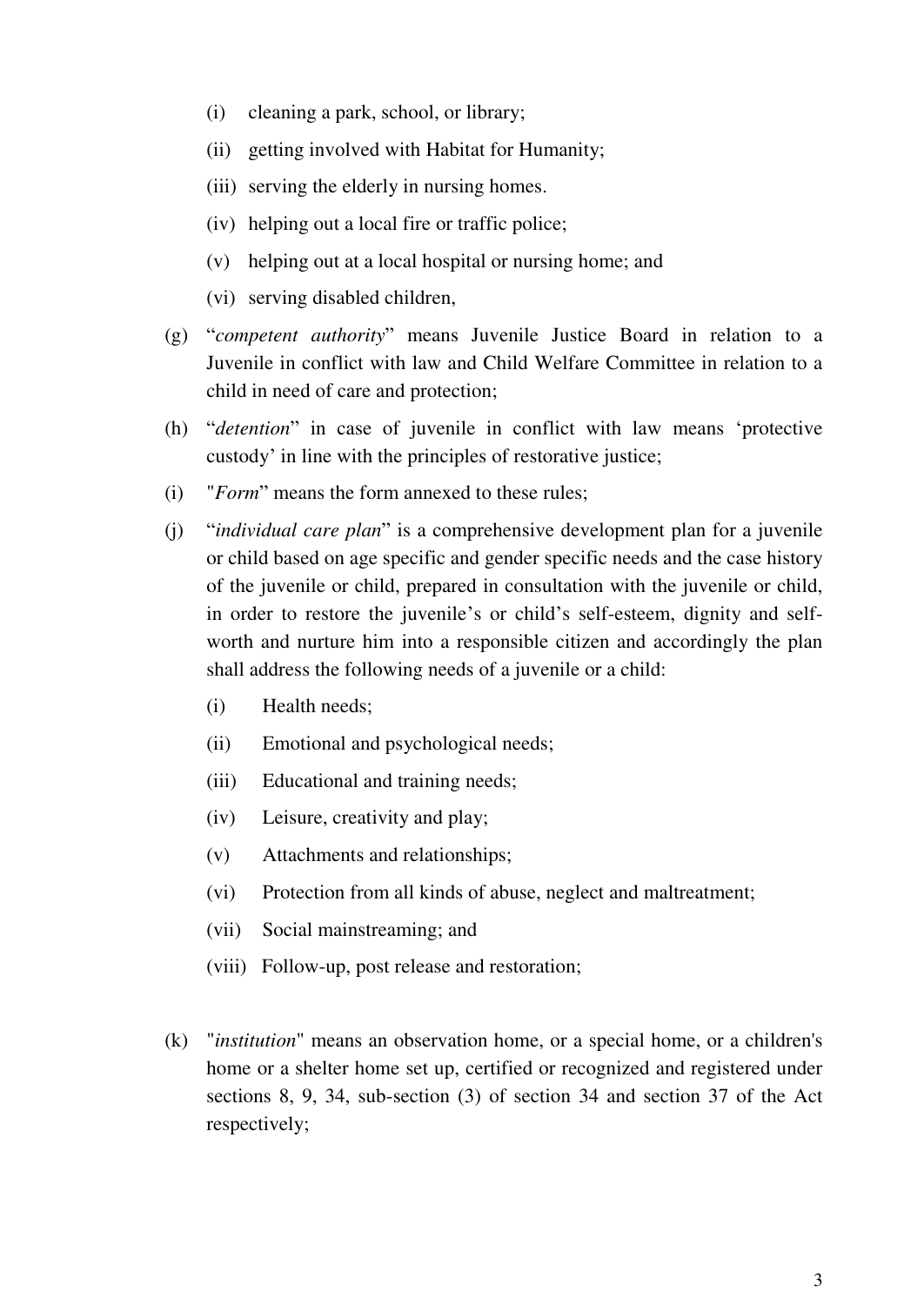(i) cleaning a park, school, or library;

(ii) getting involved with Habitat for Humanity;

(iii) serving the elderly in nursing homes.

(iv) helping out a local fire or traffic police;

(v) helping out at a local hospital or nursing home; and

(vi) serving disabled children,

(g) "*competent authority*" means Juvenile Justice Board in relation to a Juvenile in conflict with law and Child Welfare Committee in relation to a child in need of care and protection;

(h) "*detention*" in case of juvenile in conflict with law means 'protective custody' in line with the principles of restorative justice;

(i) "*Form*" means the form annexed to these rules;

(j) "*individual care plan*" is a comprehensive development plan for a juvenile or child based on age specific and gender specific needs and the case history of the juvenile or child, prepared in consultation with the juvenile or child, in order to restore the juvenile's or child's self-esteem, dignity and self-worth and nurture him into a responsible citizen and accordingly the plan shall address the following needs of a juvenile or a child:

(i) Health needs;

(ii) Emotional and psychological needs;

(iii) Educational and training needs;

(iv) Leisure, creativity and play;

(v) Attachments and relationships;

(vi) Protection from all kinds of abuse, neglect and maltreatment;

(vii) Social mainstreaming; and

(viii) Follow-up, post release and restoration;

(k) "*institution*" means an observation home, or a special home, or a children's home or a shelter home set up, certified or recognized and registered under sections 8, 9, 34, sub-section (3) of section 34 and section 37 of the Act respectively;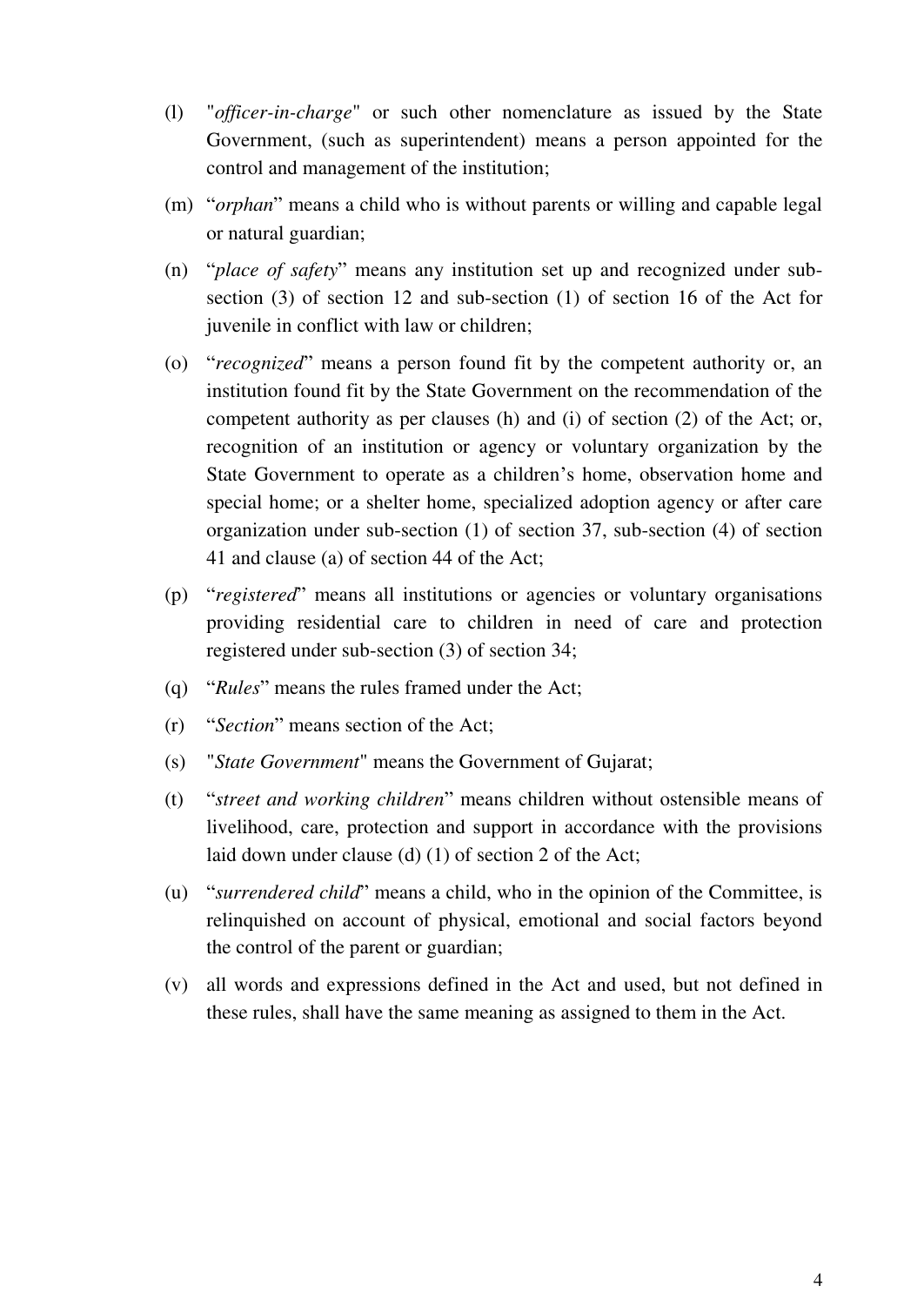(l) "*officer-in-charge*" or such other nomenclature as issued by the State Government, (such as superintendent) means a person appointed for the control and management of the institution;

(m) "*orphan*" means a child who is without parents or willing and capable legal or natural guardian;

(n) "*place of safety*" means any institution set up and recognized under sub-section (3) of section 12 and sub-section (1) of section 16 of the Act for juvenile in conflict with law or children;

(o) "*recognized*" means a person found fit by the competent authority or, an institution found fit by the State Government on the recommendation of the competent authority as per clauses (h) and (i) of section (2) of the Act; or, recognition of an institution or agency or voluntary organization by the State Government to operate as a children's home, observation home and special home; or a shelter home, specialized adoption agency or after care organization under sub-section (1) of section 37, sub-section (4) of section 41 and clause (a) of section 44 of the Act;

(p) "*registered*" means all institutions or agencies or voluntary organisations providing residential care to children in need of care and protection registered under sub-section (3) of section 34;

(q) "*Rules*" means the rules framed under the Act;

(r) "*Section*" means section of the Act;

(s) "*State Government*" means the Government of Gujarat;

(t) "*street and working children*" means children without ostensible means of livelihood, care, protection and support in accordance with the provisions laid down under clause (d) (1) of section 2 of the Act;

(u) "*surrendered child*" means a child, who in the opinion of the Committee, is relinquished on account of physical, emotional and social factors beyond the control of the parent or guardian;

(v) all words and expressions defined in the Act and used, but not defined in these rules, shall have the same meaning as assigned to them in the Act.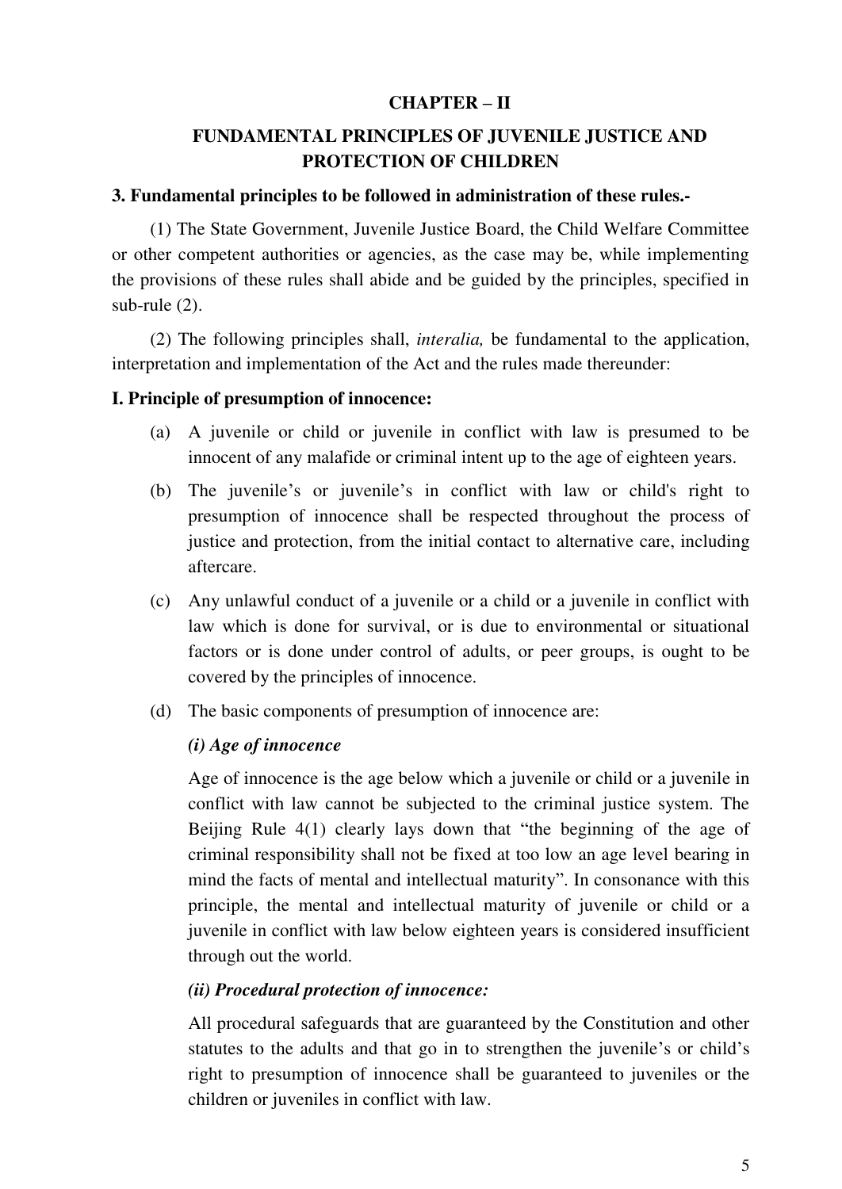## CHAPTER – II

## FUNDAMENTAL PRINCIPLES OF JUVENILE JUSTICE AND PROTECTION OF CHILDREN

**3. Fundamental principles to be followed in administration of these rules.-**

(1) The State Government, Juvenile Justice Board, the Child Welfare Committee or other competent authorities or agencies, as the case may be, while implementing the provisions of these rules shall abide and be guided by the principles, specified in sub-rule (2).

(2) The following principles shall, *interalia,* be fundamental to the application, interpretation and implementation of the Act and the rules made thereunder:

**I. Principle of presumption of innocence:**

(a) A juvenile or child or juvenile in conflict with law is presumed to be innocent of any malafide or criminal intent up to the age of eighteen years.

(b) The juvenile's or juvenile's in conflict with law or child's right to presumption of innocence shall be respected throughout the process of justice and protection, from the initial contact to alternative care, including aftercare.

(c) Any unlawful conduct of a juvenile or a child or a juvenile in conflict with law which is done for survival, or is due to environmental or situational factors or is done under control of adults, or peer groups, is ought to be covered by the principles of innocence.

(d) The basic components of presumption of innocence are:

***(i) Age of innocence***

Age of innocence is the age below which a juvenile or child or a juvenile in conflict with law cannot be subjected to the criminal justice system. The Beijing Rule 4(1) clearly lays down that "the beginning of the age of criminal responsibility shall not be fixed at too low an age level bearing in mind the facts of mental and intellectual maturity". In consonance with this principle, the mental and intellectual maturity of juvenile or child or a juvenile in conflict with law below eighteen years is considered insufficient through out the world.

***(ii) Procedural protection of innocence:***

All procedural safeguards that are guaranteed by the Constitution and other statutes to the adults and that go in to strengthen the juvenile's or child's right to presumption of innocence shall be guaranteed to juveniles or the children or juveniles in conflict with law.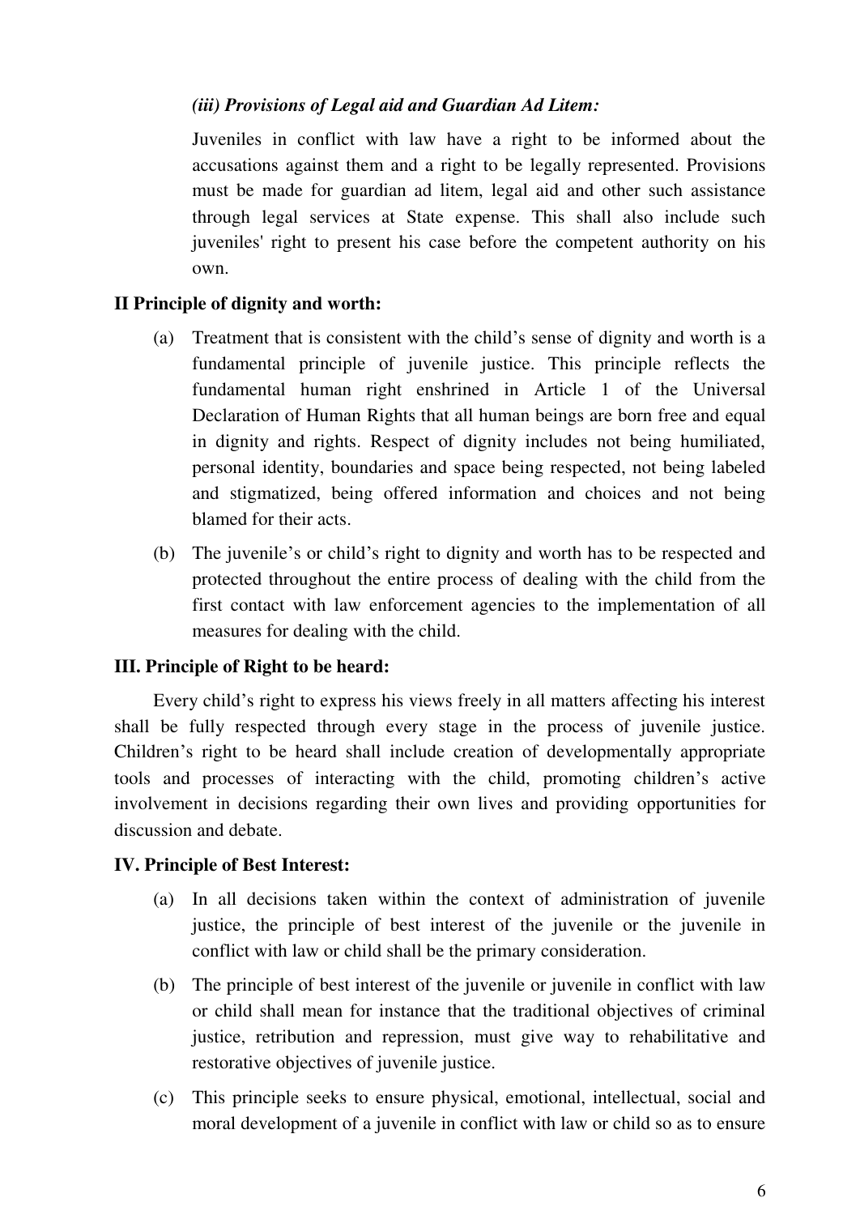*(iii) Provisions of Legal aid and Guardian Ad Litem:*

Juveniles in conflict with law have a right to be informed about the accusations against them and a right to be legally represented. Provisions must be made for guardian ad litem, legal aid and other such assistance through legal services at State expense. This shall also include such juveniles' right to present his case before the competent authority on his own.

**II Principle of dignity and worth:**

(a) Treatment that is consistent with the child's sense of dignity and worth is a fundamental principle of juvenile justice. This principle reflects the fundamental human right enshrined in Article 1 of the Universal Declaration of Human Rights that all human beings are born free and equal in dignity and rights. Respect of dignity includes not being humiliated, personal identity, boundaries and space being respected, not being labeled and stigmatized, being offered information and choices and not being blamed for their acts.

(b) The juvenile's or child's right to dignity and worth has to be respected and protected throughout the entire process of dealing with the child from the first contact with law enforcement agencies to the implementation of all measures for dealing with the child.

**III. Principle of Right to be heard:**

Every child's right to express his views freely in all matters affecting his interest shall be fully respected through every stage in the process of juvenile justice. Children's right to be heard shall include creation of developmentally appropriate tools and processes of interacting with the child, promoting children's active involvement in decisions regarding their own lives and providing opportunities for discussion and debate.

**IV. Principle of Best Interest:**

(a) In all decisions taken within the context of administration of juvenile justice, the principle of best interest of the juvenile or the juvenile in conflict with law or child shall be the primary consideration.

(b) The principle of best interest of the juvenile or juvenile in conflict with law or child shall mean for instance that the traditional objectives of criminal justice, retribution and repression, must give way to rehabilitative and restorative objectives of juvenile justice.

(c) This principle seeks to ensure physical, emotional, intellectual, social and moral development of a juvenile in conflict with law or child so as to ensure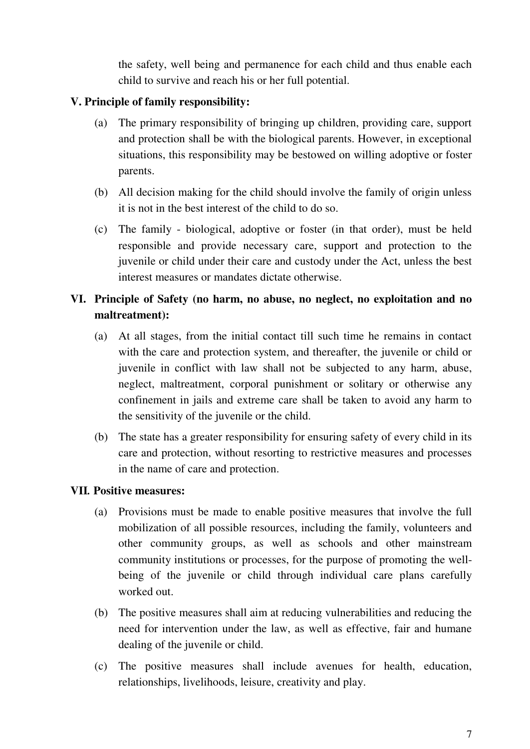the safety, well being and permanence for each child and thus enable each child to survive and reach his or her full potential.

**V. Principle of family responsibility:**

(a) The primary responsibility of bringing up children, providing care, support and protection shall be with the biological parents. However, in exceptional situations, this responsibility may be bestowed on willing adoptive or foster parents.

(b) All decision making for the child should involve the family of origin unless it is not in the best interest of the child to do so.

(c) The family - biological, adoptive or foster (in that order), must be held responsible and provide necessary care, support and protection to the juvenile or child under their care and custody under the Act, unless the best interest measures or mandates dictate otherwise.

**VI. Principle of Safety (no harm, no abuse, no neglect, no exploitation and no maltreatment):**

(a) At all stages, from the initial contact till such time he remains in contact with the care and protection system, and thereafter, the juvenile or child or juvenile in conflict with law shall not be subjected to any harm, abuse, neglect, maltreatment, corporal punishment or solitary or otherwise any confinement in jails and extreme care shall be taken to avoid any harm to the sensitivity of the juvenile or the child.

(b) The state has a greater responsibility for ensuring safety of every child in its care and protection, without resorting to restrictive measures and processes in the name of care and protection.

**VII. Positive measures:**

(a) Provisions must be made to enable positive measures that involve the full mobilization of all possible resources, including the family, volunteers and other community groups, as well as schools and other mainstream community institutions or processes, for the purpose of promoting the well-being of the juvenile or child through individual care plans carefully worked out.

(b) The positive measures shall aim at reducing vulnerabilities and reducing the need for intervention under the law, as well as effective, fair and humane dealing of the juvenile or child.

(c) The positive measures shall include avenues for health, education, relationships, livelihoods, leisure, creativity and play.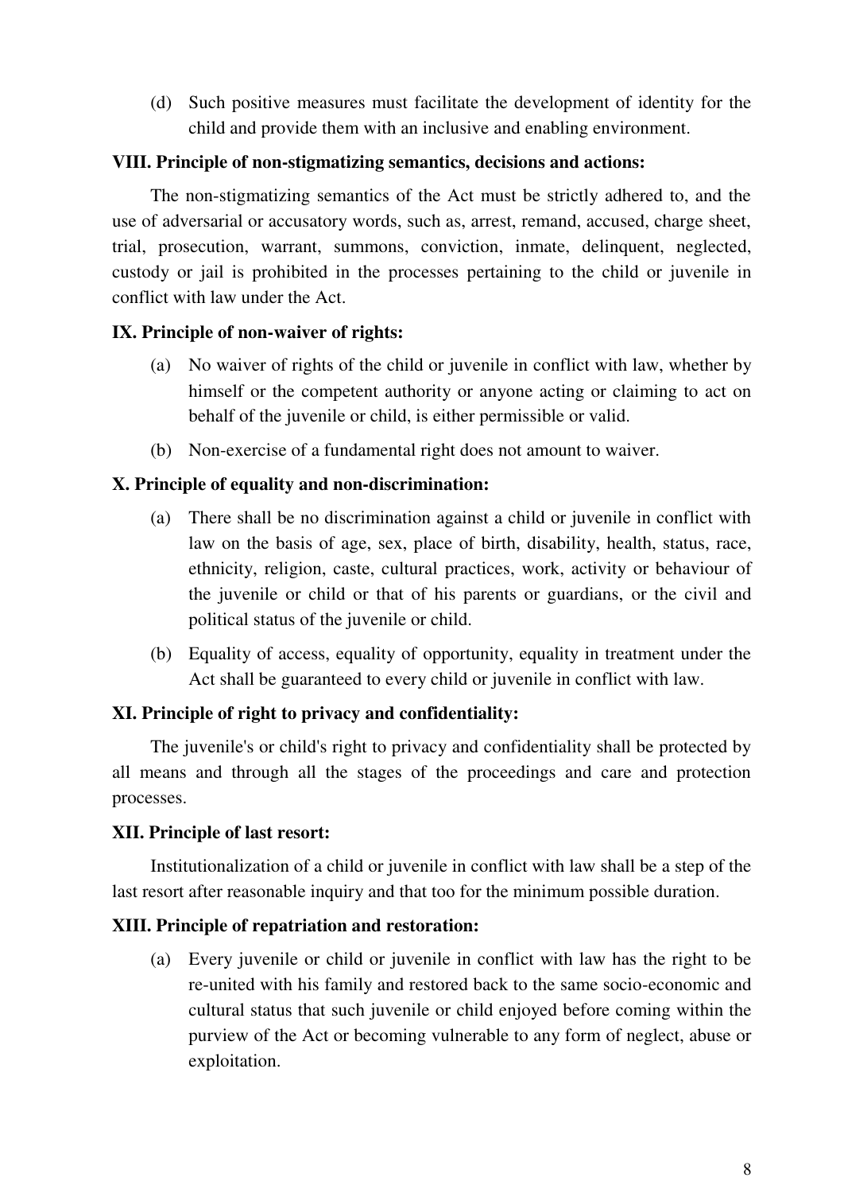(d) Such positive measures must facilitate the development of identity for the child and provide them with an inclusive and enabling environment.

**VIII. Principle of non-stigmatizing semantics, decisions and actions:**

The non-stigmatizing semantics of the Act must be strictly adhered to, and the use of adversarial or accusatory words, such as, arrest, remand, accused, charge sheet, trial, prosecution, warrant, summons, conviction, inmate, delinquent, neglected, custody or jail is prohibited in the processes pertaining to the child or juvenile in conflict with law under the Act.

**IX. Principle of non-waiver of rights:**

(a) No waiver of rights of the child or juvenile in conflict with law, whether by himself or the competent authority or anyone acting or claiming to act on behalf of the juvenile or child, is either permissible or valid.

(b) Non-exercise of a fundamental right does not amount to waiver.

**X. Principle of equality and non-discrimination:**

(a) There shall be no discrimination against a child or juvenile in conflict with law on the basis of age, sex, place of birth, disability, health, status, race, ethnicity, religion, caste, cultural practices, work, activity or behaviour of the juvenile or child or that of his parents or guardians, or the civil and political status of the juvenile or child.

(b) Equality of access, equality of opportunity, equality in treatment under the Act shall be guaranteed to every child or juvenile in conflict with law.

**XI. Principle of right to privacy and confidentiality:**

The juvenile's or child's right to privacy and confidentiality shall be protected by all means and through all the stages of the proceedings and care and protection processes.

**XII. Principle of last resort:**

Institutionalization of a child or juvenile in conflict with law shall be a step of the last resort after reasonable inquiry and that too for the minimum possible duration.

**XIII. Principle of repatriation and restoration:**

(a) Every juvenile or child or juvenile in conflict with law has the right to be re-united with his family and restored back to the same socio-economic and cultural status that such juvenile or child enjoyed before coming within the purview of the Act or becoming vulnerable to any form of neglect, abuse or exploitation.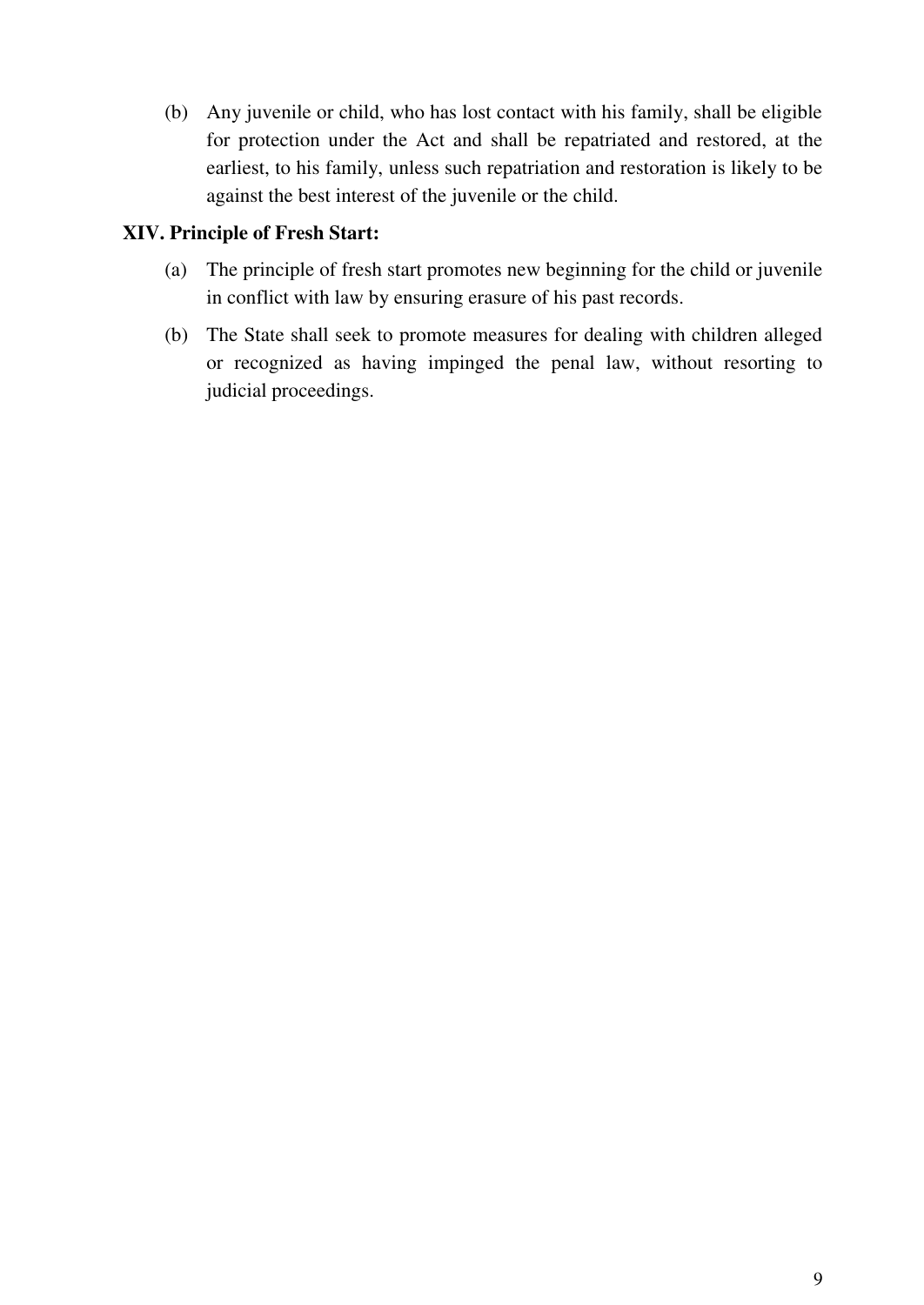(b) Any juvenile or child, who has lost contact with his family, shall be eligible for protection under the Act and shall be repatriated and restored, at the earliest, to his family, unless such repatriation and restoration is likely to be against the best interest of the juvenile or the child.

**XIV. Principle of Fresh Start:**

(a) The principle of fresh start promotes new beginning for the child or juvenile in conflict with law by ensuring erasure of his past records.

(b) The State shall seek to promote measures for dealing with children alleged or recognized as having impinged the penal law, without resorting to judicial proceedings.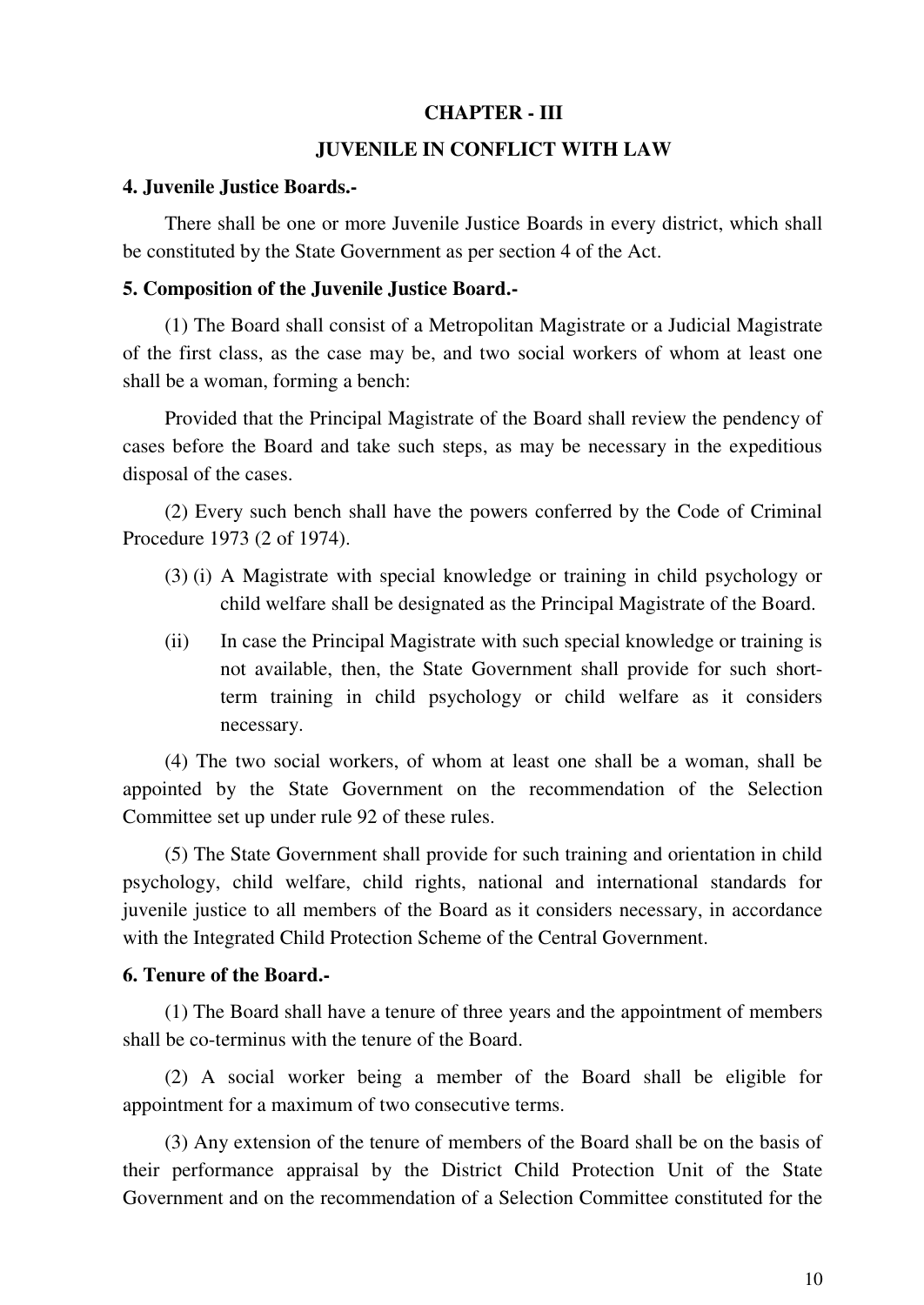## CHAPTER - III

## JUVENILE IN CONFLICT WITH LAW

**4. Juvenile Justice Boards.-**

There shall be one or more Juvenile Justice Boards in every district, which shall be constituted by the State Government as per section 4 of the Act.

**5. Composition of the Juvenile Justice Board.-**

(1) The Board shall consist of a Metropolitan Magistrate or a Judicial Magistrate of the first class, as the case may be, and two social workers of whom at least one shall be a woman, forming a bench:

Provided that the Principal Magistrate of the Board shall review the pendency of cases before the Board and take such steps, as may be necessary in the expeditious disposal of the cases.

(2) Every such bench shall have the powers conferred by the Code of Criminal Procedure 1973 (2 of 1974).

(3) (i) A Magistrate with special knowledge or training in child psychology or child welfare shall be designated as the Principal Magistrate of the Board.

(ii) In case the Principal Magistrate with such special knowledge or training is not available, then, the State Government shall provide for such short-term training in child psychology or child welfare as it considers necessary.

(4) The two social workers, of whom at least one shall be a woman, shall be appointed by the State Government on the recommendation of the Selection Committee set up under rule 92 of these rules.

(5) The State Government shall provide for such training and orientation in child psychology, child welfare, child rights, national and international standards for juvenile justice to all members of the Board as it considers necessary, in accordance with the Integrated Child Protection Scheme of the Central Government.

**6. Tenure of the Board.-**

(1) The Board shall have a tenure of three years and the appointment of members shall be co-terminus with the tenure of the Board.

(2) A social worker being a member of the Board shall be eligible for appointment for a maximum of two consecutive terms.

(3) Any extension of the tenure of members of the Board shall be on the basis of their performance appraisal by the District Child Protection Unit of the State Government and on the recommendation of a Selection Committee constituted for the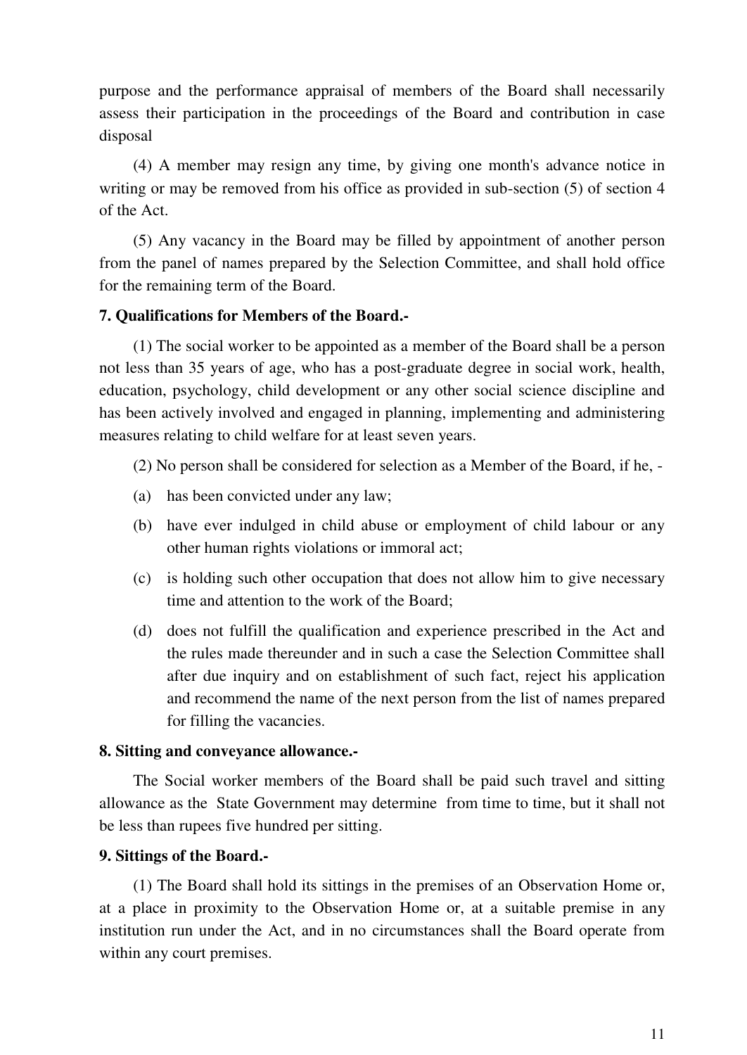purpose and the performance appraisal of members of the Board shall necessarily assess their participation in the proceedings of the Board and contribution in case disposal

(4) A member may resign any time, by giving one month's advance notice in writing or may be removed from his office as provided in sub-section (5) of section 4 of the Act.

(5) Any vacancy in the Board may be filled by appointment of another person from the panel of names prepared by the Selection Committee, and shall hold office for the remaining term of the Board.

**7. Qualifications for Members of the Board.-**

(1) The social worker to be appointed as a member of the Board shall be a person not less than 35 years of age, who has a post-graduate degree in social work, health, education, psychology, child development or any other social science discipline and has been actively involved and engaged in planning, implementing and administering measures relating to child welfare for at least seven years.

(2) No person shall be considered for selection as a Member of the Board, if he, -

(a) has been convicted under any law;

(b) have ever indulged in child abuse or employment of child labour or any other human rights violations or immoral act;

(c) is holding such other occupation that does not allow him to give necessary time and attention to the work of the Board;

(d) does not fulfill the qualification and experience prescribed in the Act and the rules made thereunder and in such a case the Selection Committee shall after due inquiry and on establishment of such fact, reject his application and recommend the name of the next person from the list of names prepared for filling the vacancies.

**8. Sitting and conveyance allowance.-**

The Social worker members of the Board shall be paid such travel and sitting allowance as the State Government may determine from time to time, but it shall not be less than rupees five hundred per sitting.

**9. Sittings of the Board.-**

(1) The Board shall hold its sittings in the premises of an Observation Home or, at a place in proximity to the Observation Home or, at a suitable premise in any institution run under the Act, and in no circumstances shall the Board operate from within any court premises.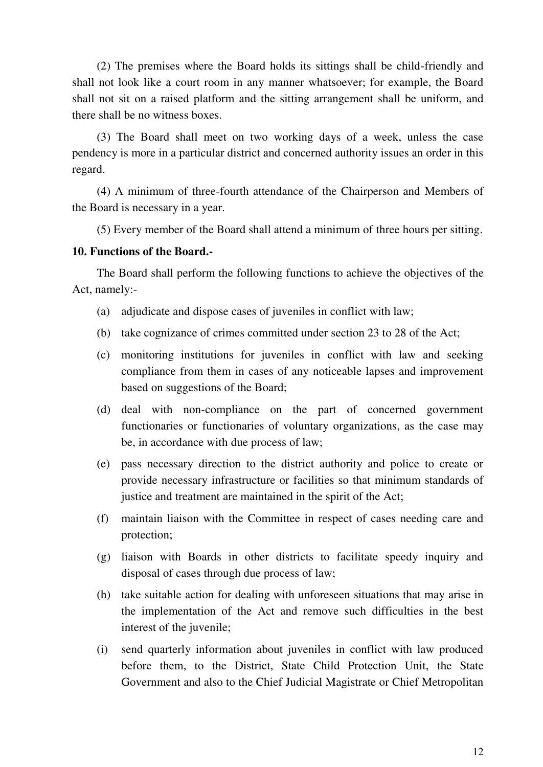(2) The premises where the Board holds its sittings shall be child-friendly and shall not look like a court room in any manner whatsoever; for example, the Board shall not sit on a raised platform and the sitting arrangement shall be uniform, and there shall be no witness boxes.

(3) The Board shall meet on two working days of a week, unless the case pendency is more in a particular district and concerned authority issues an order in this regard.

(4) A minimum of three-fourth attendance of the Chairperson and Members of the Board is necessary in a year.

(5) Every member of the Board shall attend a minimum of three hours per sitting.

**10. Functions of the Board.-**

The Board shall perform the following functions to achieve the objectives of the Act, namely:-

(a) adjudicate and dispose cases of juveniles in conflict with law;

(b) take cognizance of crimes committed under section 23 to 28 of the Act;

(c) monitoring institutions for juveniles in conflict with law and seeking compliance from them in cases of any noticeable lapses and improvement based on suggestions of the Board;

(d) deal with non-compliance on the part of concerned government functionaries or functionaries of voluntary organizations, as the case may be, in accordance with due process of law;

(e) pass necessary direction to the district authority and police to create or provide necessary infrastructure or facilities so that minimum standards of justice and treatment are maintained in the spirit of the Act;

(f) maintain liaison with the Committee in respect of cases needing care and protection;

(g) liaison with Boards in other districts to facilitate speedy inquiry and disposal of cases through due process of law;

(h) take suitable action for dealing with unforeseen situations that may arise in the implementation of the Act and remove such difficulties in the best interest of the juvenile;

(i) send quarterly information about juveniles in conflict with law produced before them, to the District, State Child Protection Unit, the State Government and also to the Chief Judicial Magistrate or Chief Metropolitan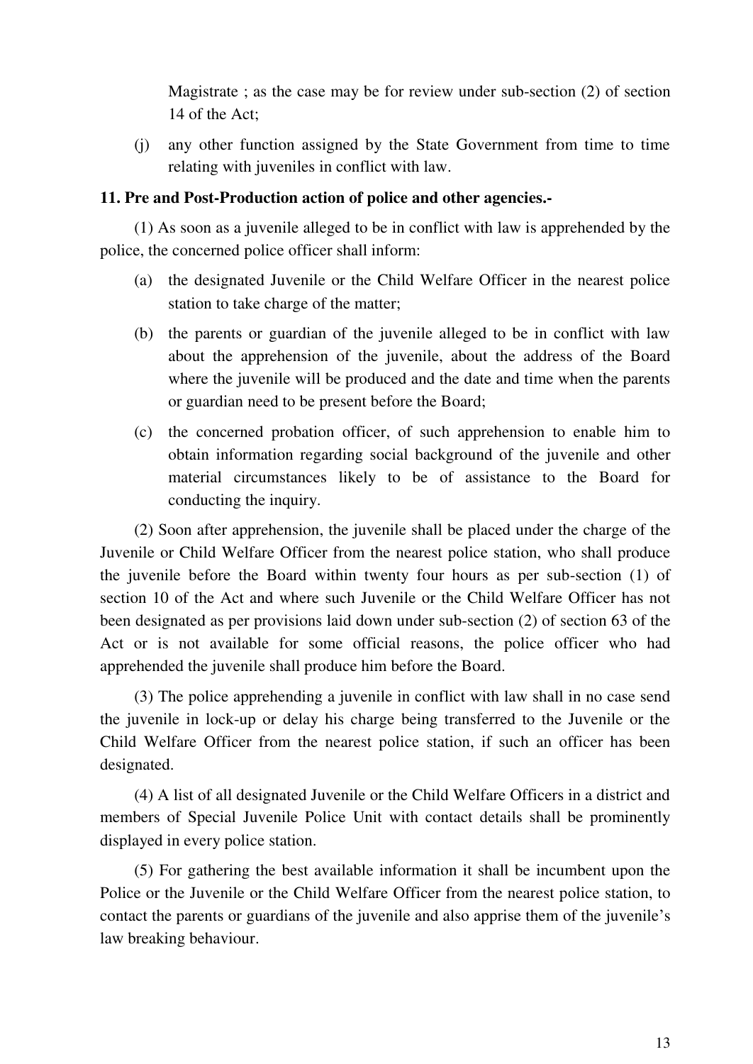Magistrate ; as the case may be for review under sub-section (2) of section 14 of the Act;

(j) any other function assigned by the State Government from time to time relating with juveniles in conflict with law.

**11. Pre and Post-Production action of police and other agencies.-**

(1) As soon as a juvenile alleged to be in conflict with law is apprehended by the police, the concerned police officer shall inform:

(a) the designated Juvenile or the Child Welfare Officer in the nearest police station to take charge of the matter;

(b) the parents or guardian of the juvenile alleged to be in conflict with law about the apprehension of the juvenile, about the address of the Board where the juvenile will be produced and the date and time when the parents or guardian need to be present before the Board;

(c) the concerned probation officer, of such apprehension to enable him to obtain information regarding social background of the juvenile and other material circumstances likely to be of assistance to the Board for conducting the inquiry.

(2) Soon after apprehension, the juvenile shall be placed under the charge of the Juvenile or Child Welfare Officer from the nearest police station, who shall produce the juvenile before the Board within twenty four hours as per sub-section (1) of section 10 of the Act and where such Juvenile or the Child Welfare Officer has not been designated as per provisions laid down under sub-section (2) of section 63 of the Act or is not available for some official reasons, the police officer who had apprehended the juvenile shall produce him before the Board.

(3) The police apprehending a juvenile in conflict with law shall in no case send the juvenile in lock-up or delay his charge being transferred to the Juvenile or the Child Welfare Officer from the nearest police station, if such an officer has been designated.

(4) A list of all designated Juvenile or the Child Welfare Officers in a district and members of Special Juvenile Police Unit with contact details shall be prominently displayed in every police station.

(5) For gathering the best available information it shall be incumbent upon the Police or the Juvenile or the Child Welfare Officer from the nearest police station, to contact the parents or guardians of the juvenile and also apprise them of the juvenile's law breaking behaviour.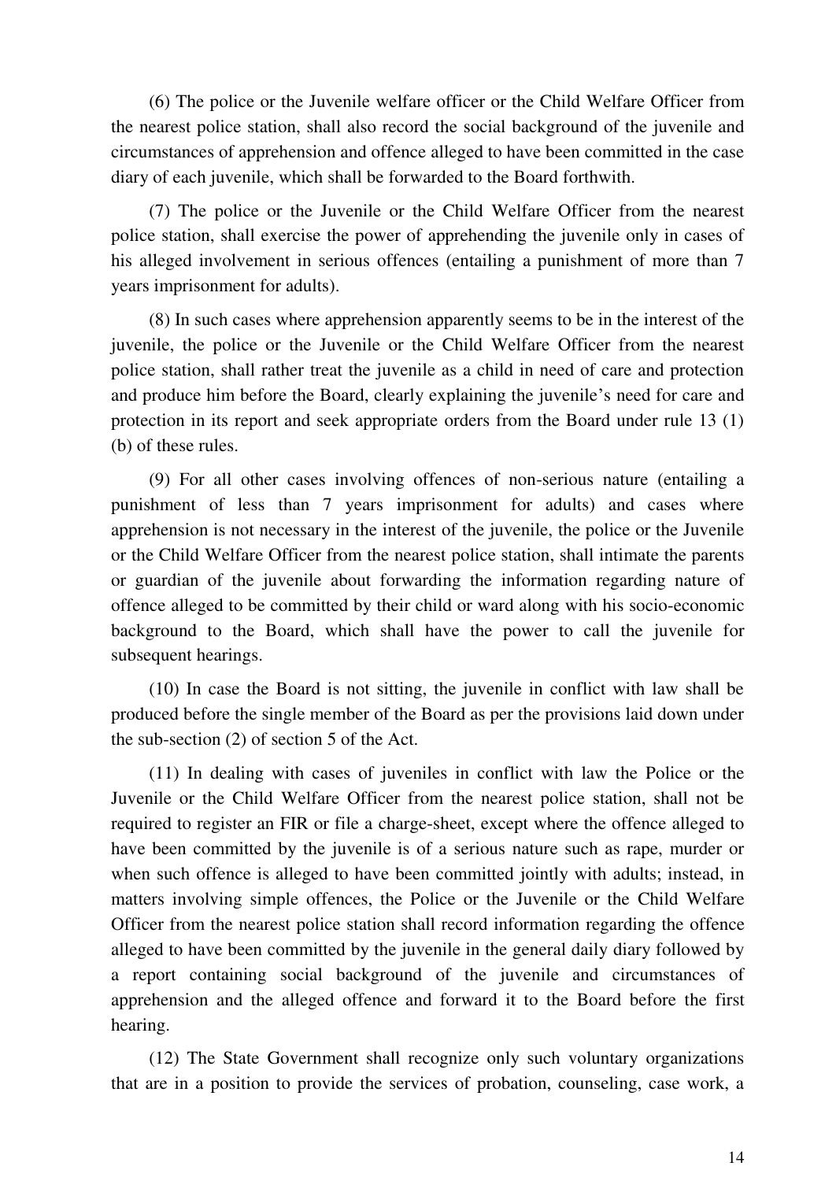(6) The police or the Juvenile welfare officer or the Child Welfare Officer from the nearest police station, shall also record the social background of the juvenile and circumstances of apprehension and offence alleged to have been committed in the case diary of each juvenile, which shall be forwarded to the Board forthwith.

(7) The police or the Juvenile or the Child Welfare Officer from the nearest police station, shall exercise the power of apprehending the juvenile only in cases of his alleged involvement in serious offences (entailing a punishment of more than 7 years imprisonment for adults).

(8) In such cases where apprehension apparently seems to be in the interest of the juvenile, the police or the Juvenile or the Child Welfare Officer from the nearest police station, shall rather treat the juvenile as a child in need of care and protection and produce him before the Board, clearly explaining the juvenile's need for care and protection in its report and seek appropriate orders from the Board under rule 13 (1) (b) of these rules.

(9) For all other cases involving offences of non-serious nature (entailing a punishment of less than 7 years imprisonment for adults) and cases where apprehension is not necessary in the interest of the juvenile, the police or the Juvenile or the Child Welfare Officer from the nearest police station, shall intimate the parents or guardian of the juvenile about forwarding the information regarding nature of offence alleged to be committed by their child or ward along with his socio-economic background to the Board, which shall have the power to call the juvenile for subsequent hearings.

(10) In case the Board is not sitting, the juvenile in conflict with law shall be produced before the single member of the Board as per the provisions laid down under the sub-section (2) of section 5 of the Act.

(11) In dealing with cases of juveniles in conflict with law the Police or the Juvenile or the Child Welfare Officer from the nearest police station, shall not be required to register an FIR or file a charge-sheet, except where the offence alleged to have been committed by the juvenile is of a serious nature such as rape, murder or when such offence is alleged to have been committed jointly with adults; instead, in matters involving simple offences, the Police or the Juvenile or the Child Welfare Officer from the nearest police station shall record information regarding the offence alleged to have been committed by the juvenile in the general daily diary followed by a report containing social background of the juvenile and circumstances of apprehension and the alleged offence and forward it to the Board before the first hearing.

(12) The State Government shall recognize only such voluntary organizations that are in a position to provide the services of probation, counseling, case work, a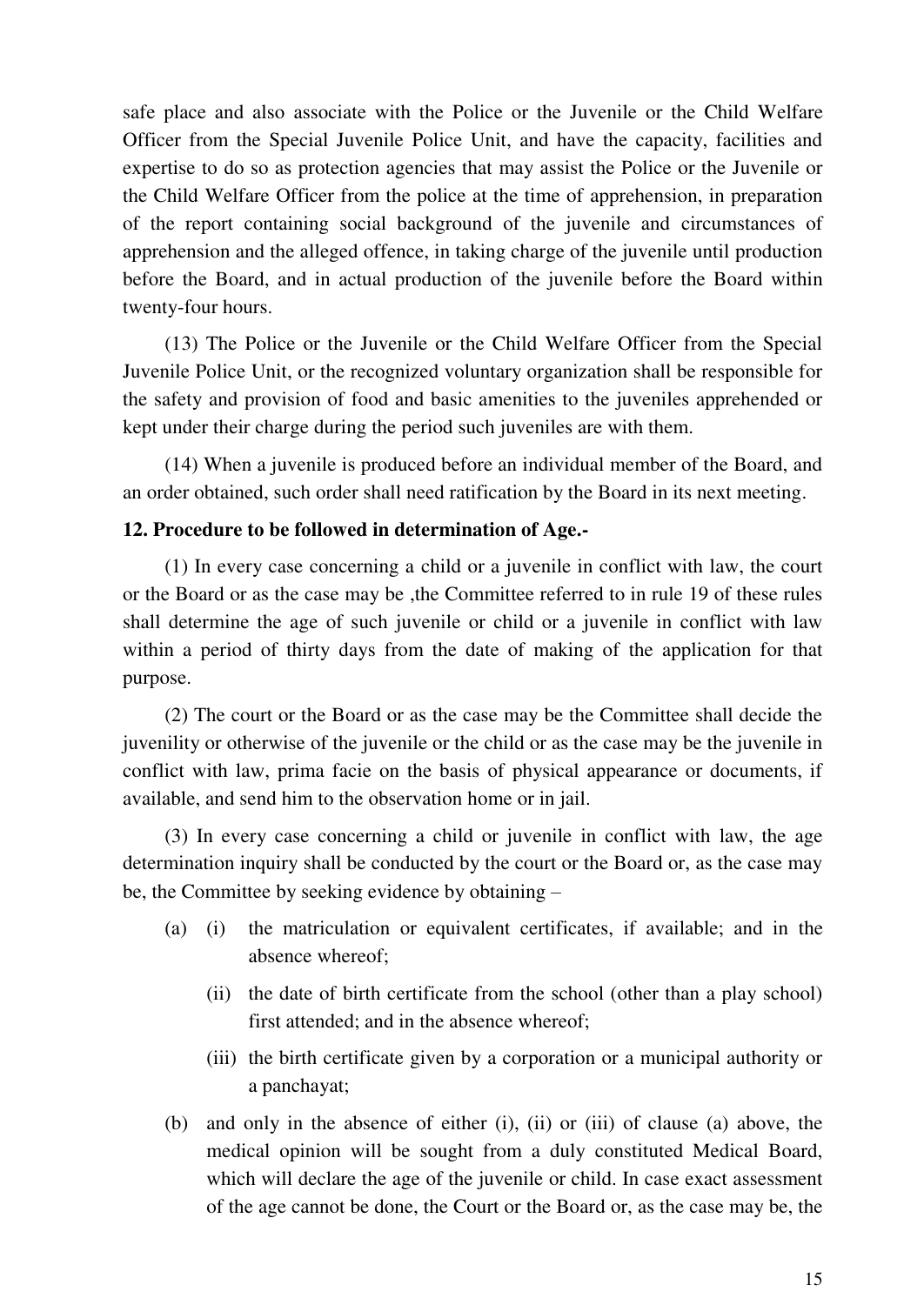safe place and also associate with the Police or the Juvenile or the Child Welfare Officer from the Special Juvenile Police Unit, and have the capacity, facilities and expertise to do so as protection agencies that may assist the Police or the Juvenile or the Child Welfare Officer from the police at the time of apprehension, in preparation of the report containing social background of the juvenile and circumstances of apprehension and the alleged offence, in taking charge of the juvenile until production before the Board, and in actual production of the juvenile before the Board within twenty-four hours.

(13) The Police or the Juvenile or the Child Welfare Officer from the Special Juvenile Police Unit, or the recognized voluntary organization shall be responsible for the safety and provision of food and basic amenities to the juveniles apprehended or kept under their charge during the period such juveniles are with them.

(14) When a juvenile is produced before an individual member of the Board, and an order obtained, such order shall need ratification by the Board in its next meeting.

**12. Procedure to be followed in determination of Age.-**

(1) In every case concerning a child or a juvenile in conflict with law, the court or the Board or as the case may be ,the Committee referred to in rule 19 of these rules shall determine the age of such juvenile or child or a juvenile in conflict with law within a period of thirty days from the date of making of the application for that purpose.

(2) The court or the Board or as the case may be the Committee shall decide the juvenility or otherwise of the juvenile or the child or as the case may be the juvenile in conflict with law, prima facie on the basis of physical appearance or documents, if available, and send him to the observation home or in jail.

(3) In every case concerning a child or juvenile in conflict with law, the age determination inquiry shall be conducted by the court or the Board or, as the case may be, the Committee by seeking evidence by obtaining –

(a) (i) the matriculation or equivalent certificates, if available; and in the absence whereof;

(ii) the date of birth certificate from the school (other than a play school) first attended; and in the absence whereof;

(iii) the birth certificate given by a corporation or a municipal authority or a panchayat;

(b) and only in the absence of either (i), (ii) or (iii) of clause (a) above, the medical opinion will be sought from a duly constituted Medical Board, which will declare the age of the juvenile or child. In case exact assessment of the age cannot be done, the Court or the Board or, as the case may be, the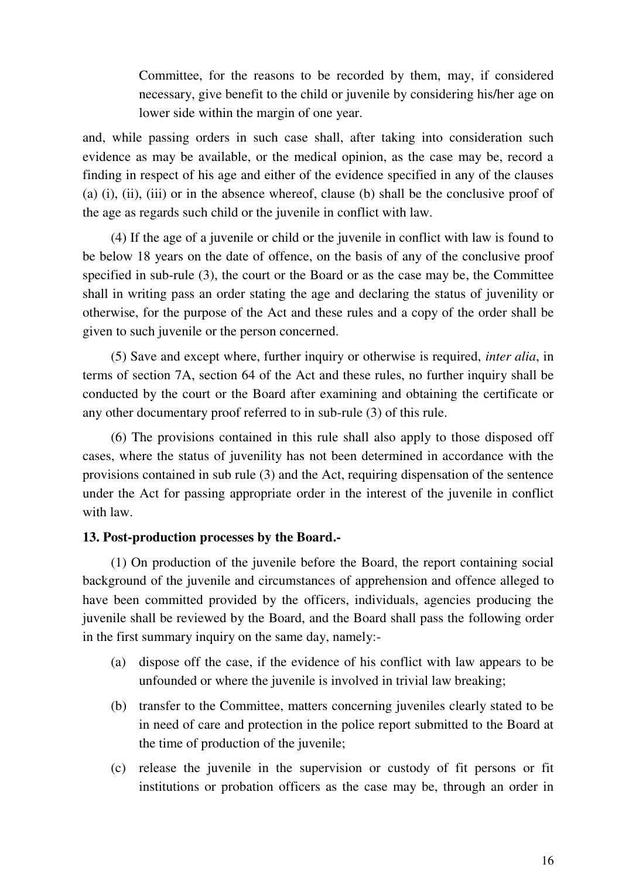Committee, for the reasons to be recorded by them, may, if considered necessary, give benefit to the child or juvenile by considering his/her age on lower side within the margin of one year.

and, while passing orders in such case shall, after taking into consideration such evidence as may be available, or the medical opinion, as the case may be, record a finding in respect of his age and either of the evidence specified in any of the clauses (a) (i), (ii), (iii) or in the absence whereof, clause (b) shall be the conclusive proof of the age as regards such child or the juvenile in conflict with law.

(4) If the age of a juvenile or child or the juvenile in conflict with law is found to be below 18 years on the date of offence, on the basis of any of the conclusive proof specified in sub-rule (3), the court or the Board or as the case may be, the Committee shall in writing pass an order stating the age and declaring the status of juvenility or otherwise, for the purpose of the Act and these rules and a copy of the order shall be given to such juvenile or the person concerned.

(5) Save and except where, further inquiry or otherwise is required, *inter alia*, in terms of section 7A, section 64 of the Act and these rules, no further inquiry shall be conducted by the court or the Board after examining and obtaining the certificate or any other documentary proof referred to in sub-rule (3) of this rule.

(6) The provisions contained in this rule shall also apply to those disposed off cases, where the status of juvenility has not been determined in accordance with the provisions contained in sub rule (3) and the Act, requiring dispensation of the sentence under the Act for passing appropriate order in the interest of the juvenile in conflict with law.

**13. Post-production processes by the Board.-**

(1) On production of the juvenile before the Board, the report containing social background of the juvenile and circumstances of apprehension and offence alleged to have been committed provided by the officers, individuals, agencies producing the juvenile shall be reviewed by the Board, and the Board shall pass the following order in the first summary inquiry on the same day, namely:-

(a) dispose off the case, if the evidence of his conflict with law appears to be unfounded or where the juvenile is involved in trivial law breaking;

(b) transfer to the Committee, matters concerning juveniles clearly stated to be in need of care and protection in the police report submitted to the Board at the time of production of the juvenile;

(c) release the juvenile in the supervision or custody of fit persons or fit institutions or probation officers as the case may be, through an order in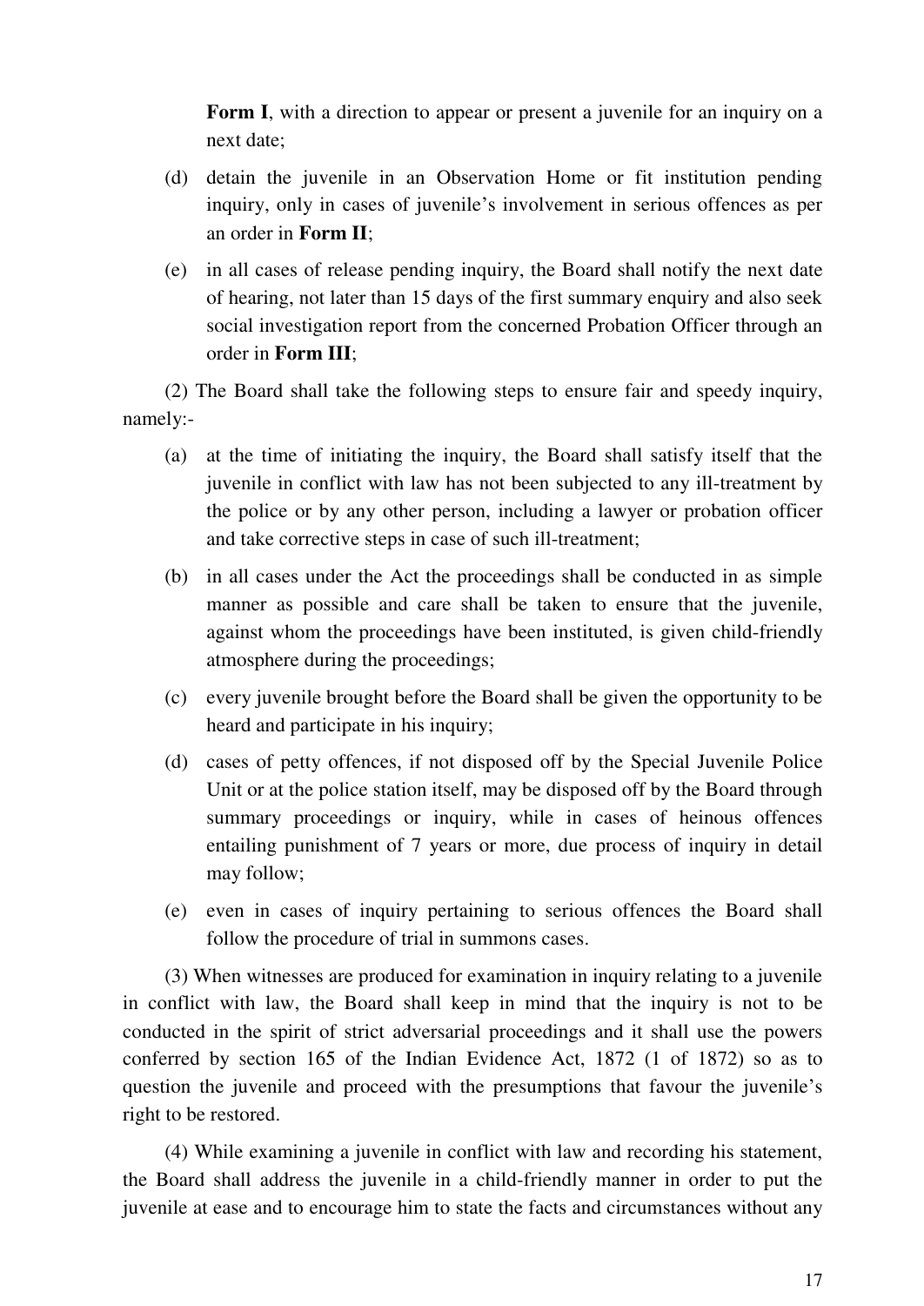**Form I**, with a direction to appear or present a juvenile for an inquiry on a next date;

(d) detain the juvenile in an Observation Home or fit institution pending inquiry, only in cases of juvenile's involvement in serious offences as per an order in **Form II**;

(e) in all cases of release pending inquiry, the Board shall notify the next date of hearing, not later than 15 days of the first summary enquiry and also seek social investigation report from the concerned Probation Officer through an order in **Form III**;

(2) The Board shall take the following steps to ensure fair and speedy inquiry, namely:-

(a) at the time of initiating the inquiry, the Board shall satisfy itself that the juvenile in conflict with law has not been subjected to any ill-treatment by the police or by any other person, including a lawyer or probation officer and take corrective steps in case of such ill-treatment;

(b) in all cases under the Act the proceedings shall be conducted in as simple manner as possible and care shall be taken to ensure that the juvenile, against whom the proceedings have been instituted, is given child-friendly atmosphere during the proceedings;

(c) every juvenile brought before the Board shall be given the opportunity to be heard and participate in his inquiry;

(d) cases of petty offences, if not disposed off by the Special Juvenile Police Unit or at the police station itself, may be disposed off by the Board through summary proceedings or inquiry, while in cases of heinous offences entailing punishment of 7 years or more, due process of inquiry in detail may follow;

(e) even in cases of inquiry pertaining to serious offences the Board shall follow the procedure of trial in summons cases.

(3) When witnesses are produced for examination in inquiry relating to a juvenile in conflict with law, the Board shall keep in mind that the inquiry is not to be conducted in the spirit of strict adversarial proceedings and it shall use the powers conferred by section 165 of the Indian Evidence Act, 1872 (1 of 1872) so as to question the juvenile and proceed with the presumptions that favour the juvenile's right to be restored.

(4) While examining a juvenile in conflict with law and recording his statement, the Board shall address the juvenile in a child-friendly manner in order to put the juvenile at ease and to encourage him to state the facts and circumstances without any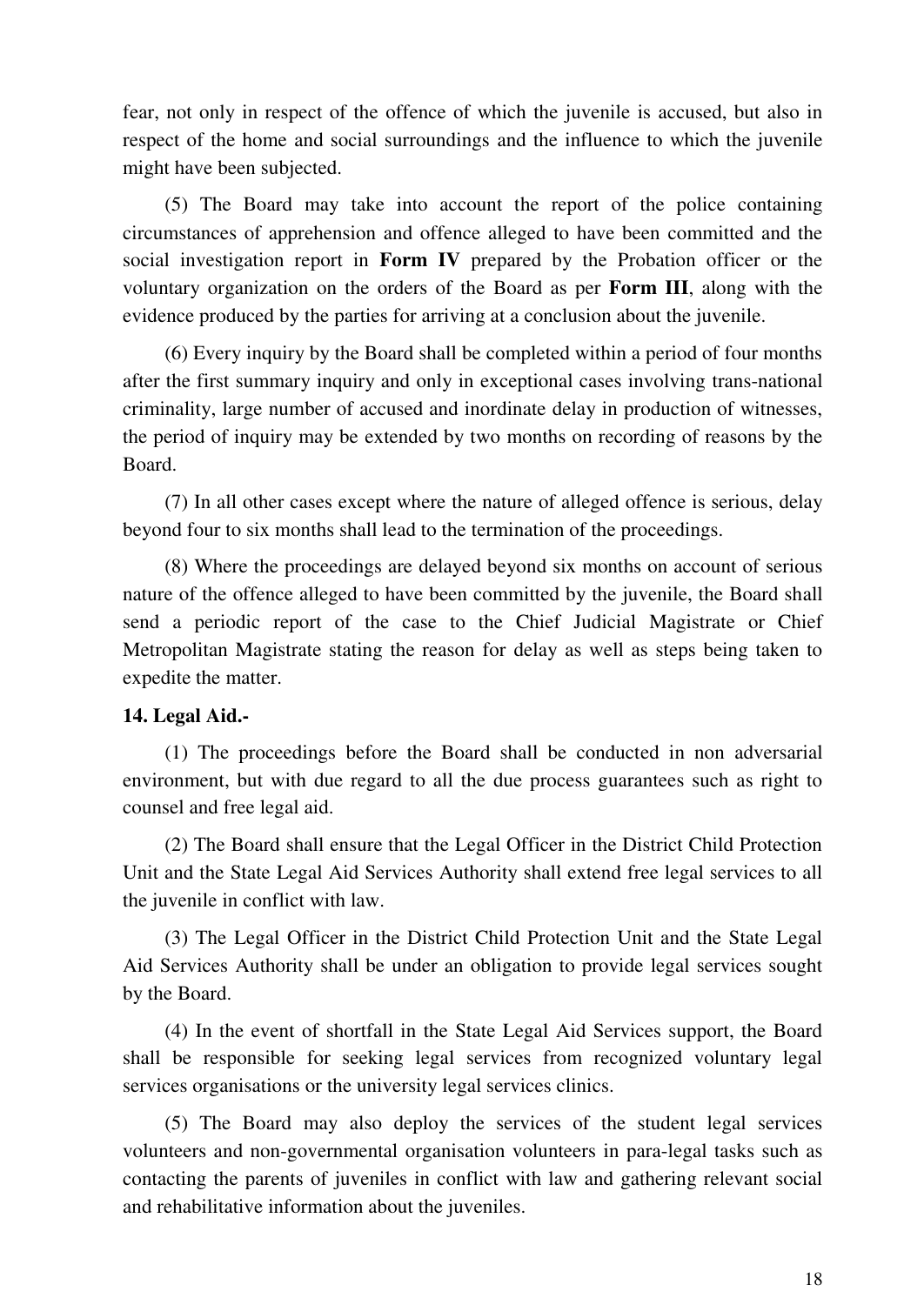fear, not only in respect of the offence of which the juvenile is accused, but also in respect of the home and social surroundings and the influence to which the juvenile might have been subjected.

(5) The Board may take into account the report of the police containing circumstances of apprehension and offence alleged to have been committed and the social investigation report in **Form IV** prepared by the Probation officer or the voluntary organization on the orders of the Board as per **Form III**, along with the evidence produced by the parties for arriving at a conclusion about the juvenile.

(6) Every inquiry by the Board shall be completed within a period of four months after the first summary inquiry and only in exceptional cases involving trans-national criminality, large number of accused and inordinate delay in production of witnesses, the period of inquiry may be extended by two months on recording of reasons by the Board.

(7) In all other cases except where the nature of alleged offence is serious, delay beyond four to six months shall lead to the termination of the proceedings.

(8) Where the proceedings are delayed beyond six months on account of serious nature of the offence alleged to have been committed by the juvenile, the Board shall send a periodic report of the case to the Chief Judicial Magistrate or Chief Metropolitan Magistrate stating the reason for delay as well as steps being taken to expedite the matter.

**14. Legal Aid.-**

(1) The proceedings before the Board shall be conducted in non adversarial environment, but with due regard to all the due process guarantees such as right to counsel and free legal aid.

(2) The Board shall ensure that the Legal Officer in the District Child Protection Unit and the State Legal Aid Services Authority shall extend free legal services to all the juvenile in conflict with law.

(3) The Legal Officer in the District Child Protection Unit and the State Legal Aid Services Authority shall be under an obligation to provide legal services sought by the Board.

(4) In the event of shortfall in the State Legal Aid Services support, the Board shall be responsible for seeking legal services from recognized voluntary legal services organisations or the university legal services clinics.

(5) The Board may also deploy the services of the student legal services volunteers and non-governmental organisation volunteers in para-legal tasks such as contacting the parents of juveniles in conflict with law and gathering relevant social and rehabilitative information about the juveniles.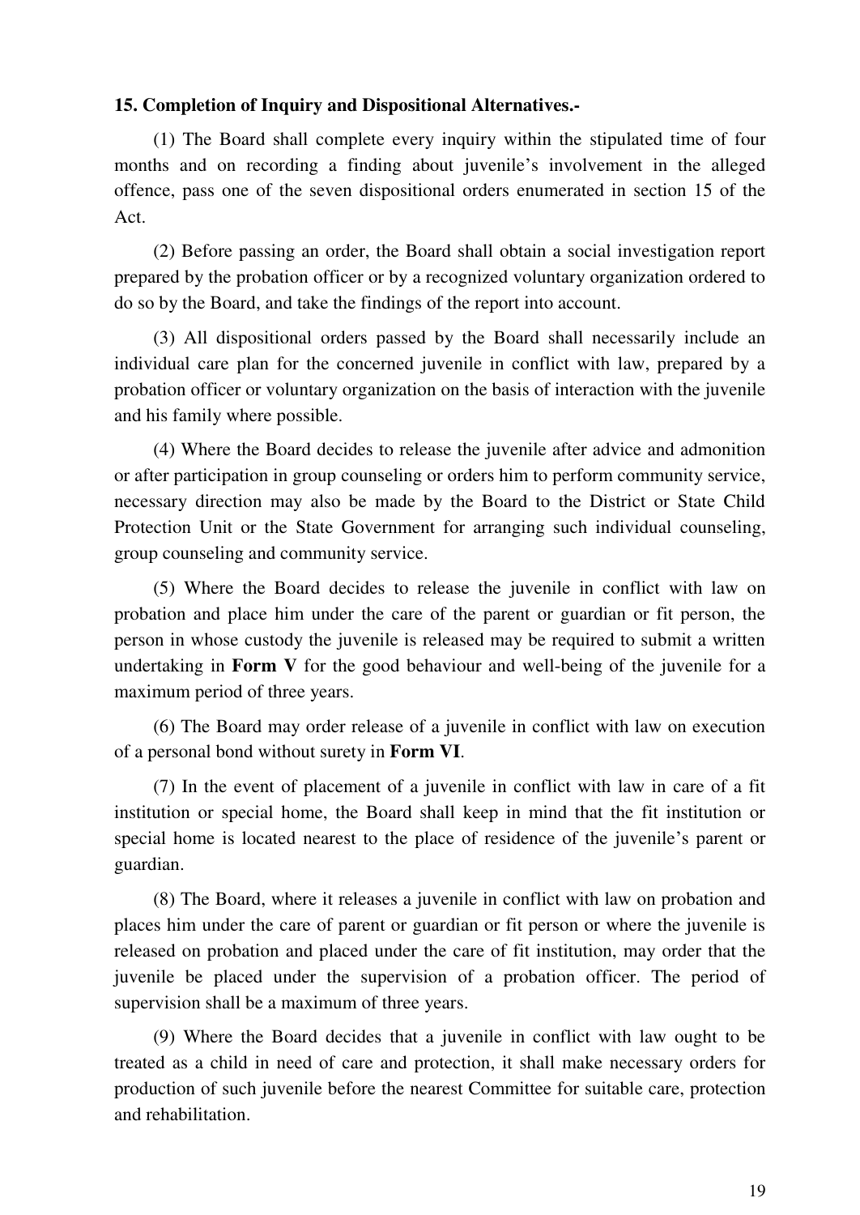**15. Completion of Inquiry and Dispositional Alternatives.-**

(1) The Board shall complete every inquiry within the stipulated time of four months and on recording a finding about juvenile's involvement in the alleged offence, pass one of the seven dispositional orders enumerated in section 15 of the Act.

(2) Before passing an order, the Board shall obtain a social investigation report prepared by the probation officer or by a recognized voluntary organization ordered to do so by the Board, and take the findings of the report into account.

(3) All dispositional orders passed by the Board shall necessarily include an individual care plan for the concerned juvenile in conflict with law, prepared by a probation officer or voluntary organization on the basis of interaction with the juvenile and his family where possible.

(4) Where the Board decides to release the juvenile after advice and admonition or after participation in group counseling or orders him to perform community service, necessary direction may also be made by the Board to the District or State Child Protection Unit or the State Government for arranging such individual counseling, group counseling and community service.

(5) Where the Board decides to release the juvenile in conflict with law on probation and place him under the care of the parent or guardian or fit person, the person in whose custody the juvenile is released may be required to submit a written undertaking in **Form V** for the good behaviour and well-being of the juvenile for a maximum period of three years.

(6) The Board may order release of a juvenile in conflict with law on execution of a personal bond without surety in **Form VI**.

(7) In the event of placement of a juvenile in conflict with law in care of a fit institution or special home, the Board shall keep in mind that the fit institution or special home is located nearest to the place of residence of the juvenile's parent or guardian.

(8) The Board, where it releases a juvenile in conflict with law on probation and places him under the care of parent or guardian or fit person or where the juvenile is released on probation and placed under the care of fit institution, may order that the juvenile be placed under the supervision of a probation officer. The period of supervision shall be a maximum of three years.

(9) Where the Board decides that a juvenile in conflict with law ought to be treated as a child in need of care and protection, it shall make necessary orders for production of such juvenile before the nearest Committee for suitable care, protection and rehabilitation.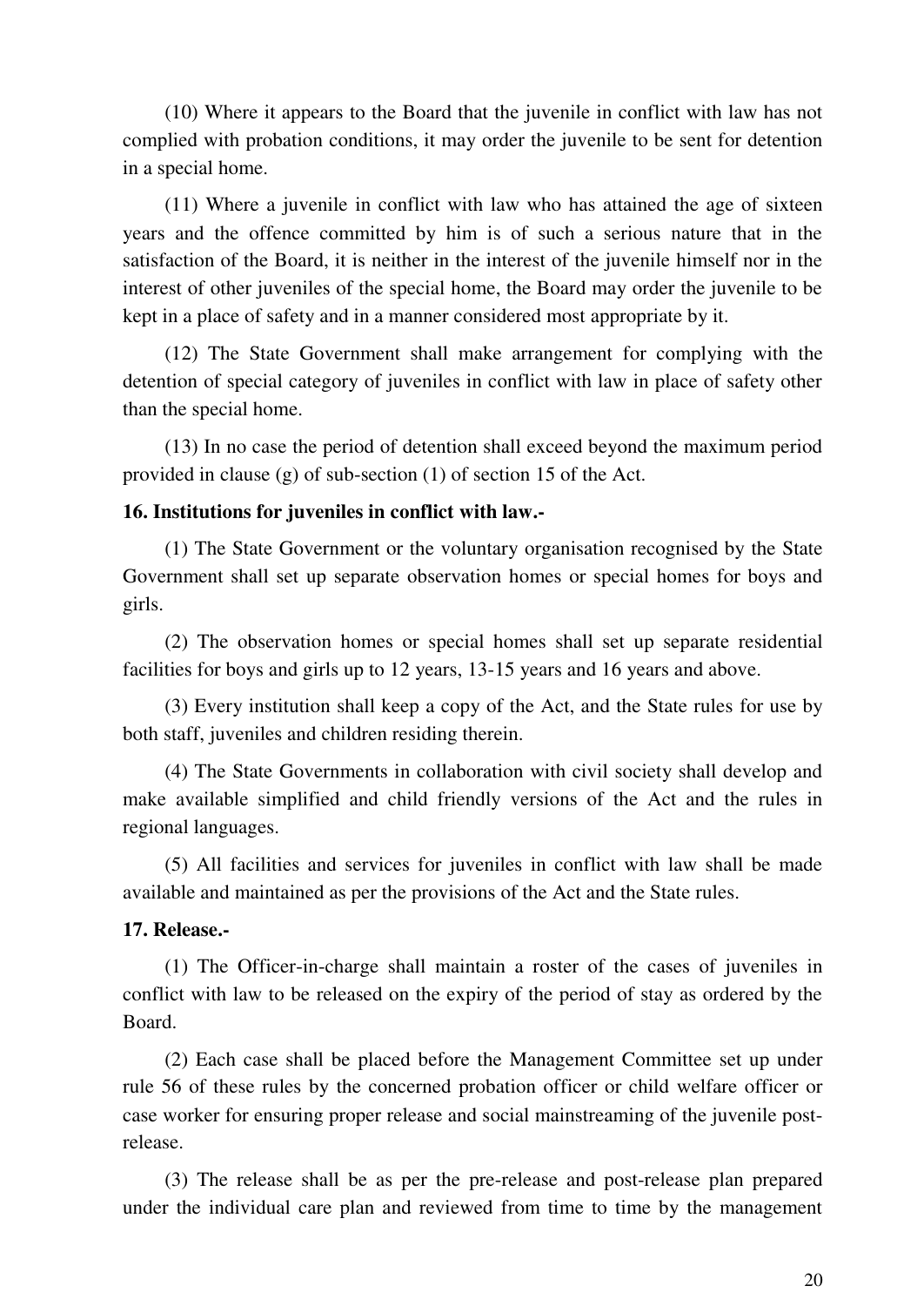(10) Where it appears to the Board that the juvenile in conflict with law has not complied with probation conditions, it may order the juvenile to be sent for detention in a special home.

(11) Where a juvenile in conflict with law who has attained the age of sixteen years and the offence committed by him is of such a serious nature that in the satisfaction of the Board, it is neither in the interest of the juvenile himself nor in the interest of other juveniles of the special home, the Board may order the juvenile to be kept in a place of safety and in a manner considered most appropriate by it.

(12) The State Government shall make arrangement for complying with the detention of special category of juveniles in conflict with law in place of safety other than the special home.

(13) In no case the period of detention shall exceed beyond the maximum period provided in clause (g) of sub-section (1) of section 15 of the Act.

**16. Institutions for juveniles in conflict with law.-**

(1) The State Government or the voluntary organisation recognised by the State Government shall set up separate observation homes or special homes for boys and girls.

(2) The observation homes or special homes shall set up separate residential facilities for boys and girls up to 12 years, 13-15 years and 16 years and above.

(3) Every institution shall keep a copy of the Act, and the State rules for use by both staff, juveniles and children residing therein.

(4) The State Governments in collaboration with civil society shall develop and make available simplified and child friendly versions of the Act and the rules in regional languages.

(5) All facilities and services for juveniles in conflict with law shall be made available and maintained as per the provisions of the Act and the State rules.

**17. Release.-**

(1) The Officer-in-charge shall maintain a roster of the cases of juveniles in conflict with law to be released on the expiry of the period of stay as ordered by the Board.

(2) Each case shall be placed before the Management Committee set up under rule 56 of these rules by the concerned probation officer or child welfare officer or case worker for ensuring proper release and social mainstreaming of the juvenile post-release.

(3) The release shall be as per the pre-release and post-release plan prepared under the individual care plan and reviewed from time to time by the management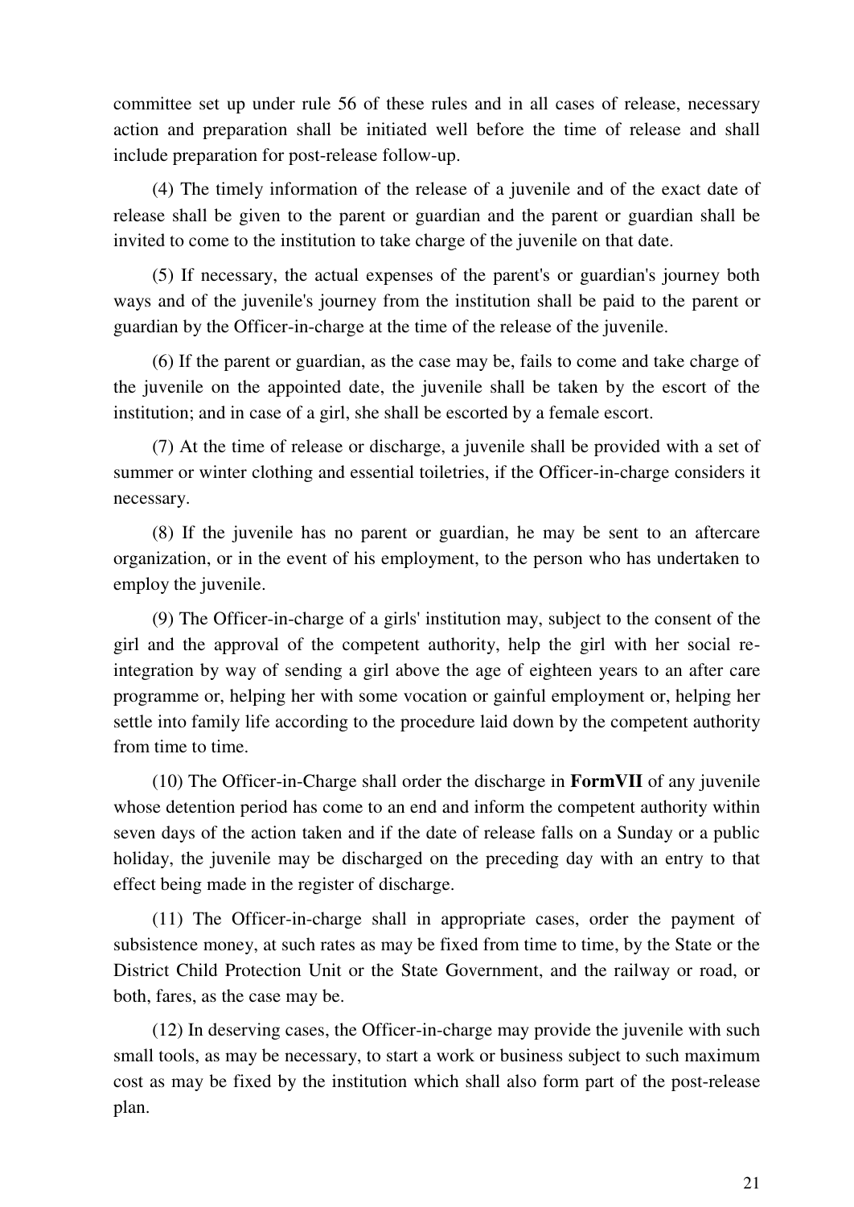committee set up under rule 56 of these rules and in all cases of release, necessary action and preparation shall be initiated well before the time of release and shall include preparation for post-release follow-up.

(4) The timely information of the release of a juvenile and of the exact date of release shall be given to the parent or guardian and the parent or guardian shall be invited to come to the institution to take charge of the juvenile on that date.

(5) If necessary, the actual expenses of the parent's or guardian's journey both ways and of the juvenile's journey from the institution shall be paid to the parent or guardian by the Officer-in-charge at the time of the release of the juvenile.

(6) If the parent or guardian, as the case may be, fails to come and take charge of the juvenile on the appointed date, the juvenile shall be taken by the escort of the institution; and in case of a girl, she shall be escorted by a female escort.

(7) At the time of release or discharge, a juvenile shall be provided with a set of summer or winter clothing and essential toiletries, if the Officer-in-charge considers it necessary.

(8) If the juvenile has no parent or guardian, he may be sent to an aftercare organization, or in the event of his employment, to the person who has undertaken to employ the juvenile.

(9) The Officer-in-charge of a girls' institution may, subject to the consent of the girl and the approval of the competent authority, help the girl with her social re-integration by way of sending a girl above the age of eighteen years to an after care programme or, helping her with some vocation or gainful employment or, helping her settle into family life according to the procedure laid down by the competent authority from time to time.

(10) The Officer-in-Charge shall order the discharge in **FormVII** of any juvenile whose detention period has come to an end and inform the competent authority within seven days of the action taken and if the date of release falls on a Sunday or a public holiday, the juvenile may be discharged on the preceding day with an entry to that effect being made in the register of discharge.

(11) The Officer-in-charge shall in appropriate cases, order the payment of subsistence money, at such rates as may be fixed from time to time, by the State or the District Child Protection Unit or the State Government, and the railway or road, or both, fares, as the case may be.

(12) In deserving cases, the Officer-in-charge may provide the juvenile with such small tools, as may be necessary, to start a work or business subject to such maximum cost as may be fixed by the institution which shall also form part of the post-release plan.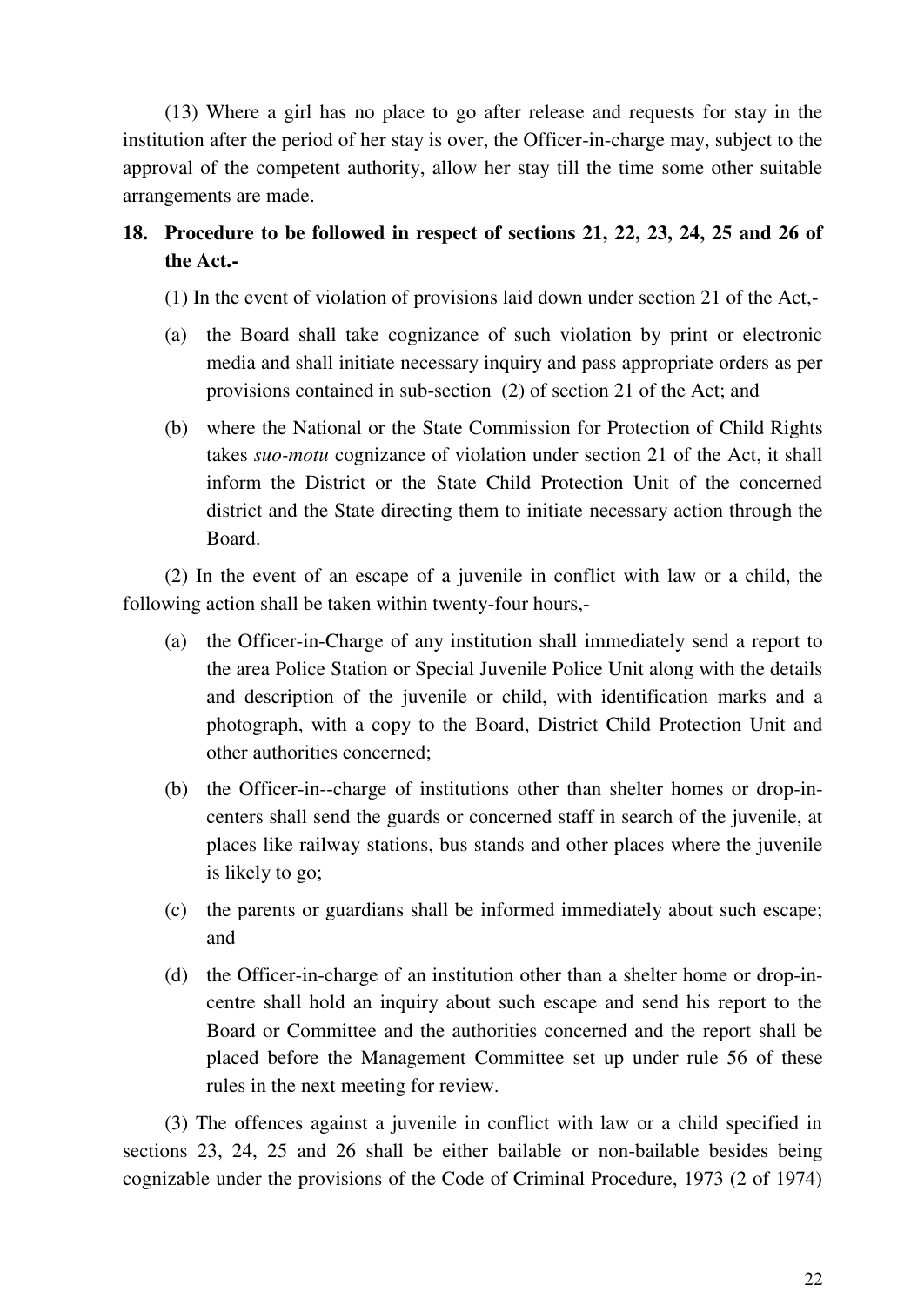(13) Where a girl has no place to go after release and requests for stay in the institution after the period of her stay is over, the Officer-in-charge may, subject to the approval of the competent authority, allow her stay till the time some other suitable arrangements are made.

**18. Procedure to be followed in respect of sections 21, 22, 23, 24, 25 and 26 of the Act.-**

(1) In the event of violation of provisions laid down under section 21 of the Act,-

(a) the Board shall take cognizance of such violation by print or electronic media and shall initiate necessary inquiry and pass appropriate orders as per provisions contained in sub-section (2) of section 21 of the Act; and

(b) where the National or the State Commission for Protection of Child Rights takes *suo-motu* cognizance of violation under section 21 of the Act, it shall inform the District or the State Child Protection Unit of the concerned district and the State directing them to initiate necessary action through the Board.

(2) In the event of an escape of a juvenile in conflict with law or a child, the following action shall be taken within twenty-four hours,-

(a) the Officer-in-Charge of any institution shall immediately send a report to the area Police Station or Special Juvenile Police Unit along with the details and description of the juvenile or child, with identification marks and a photograph, with a copy to the Board, District Child Protection Unit and other authorities concerned;

(b) the Officer-in--charge of institutions other than shelter homes or drop-in-centers shall send the guards or concerned staff in search of the juvenile, at places like railway stations, bus stands and other places where the juvenile is likely to go;

(c) the parents or guardians shall be informed immediately about such escape; and

(d) the Officer-in-charge of an institution other than a shelter home or drop-in-centre shall hold an inquiry about such escape and send his report to the Board or Committee and the authorities concerned and the report shall be placed before the Management Committee set up under rule 56 of these rules in the next meeting for review.

(3) The offences against a juvenile in conflict with law or a child specified in sections 23, 24, 25 and 26 shall be either bailable or non-bailable besides being cognizable under the provisions of the Code of Criminal Procedure, 1973 (2 of 1974)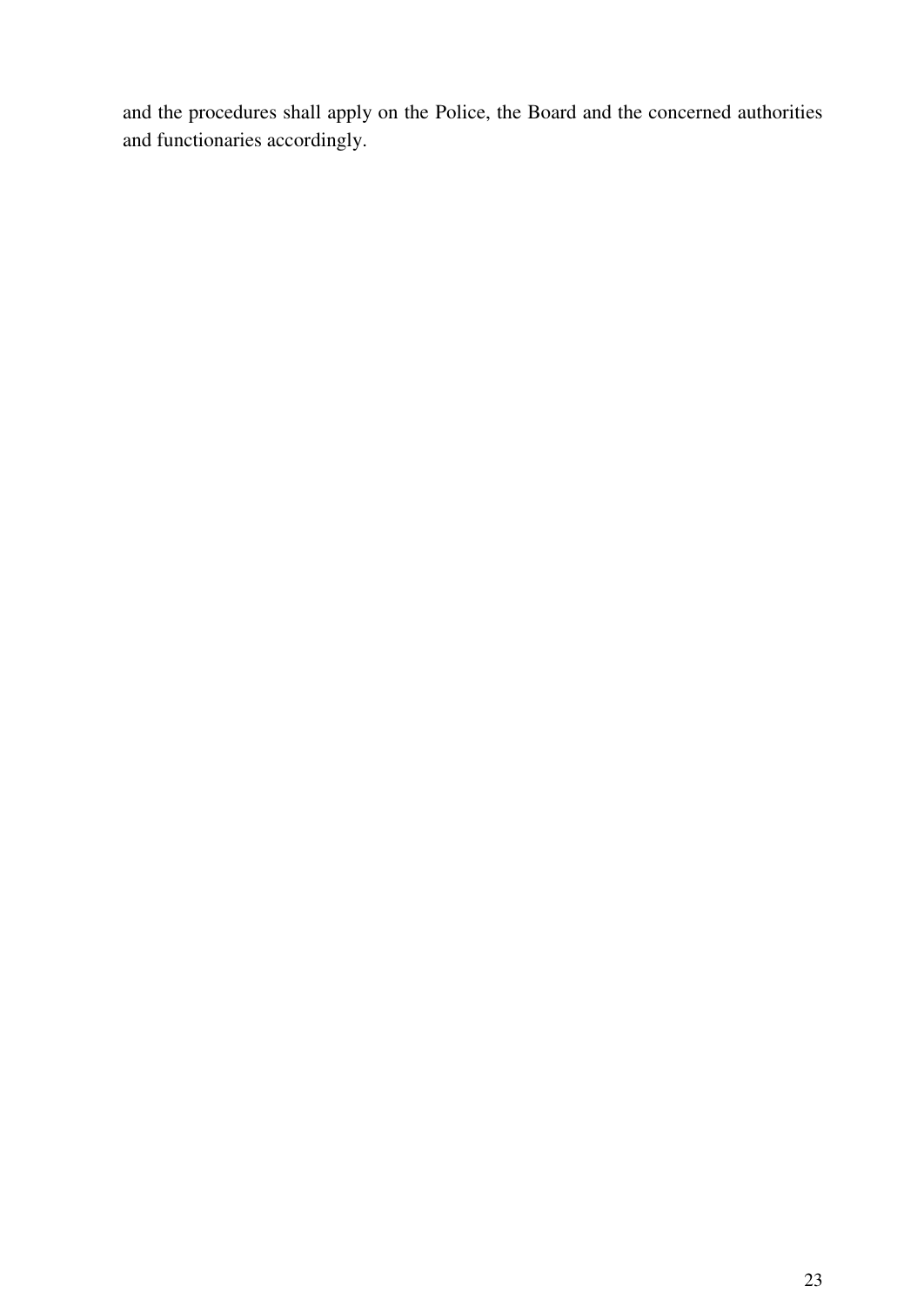and the procedures shall apply on the Police, the Board and the concerned authorities and functionaries accordingly.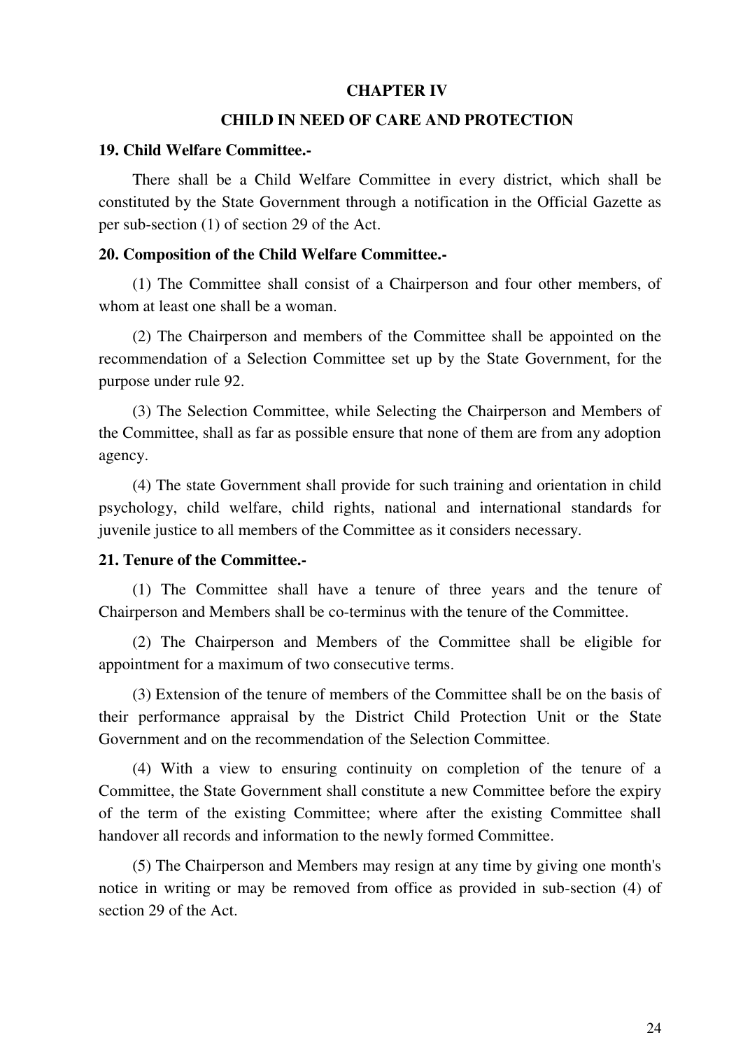## CHAPTER IV

## CHILD IN NEED OF CARE AND PROTECTION

**19. Child Welfare Committee.-**

There shall be a Child Welfare Committee in every district, which shall be constituted by the State Government through a notification in the Official Gazette as per sub-section (1) of section 29 of the Act.

**20. Composition of the Child Welfare Committee.-**

(1) The Committee shall consist of a Chairperson and four other members, of whom at least one shall be a woman.

(2) The Chairperson and members of the Committee shall be appointed on the recommendation of a Selection Committee set up by the State Government, for the purpose under rule 92.

(3) The Selection Committee, while Selecting the Chairperson and Members of the Committee, shall as far as possible ensure that none of them are from any adoption agency.

(4) The state Government shall provide for such training and orientation in child psychology, child welfare, child rights, national and international standards for juvenile justice to all members of the Committee as it considers necessary.

**21. Tenure of the Committee.-**

(1) The Committee shall have a tenure of three years and the tenure of Chairperson and Members shall be co-terminus with the tenure of the Committee.

(2) The Chairperson and Members of the Committee shall be eligible for appointment for a maximum of two consecutive terms.

(3) Extension of the tenure of members of the Committee shall be on the basis of their performance appraisal by the District Child Protection Unit or the State Government and on the recommendation of the Selection Committee.

(4) With a view to ensuring continuity on completion of the tenure of a Committee, the State Government shall constitute a new Committee before the expiry of the term of the existing Committee; where after the existing Committee shall handover all records and information to the newly formed Committee.

(5) The Chairperson and Members may resign at any time by giving one month's notice in writing or may be removed from office as provided in sub-section (4) of section 29 of the Act.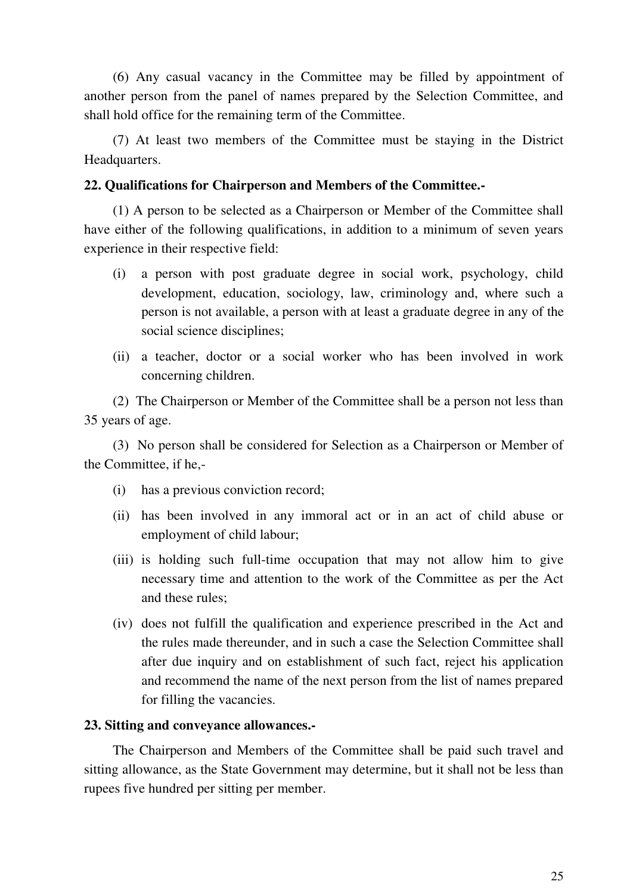(6) Any casual vacancy in the Committee may be filled by appointment of another person from the panel of names prepared by the Selection Committee, and shall hold office for the remaining term of the Committee.

(7) At least two members of the Committee must be staying in the District Headquarters.

**22. Qualifications for Chairperson and Members of the Committee.-**

(1) A person to be selected as a Chairperson or Member of the Committee shall have either of the following qualifications, in addition to a minimum of seven years experience in their respective field:

(i) a person with post graduate degree in social work, psychology, child development, education, sociology, law, criminology and, where such a person is not available, a person with at least a graduate degree in any of the social science disciplines;

(ii) a teacher, doctor or a social worker who has been involved in work concerning children.

(2) The Chairperson or Member of the Committee shall be a person not less than 35 years of age.

(3) No person shall be considered for Selection as a Chairperson or Member of the Committee, if he,-

(i) has a previous conviction record;

(ii) has been involved in any immoral act or in an act of child abuse or employment of child labour;

(iii) is holding such full-time occupation that may not allow him to give necessary time and attention to the work of the Committee as per the Act and these rules;

(iv) does not fulfill the qualification and experience prescribed in the Act and the rules made thereunder, and in such a case the Selection Committee shall after due inquiry and on establishment of such fact, reject his application and recommend the name of the next person from the list of names prepared for filling the vacancies.

**23. Sitting and conveyance allowances.-**

The Chairperson and Members of the Committee shall be paid such travel and sitting allowance, as the State Government may determine, but it shall not be less than rupees five hundred per sitting per member.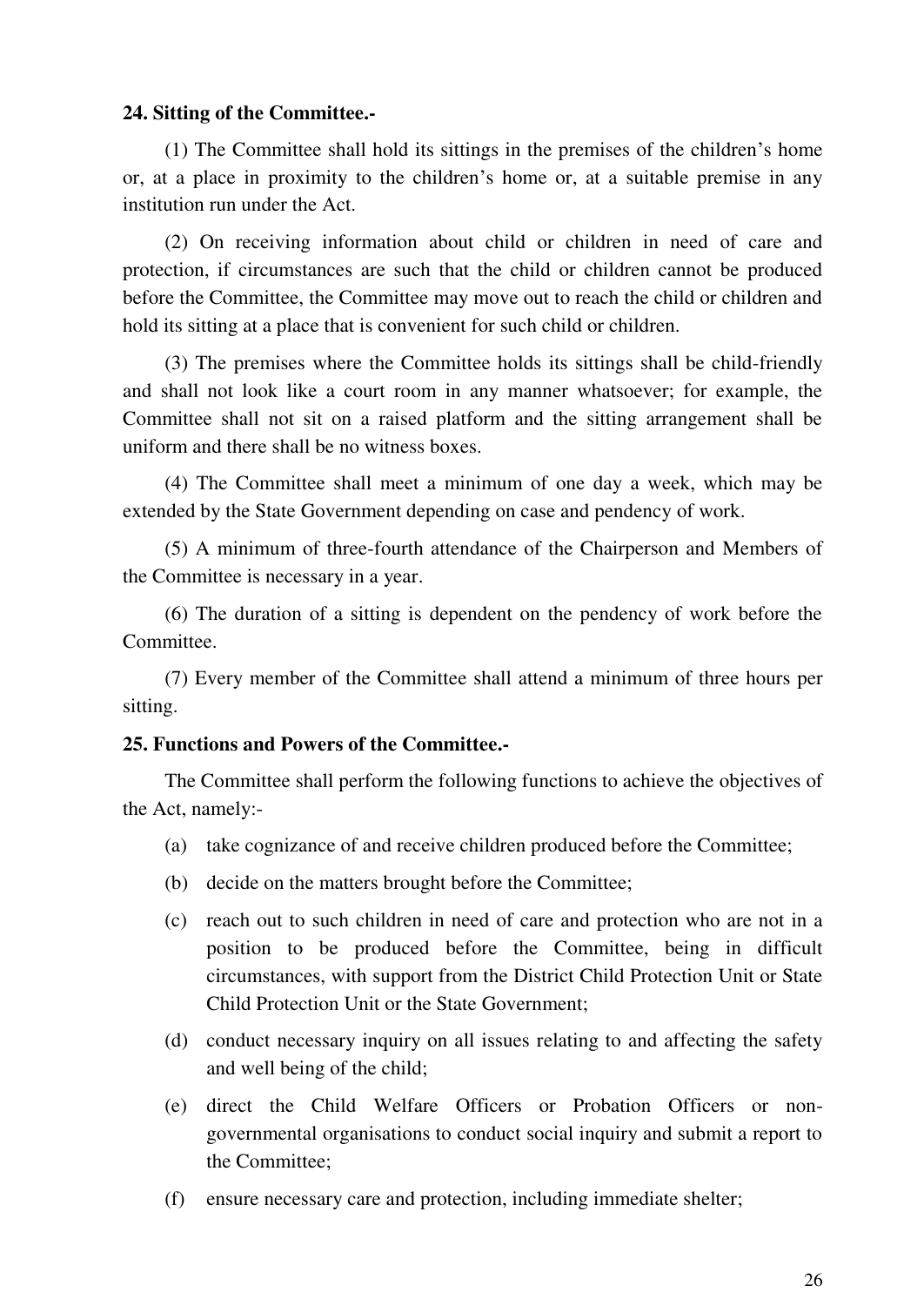**24. Sitting of the Committee.-**

(1) The Committee shall hold its sittings in the premises of the children's home or, at a place in proximity to the children's home or, at a suitable premise in any institution run under the Act.

(2) On receiving information about child or children in need of care and protection, if circumstances are such that the child or children cannot be produced before the Committee, the Committee may move out to reach the child or children and hold its sitting at a place that is convenient for such child or children.

(3) The premises where the Committee holds its sittings shall be child-friendly and shall not look like a court room in any manner whatsoever; for example, the Committee shall not sit on a raised platform and the sitting arrangement shall be uniform and there shall be no witness boxes.

(4) The Committee shall meet a minimum of one day a week, which may be extended by the State Government depending on case and pendency of work.

(5) A minimum of three-fourth attendance of the Chairperson and Members of the Committee is necessary in a year.

(6) The duration of a sitting is dependent on the pendency of work before the Committee.

(7) Every member of the Committee shall attend a minimum of three hours per sitting.

**25. Functions and Powers of the Committee.-**

The Committee shall perform the following functions to achieve the objectives of the Act, namely:-

(a) take cognizance of and receive children produced before the Committee;

(b) decide on the matters brought before the Committee;

(c) reach out to such children in need of care and protection who are not in a position to be produced before the Committee, being in difficult circumstances, with support from the District Child Protection Unit or State Child Protection Unit or the State Government;

(d) conduct necessary inquiry on all issues relating to and affecting the safety and well being of the child;

(e) direct the Child Welfare Officers or Probation Officers or non-governmental organisations to conduct social inquiry and submit a report to the Committee;

(f) ensure necessary care and protection, including immediate shelter;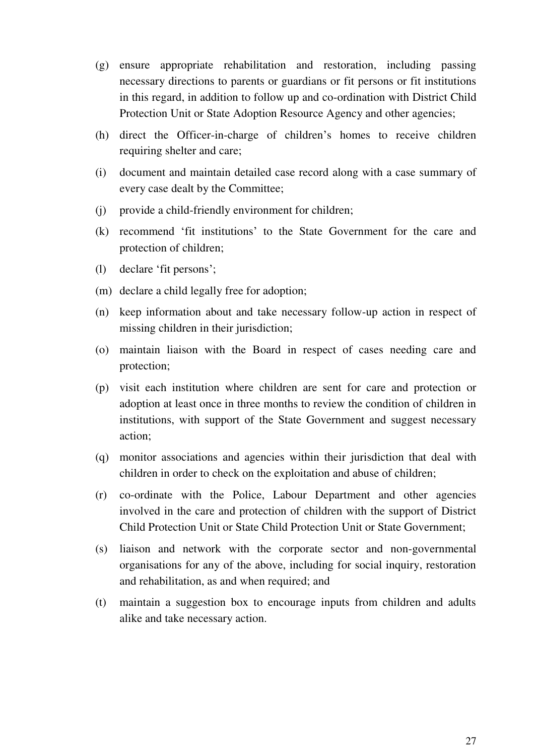(g) ensure appropriate rehabilitation and restoration, including passing necessary directions to parents or guardians or fit persons or fit institutions in this regard, in addition to follow up and co-ordination with District Child Protection Unit or State Adoption Resource Agency and other agencies;

(h) direct the Officer-in-charge of children's homes to receive children requiring shelter and care;

(i) document and maintain detailed case record along with a case summary of every case dealt by the Committee;

(j) provide a child-friendly environment for children;

(k) recommend 'fit institutions' to the State Government for the care and protection of children;

(l) declare 'fit persons';

(m) declare a child legally free for adoption;

(n) keep information about and take necessary follow-up action in respect of missing children in their jurisdiction;

(o) maintain liaison with the Board in respect of cases needing care and protection;

(p) visit each institution where children are sent for care and protection or adoption at least once in three months to review the condition of children in institutions, with support of the State Government and suggest necessary action;

(q) monitor associations and agencies within their jurisdiction that deal with children in order to check on the exploitation and abuse of children;

(r) co-ordinate with the Police, Labour Department and other agencies involved in the care and protection of children with the support of District Child Protection Unit or State Child Protection Unit or State Government;

(s) liaison and network with the corporate sector and non-governmental organisations for any of the above, including for social inquiry, restoration and rehabilitation, as and when required; and

(t) maintain a suggestion box to encourage inputs from children and adults alike and take necessary action.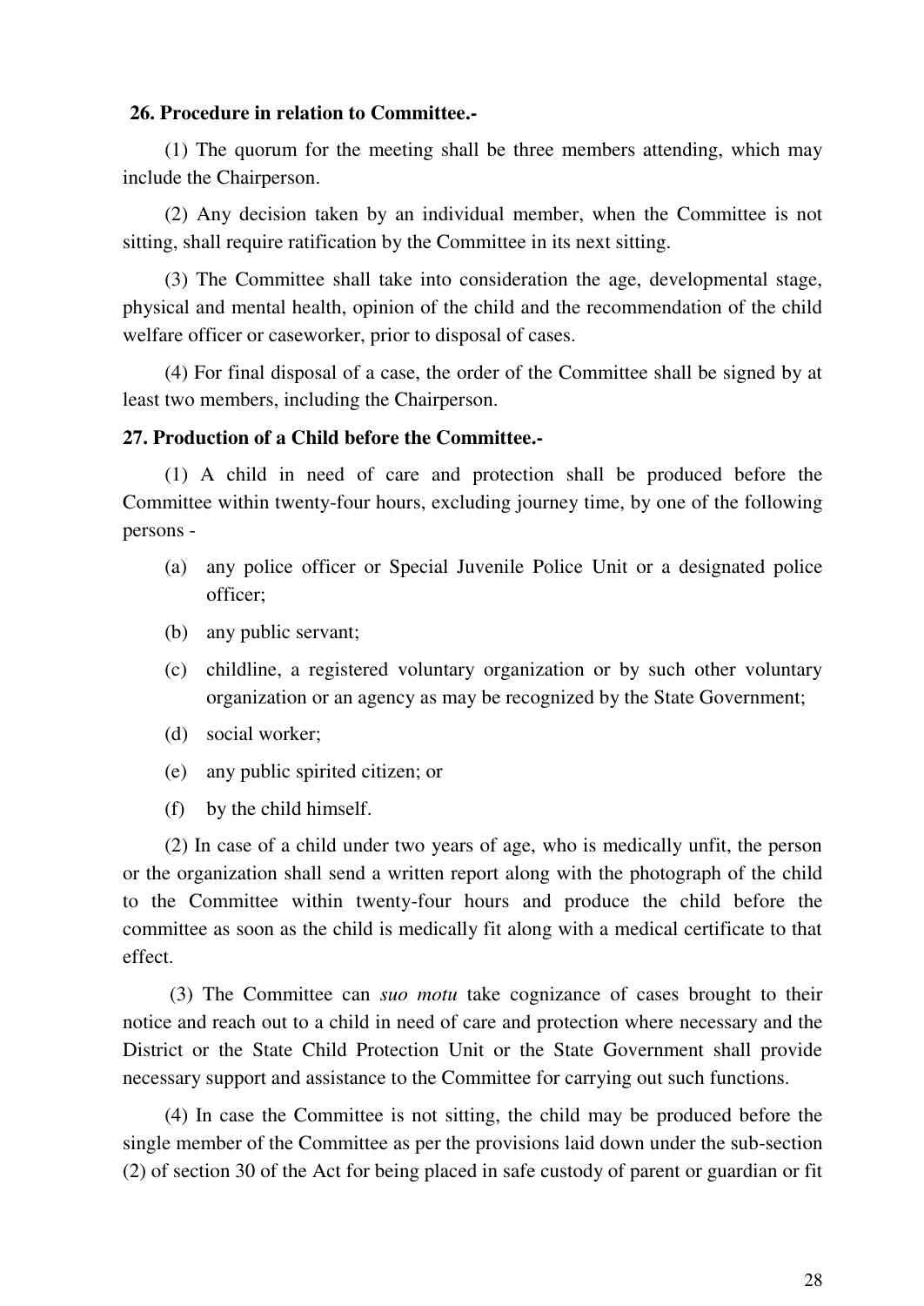**26. Procedure in relation to Committee.-**

(1) The quorum for the meeting shall be three members attending, which may include the Chairperson.

(2) Any decision taken by an individual member, when the Committee is not sitting, shall require ratification by the Committee in its next sitting.

(3) The Committee shall take into consideration the age, developmental stage, physical and mental health, opinion of the child and the recommendation of the child welfare officer or caseworker, prior to disposal of cases.

(4) For final disposal of a case, the order of the Committee shall be signed by at least two members, including the Chairperson.

**27. Production of a Child before the Committee.-**

(1) A child in need of care and protection shall be produced before the Committee within twenty-four hours, excluding journey time, by one of the following persons -

(a) any police officer or Special Juvenile Police Unit or a designated police officer;

(b) any public servant;

(c) childline, a registered voluntary organization or by such other voluntary organization or an agency as may be recognized by the State Government;

(d) social worker;

(e) any public spirited citizen; or

(f) by the child himself.

(2) In case of a child under two years of age, who is medically unfit, the person or the organization shall send a written report along with the photograph of the child to the Committee within twenty-four hours and produce the child before the committee as soon as the child is medically fit along with a medical certificate to that effect.

(3) The Committee can *suo motu* take cognizance of cases brought to their notice and reach out to a child in need of care and protection where necessary and the District or the State Child Protection Unit or the State Government shall provide necessary support and assistance to the Committee for carrying out such functions.

(4) In case the Committee is not sitting, the child may be produced before the single member of the Committee as per the provisions laid down under the sub-section (2) of section 30 of the Act for being placed in safe custody of parent or guardian or fit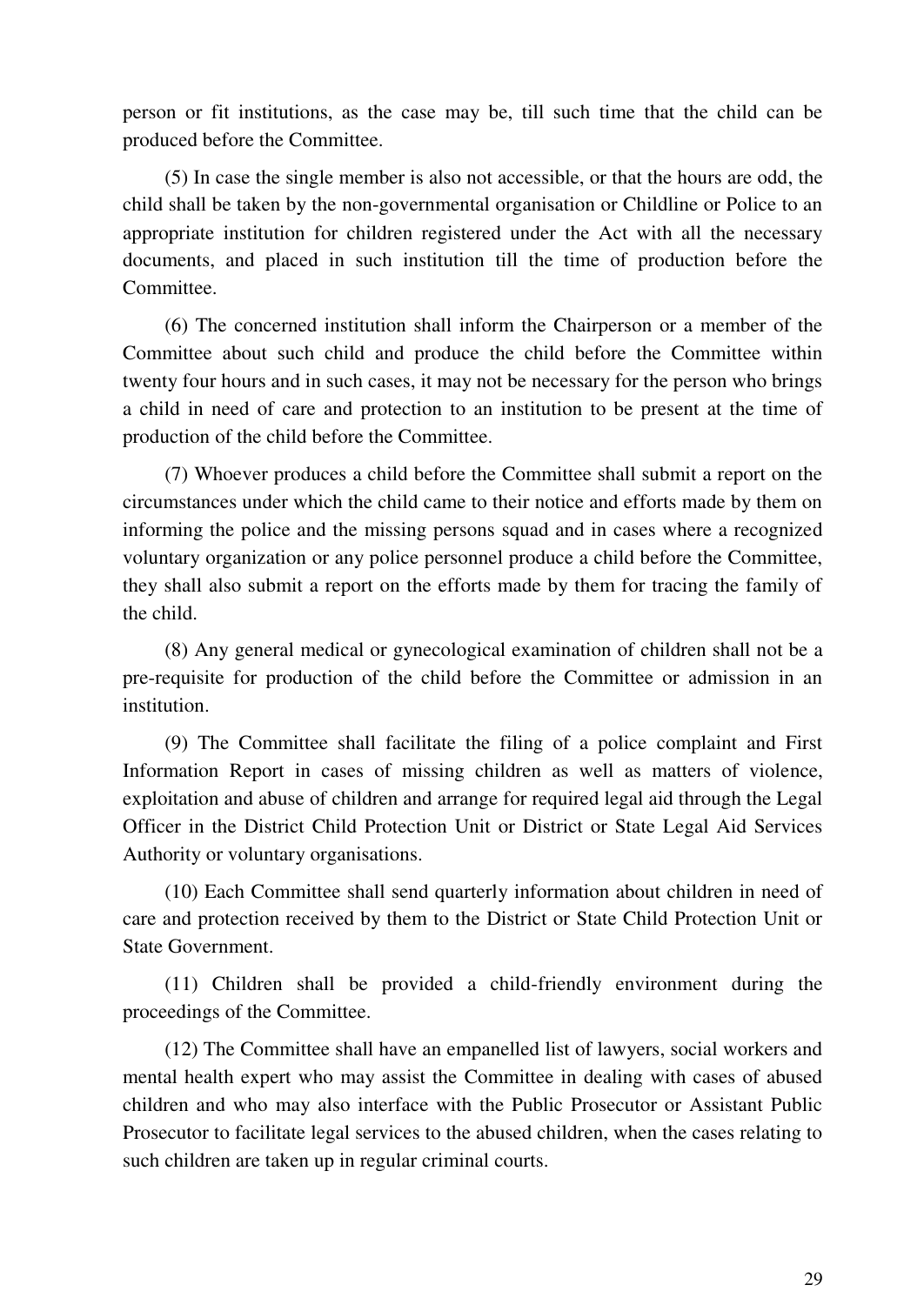person or fit institutions, as the case may be, till such time that the child can be produced before the Committee.

(5) In case the single member is also not accessible, or that the hours are odd, the child shall be taken by the non-governmental organisation or Childline or Police to an appropriate institution for children registered under the Act with all the necessary documents, and placed in such institution till the time of production before the Committee.

(6) The concerned institution shall inform the Chairperson or a member of the Committee about such child and produce the child before the Committee within twenty four hours and in such cases, it may not be necessary for the person who brings a child in need of care and protection to an institution to be present at the time of production of the child before the Committee.

(7) Whoever produces a child before the Committee shall submit a report on the circumstances under which the child came to their notice and efforts made by them on informing the police and the missing persons squad and in cases where a recognized voluntary organization or any police personnel produce a child before the Committee, they shall also submit a report on the efforts made by them for tracing the family of the child.

(8) Any general medical or gynecological examination of children shall not be a pre-requisite for production of the child before the Committee or admission in an institution.

(9) The Committee shall facilitate the filing of a police complaint and First Information Report in cases of missing children as well as matters of violence, exploitation and abuse of children and arrange for required legal aid through the Legal Officer in the District Child Protection Unit or District or State Legal Aid Services Authority or voluntary organisations.

(10) Each Committee shall send quarterly information about children in need of care and protection received by them to the District or State Child Protection Unit or State Government.

(11) Children shall be provided a child-friendly environment during the proceedings of the Committee.

(12) The Committee shall have an empanelled list of lawyers, social workers and mental health expert who may assist the Committee in dealing with cases of abused children and who may also interface with the Public Prosecutor or Assistant Public Prosecutor to facilitate legal services to the abused children, when the cases relating to such children are taken up in regular criminal courts.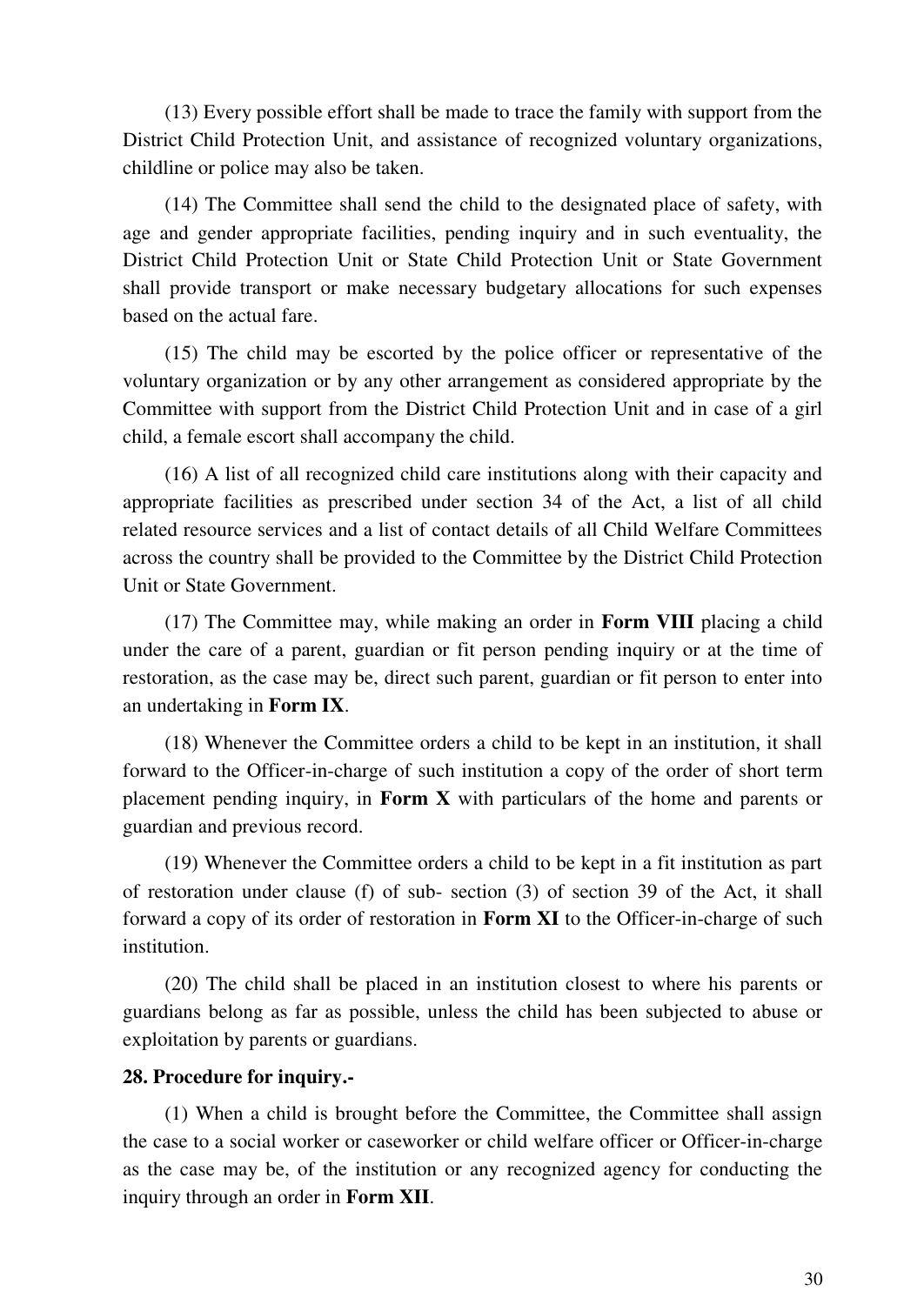(13) Every possible effort shall be made to trace the family with support from the District Child Protection Unit, and assistance of recognized voluntary organizations, childline or police may also be taken.

(14) The Committee shall send the child to the designated place of safety, with age and gender appropriate facilities, pending inquiry and in such eventuality, the District Child Protection Unit or State Child Protection Unit or State Government shall provide transport or make necessary budgetary allocations for such expenses based on the actual fare.

(15) The child may be escorted by the police officer or representative of the voluntary organization or by any other arrangement as considered appropriate by the Committee with support from the District Child Protection Unit and in case of a girl child, a female escort shall accompany the child.

(16) A list of all recognized child care institutions along with their capacity and appropriate facilities as prescribed under section 34 of the Act, a list of all child related resource services and a list of contact details of all Child Welfare Committees across the country shall be provided to the Committee by the District Child Protection Unit or State Government.

(17) The Committee may, while making an order in **Form VIII** placing a child under the care of a parent, guardian or fit person pending inquiry or at the time of restoration, as the case may be, direct such parent, guardian or fit person to enter into an undertaking in **Form IX**.

(18) Whenever the Committee orders a child to be kept in an institution, it shall forward to the Officer-in-charge of such institution a copy of the order of short term placement pending inquiry, in **Form X** with particulars of the home and parents or guardian and previous record.

(19) Whenever the Committee orders a child to be kept in a fit institution as part of restoration under clause (f) of sub- section (3) of section 39 of the Act, it shall forward a copy of its order of restoration in **Form XI** to the Officer-in-charge of such institution.

(20) The child shall be placed in an institution closest to where his parents or guardians belong as far as possible, unless the child has been subjected to abuse or exploitation by parents or guardians.

**28. Procedure for inquiry.-**

(1) When a child is brought before the Committee, the Committee shall assign the case to a social worker or caseworker or child welfare officer or Officer-in-charge as the case may be, of the institution or any recognized agency for conducting the inquiry through an order in **Form XII**.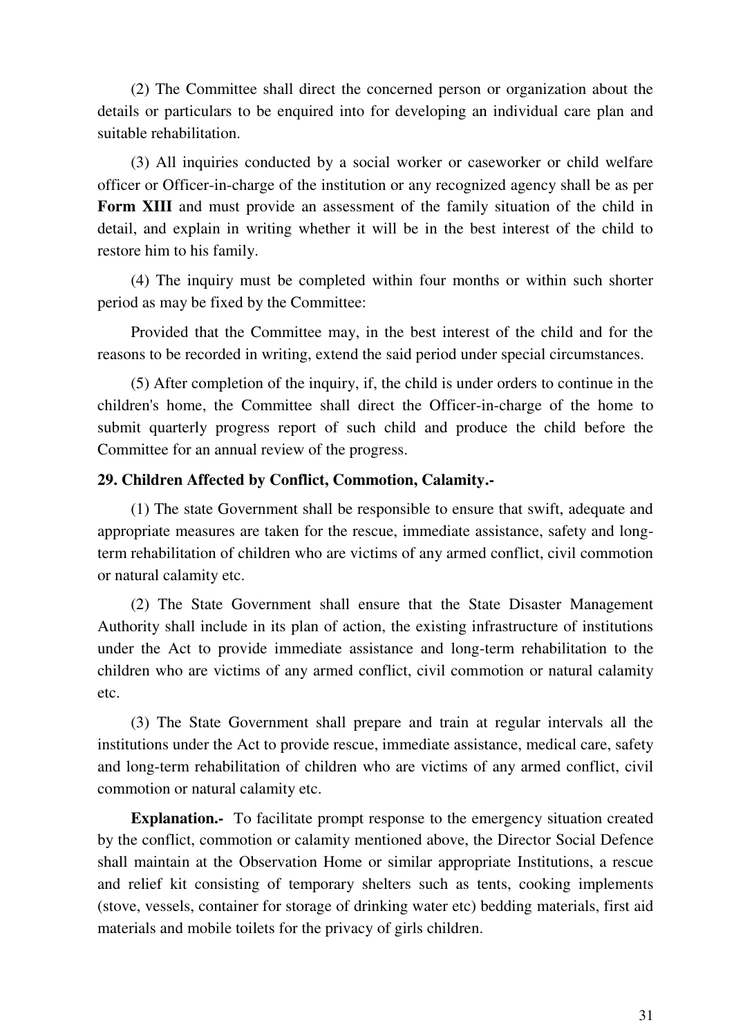(2) The Committee shall direct the concerned person or organization about the details or particulars to be enquired into for developing an individual care plan and suitable rehabilitation.

(3) All inquiries conducted by a social worker or caseworker or child welfare officer or Officer-in-charge of the institution or any recognized agency shall be as per **Form XIII** and must provide an assessment of the family situation of the child in detail, and explain in writing whether it will be in the best interest of the child to restore him to his family.

(4) The inquiry must be completed within four months or within such shorter period as may be fixed by the Committee:

Provided that the Committee may, in the best interest of the child and for the reasons to be recorded in writing, extend the said period under special circumstances.

(5) After completion of the inquiry, if, the child is under orders to continue in the children's home, the Committee shall direct the Officer-in-charge of the home to submit quarterly progress report of such child and produce the child before the Committee for an annual review of the progress.

**29. Children Affected by Conflict, Commotion, Calamity.-**

(1) The state Government shall be responsible to ensure that swift, adequate and appropriate measures are taken for the rescue, immediate assistance, safety and long-term rehabilitation of children who are victims of any armed conflict, civil commotion or natural calamity etc.

(2) The State Government shall ensure that the State Disaster Management Authority shall include in its plan of action, the existing infrastructure of institutions under the Act to provide immediate assistance and long-term rehabilitation to the children who are victims of any armed conflict, civil commotion or natural calamity etc.

(3) The State Government shall prepare and train at regular intervals all the institutions under the Act to provide rescue, immediate assistance, medical care, safety and long-term rehabilitation of children who are victims of any armed conflict, civil commotion or natural calamity etc.

**Explanation.-** To facilitate prompt response to the emergency situation created by the conflict, commotion or calamity mentioned above, the Director Social Defence shall maintain at the Observation Home or similar appropriate Institutions, a rescue and relief kit consisting of temporary shelters such as tents, cooking implements (stove, vessels, container for storage of drinking water etc) bedding materials, first aid materials and mobile toilets for the privacy of girls children.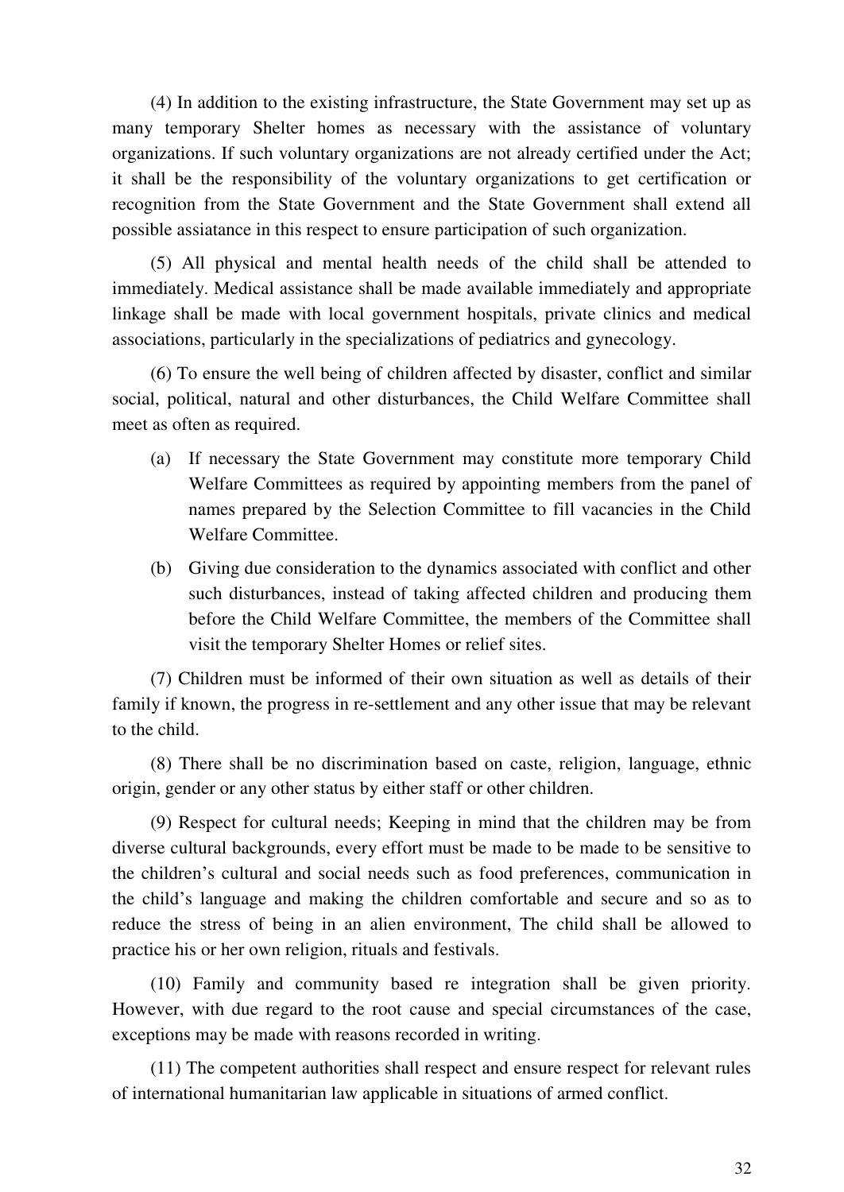(4) In addition to the existing infrastructure, the State Government may set up as many temporary Shelter homes as necessary with the assistance of voluntary organizations. If such voluntary organizations are not already certified under the Act; it shall be the responsibility of the voluntary organizations to get certification or recognition from the State Government and the State Government shall extend all possible assiatance in this respect to ensure participation of such organization.

(5) All physical and mental health needs of the child shall be attended to immediately. Medical assistance shall be made available immediately and appropriate linkage shall be made with local government hospitals, private clinics and medical associations, particularly in the specializations of pediatrics and gynecology.

(6) To ensure the well being of children affected by disaster, conflict and similar social, political, natural and other disturbances, the Child Welfare Committee shall meet as often as required.

(a) If necessary the State Government may constitute more temporary Child Welfare Committees as required by appointing members from the panel of names prepared by the Selection Committee to fill vacancies in the Child Welfare Committee.

(b) Giving due consideration to the dynamics associated with conflict and other such disturbances, instead of taking affected children and producing them before the Child Welfare Committee, the members of the Committee shall visit the temporary Shelter Homes or relief sites.

(7) Children must be informed of their own situation as well as details of their family if known, the progress in re-settlement and any other issue that may be relevant to the child.

(8) There shall be no discrimination based on caste, religion, language, ethnic origin, gender or any other status by either staff or other children.

(9) Respect for cultural needs; Keeping in mind that the children may be from diverse cultural backgrounds, every effort must be made to be made to be sensitive to the children's cultural and social needs such as food preferences, communication in the child's language and making the children comfortable and secure and so as to reduce the stress of being in an alien environment, The child shall be allowed to practice his or her own religion, rituals and festivals.

(10) Family and community based re integration shall be given priority. However, with due regard to the root cause and special circumstances of the case, exceptions may be made with reasons recorded in writing.

(11) The competent authorities shall respect and ensure respect for relevant rules of international humanitarian law applicable in situations of armed conflict.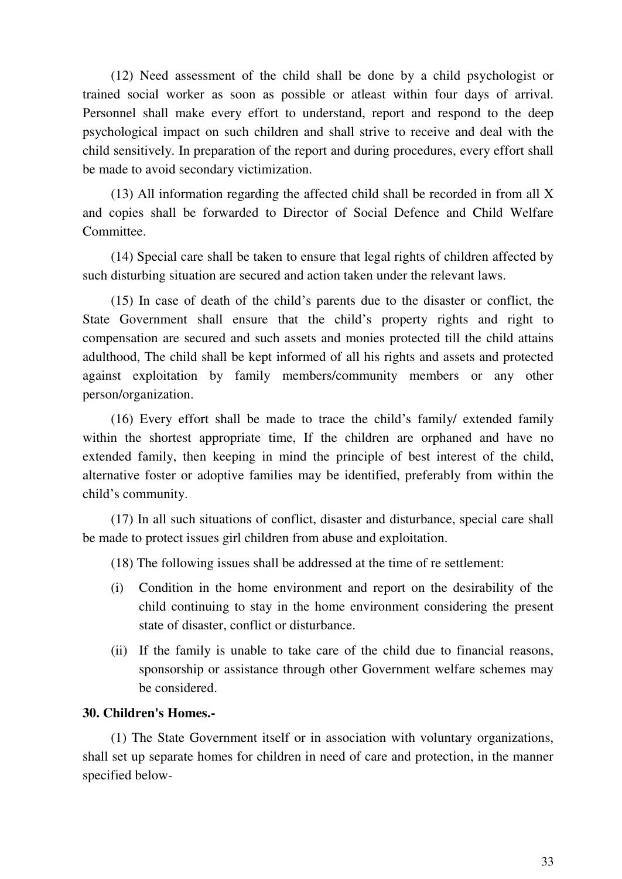(12) Need assessment of the child shall be done by a child psychologist or trained social worker as soon as possible or atleast within four days of arrival. Personnel shall make every effort to understand, report and respond to the deep psychological impact on such children and shall strive to receive and deal with the child sensitively. In preparation of the report and during procedures, every effort shall be made to avoid secondary victimization.

(13) All information regarding the affected child shall be recorded in from all X and copies shall be forwarded to Director of Social Defence and Child Welfare Committee.

(14) Special care shall be taken to ensure that legal rights of children affected by such disturbing situation are secured and action taken under the relevant laws.

(15) In case of death of the child's parents due to the disaster or conflict, the State Government shall ensure that the child's property rights and right to compensation are secured and such assets and monies protected till the child attains adulthood, The child shall be kept informed of all his rights and assets and protected against exploitation by family members/community members or any other person/organization.

(16) Every effort shall be made to trace the child's family/ extended family within the shortest appropriate time, If the children are orphaned and have no extended family, then keeping in mind the principle of best interest of the child, alternative foster or adoptive families may be identified, preferably from within the child's community.

(17) In all such situations of conflict, disaster and disturbance, special care shall be made to protect issues girl children from abuse and exploitation.

(18) The following issues shall be addressed at the time of re settlement:

(i) Condition in the home environment and report on the desirability of the child continuing to stay in the home environment considering the present state of disaster, conflict or disturbance.

(ii) If the family is unable to take care of the child due to financial reasons, sponsorship or assistance through other Government welfare schemes may be considered.

**30. Children's Homes.-**

(1) The State Government itself or in association with voluntary organizations, shall set up separate homes for children in need of care and protection, in the manner specified below-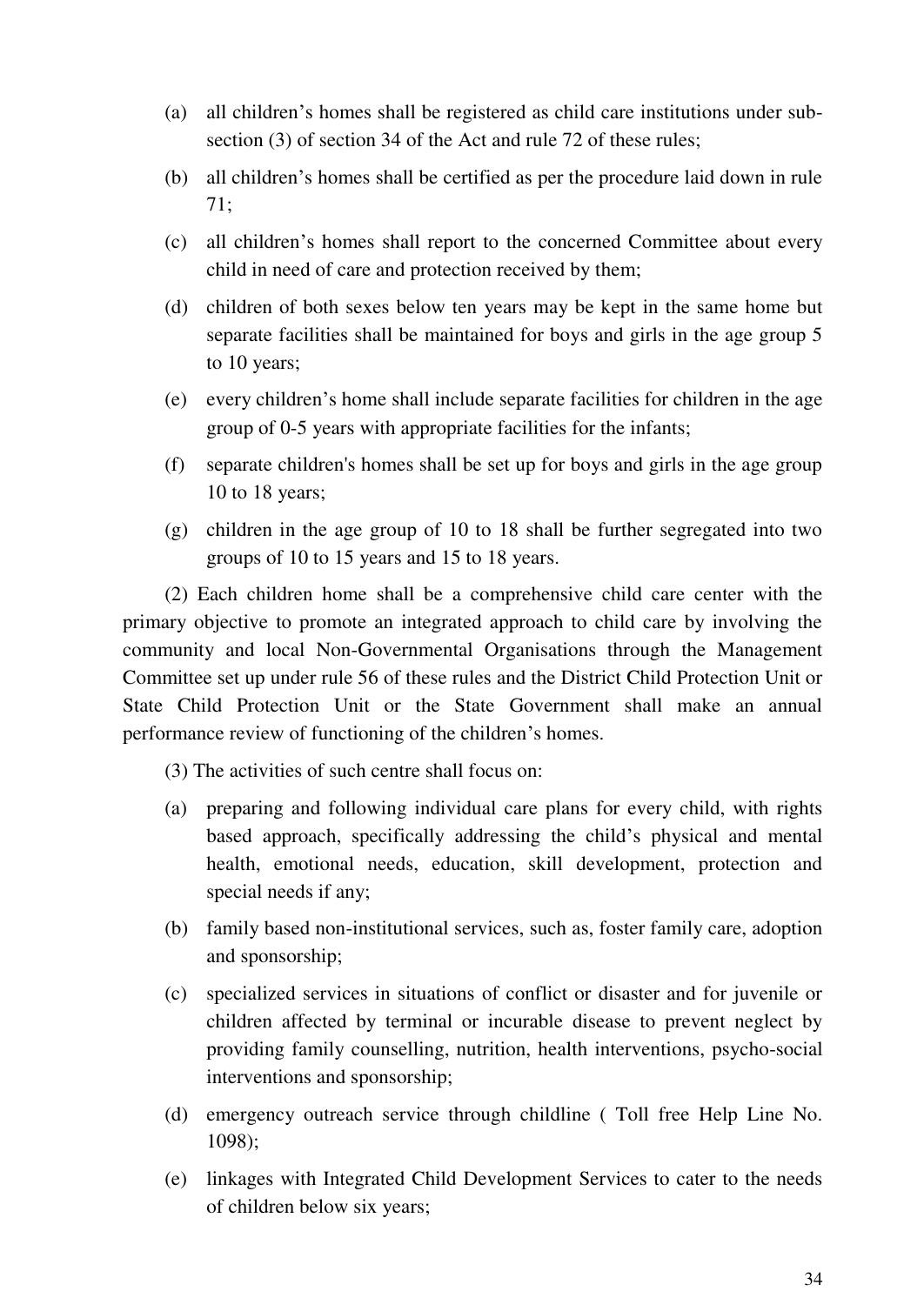(a) all children's homes shall be registered as child care institutions under sub-section (3) of section 34 of the Act and rule 72 of these rules;

(b) all children's homes shall be certified as per the procedure laid down in rule 71;

(c) all children's homes shall report to the concerned Committee about every child in need of care and protection received by them;

(d) children of both sexes below ten years may be kept in the same home but separate facilities shall be maintained for boys and girls in the age group 5 to 10 years;

(e) every children's home shall include separate facilities for children in the age group of 0-5 years with appropriate facilities for the infants;

(f) separate children's homes shall be set up for boys and girls in the age group 10 to 18 years;

(g) children in the age group of 10 to 18 shall be further segregated into two groups of 10 to 15 years and 15 to 18 years.

(2) Each children home shall be a comprehensive child care center with the primary objective to promote an integrated approach to child care by involving the community and local Non-Governmental Organisations through the Management Committee set up under rule 56 of these rules and the District Child Protection Unit or State Child Protection Unit or the State Government shall make an annual performance review of functioning of the children's homes.

(3) The activities of such centre shall focus on:

(a) preparing and following individual care plans for every child, with rights based approach, specifically addressing the child's physical and mental health, emotional needs, education, skill development, protection and special needs if any;

(b) family based non-institutional services, such as, foster family care, adoption and sponsorship;

(c) specialized services in situations of conflict or disaster and for juvenile or children affected by terminal or incurable disease to prevent neglect by providing family counselling, nutrition, health interventions, psycho-social interventions and sponsorship;

(d) emergency outreach service through childline ( Toll free Help Line No. 1098);

(e) linkages with Integrated Child Development Services to cater to the needs of children below six years;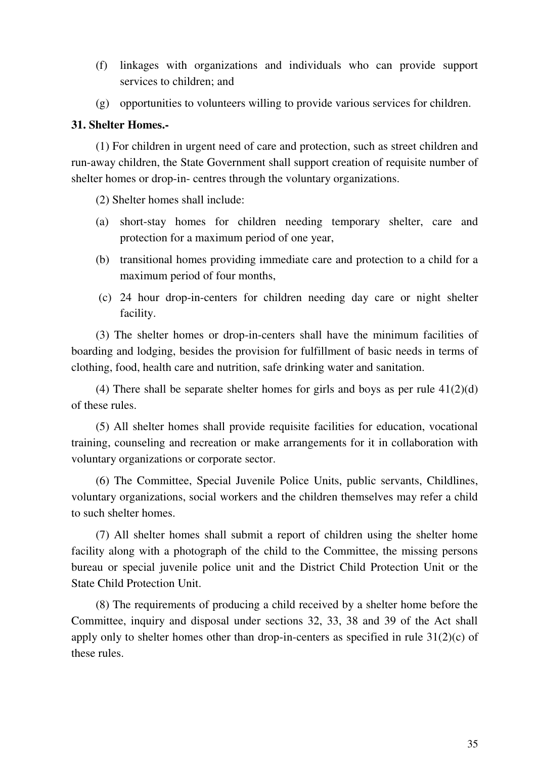(f) linkages with organizations and individuals who can provide support services to children; and

(g) opportunities to volunteers willing to provide various services for children.

**31. Shelter Homes.-**

(1) For children in urgent need of care and protection, such as street children and run-away children, the State Government shall support creation of requisite number of shelter homes or drop-in- centres through the voluntary organizations.

(2) Shelter homes shall include:

(a) short-stay homes for children needing temporary shelter, care and protection for a maximum period of one year,

(b) transitional homes providing immediate care and protection to a child for a maximum period of four months,

(c) 24 hour drop-in-centers for children needing day care or night shelter facility.

(3) The shelter homes or drop-in-centers shall have the minimum facilities of boarding and lodging, besides the provision for fulfillment of basic needs in terms of clothing, food, health care and nutrition, safe drinking water and sanitation.

(4) There shall be separate shelter homes for girls and boys as per rule 41(2)(d) of these rules.

(5) All shelter homes shall provide requisite facilities for education, vocational training, counseling and recreation or make arrangements for it in collaboration with voluntary organizations or corporate sector.

(6) The Committee, Special Juvenile Police Units, public servants, Childlines, voluntary organizations, social workers and the children themselves may refer a child to such shelter homes.

(7) All shelter homes shall submit a report of children using the shelter home facility along with a photograph of the child to the Committee, the missing persons bureau or special juvenile police unit and the District Child Protection Unit or the State Child Protection Unit.

(8) The requirements of producing a child received by a shelter home before the Committee, inquiry and disposal under sections 32, 33, 38 and 39 of the Act shall apply only to shelter homes other than drop-in-centers as specified in rule 31(2)(c) of these rules.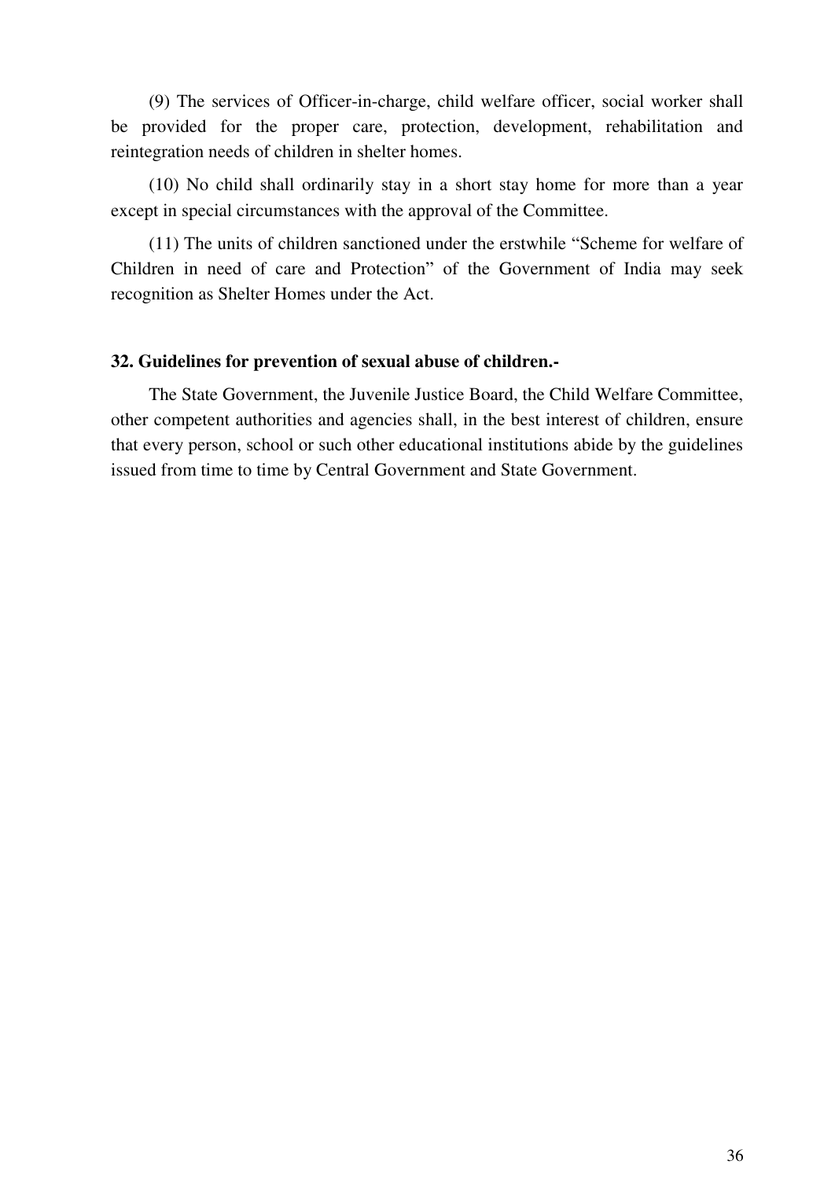(9) The services of Officer-in-charge, child welfare officer, social worker shall be provided for the proper care, protection, development, rehabilitation and reintegration needs of children in shelter homes.

(10) No child shall ordinarily stay in a short stay home for more than a year except in special circumstances with the approval of the Committee.

(11) The units of children sanctioned under the erstwhile "Scheme for welfare of Children in need of care and Protection" of the Government of India may seek recognition as Shelter Homes under the Act.

**32. Guidelines for prevention of sexual abuse of children.-**

The State Government, the Juvenile Justice Board, the Child Welfare Committee, other competent authorities and agencies shall, in the best interest of children, ensure that every person, school or such other educational institutions abide by the guidelines issued from time to time by Central Government and State Government.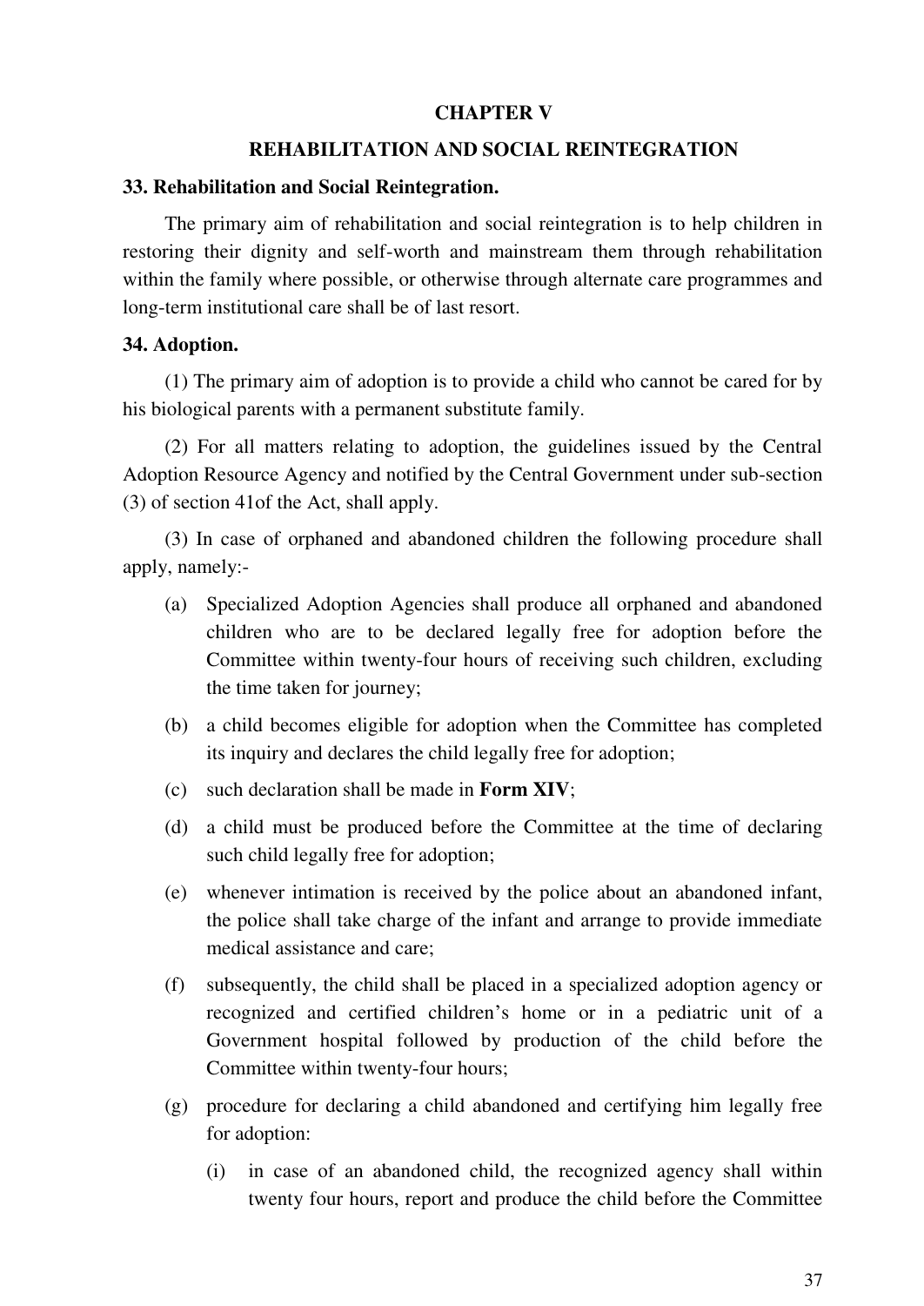# CHAPTER V

## REHABILITATION AND SOCIAL REINTEGRATION

### 33. Rehabilitation and Social Reintegration.

The primary aim of rehabilitation and social reintegration is to help children in restoring their dignity and self-worth and mainstream them through rehabilitation within the family where possible, or otherwise through alternate care programmes and long-term institutional care shall be of last resort.

### 34. Adoption.

(1) The primary aim of adoption is to provide a child who cannot be cared for by his biological parents with a permanent substitute family.

(2) For all matters relating to adoption, the guidelines issued by the Central Adoption Resource Agency and notified by the Central Government under sub-section (3) of section 41of the Act, shall apply.

(3) In case of orphaned and abandoned children the following procedure shall apply, namely:-

(a) Specialized Adoption Agencies shall produce all orphaned and abandoned children who are to be declared legally free for adoption before the Committee within twenty-four hours of receiving such children, excluding the time taken for journey;

(b) a child becomes eligible for adoption when the Committee has completed its inquiry and declares the child legally free for adoption;

(c) such declaration shall be made in **Form XIV**;

(d) a child must be produced before the Committee at the time of declaring such child legally free for adoption;

(e) whenever intimation is received by the police about an abandoned infant, the police shall take charge of the infant and arrange to provide immediate medical assistance and care;

(f) subsequently, the child shall be placed in a specialized adoption agency or recognized and certified children's home or in a pediatric unit of a Government hospital followed by production of the child before the Committee within twenty-four hours;

(g) procedure for declaring a child abandoned and certifying him legally free for adoption:

(i) in case of an abandoned child, the recognized agency shall within twenty four hours, report and produce the child before the Committee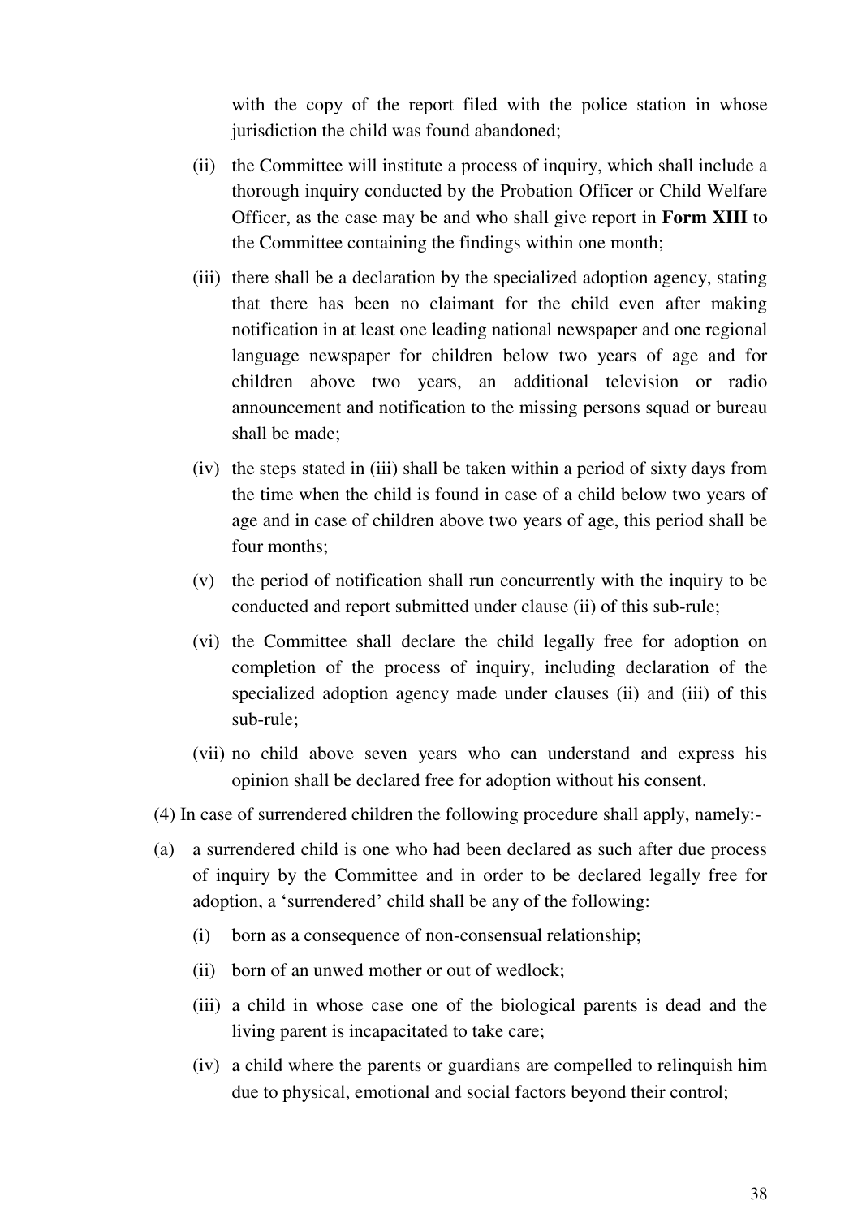with the copy of the report filed with the police station in whose jurisdiction the child was found abandoned;

(ii) the Committee will institute a process of inquiry, which shall include a thorough inquiry conducted by the Probation Officer or Child Welfare Officer, as the case may be and who shall give report in **Form XIII** to the Committee containing the findings within one month;

(iii) there shall be a declaration by the specialized adoption agency, stating that there has been no claimant for the child even after making notification in at least one leading national newspaper and one regional language newspaper for children below two years of age and for children above two years, an additional television or radio announcement and notification to the missing persons squad or bureau shall be made;

(iv) the steps stated in (iii) shall be taken within a period of sixty days from the time when the child is found in case of a child below two years of age and in case of children above two years of age, this period shall be four months;

(v) the period of notification shall run concurrently with the inquiry to be conducted and report submitted under clause (ii) of this sub-rule;

(vi) the Committee shall declare the child legally free for adoption on completion of the process of inquiry, including declaration of the specialized adoption agency made under clauses (ii) and (iii) of this sub-rule;

(vii) no child above seven years who can understand and express his opinion shall be declared free for adoption without his consent.

(4) In case of surrendered children the following procedure shall apply, namely:-

(a) a surrendered child is one who had been declared as such after due process of inquiry by the Committee and in order to be declared legally free for adoption, a 'surrendered' child shall be any of the following:

(i) born as a consequence of non-consensual relationship;

(ii) born of an unwed mother or out of wedlock;

(iii) a child in whose case one of the biological parents is dead and the living parent is incapacitated to take care;

(iv) a child where the parents or guardians are compelled to relinquish him due to physical, emotional and social factors beyond their control;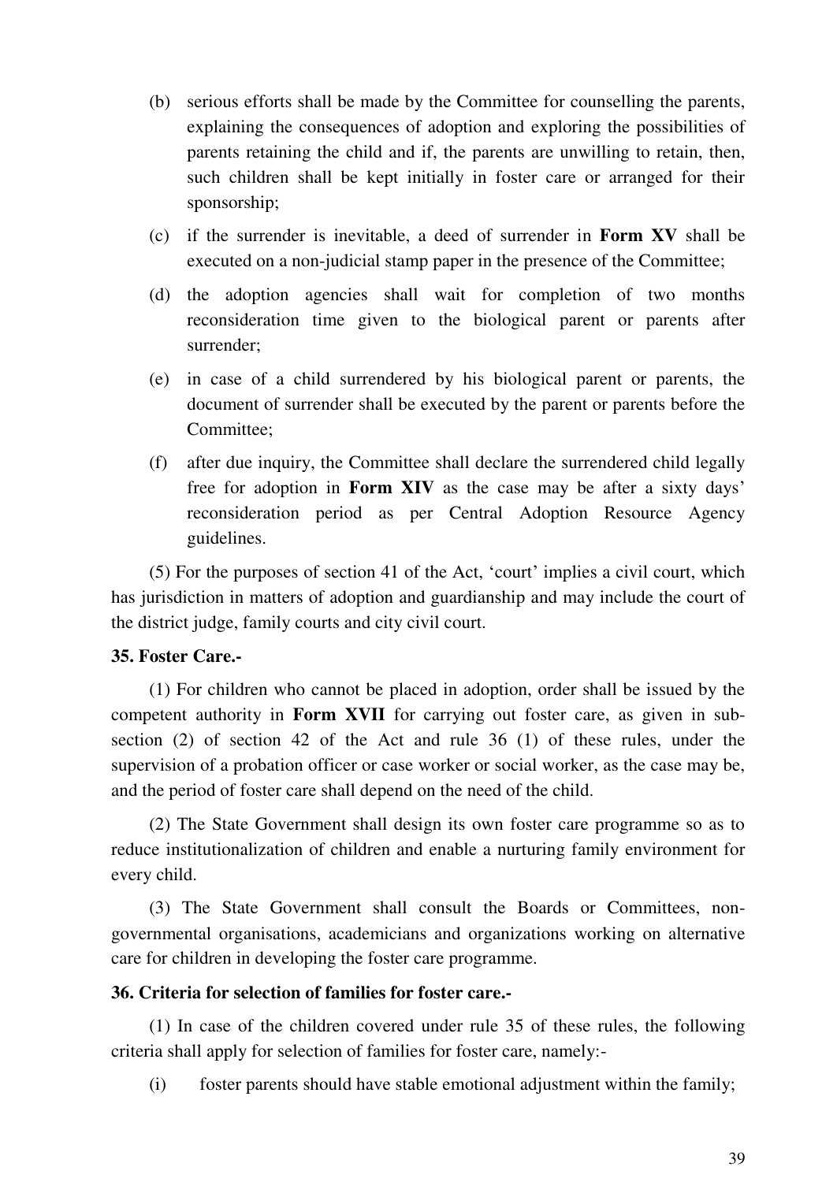(b) serious efforts shall be made by the Committee for counselling the parents, explaining the consequences of adoption and exploring the possibilities of parents retaining the child and if, the parents are unwilling to retain, then, such children shall be kept initially in foster care or arranged for their sponsorship;

(c) if the surrender is inevitable, a deed of surrender in **Form XV** shall be executed on a non-judicial stamp paper in the presence of the Committee;

(d) the adoption agencies shall wait for completion of two months reconsideration time given to the biological parent or parents after surrender;

(e) in case of a child surrendered by his biological parent or parents, the document of surrender shall be executed by the parent or parents before the Committee;

(f) after due inquiry, the Committee shall declare the surrendered child legally free for adoption in **Form XIV** as the case may be after a sixty days' reconsideration period as per Central Adoption Resource Agency guidelines.

(5) For the purposes of section 41 of the Act, 'court' implies a civil court, which has jurisdiction in matters of adoption and guardianship and may include the court of the district judge, family courts and city civil court.

**35. Foster Care.-**

(1) For children who cannot be placed in adoption, order shall be issued by the competent authority in **Form XVII** for carrying out foster care, as given in sub-section (2) of section 42 of the Act and rule 36 (1) of these rules, under the supervision of a probation officer or case worker or social worker, as the case may be, and the period of foster care shall depend on the need of the child.

(2) The State Government shall design its own foster care programme so as to reduce institutionalization of children and enable a nurturing family environment for every child.

(3) The State Government shall consult the Boards or Committees, non-governmental organisations, academicians and organizations working on alternative care for children in developing the foster care programme.

**36. Criteria for selection of families for foster care.-**

(1) In case of the children covered under rule 35 of these rules, the following criteria shall apply for selection of families for foster care, namely:-

(i) foster parents should have stable emotional adjustment within the family;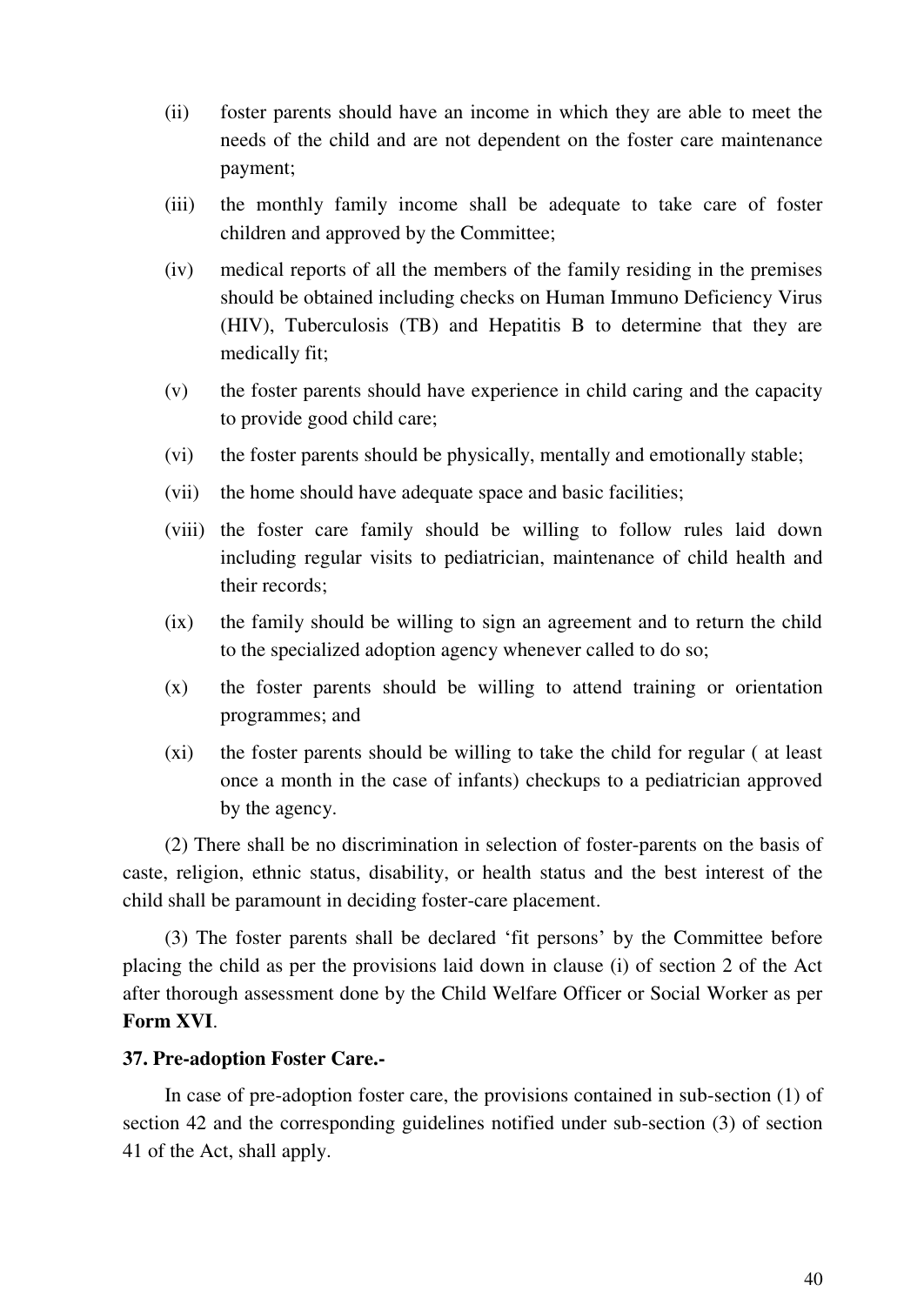(ii) foster parents should have an income in which they are able to meet the needs of the child and are not dependent on the foster care maintenance payment;

(iii) the monthly family income shall be adequate to take care of foster children and approved by the Committee;

(iv) medical reports of all the members of the family residing in the premises should be obtained including checks on Human Immuno Deficiency Virus (HIV), Tuberculosis (TB) and Hepatitis B to determine that they are medically fit;

(v) the foster parents should have experience in child caring and the capacity to provide good child care;

(vi) the foster parents should be physically, mentally and emotionally stable;

(vii) the home should have adequate space and basic facilities;

(viii) the foster care family should be willing to follow rules laid down including regular visits to pediatrician, maintenance of child health and their records;

(ix) the family should be willing to sign an agreement and to return the child to the specialized adoption agency whenever called to do so;

(x) the foster parents should be willing to attend training or orientation programmes; and

(xi) the foster parents should be willing to take the child for regular ( at least once a month in the case of infants) checkups to a pediatrician approved by the agency.

(2) There shall be no discrimination in selection of foster-parents on the basis of caste, religion, ethnic status, disability, or health status and the best interest of the child shall be paramount in deciding foster-care placement.

(3) The foster parents shall be declared 'fit persons' by the Committee before placing the child as per the provisions laid down in clause (i) of section 2 of the Act after thorough assessment done by the Child Welfare Officer or Social Worker as per **Form XVI**.

**37. Pre-adoption Foster Care.-**

In case of pre-adoption foster care, the provisions contained in sub-section (1) of section 42 and the corresponding guidelines notified under sub-section (3) of section 41 of the Act, shall apply.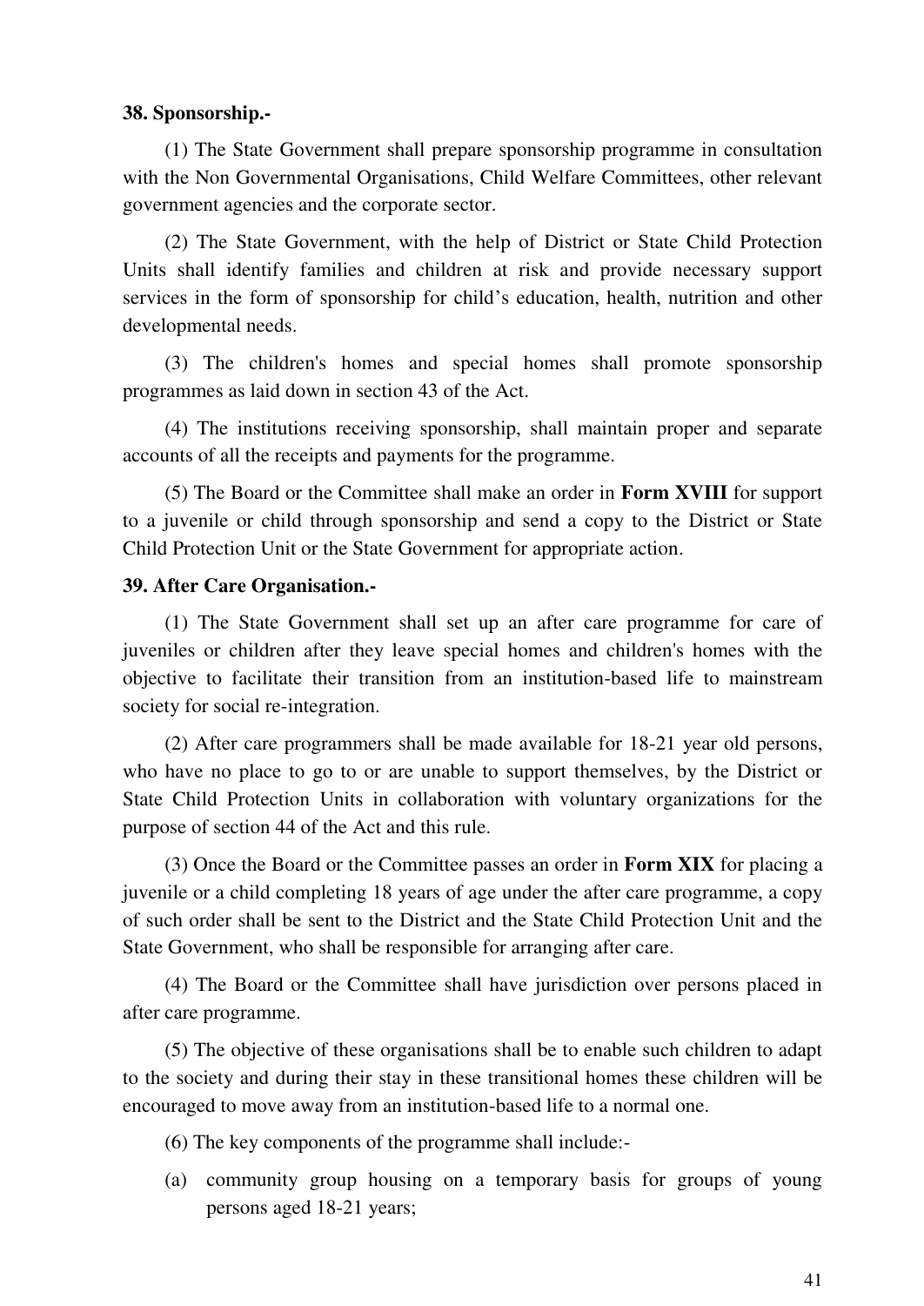**38. Sponsorship.-**

(1) The State Government shall prepare sponsorship programme in consultation with the Non Governmental Organisations, Child Welfare Committees, other relevant government agencies and the corporate sector.

(2) The State Government, with the help of District or State Child Protection Units shall identify families and children at risk and provide necessary support services in the form of sponsorship for child's education, health, nutrition and other developmental needs.

(3) The children's homes and special homes shall promote sponsorship programmes as laid down in section 43 of the Act.

(4) The institutions receiving sponsorship, shall maintain proper and separate accounts of all the receipts and payments for the programme.

(5) The Board or the Committee shall make an order in **Form XVIII** for support to a juvenile or child through sponsorship and send a copy to the District or State Child Protection Unit or the State Government for appropriate action.

**39. After Care Organisation.-**

(1) The State Government shall set up an after care programme for care of juveniles or children after they leave special homes and children's homes with the objective to facilitate their transition from an institution-based life to mainstream society for social re-integration.

(2) After care programmers shall be made available for 18-21 year old persons, who have no place to go to or are unable to support themselves, by the District or State Child Protection Units in collaboration with voluntary organizations for the purpose of section 44 of the Act and this rule.

(3) Once the Board or the Committee passes an order in **Form XIX** for placing a juvenile or a child completing 18 years of age under the after care programme, a copy of such order shall be sent to the District and the State Child Protection Unit and the State Government, who shall be responsible for arranging after care.

(4) The Board or the Committee shall have jurisdiction over persons placed in after care programme.

(5) The objective of these organisations shall be to enable such children to adapt to the society and during their stay in these transitional homes these children will be encouraged to move away from an institution-based life to a normal one.

(6) The key components of the programme shall include:-

(a) community group housing on a temporary basis for groups of young persons aged 18-21 years;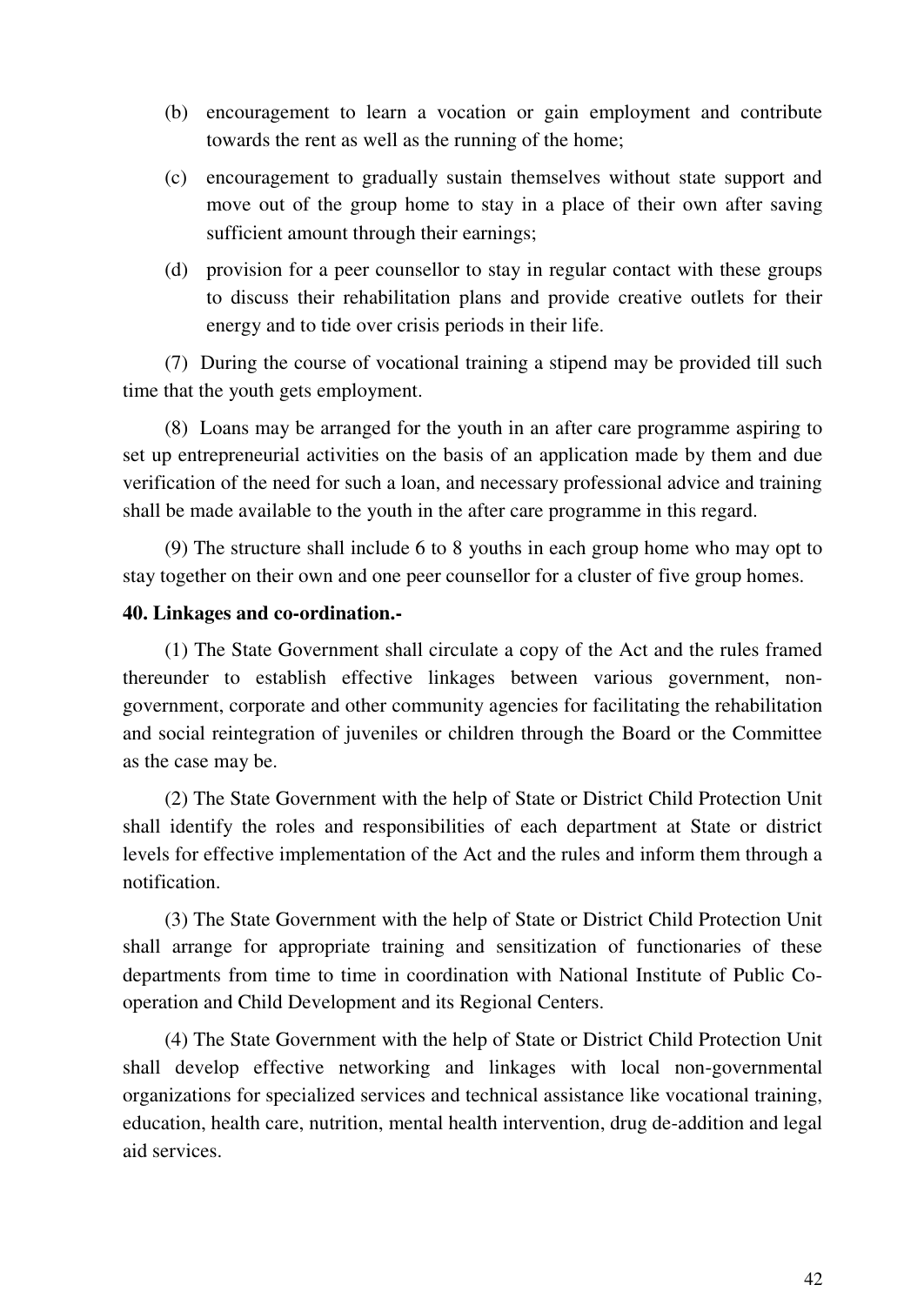(b) encouragement to learn a vocation or gain employment and contribute towards the rent as well as the running of the home;

(c) encouragement to gradually sustain themselves without state support and move out of the group home to stay in a place of their own after saving sufficient amount through their earnings;

(d) provision for a peer counsellor to stay in regular contact with these groups to discuss their rehabilitation plans and provide creative outlets for their energy and to tide over crisis periods in their life.

(7) During the course of vocational training a stipend may be provided till such time that the youth gets employment.

(8) Loans may be arranged for the youth in an after care programme aspiring to set up entrepreneurial activities on the basis of an application made by them and due verification of the need for such a loan, and necessary professional advice and training shall be made available to the youth in the after care programme in this regard.

(9) The structure shall include 6 to 8 youths in each group home who may opt to stay together on their own and one peer counsellor for a cluster of five group homes.

**40. Linkages and co-ordination.-**

(1) The State Government shall circulate a copy of the Act and the rules framed thereunder to establish effective linkages between various government, non-government, corporate and other community agencies for facilitating the rehabilitation and social reintegration of juveniles or children through the Board or the Committee as the case may be.

(2) The State Government with the help of State or District Child Protection Unit shall identify the roles and responsibilities of each department at State or district levels for effective implementation of the Act and the rules and inform them through a notification.

(3) The State Government with the help of State or District Child Protection Unit shall arrange for appropriate training and sensitization of functionaries of these departments from time to time in coordination with National Institute of Public Co-operation and Child Development and its Regional Centers.

(4) The State Government with the help of State or District Child Protection Unit shall develop effective networking and linkages with local non-governmental organizations for specialized services and technical assistance like vocational training, education, health care, nutrition, mental health intervention, drug de-addition and legal aid services.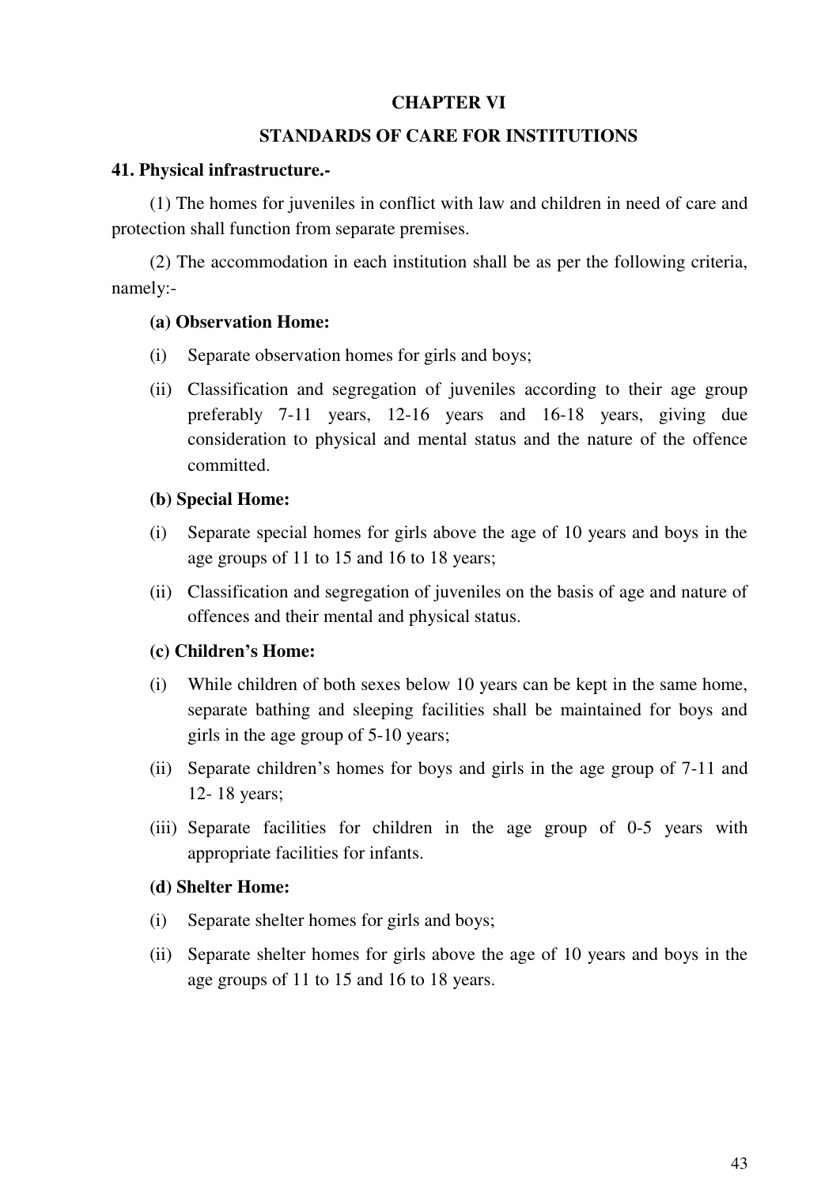# CHAPTER VI

## STANDARDS OF CARE FOR INSTITUTIONS

### 41. Physical infrastructure.-

(1) The homes for juveniles in conflict with law and children in need of care and protection shall function from separate premises.

(2) The accommodation in each institution shall be as per the following criteria, namely:-

**(a) Observation Home:**

(i) Separate observation homes for girls and boys;

(ii) Classification and segregation of juveniles according to their age group preferably 7-11 years, 12-16 years and 16-18 years, giving due consideration to physical and mental status and the nature of the offence committed.

**(b) Special Home:**

(i) Separate special homes for girls above the age of 10 years and boys in the age groups of 11 to 15 and 16 to 18 years;

(ii) Classification and segregation of juveniles on the basis of age and nature of offences and their mental and physical status.

**(c) Children's Home:**

(i) While children of both sexes below 10 years can be kept in the same home, separate bathing and sleeping facilities shall be maintained for boys and girls in the age group of 5-10 years;

(ii) Separate children's homes for boys and girls in the age group of 7-11 and 12- 18 years;

(iii) Separate facilities for children in the age group of 0-5 years with appropriate facilities for infants.

**(d) Shelter Home:**

(i) Separate shelter homes for girls and boys;

(ii) Separate shelter homes for girls above the age of 10 years and boys in the age groups of 11 to 15 and 16 to 18 years.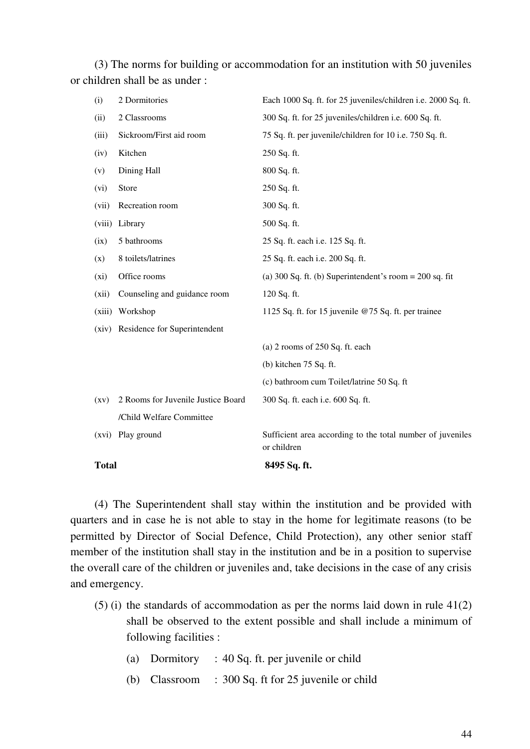(3) The norms for building or accommodation for an institution with 50 juveniles or children shall be as under :

| | | |
|---|---|---|
| (i) | 2 Dormitories | Each 1000 Sq. ft. for 25 juveniles/children i.e. 2000 Sq. ft. |
| (ii) | 2 Classrooms | 300 Sq. ft. for 25 juveniles/children i.e. 600 Sq. ft. |
| (iii) | Sickroom/First aid room | 75 Sq. ft. per juvenile/children for 10 i.e. 750 Sq. ft. |
| (iv) | Kitchen | 250 Sq. ft. |
| (v) | Dining Hall | 800 Sq. ft. |
| (vi) | Store | 250 Sq. ft. |
| (vii) | Recreation room | 300 Sq. ft. |
| (viii) | Library | 500 Sq. ft. |
| (ix) | 5 bathrooms | 25 Sq. ft. each i.e. 125 Sq. ft. |
| (x) | 8 toilets/latrines | 25 Sq. ft. each i.e. 200 Sq. ft. |
| (xi) | Office rooms | (a) 300 Sq. ft. (b) Superintendent's room = 200 sq. fit |
| (xii) | Counseling and guidance room | 120 Sq. ft. |
| (xiii) | Workshop | 1125 Sq. ft. for 15 juvenile @75 Sq. ft. per trainee |
| (xiv) | Residence for Superintendent | |
| | | (a) 2 rooms of 250 Sq. ft. each |
| | | (b) kitchen 75 Sq. ft. |
| | | (c) bathroom cum Toilet/latrine 50 Sq. ft |
| (xv) | 2 Rooms for Juvenile Justice Board /Child Welfare Committee | 300 Sq. ft. each i.e. 600 Sq. ft. |
| (xvi) | Play ground | Sufficient area according to the total number of juveniles or children |
| **Total** | | **8495 Sq. ft.** |

(4) The Superintendent shall stay within the institution and be provided with quarters and in case he is not able to stay in the home for legitimate reasons (to be permitted by Director of Social Defence, Child Protection), any other senior staff member of the institution shall stay in the institution and be in a position to supervise the overall care of the children or juveniles and, take decisions in the case of any crisis and emergency.

(5) (i) the standards of accommodation as per the norms laid down in rule 41(2) shall be observed to the extent possible and shall include a minimum of following facilities :

(a) Dormitory : 40 Sq. ft. per juvenile or child

(b) Classroom : 300 Sq. ft for 25 juvenile or child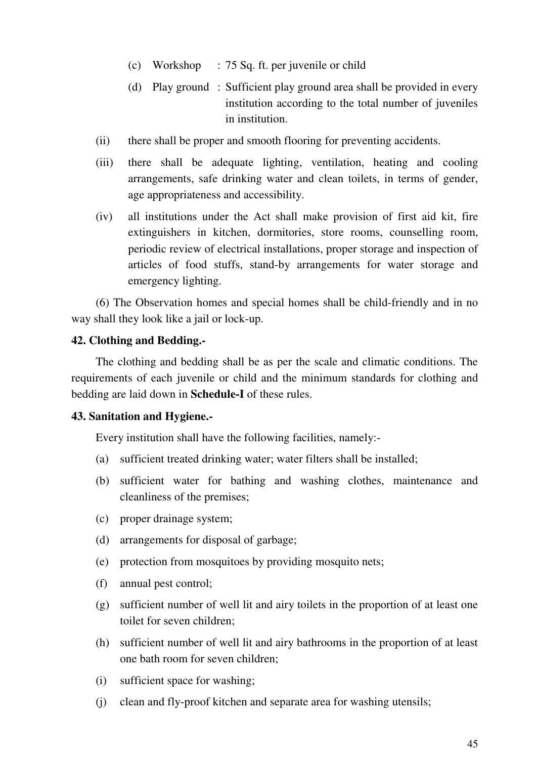(c) Workshop : 75 Sq. ft. per juvenile or child

(d) Play ground : Sufficient play ground area shall be provided in every institution according to the total number of juveniles in institution.

(ii) there shall be proper and smooth flooring for preventing accidents.

(iii) there shall be adequate lighting, ventilation, heating and cooling arrangements, safe drinking water and clean toilets, in terms of gender, age appropriateness and accessibility.

(iv) all institutions under the Act shall make provision of first aid kit, fire extinguishers in kitchen, dormitories, store rooms, counselling room, periodic review of electrical installations, proper storage and inspection of articles of food stuffs, stand-by arrangements for water storage and emergency lighting.

(6) The Observation homes and special homes shall be child-friendly and in no way shall they look like a jail or lock-up.

**42. Clothing and Bedding.-**

The clothing and bedding shall be as per the scale and climatic conditions. The requirements of each juvenile or child and the minimum standards for clothing and bedding are laid down in **Schedule-I** of these rules.

**43. Sanitation and Hygiene.-**

Every institution shall have the following facilities, namely:-

(a) sufficient treated drinking water; water filters shall be installed;

(b) sufficient water for bathing and washing clothes, maintenance and cleanliness of the premises;

(c) proper drainage system;

(d) arrangements for disposal of garbage;

(e) protection from mosquitoes by providing mosquito nets;

(f) annual pest control;

(g) sufficient number of well lit and airy toilets in the proportion of at least one toilet for seven children;

(h) sufficient number of well lit and airy bathrooms in the proportion of at least one bath room for seven children;

(i) sufficient space for washing;

(j) clean and fly-proof kitchen and separate area for washing utensils;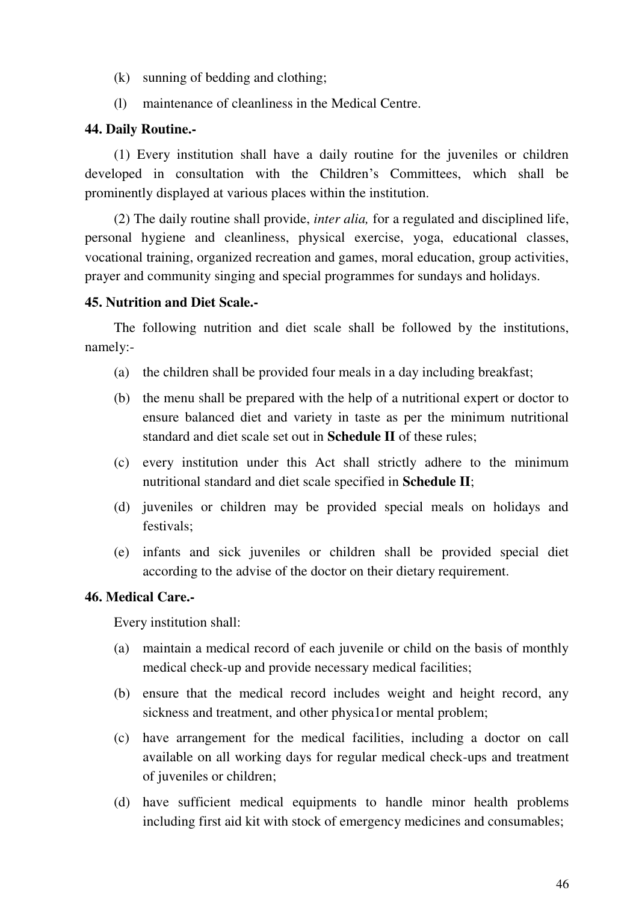(k) sunning of bedding and clothing;

(l) maintenance of cleanliness in the Medical Centre.

**44. Daily Routine.-**

(1) Every institution shall have a daily routine for the juveniles or children developed in consultation with the Children's Committees, which shall be prominently displayed at various places within the institution.

(2) The daily routine shall provide, *inter alia,* for a regulated and disciplined life, personal hygiene and cleanliness, physical exercise, yoga, educational classes, vocational training, organized recreation and games, moral education, group activities, prayer and community singing and special programmes for sundays and holidays.

**45. Nutrition and Diet Scale.-**

The following nutrition and diet scale shall be followed by the institutions, namely:-

(a) the children shall be provided four meals in a day including breakfast;

(b) the menu shall be prepared with the help of a nutritional expert or doctor to ensure balanced diet and variety in taste as per the minimum nutritional standard and diet scale set out in **Schedule II** of these rules;

(c) every institution under this Act shall strictly adhere to the minimum nutritional standard and diet scale specified in **Schedule II**;

(d) juveniles or children may be provided special meals on holidays and festivals;

(e) infants and sick juveniles or children shall be provided special diet according to the advise of the doctor on their dietary requirement.

**46. Medical Care.-**

Every institution shall:

(a) maintain a medical record of each juvenile or child on the basis of monthly medical check-up and provide necessary medical facilities;

(b) ensure that the medical record includes weight and height record, any sickness and treatment, and other physica1or mental problem;

(c) have arrangement for the medical facilities, including a doctor on call available on all working days for regular medical check-ups and treatment of juveniles or children;

(d) have sufficient medical equipments to handle minor health problems including first aid kit with stock of emergency medicines and consumables;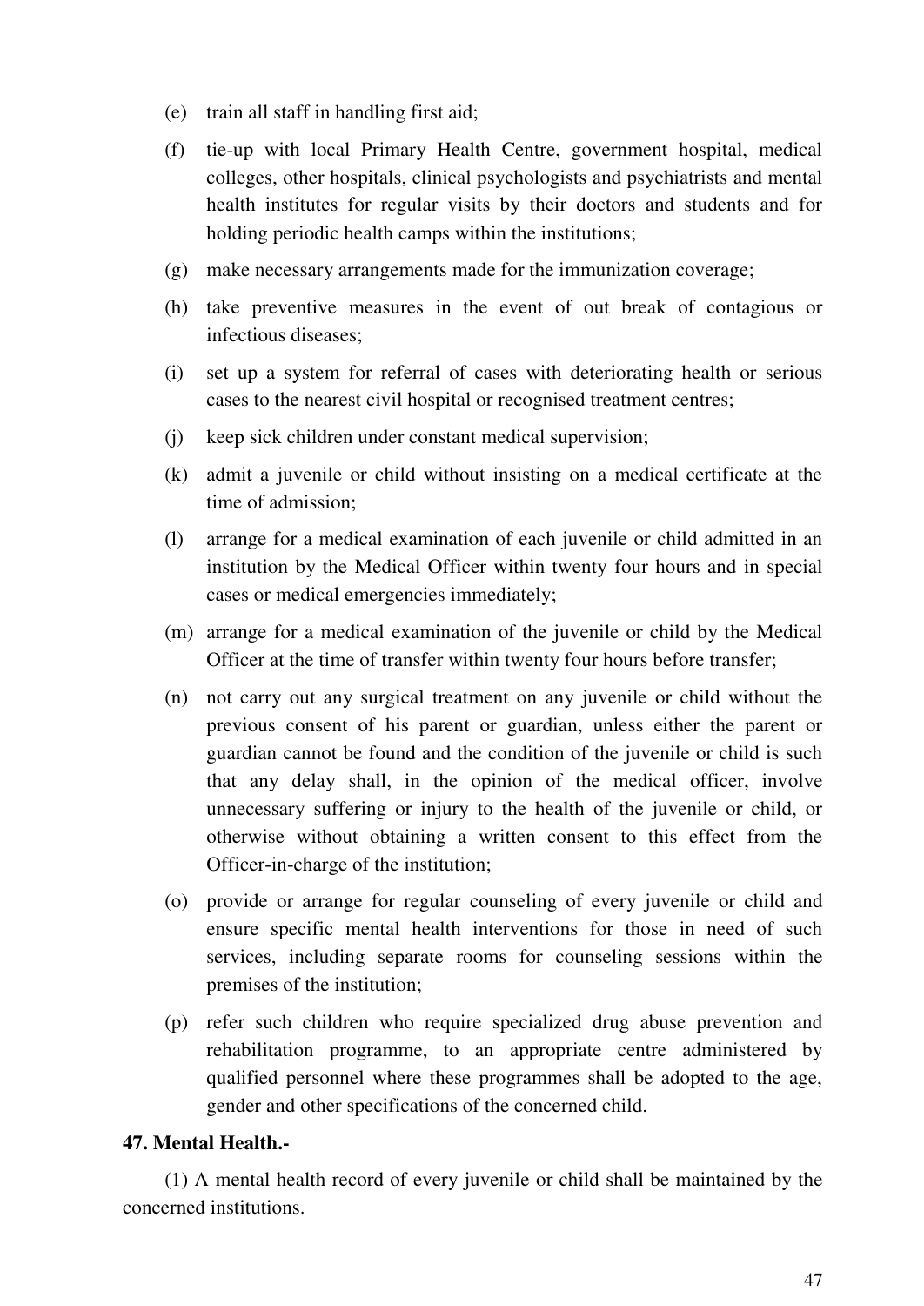(e) train all staff in handling first aid;

(f) tie-up with local Primary Health Centre, government hospital, medical colleges, other hospitals, clinical psychologists and psychiatrists and mental health institutes for regular visits by their doctors and students and for holding periodic health camps within the institutions;

(g) make necessary arrangements made for the immunization coverage;

(h) take preventive measures in the event of out break of contagious or infectious diseases;

(i) set up a system for referral of cases with deteriorating health or serious cases to the nearest civil hospital or recognised treatment centres;

(j) keep sick children under constant medical supervision;

(k) admit a juvenile or child without insisting on a medical certificate at the time of admission;

(l) arrange for a medical examination of each juvenile or child admitted in an institution by the Medical Officer within twenty four hours and in special cases or medical emergencies immediately;

(m) arrange for a medical examination of the juvenile or child by the Medical Officer at the time of transfer within twenty four hours before transfer;

(n) not carry out any surgical treatment on any juvenile or child without the previous consent of his parent or guardian, unless either the parent or guardian cannot be found and the condition of the juvenile or child is such that any delay shall, in the opinion of the medical officer, involve unnecessary suffering or injury to the health of the juvenile or child, or otherwise without obtaining a written consent to this effect from the Officer-in-charge of the institution;

(o) provide or arrange for regular counseling of every juvenile or child and ensure specific mental health interventions for those in need of such services, including separate rooms for counseling sessions within the premises of the institution;

(p) refer such children who require specialized drug abuse prevention and rehabilitation programme, to an appropriate centre administered by qualified personnel where these programmes shall be adopted to the age, gender and other specifications of the concerned child.

**47. Mental Health.-**

(1) A mental health record of every juvenile or child shall be maintained by the concerned institutions.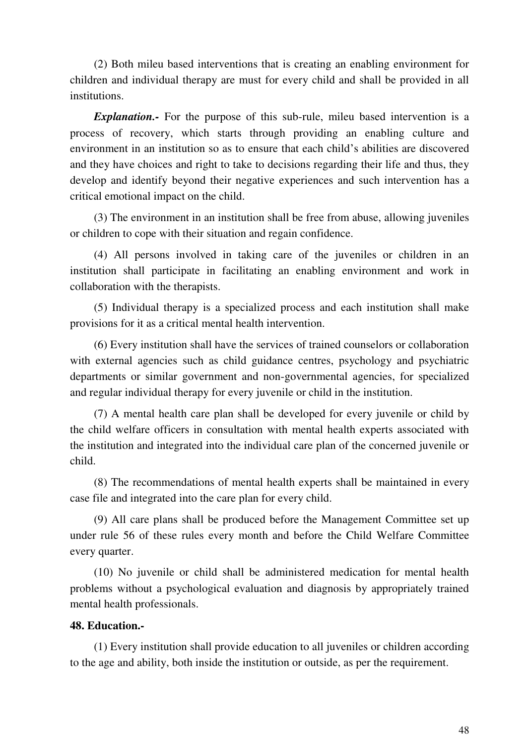(2) Both mileu based interventions that is creating an enabling environment for children and individual therapy are must for every child and shall be provided in all institutions.

***Explanation.-*** For the purpose of this sub-rule, mileu based intervention is a process of recovery, which starts through providing an enabling culture and environment in an institution so as to ensure that each child's abilities are discovered and they have choices and right to take to decisions regarding their life and thus, they develop and identify beyond their negative experiences and such intervention has a critical emotional impact on the child.

(3) The environment in an institution shall be free from abuse, allowing juveniles or children to cope with their situation and regain confidence.

(4) All persons involved in taking care of the juveniles or children in an institution shall participate in facilitating an enabling environment and work in collaboration with the therapists.

(5) Individual therapy is a specialized process and each institution shall make provisions for it as a critical mental health intervention.

(6) Every institution shall have the services of trained counselors or collaboration with external agencies such as child guidance centres, psychology and psychiatric departments or similar government and non-governmental agencies, for specialized and regular individual therapy for every juvenile or child in the institution.

(7) A mental health care plan shall be developed for every juvenile or child by the child welfare officers in consultation with mental health experts associated with the institution and integrated into the individual care plan of the concerned juvenile or child.

(8) The recommendations of mental health experts shall be maintained in every case file and integrated into the care plan for every child.

(9) All care plans shall be produced before the Management Committee set up under rule 56 of these rules every month and before the Child Welfare Committee every quarter.

(10) No juvenile or child shall be administered medication for mental health problems without a psychological evaluation and diagnosis by appropriately trained mental health professionals.

**48. Education.-**

(1) Every institution shall provide education to all juveniles or children according to the age and ability, both inside the institution or outside, as per the requirement.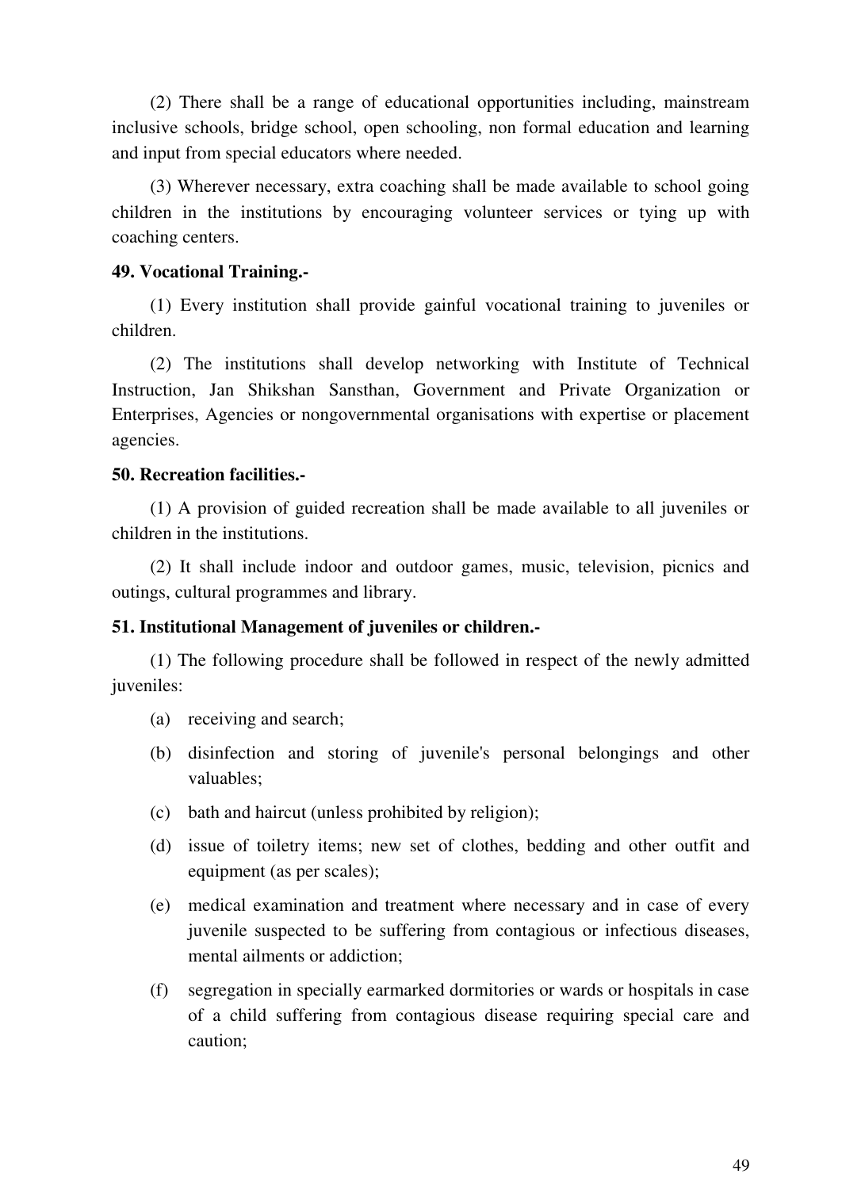(2) There shall be a range of educational opportunities including, mainstream inclusive schools, bridge school, open schooling, non formal education and learning and input from special educators where needed.

(3) Wherever necessary, extra coaching shall be made available to school going children in the institutions by encouraging volunteer services or tying up with coaching centers.

**49. Vocational Training.-**

(1) Every institution shall provide gainful vocational training to juveniles or children.

(2) The institutions shall develop networking with Institute of Technical Instruction, Jan Shikshan Sansthan, Government and Private Organization or Enterprises, Agencies or nongovernmental organisations with expertise or placement agencies.

**50. Recreation facilities.-**

(1) A provision of guided recreation shall be made available to all juveniles or children in the institutions.

(2) It shall include indoor and outdoor games, music, television, picnics and outings, cultural programmes and library.

**51. Institutional Management of juveniles or children.-**

(1) The following procedure shall be followed in respect of the newly admitted juveniles:

(a) receiving and search;

(b) disinfection and storing of juvenile's personal belongings and other valuables;

(c) bath and haircut (unless prohibited by religion);

(d) issue of toiletry items; new set of clothes, bedding and other outfit and equipment (as per scales);

(e) medical examination and treatment where necessary and in case of every juvenile suspected to be suffering from contagious or infectious diseases, mental ailments or addiction;

(f) segregation in specially earmarked dormitories or wards or hospitals in case of a child suffering from contagious disease requiring special care and caution;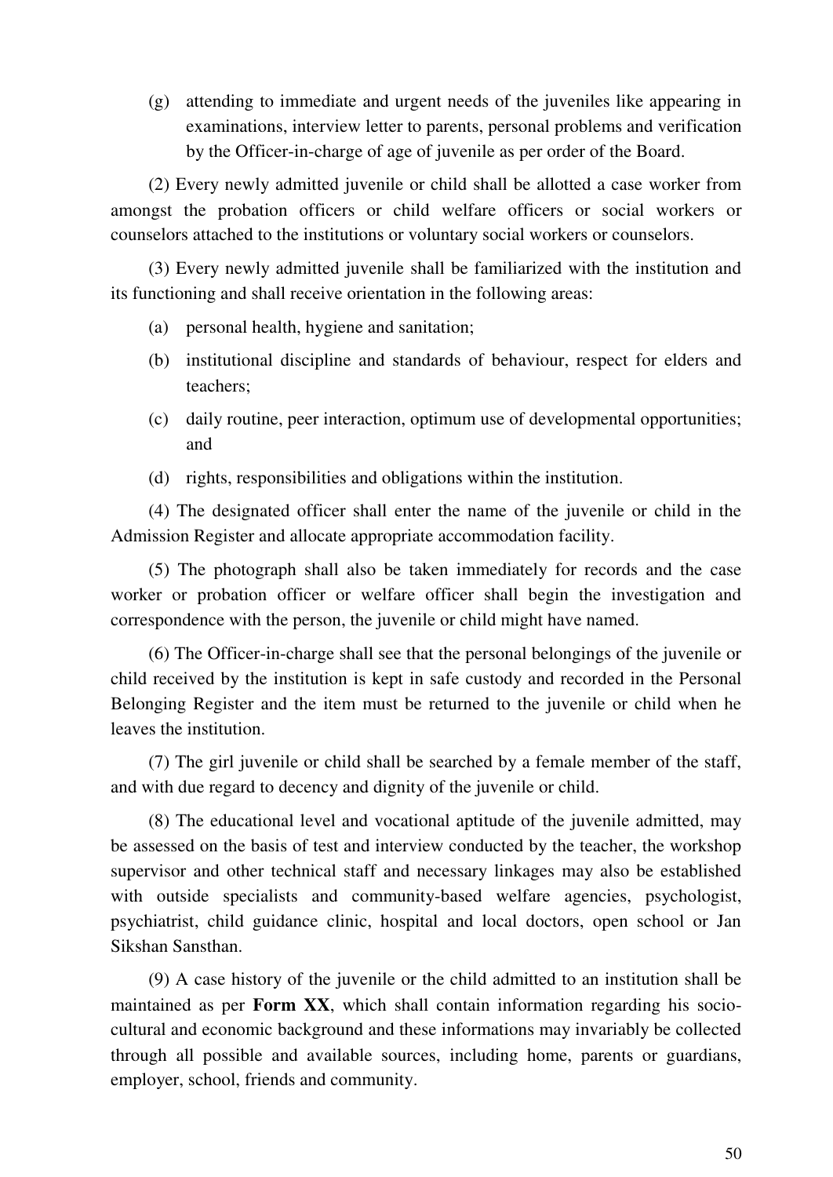(g) attending to immediate and urgent needs of the juveniles like appearing in examinations, interview letter to parents, personal problems and verification by the Officer-in-charge of age of juvenile as per order of the Board.

(2) Every newly admitted juvenile or child shall be allotted a case worker from amongst the probation officers or child welfare officers or social workers or counselors attached to the institutions or voluntary social workers or counselors.

(3) Every newly admitted juvenile shall be familiarized with the institution and its functioning and shall receive orientation in the following areas:

(a) personal health, hygiene and sanitation;

(b) institutional discipline and standards of behaviour, respect for elders and teachers;

(c) daily routine, peer interaction, optimum use of developmental opportunities; and

(d) rights, responsibilities and obligations within the institution.

(4) The designated officer shall enter the name of the juvenile or child in the Admission Register and allocate appropriate accommodation facility.

(5) The photograph shall also be taken immediately for records and the case worker or probation officer or welfare officer shall begin the investigation and correspondence with the person, the juvenile or child might have named.

(6) The Officer-in-charge shall see that the personal belongings of the juvenile or child received by the institution is kept in safe custody and recorded in the Personal Belonging Register and the item must be returned to the juvenile or child when he leaves the institution.

(7) The girl juvenile or child shall be searched by a female member of the staff, and with due regard to decency and dignity of the juvenile or child.

(8) The educational level and vocational aptitude of the juvenile admitted, may be assessed on the basis of test and interview conducted by the teacher, the workshop supervisor and other technical staff and necessary linkages may also be established with outside specialists and community-based welfare agencies, psychologist, psychiatrist, child guidance clinic, hospital and local doctors, open school or Jan Sikshan Sansthan.

(9) A case history of the juvenile or the child admitted to an institution shall be maintained as per **Form XX**, which shall contain information regarding his socio-cultural and economic background and these informations may invariably be collected through all possible and available sources, including home, parents or guardians, employer, school, friends and community.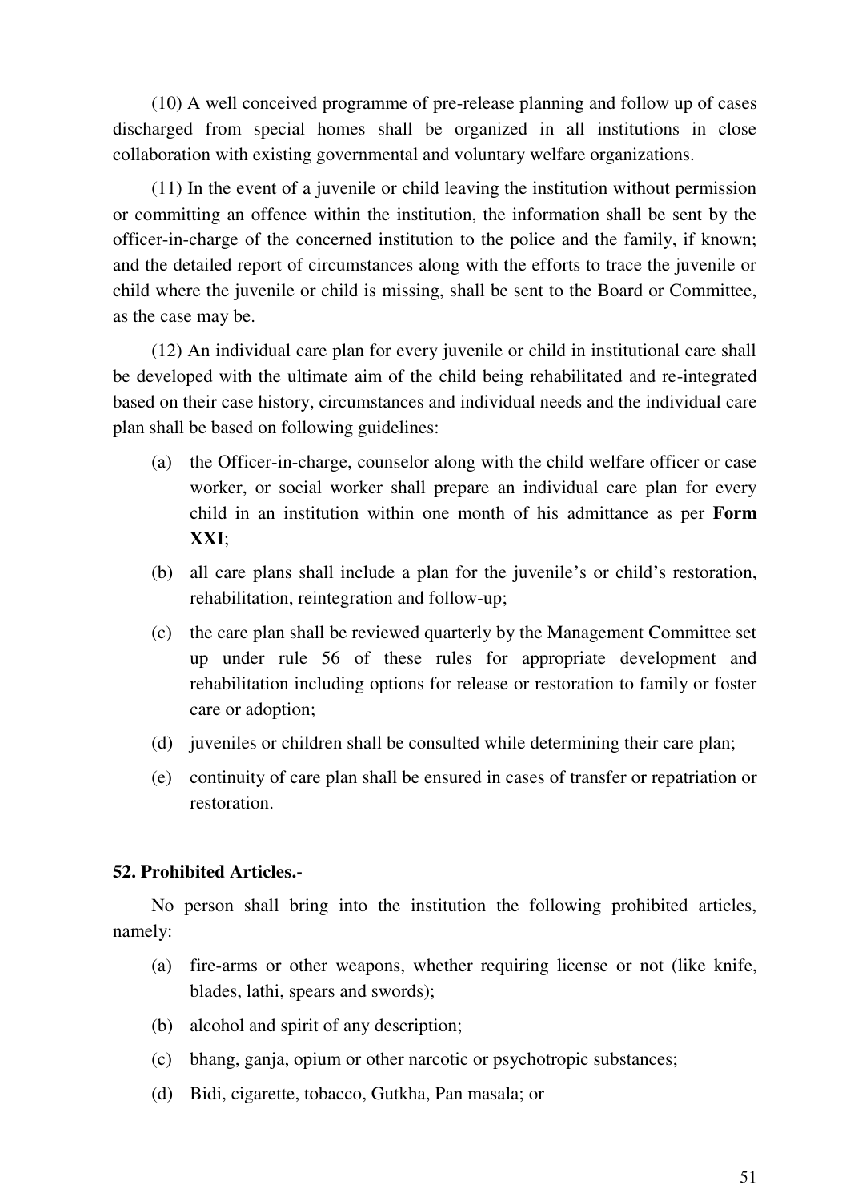(10) A well conceived programme of pre-release planning and follow up of cases discharged from special homes shall be organized in all institutions in close collaboration with existing governmental and voluntary welfare organizations.

(11) In the event of a juvenile or child leaving the institution without permission or committing an offence within the institution, the information shall be sent by the officer-in-charge of the concerned institution to the police and the family, if known; and the detailed report of circumstances along with the efforts to trace the juvenile or child where the juvenile or child is missing, shall be sent to the Board or Committee, as the case may be.

(12) An individual care plan for every juvenile or child in institutional care shall be developed with the ultimate aim of the child being rehabilitated and re-integrated based on their case history, circumstances and individual needs and the individual care plan shall be based on following guidelines:

(a) the Officer-in-charge, counselor along with the child welfare officer or case worker, or social worker shall prepare an individual care plan for every child in an institution within one month of his admittance as per **Form XXI**;

(b) all care plans shall include a plan for the juvenile's or child's restoration, rehabilitation, reintegration and follow-up;

(c) the care plan shall be reviewed quarterly by the Management Committee set up under rule 56 of these rules for appropriate development and rehabilitation including options for release or restoration to family or foster care or adoption;

(d) juveniles or children shall be consulted while determining their care plan;

(e) continuity of care plan shall be ensured in cases of transfer or repatriation or restoration.

**52. Prohibited Articles.-**

No person shall bring into the institution the following prohibited articles, namely:

(a) fire-arms or other weapons, whether requiring license or not (like knife, blades, lathi, spears and swords);

(b) alcohol and spirit of any description;

(c) bhang, ganja, opium or other narcotic or psychotropic substances;

(d) Bidi, cigarette, tobacco, Gutkha, Pan masala; or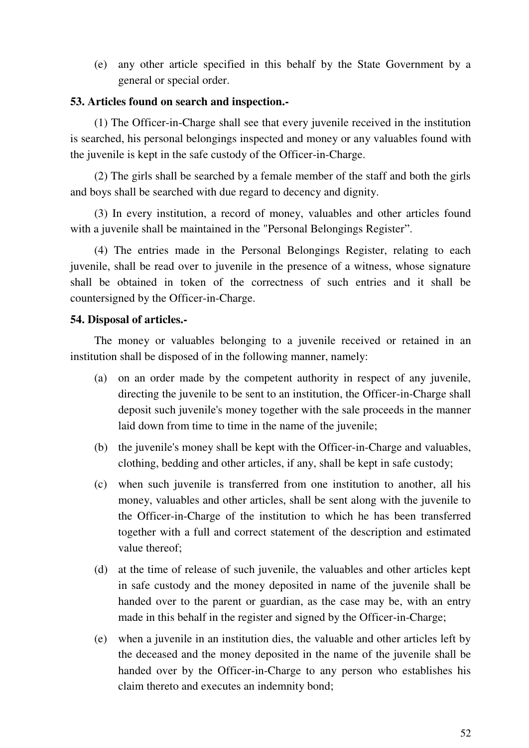(e) any other article specified in this behalf by the State Government by a general or special order.

**53. Articles found on search and inspection.-**

(1) The Officer-in-Charge shall see that every juvenile received in the institution is searched, his personal belongings inspected and money or any valuables found with the juvenile is kept in the safe custody of the Officer-in-Charge.

(2) The girls shall be searched by a female member of the staff and both the girls and boys shall be searched with due regard to decency and dignity.

(3) In every institution, a record of money, valuables and other articles found with a juvenile shall be maintained in the "Personal Belongings Register".

(4) The entries made in the Personal Belongings Register, relating to each juvenile, shall be read over to juvenile in the presence of a witness, whose signature shall be obtained in token of the correctness of such entries and it shall be countersigned by the Officer-in-Charge.

**54. Disposal of articles.-**

The money or valuables belonging to a juvenile received or retained in an institution shall be disposed of in the following manner, namely:

(a) on an order made by the competent authority in respect of any juvenile, directing the juvenile to be sent to an institution, the Officer-in-Charge shall deposit such juvenile's money together with the sale proceeds in the manner laid down from time to time in the name of the juvenile;

(b) the juvenile's money shall be kept with the Officer-in-Charge and valuables, clothing, bedding and other articles, if any, shall be kept in safe custody;

(c) when such juvenile is transferred from one institution to another, all his money, valuables and other articles, shall be sent along with the juvenile to the Officer-in-Charge of the institution to which he has been transferred together with a full and correct statement of the description and estimated value thereof;

(d) at the time of release of such juvenile, the valuables and other articles kept in safe custody and the money deposited in name of the juvenile shall be handed over to the parent or guardian, as the case may be, with an entry made in this behalf in the register and signed by the Officer-in-Charge;

(e) when a juvenile in an institution dies, the valuable and other articles left by the deceased and the money deposited in the name of the juvenile shall be handed over by the Officer-in-Charge to any person who establishes his claim thereto and executes an indemnity bond;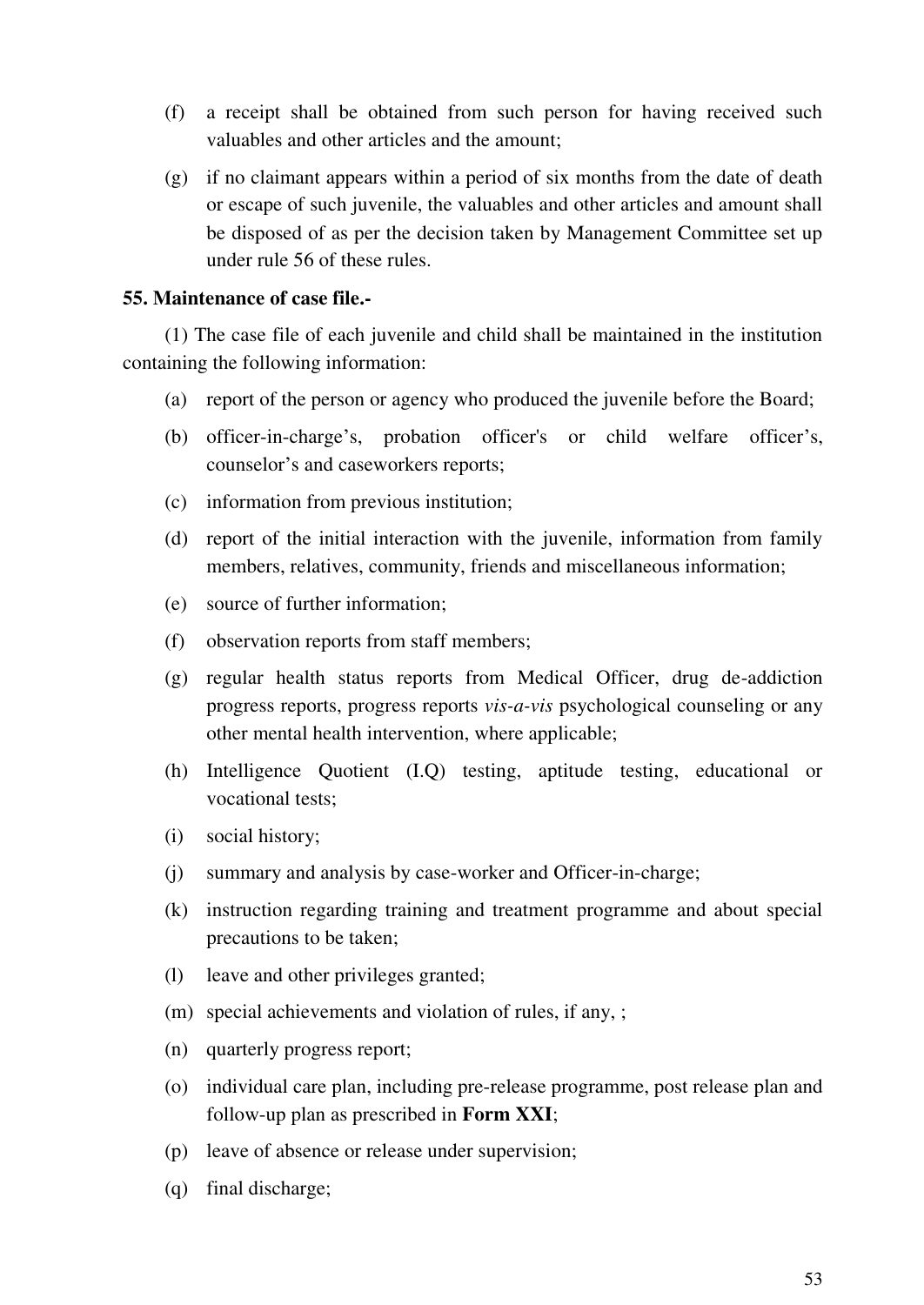(f) a receipt shall be obtained from such person for having received such valuables and other articles and the amount;

(g) if no claimant appears within a period of six months from the date of death or escape of such juvenile, the valuables and other articles and amount shall be disposed of as per the decision taken by Management Committee set up under rule 56 of these rules.

**55. Maintenance of case file.-**

(1) The case file of each juvenile and child shall be maintained in the institution containing the following information:

(a) report of the person or agency who produced the juvenile before the Board;

(b) officer-in-charge's, probation officer's or child welfare officer's, counselor's and caseworkers reports;

(c) information from previous institution;

(d) report of the initial interaction with the juvenile, information from family members, relatives, community, friends and miscellaneous information;

(e) source of further information;

(f) observation reports from staff members;

(g) regular health status reports from Medical Officer, drug de-addiction progress reports, progress reports *vis-a-vis* psychological counseling or any other mental health intervention, where applicable;

(h) Intelligence Quotient (I.Q) testing, aptitude testing, educational or vocational tests;

(i) social history;

(j) summary and analysis by case-worker and Officer-in-charge;

(k) instruction regarding training and treatment programme and about special precautions to be taken;

(l) leave and other privileges granted;

(m) special achievements and violation of rules, if any, ;

(n) quarterly progress report;

(o) individual care plan, including pre-release programme, post release plan and follow-up plan as prescribed in **Form XXI**;

(p) leave of absence or release under supervision;

(q) final discharge;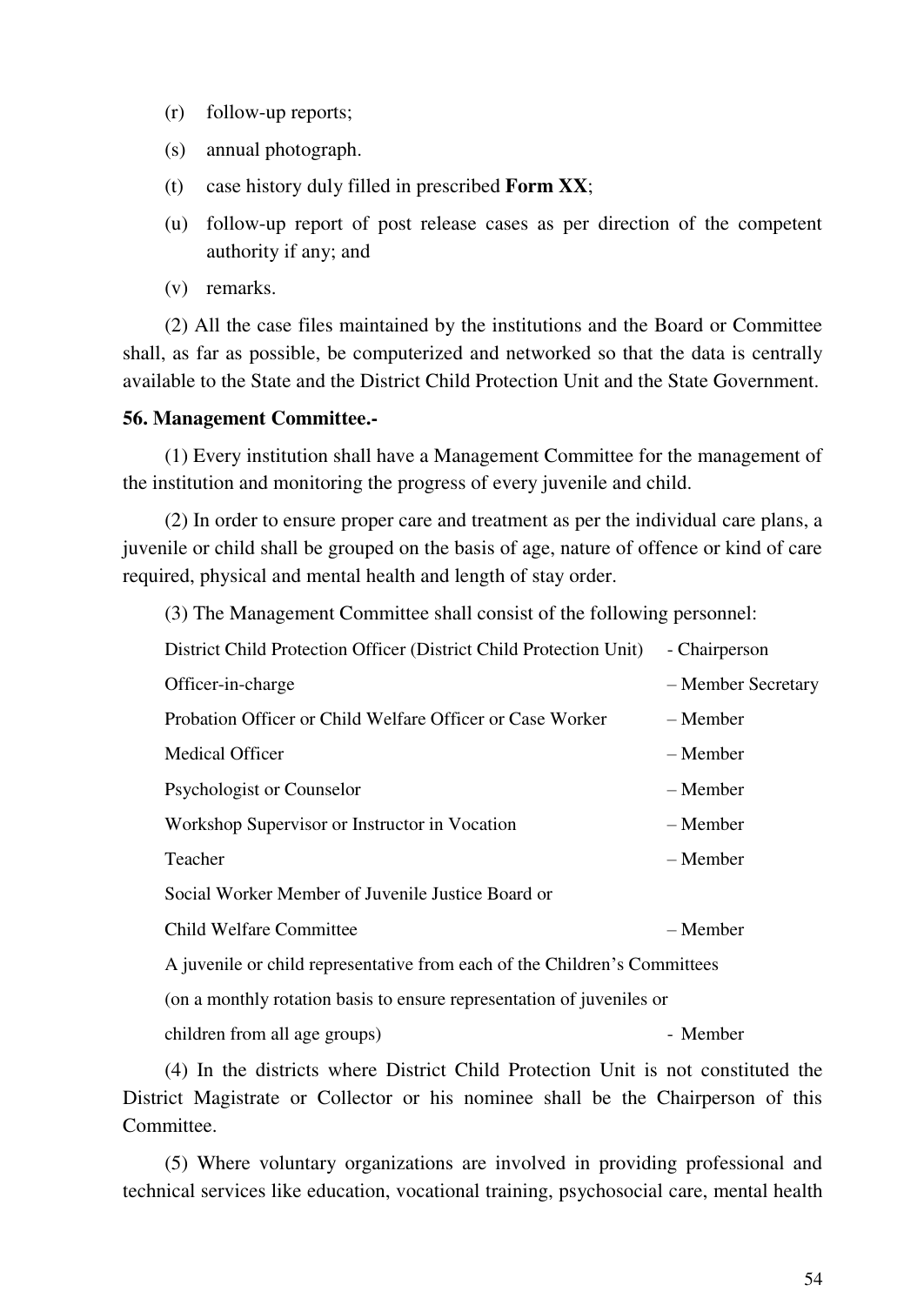(r) follow-up reports;

(s) annual photograph.

(t) case history duly filled in prescribed **Form XX**;

(u) follow-up report of post release cases as per direction of the competent authority if any; and

(v) remarks.

(2) All the case files maintained by the institutions and the Board or Committee shall, as far as possible, be computerized and networked so that the data is centrally available to the State and the District Child Protection Unit and the State Government.

**56. Management Committee.-**

(1) Every institution shall have a Management Committee for the management of the institution and monitoring the progress of every juvenile and child.

(2) In order to ensure proper care and treatment as per the individual care plans, a juvenile or child shall be grouped on the basis of age, nature of offence or kind of care required, physical and mental health and length of stay order.

(3) The Management Committee shall consist of the following personnel:

| | |
|---|---|
| District Child Protection Officer (District Child Protection Unit) | - Chairperson |
| Officer-in-charge | – Member Secretary |
| Probation Officer or Child Welfare Officer or Case Worker | – Member |
| Medical Officer | – Member |
| Psychologist or Counselor | – Member |
| Workshop Supervisor or Instructor in Vocation | – Member |
| Teacher | – Member |
| Social Worker Member of Juvenile Justice Board or Child Welfare Committee | – Member |
| A juvenile or child representative from each of the Children's Committees (on a monthly rotation basis to ensure representation of juveniles or children from all age groups) | - Member |

(4) In the districts where District Child Protection Unit is not constituted the District Magistrate or Collector or his nominee shall be the Chairperson of this Committee.

(5) Where voluntary organizations are involved in providing professional and technical services like education, vocational training, psychosocial care, mental health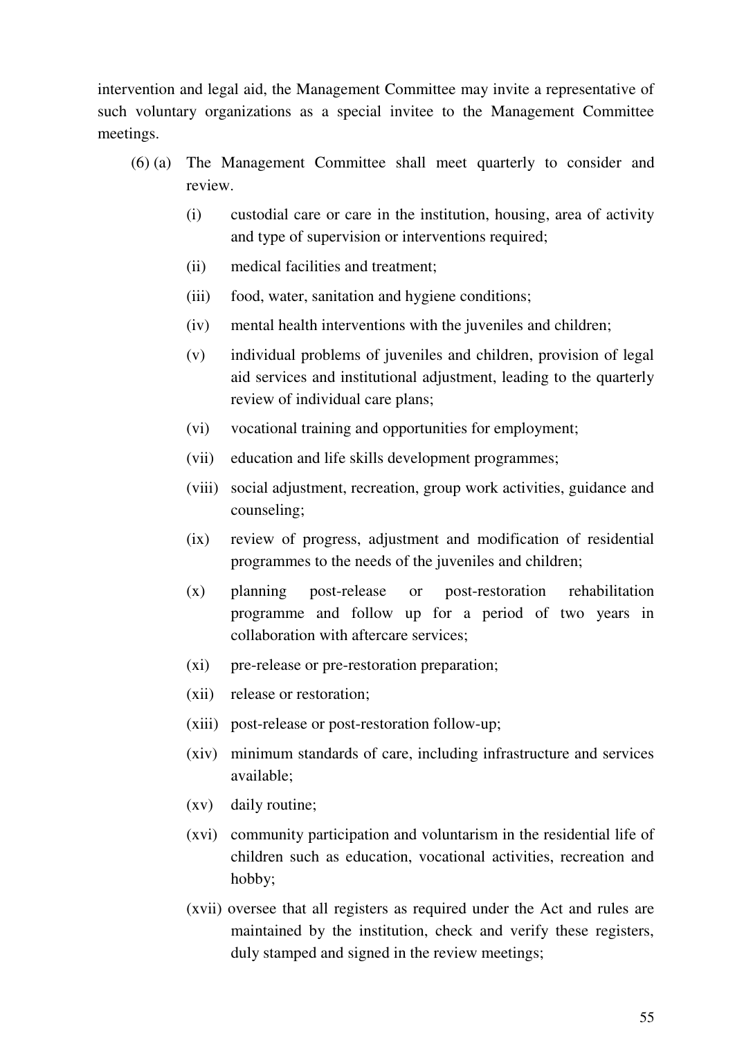intervention and legal aid, the Management Committee may invite a representative of such voluntary organizations as a special invitee to the Management Committee meetings.

(6) (a) The Management Committee shall meet quarterly to consider and review.

- (i) custodial care or care in the institution, housing, area of activity and type of supervision or interventions required;
- (ii) medical facilities and treatment;
- (iii) food, water, sanitation and hygiene conditions;
- (iv) mental health interventions with the juveniles and children;
- (v) individual problems of juveniles and children, provision of legal aid services and institutional adjustment, leading to the quarterly review of individual care plans;
- (vi) vocational training and opportunities for employment;
- (vii) education and life skills development programmes;
- (viii) social adjustment, recreation, group work activities, guidance and counseling;
- (ix) review of progress, adjustment and modification of residential programmes to the needs of the juveniles and children;
- (x) planning post-release or post-restoration rehabilitation programme and follow up for a period of two years in collaboration with aftercare services;
- (xi) pre-release or pre-restoration preparation;
- (xii) release or restoration;
- (xiii) post-release or post-restoration follow-up;
- (xiv) minimum standards of care, including infrastructure and services available;
- (xv) daily routine;
- (xvi) community participation and voluntarism in the residential life of children such as education, vocational activities, recreation and hobby;
- (xvii) oversee that all registers as required under the Act and rules are maintained by the institution, check and verify these registers, duly stamped and signed in the review meetings;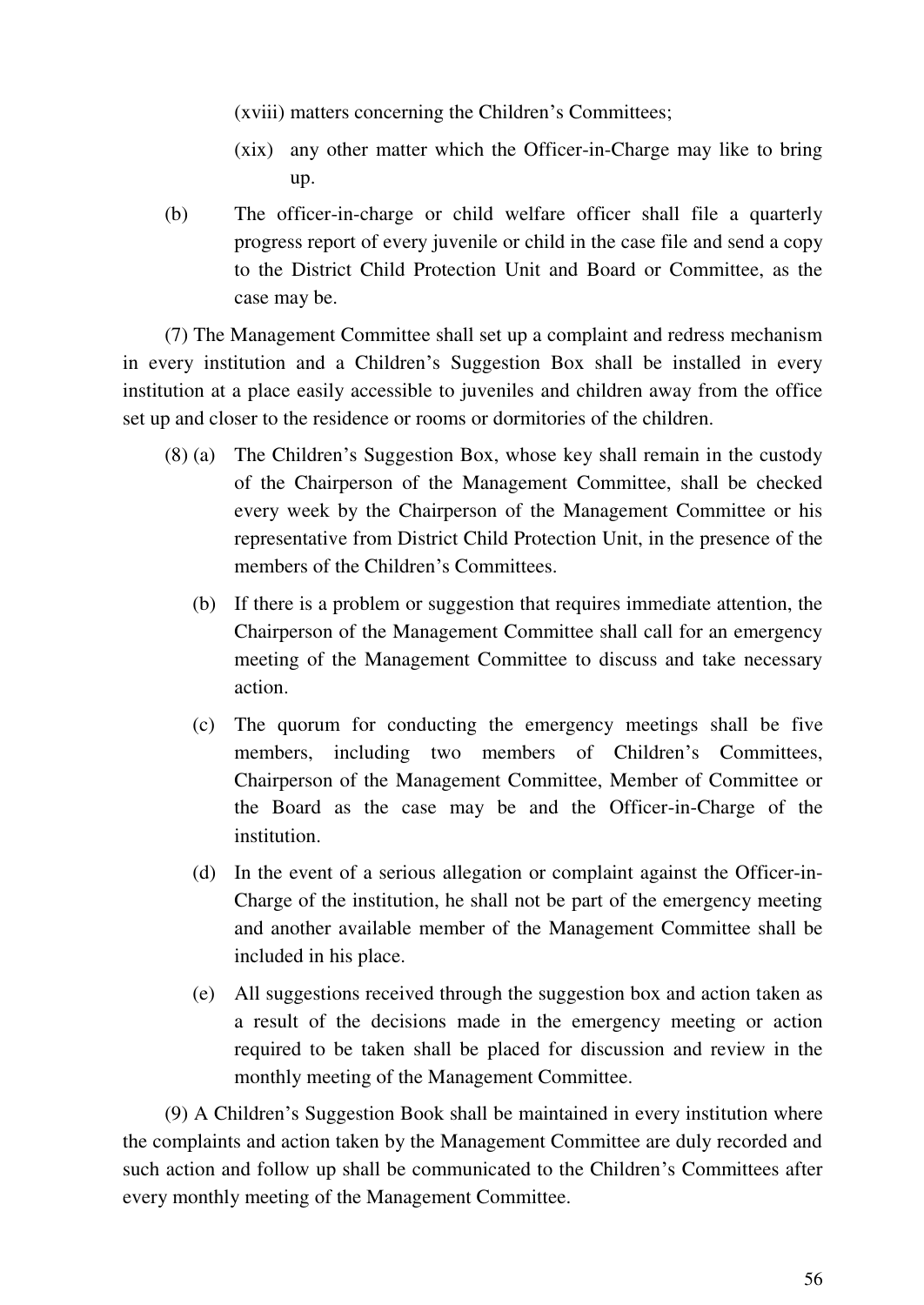(xviii) matters concerning the Children's Committees;

(xix) any other matter which the Officer-in-Charge may like to bring up.

(b) The officer-in-charge or child welfare officer shall file a quarterly progress report of every juvenile or child in the case file and send a copy to the District Child Protection Unit and Board or Committee, as the case may be.

(7) The Management Committee shall set up a complaint and redress mechanism in every institution and a Children's Suggestion Box shall be installed in every institution at a place easily accessible to juveniles and children away from the office set up and closer to the residence or rooms or dormitories of the children.

(8) (a) The Children's Suggestion Box, whose key shall remain in the custody of the Chairperson of the Management Committee, shall be checked every week by the Chairperson of the Management Committee or his representative from District Child Protection Unit, in the presence of the members of the Children's Committees.

(b) If there is a problem or suggestion that requires immediate attention, the Chairperson of the Management Committee shall call for an emergency meeting of the Management Committee to discuss and take necessary action.

(c) The quorum for conducting the emergency meetings shall be five members, including two members of Children's Committees, Chairperson of the Management Committee, Member of Committee or the Board as the case may be and the Officer-in-Charge of the institution.

(d) In the event of a serious allegation or complaint against the Officer-in-Charge of the institution, he shall not be part of the emergency meeting and another available member of the Management Committee shall be included in his place.

(e) All suggestions received through the suggestion box and action taken as a result of the decisions made in the emergency meeting or action required to be taken shall be placed for discussion and review in the monthly meeting of the Management Committee.

(9) A Children's Suggestion Book shall be maintained in every institution where the complaints and action taken by the Management Committee are duly recorded and such action and follow up shall be communicated to the Children's Committees after every monthly meeting of the Management Committee.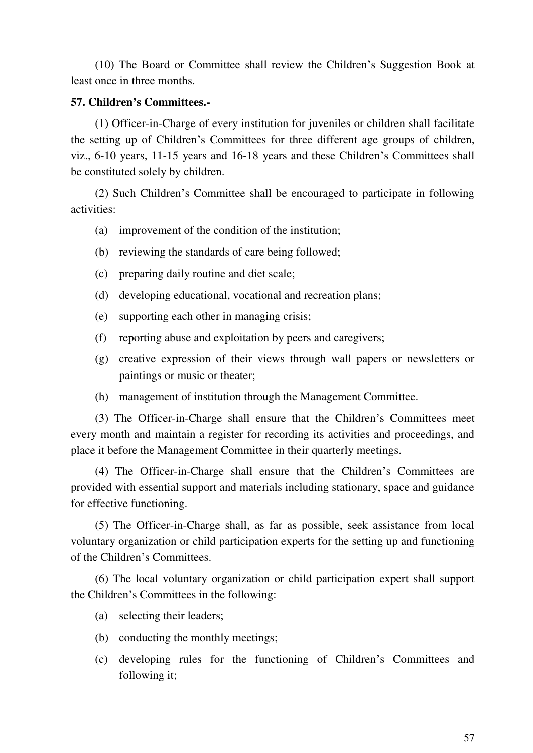(10) The Board or Committee shall review the Children's Suggestion Book at least once in three months.

**57. Children's Committees.-**

(1) Officer-in-Charge of every institution for juveniles or children shall facilitate the setting up of Children's Committees for three different age groups of children, viz., 6-10 years, 11-15 years and 16-18 years and these Children's Committees shall be constituted solely by children.

(2) Such Children's Committee shall be encouraged to participate in following activities:

(a) improvement of the condition of the institution;

(b) reviewing the standards of care being followed;

(c) preparing daily routine and diet scale;

(d) developing educational, vocational and recreation plans;

(e) supporting each other in managing crisis;

(f) reporting abuse and exploitation by peers and caregivers;

(g) creative expression of their views through wall papers or newsletters or paintings or music or theater;

(h) management of institution through the Management Committee.

(3) The Officer-in-Charge shall ensure that the Children's Committees meet every month and maintain a register for recording its activities and proceedings, and place it before the Management Committee in their quarterly meetings.

(4) The Officer-in-Charge shall ensure that the Children's Committees are provided with essential support and materials including stationary, space and guidance for effective functioning.

(5) The Officer-in-Charge shall, as far as possible, seek assistance from local voluntary organization or child participation experts for the setting up and functioning of the Children's Committees.

(6) The local voluntary organization or child participation expert shall support the Children's Committees in the following:

(a) selecting their leaders;

(b) conducting the monthly meetings;

(c) developing rules for the functioning of Children's Committees and following it;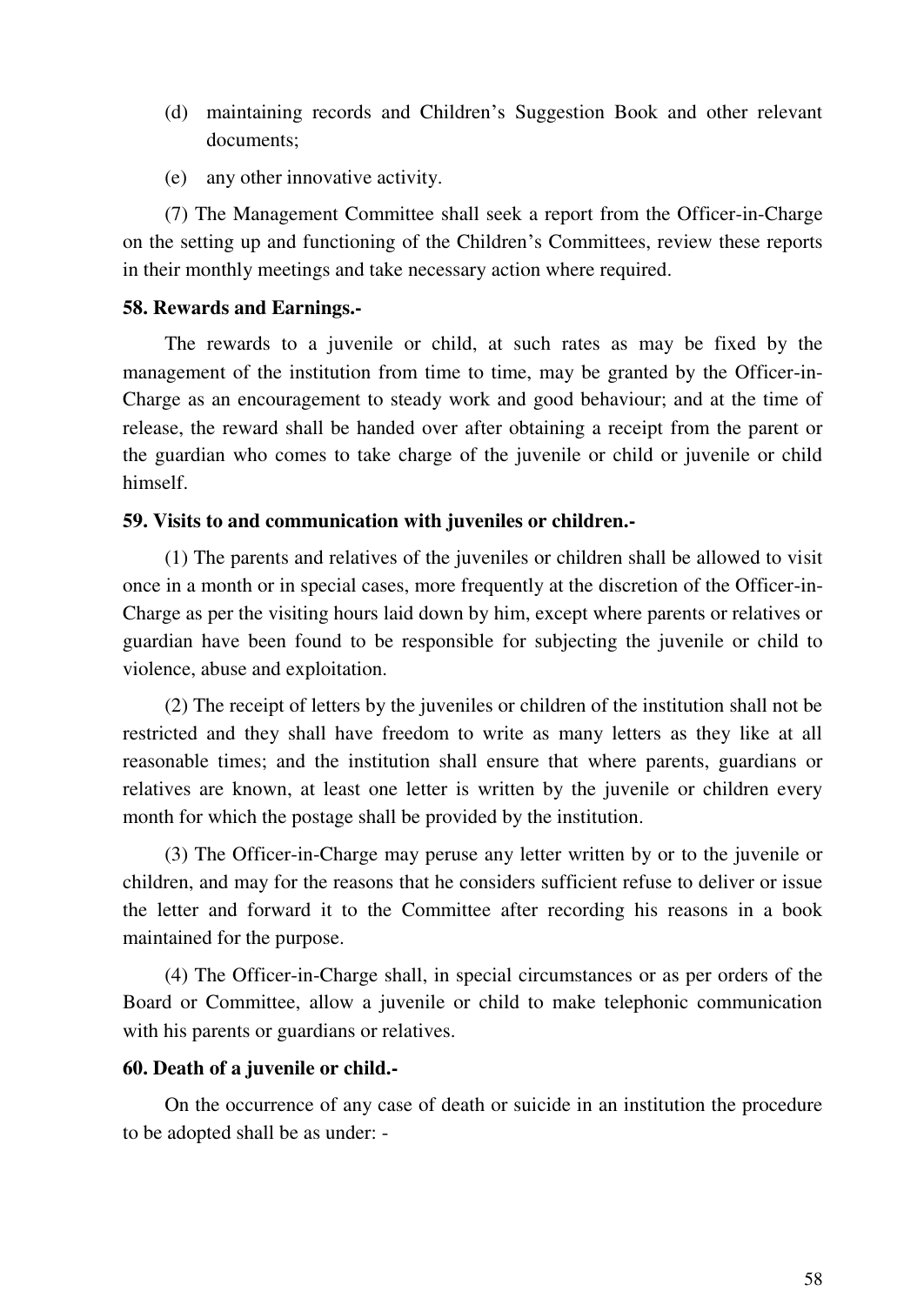(d) maintaining records and Children's Suggestion Book and other relevant documents;

(e) any other innovative activity.

(7) The Management Committee shall seek a report from the Officer-in-Charge on the setting up and functioning of the Children's Committees, review these reports in their monthly meetings and take necessary action where required.

**58. Rewards and Earnings.-**

The rewards to a juvenile or child, at such rates as may be fixed by the management of the institution from time to time, may be granted by the Officer-in-Charge as an encouragement to steady work and good behaviour; and at the time of release, the reward shall be handed over after obtaining a receipt from the parent or the guardian who comes to take charge of the juvenile or child or juvenile or child himself.

**59. Visits to and communication with juveniles or children.-**

(1) The parents and relatives of the juveniles or children shall be allowed to visit once in a month or in special cases, more frequently at the discretion of the Officer-in-Charge as per the visiting hours laid down by him, except where parents or relatives or guardian have been found to be responsible for subjecting the juvenile or child to violence, abuse and exploitation.

(2) The receipt of letters by the juveniles or children of the institution shall not be restricted and they shall have freedom to write as many letters as they like at all reasonable times; and the institution shall ensure that where parents, guardians or relatives are known, at least one letter is written by the juvenile or children every month for which the postage shall be provided by the institution.

(3) The Officer-in-Charge may peruse any letter written by or to the juvenile or children, and may for the reasons that he considers sufficient refuse to deliver or issue the letter and forward it to the Committee after recording his reasons in a book maintained for the purpose.

(4) The Officer-in-Charge shall, in special circumstances or as per orders of the Board or Committee, allow a juvenile or child to make telephonic communication with his parents or guardians or relatives.

**60. Death of a juvenile or child.-**

On the occurrence of any case of death or suicide in an institution the procedure to be adopted shall be as under: -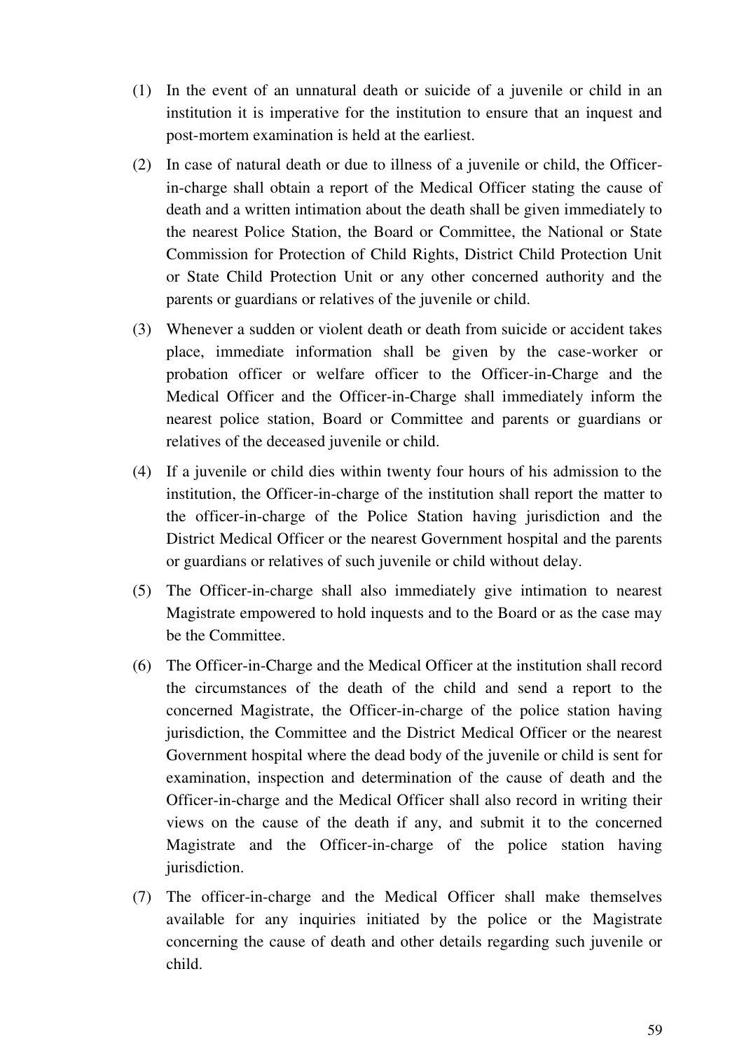(1) In the event of an unnatural death or suicide of a juvenile or child in an institution it is imperative for the institution to ensure that an inquest and post-mortem examination is held at the earliest.

(2) In case of natural death or due to illness of a juvenile or child, the Officer-in-charge shall obtain a report of the Medical Officer stating the cause of death and a written intimation about the death shall be given immediately to the nearest Police Station, the Board or Committee, the National or State Commission for Protection of Child Rights, District Child Protection Unit or State Child Protection Unit or any other concerned authority and the parents or guardians or relatives of the juvenile or child.

(3) Whenever a sudden or violent death or death from suicide or accident takes place, immediate information shall be given by the case-worker or probation officer or welfare officer to the Officer-in-Charge and the Medical Officer and the Officer-in-Charge shall immediately inform the nearest police station, Board or Committee and parents or guardians or relatives of the deceased juvenile or child.

(4) If a juvenile or child dies within twenty four hours of his admission to the institution, the Officer-in-charge of the institution shall report the matter to the officer-in-charge of the Police Station having jurisdiction and the District Medical Officer or the nearest Government hospital and the parents or guardians or relatives of such juvenile or child without delay.

(5) The Officer-in-charge shall also immediately give intimation to nearest Magistrate empowered to hold inquests and to the Board or as the case may be the Committee.

(6) The Officer-in-Charge and the Medical Officer at the institution shall record the circumstances of the death of the child and send a report to the concerned Magistrate, the Officer-in-charge of the police station having jurisdiction, the Committee and the District Medical Officer or the nearest Government hospital where the dead body of the juvenile or child is sent for examination, inspection and determination of the cause of death and the Officer-in-charge and the Medical Officer shall also record in writing their views on the cause of the death if any, and submit it to the concerned Magistrate and the Officer-in-charge of the police station having jurisdiction.

(7) The officer-in-charge and the Medical Officer shall make themselves available for any inquiries initiated by the police or the Magistrate concerning the cause of death and other details regarding such juvenile or child.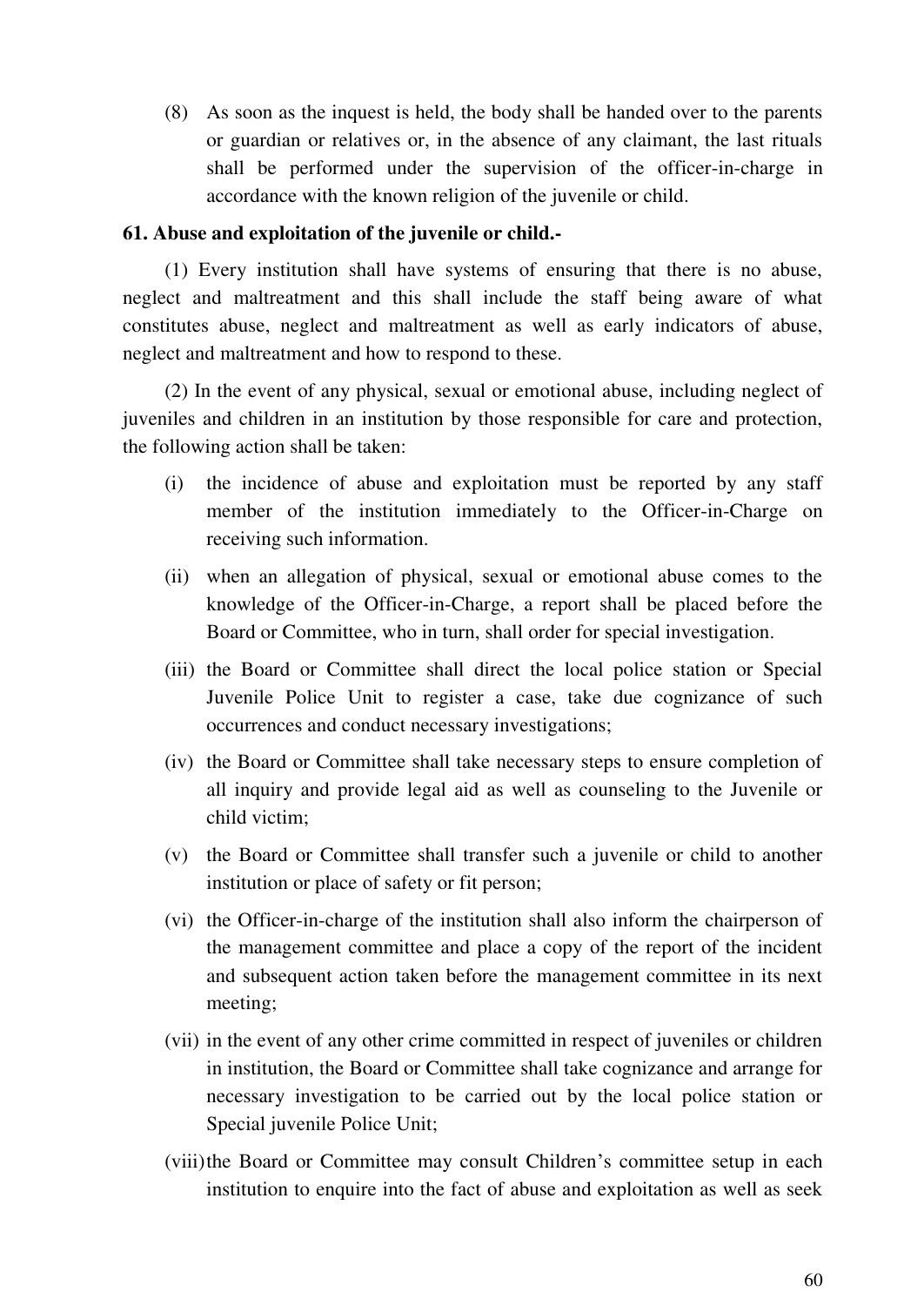(8) As soon as the inquest is held, the body shall be handed over to the parents or guardian or relatives or, in the absence of any claimant, the last rituals shall be performed under the supervision of the officer-in-charge in accordance with the known religion of the juvenile or child.

**61. Abuse and exploitation of the juvenile or child.-**

(1) Every institution shall have systems of ensuring that there is no abuse, neglect and maltreatment and this shall include the staff being aware of what constitutes abuse, neglect and maltreatment as well as early indicators of abuse, neglect and maltreatment and how to respond to these.

(2) In the event of any physical, sexual or emotional abuse, including neglect of juveniles and children in an institution by those responsible for care and protection, the following action shall be taken:

(i) the incidence of abuse and exploitation must be reported by any staff member of the institution immediately to the Officer-in-Charge on receiving such information.

(ii) when an allegation of physical, sexual or emotional abuse comes to the knowledge of the Officer-in-Charge, a report shall be placed before the Board or Committee, who in turn, shall order for special investigation.

(iii) the Board or Committee shall direct the local police station or Special Juvenile Police Unit to register a case, take due cognizance of such occurrences and conduct necessary investigations;

(iv) the Board or Committee shall take necessary steps to ensure completion of all inquiry and provide legal aid as well as counseling to the Juvenile or child victim;

(v) the Board or Committee shall transfer such a juvenile or child to another institution or place of safety or fit person;

(vi) the Officer-in-charge of the institution shall also inform the chairperson of the management committee and place a copy of the report of the incident and subsequent action taken before the management committee in its next meeting;

(vii) in the event of any other crime committed in respect of juveniles or children in institution, the Board or Committee shall take cognizance and arrange for necessary investigation to be carried out by the local police station or Special juvenile Police Unit;

(viii) the Board or Committee may consult Children's committee setup in each institution to enquire into the fact of abuse and exploitation as well as seek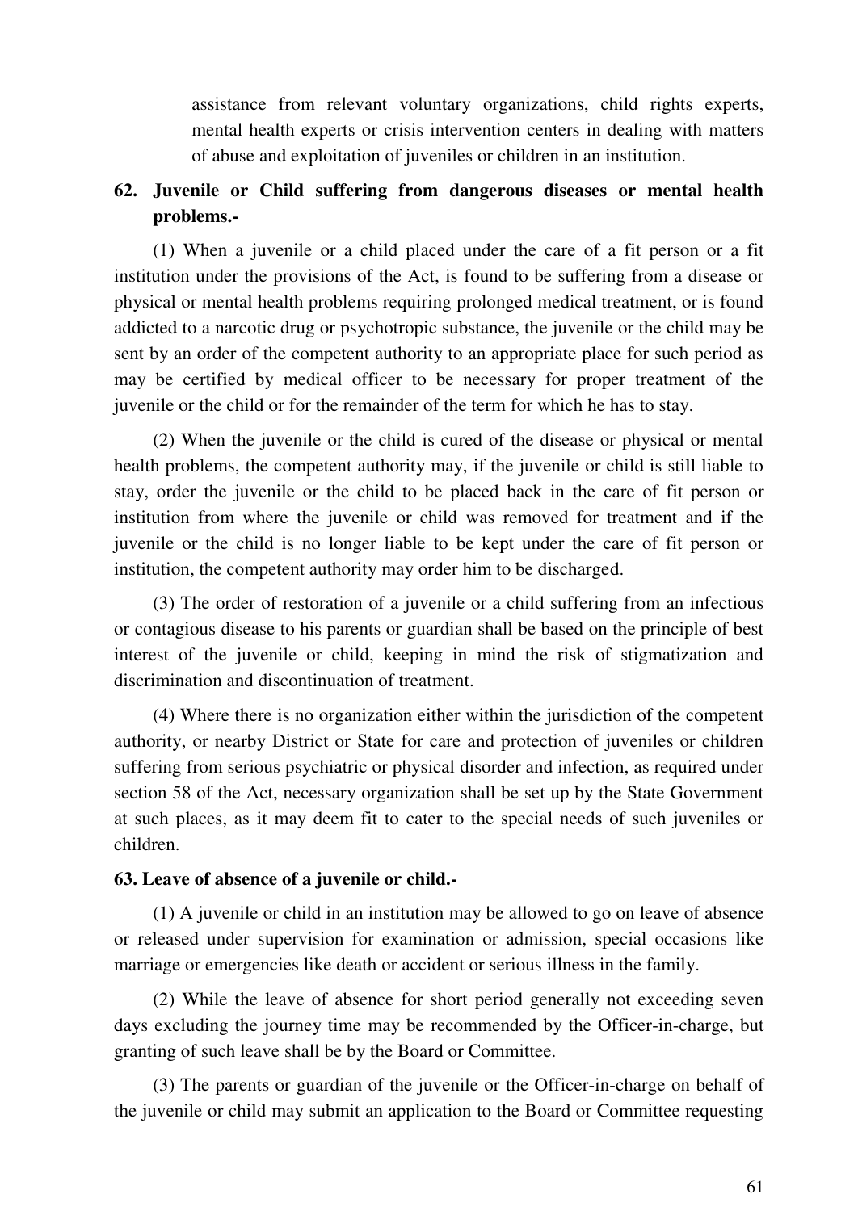assistance from relevant voluntary organizations, child rights experts, mental health experts or crisis intervention centers in dealing with matters of abuse and exploitation of juveniles or children in an institution.

## 62. Juvenile or Child suffering from dangerous diseases or mental health problems.-

(1) When a juvenile or a child placed under the care of a fit person or a fit institution under the provisions of the Act, is found to be suffering from a disease or physical or mental health problems requiring prolonged medical treatment, or is found addicted to a narcotic drug or psychotropic substance, the juvenile or the child may be sent by an order of the competent authority to an appropriate place for such period as may be certified by medical officer to be necessary for proper treatment of the juvenile or the child or for the remainder of the term for which he has to stay.

(2) When the juvenile or the child is cured of the disease or physical or mental health problems, the competent authority may, if the juvenile or child is still liable to stay, order the juvenile or the child to be placed back in the care of fit person or institution from where the juvenile or child was removed for treatment and if the juvenile or the child is no longer liable to be kept under the care of fit person or institution, the competent authority may order him to be discharged.

(3) The order of restoration of a juvenile or a child suffering from an infectious or contagious disease to his parents or guardian shall be based on the principle of best interest of the juvenile or child, keeping in mind the risk of stigmatization and discrimination and discontinuation of treatment.

(4) Where there is no organization either within the jurisdiction of the competent authority, or nearby District or State for care and protection of juveniles or children suffering from serious psychiatric or physical disorder and infection, as required under section 58 of the Act, necessary organization shall be set up by the State Government at such places, as it may deem fit to cater to the special needs of such juveniles or children.

## 63. Leave of absence of a juvenile or child.-

(1) A juvenile or child in an institution may be allowed to go on leave of absence or released under supervision for examination or admission, special occasions like marriage or emergencies like death or accident or serious illness in the family.

(2) While the leave of absence for short period generally not exceeding seven days excluding the journey time may be recommended by the Officer-in-charge, but granting of such leave shall be by the Board or Committee.

(3) The parents or guardian of the juvenile or the Officer-in-charge on behalf of the juvenile or child may submit an application to the Board or Committee requesting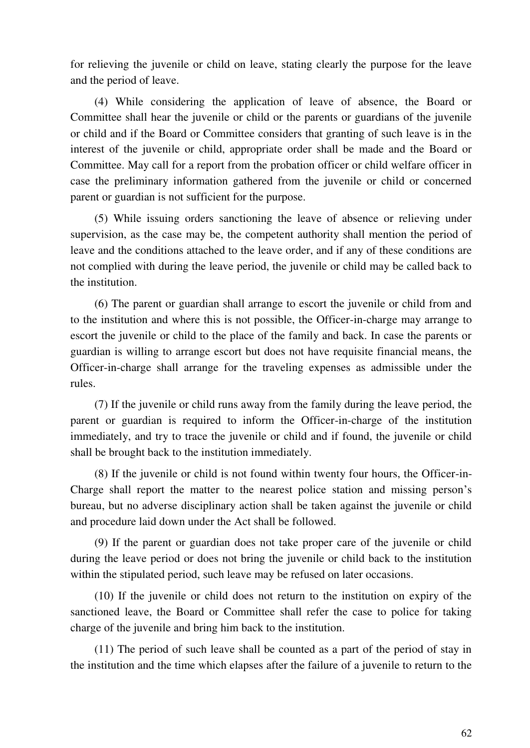for relieving the juvenile or child on leave, stating clearly the purpose for the leave and the period of leave.

(4) While considering the application of leave of absence, the Board or Committee shall hear the juvenile or child or the parents or guardians of the juvenile or child and if the Board or Committee considers that granting of such leave is in the interest of the juvenile or child, appropriate order shall be made and the Board or Committee. May call for a report from the probation officer or child welfare officer in case the preliminary information gathered from the juvenile or child or concerned parent or guardian is not sufficient for the purpose.

(5) While issuing orders sanctioning the leave of absence or relieving under supervision, as the case may be, the competent authority shall mention the period of leave and the conditions attached to the leave order, and if any of these conditions are not complied with during the leave period, the juvenile or child may be called back to the institution.

(6) The parent or guardian shall arrange to escort the juvenile or child from and to the institution and where this is not possible, the Officer-in-charge may arrange to escort the juvenile or child to the place of the family and back. In case the parents or guardian is willing to arrange escort but does not have requisite financial means, the Officer-in-charge shall arrange for the traveling expenses as admissible under the rules.

(7) If the juvenile or child runs away from the family during the leave period, the parent or guardian is required to inform the Officer-in-charge of the institution immediately, and try to trace the juvenile or child and if found, the juvenile or child shall be brought back to the institution immediately.

(8) If the juvenile or child is not found within twenty four hours, the Officer-in-Charge shall report the matter to the nearest police station and missing person's bureau, but no adverse disciplinary action shall be taken against the juvenile or child and procedure laid down under the Act shall be followed.

(9) If the parent or guardian does not take proper care of the juvenile or child during the leave period or does not bring the juvenile or child back to the institution within the stipulated period, such leave may be refused on later occasions.

(10) If the juvenile or child does not return to the institution on expiry of the sanctioned leave, the Board or Committee shall refer the case to police for taking charge of the juvenile and bring him back to the institution.

(11) The period of such leave shall be counted as a part of the period of stay in the institution and the time which elapses after the failure of a juvenile to return to the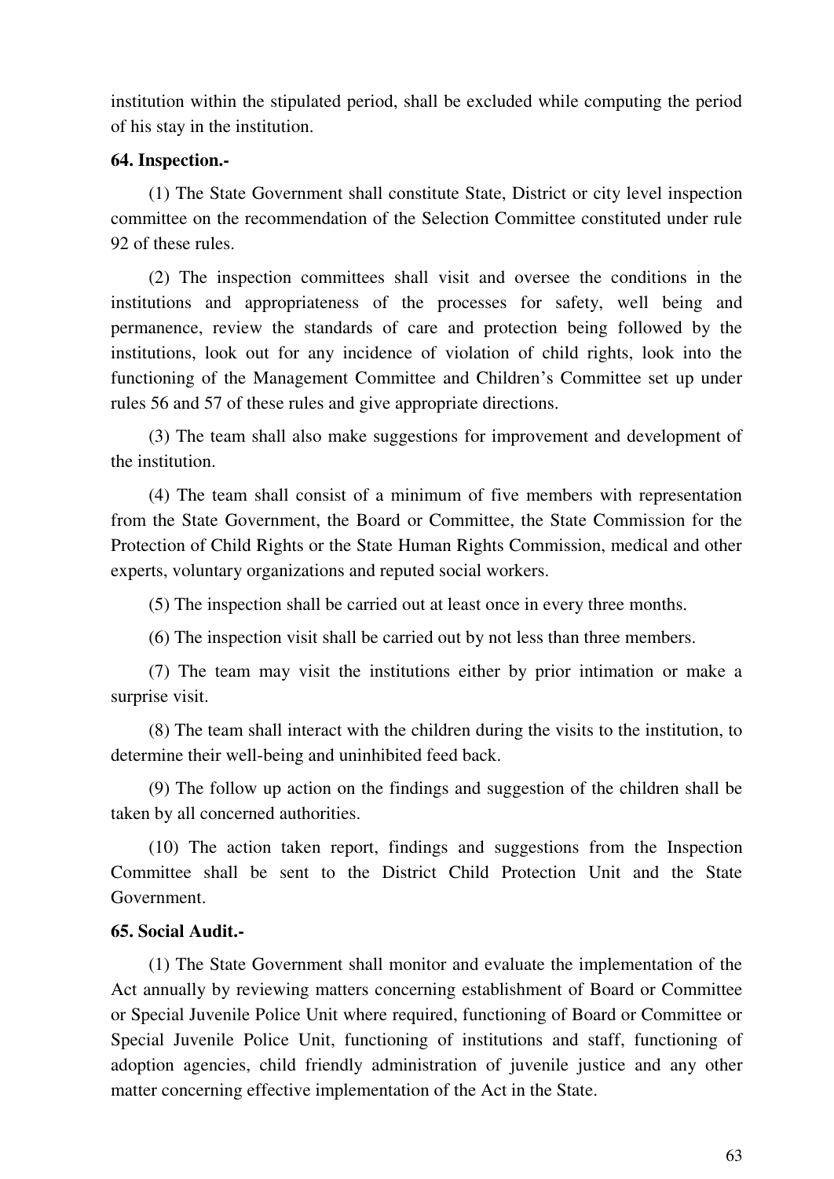institution within the stipulated period, shall be excluded while computing the period of his stay in the institution.

**64. Inspection.-**

(1) The State Government shall constitute State, District or city level inspection committee on the recommendation of the Selection Committee constituted under rule 92 of these rules.

(2) The inspection committees shall visit and oversee the conditions in the institutions and appropriateness of the processes for safety, well being and permanence, review the standards of care and protection being followed by the institutions, look out for any incidence of violation of child rights, look into the functioning of the Management Committee and Children's Committee set up under rules 56 and 57 of these rules and give appropriate directions.

(3) The team shall also make suggestions for improvement and development of the institution.

(4) The team shall consist of a minimum of five members with representation from the State Government, the Board or Committee, the State Commission for the Protection of Child Rights or the State Human Rights Commission, medical and other experts, voluntary organizations and reputed social workers.

(5) The inspection shall be carried out at least once in every three months.

(6) The inspection visit shall be carried out by not less than three members.

(7) The team may visit the institutions either by prior intimation or make a surprise visit.

(8) The team shall interact with the children during the visits to the institution, to determine their well-being and uninhibited feed back.

(9) The follow up action on the findings and suggestion of the children shall be taken by all concerned authorities.

(10) The action taken report, findings and suggestions from the Inspection Committee shall be sent to the District Child Protection Unit and the State Government.

**65. Social Audit.-**

(1) The State Government shall monitor and evaluate the implementation of the Act annually by reviewing matters concerning establishment of Board or Committee or Special Juvenile Police Unit where required, functioning of Board or Committee or Special Juvenile Police Unit, functioning of institutions and staff, functioning of adoption agencies, child friendly administration of juvenile justice and any other matter concerning effective implementation of the Act in the State.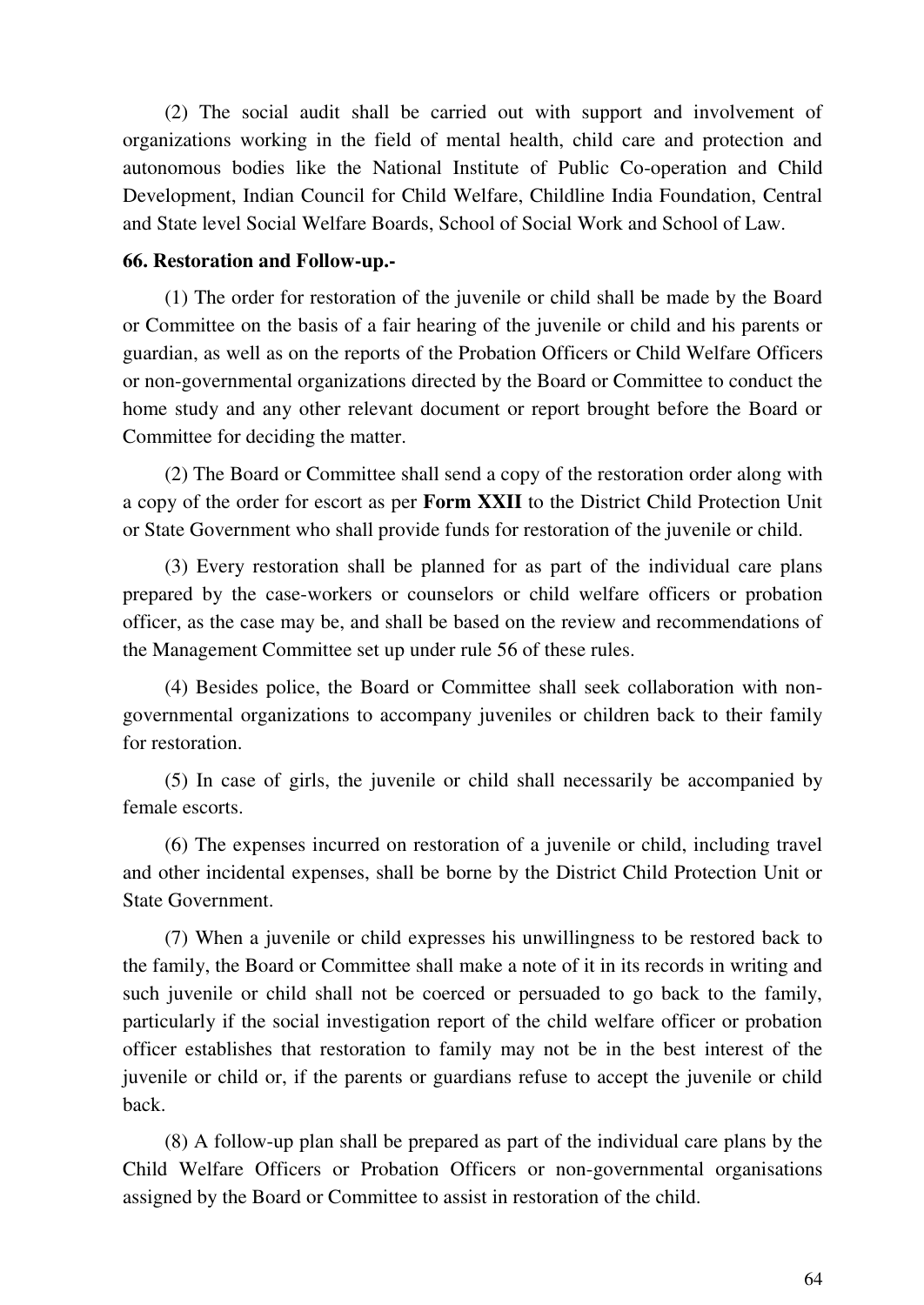(2) The social audit shall be carried out with support and involvement of organizations working in the field of mental health, child care and protection and autonomous bodies like the National Institute of Public Co-operation and Child Development, Indian Council for Child Welfare, Childline India Foundation, Central and State level Social Welfare Boards, School of Social Work and School of Law.

**66. Restoration and Follow-up.-**

(1) The order for restoration of the juvenile or child shall be made by the Board or Committee on the basis of a fair hearing of the juvenile or child and his parents or guardian, as well as on the reports of the Probation Officers or Child Welfare Officers or non-governmental organizations directed by the Board or Committee to conduct the home study and any other relevant document or report brought before the Board or Committee for deciding the matter.

(2) The Board or Committee shall send a copy of the restoration order along with a copy of the order for escort as per **Form XXII** to the District Child Protection Unit or State Government who shall provide funds for restoration of the juvenile or child.

(3) Every restoration shall be planned for as part of the individual care plans prepared by the case-workers or counselors or child welfare officers or probation officer, as the case may be, and shall be based on the review and recommendations of the Management Committee set up under rule 56 of these rules.

(4) Besides police, the Board or Committee shall seek collaboration with non-governmental organizations to accompany juveniles or children back to their family for restoration.

(5) In case of girls, the juvenile or child shall necessarily be accompanied by female escorts.

(6) The expenses incurred on restoration of a juvenile or child, including travel and other incidental expenses, shall be borne by the District Child Protection Unit or State Government.

(7) When a juvenile or child expresses his unwillingness to be restored back to the family, the Board or Committee shall make a note of it in its records in writing and such juvenile or child shall not be coerced or persuaded to go back to the family, particularly if the social investigation report of the child welfare officer or probation officer establishes that restoration to family may not be in the best interest of the juvenile or child or, if the parents or guardians refuse to accept the juvenile or child back.

(8) A follow-up plan shall be prepared as part of the individual care plans by the Child Welfare Officers or Probation Officers or non-governmental organisations assigned by the Board or Committee to assist in restoration of the child.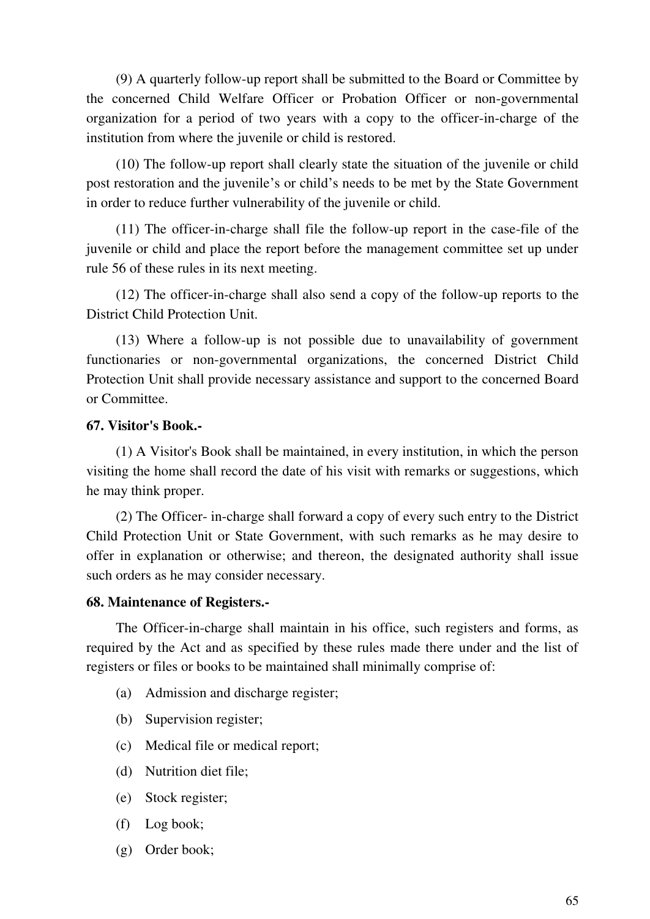(9) A quarterly follow-up report shall be submitted to the Board or Committee by the concerned Child Welfare Officer or Probation Officer or non-governmental organization for a period of two years with a copy to the officer-in-charge of the institution from where the juvenile or child is restored.

(10) The follow-up report shall clearly state the situation of the juvenile or child post restoration and the juvenile's or child's needs to be met by the State Government in order to reduce further vulnerability of the juvenile or child.

(11) The officer-in-charge shall file the follow-up report in the case-file of the juvenile or child and place the report before the management committee set up under rule 56 of these rules in its next meeting.

(12) The officer-in-charge shall also send a copy of the follow-up reports to the District Child Protection Unit.

(13) Where a follow-up is not possible due to unavailability of government functionaries or non-governmental organizations, the concerned District Child Protection Unit shall provide necessary assistance and support to the concerned Board or Committee.

**67. Visitor's Book.-**

(1) A Visitor's Book shall be maintained, in every institution, in which the person visiting the home shall record the date of his visit with remarks or suggestions, which he may think proper.

(2) The Officer- in-charge shall forward a copy of every such entry to the District Child Protection Unit or State Government, with such remarks as he may desire to offer in explanation or otherwise; and thereon, the designated authority shall issue such orders as he may consider necessary.

**68. Maintenance of Registers.-**

The Officer-in-charge shall maintain in his office, such registers and forms, as required by the Act and as specified by these rules made there under and the list of registers or files or books to be maintained shall minimally comprise of:

(a) Admission and discharge register;

(b) Supervision register;

(c) Medical file or medical report;

(d) Nutrition diet file;

(e) Stock register;

(f) Log book;

(g) Order book;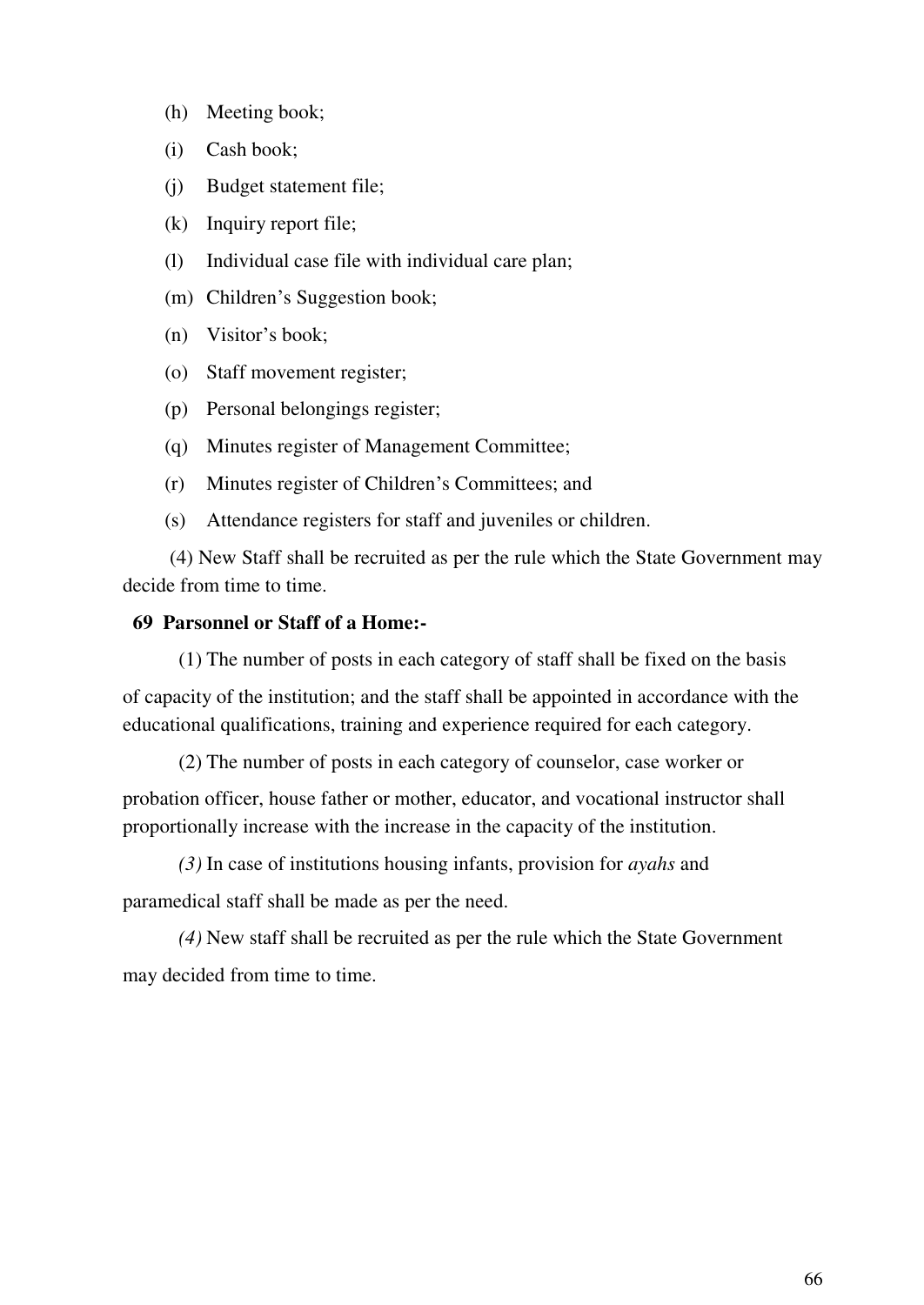(h) Meeting book;

(i) Cash book;

(j) Budget statement file;

(k) Inquiry report file;

(l) Individual case file with individual care plan;

(m) Children’s Suggestion book;

(n) Visitor’s book;

(o) Staff movement register;

(p) Personal belongings register;

(q) Minutes register of Management Committee;

(r) Minutes register of Children’s Committees; and

(s) Attendance registers for staff and juveniles or children.

(4) New Staff shall be recruited as per the rule which the State Government may decide from time to time.

**69 Parsonnel or Staff of a Home:-**

(1) The number of posts in each category of staff shall be fixed on the basis of capacity of the institution; and the staff shall be appointed in accordance with the educational qualifications, training and experience required for each category.

(2) The number of posts in each category of counselor, case worker or probation officer, house father or mother, educator, and vocational instructor shall proportionally increase with the increase in the capacity of the institution.

*(3)* In case of institutions housing infants, provision for *ayahs* and paramedical staff shall be made as per the need.

*(4)* New staff shall be recruited as per the rule which the State Government may decided from time to time.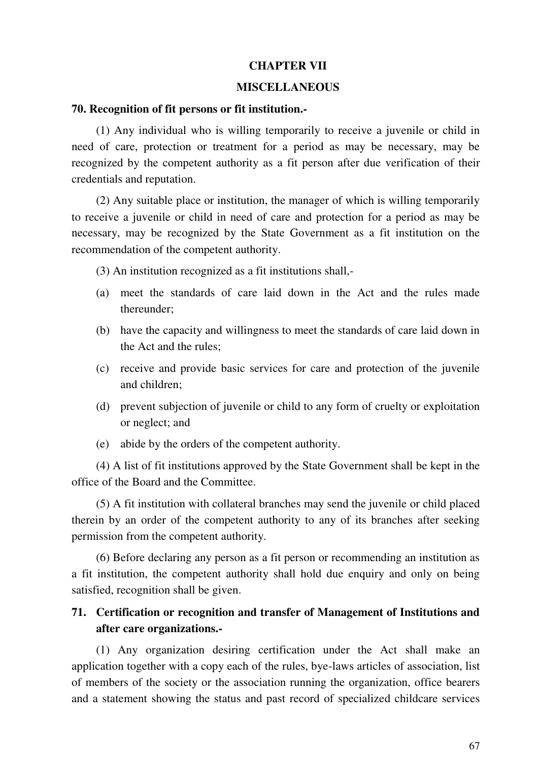# CHAPTER VII

## MISCELLANEOUS

**70. Recognition of fit persons or fit institution.-**

(1) Any individual who is willing temporarily to receive a juvenile or child in need of care, protection or treatment for a period as may be necessary, may be recognized by the competent authority as a fit person after due verification of their credentials and reputation.

(2) Any suitable place or institution, the manager of which is willing temporarily to receive a juvenile or child in need of care and protection for a period as may be necessary, may be recognized by the State Government as a fit institution on the recommendation of the competent authority.

(3) An institution recognized as a fit institutions shall,-

(a) meet the standards of care laid down in the Act and the rules made thereunder;

(b) have the capacity and willingness to meet the standards of care laid down in the Act and the rules;

(c) receive and provide basic services for care and protection of the juvenile and children;

(d) prevent subjection of juvenile or child to any form of cruelty or exploitation or neglect; and

(e) abide by the orders of the competent authority.

(4) A list of fit institutions approved by the State Government shall be kept in the office of the Board and the Committee.

(5) A fit institution with collateral branches may send the juvenile or child placed therein by an order of the competent authority to any of its branches after seeking permission from the competent authority.

(6) Before declaring any person as a fit person or recommending an institution as a fit institution, the competent authority shall hold due enquiry and only on being satisfied, recognition shall be given.

**71. Certification or recognition and transfer of Management of Institutions and after care organizations.-**

(1) Any organization desiring certification under the Act shall make an application together with a copy each of the rules, bye-laws articles of association, list of members of the society or the association running the organization, office bearers and a statement showing the status and past record of specialized childcare services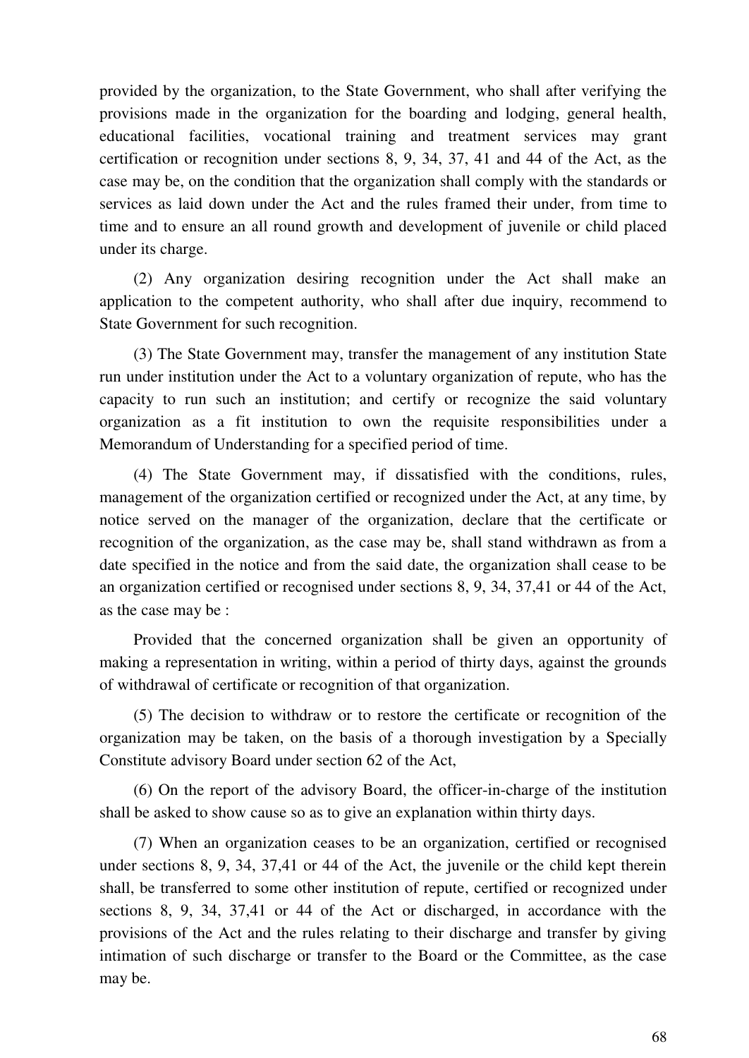provided by the organization, to the State Government, who shall after verifying the provisions made in the organization for the boarding and lodging, general health, educational facilities, vocational training and treatment services may grant certification or recognition under sections 8, 9, 34, 37, 41 and 44 of the Act, as the case may be, on the condition that the organization shall comply with the standards or services as laid down under the Act and the rules framed their under, from time to time and to ensure an all round growth and development of juvenile or child placed under its charge.

(2) Any organization desiring recognition under the Act shall make an application to the competent authority, who shall after due inquiry, recommend to State Government for such recognition.

(3) The State Government may, transfer the management of any institution State run under institution under the Act to a voluntary organization of repute, who has the capacity to run such an institution; and certify or recognize the said voluntary organization as a fit institution to own the requisite responsibilities under a Memorandum of Understanding for a specified period of time.

(4) The State Government may, if dissatisfied with the conditions, rules, management of the organization certified or recognized under the Act, at any time, by notice served on the manager of the organization, declare that the certificate or recognition of the organization, as the case may be, shall stand withdrawn as from a date specified in the notice and from the said date, the organization shall cease to be an organization certified or recognised under sections 8, 9, 34, 37,41 or 44 of the Act, as the case may be :

Provided that the concerned organization shall be given an opportunity of making a representation in writing, within a period of thirty days, against the grounds of withdrawal of certificate or recognition of that organization.

(5) The decision to withdraw or to restore the certificate or recognition of the organization may be taken, on the basis of a thorough investigation by a Specially Constitute advisory Board under section 62 of the Act,

(6) On the report of the advisory Board, the officer-in-charge of the institution shall be asked to show cause so as to give an explanation within thirty days.

(7) When an organization ceases to be an organization, certified or recognised under sections 8, 9, 34, 37,41 or 44 of the Act, the juvenile or the child kept therein shall, be transferred to some other institution of repute, certified or recognized under sections 8, 9, 34, 37,41 or 44 of the Act or discharged, in accordance with the provisions of the Act and the rules relating to their discharge and transfer by giving intimation of such discharge or transfer to the Board or the Committee, as the case may be.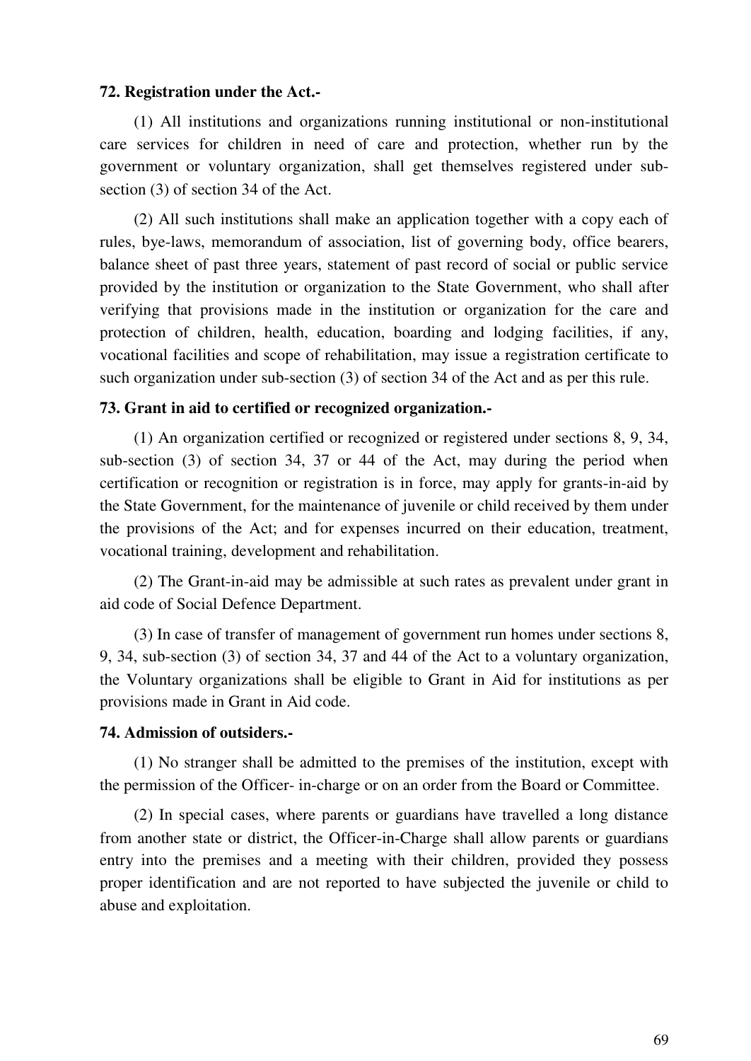**72. Registration under the Act.-**

(1) All institutions and organizations running institutional or non-institutional care services for children in need of care and protection, whether run by the government or voluntary organization, shall get themselves registered under sub-section (3) of section 34 of the Act.

(2) All such institutions shall make an application together with a copy each of rules, bye-laws, memorandum of association, list of governing body, office bearers, balance sheet of past three years, statement of past record of social or public service provided by the institution or organization to the State Government, who shall after verifying that provisions made in the institution or organization for the care and protection of children, health, education, boarding and lodging facilities, if any, vocational facilities and scope of rehabilitation, may issue a registration certificate to such organization under sub-section (3) of section 34 of the Act and as per this rule.

**73. Grant in aid to certified or recognized organization.-**

(1) An organization certified or recognized or registered under sections 8, 9, 34, sub-section (3) of section 34, 37 or 44 of the Act, may during the period when certification or recognition or registration is in force, may apply for grants-in-aid by the State Government, for the maintenance of juvenile or child received by them under the provisions of the Act; and for expenses incurred on their education, treatment, vocational training, development and rehabilitation.

(2) The Grant-in-aid may be admissible at such rates as prevalent under grant in aid code of Social Defence Department.

(3) In case of transfer of management of government run homes under sections 8, 9, 34, sub-section (3) of section 34, 37 and 44 of the Act to a voluntary organization, the Voluntary organizations shall be eligible to Grant in Aid for institutions as per provisions made in Grant in Aid code.

**74. Admission of outsiders.-**

(1) No stranger shall be admitted to the premises of the institution, except with the permission of the Officer- in-charge or on an order from the Board or Committee.

(2) In special cases, where parents or guardians have travelled a long distance from another state or district, the Officer-in-Charge shall allow parents or guardians entry into the premises and a meeting with their children, provided they possess proper identification and are not reported to have subjected the juvenile or child to abuse and exploitation.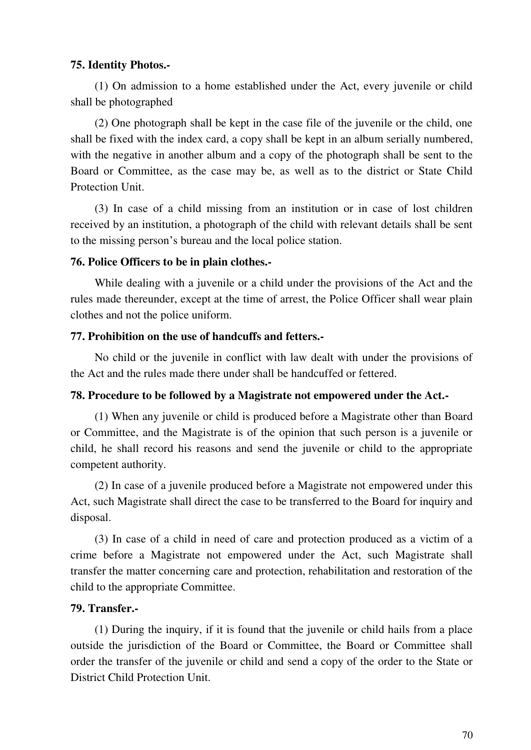**75. Identity Photos.-**

(1) On admission to a home established under the Act, every juvenile or child shall be photographed

(2) One photograph shall be kept in the case file of the juvenile or the child, one shall be fixed with the index card, a copy shall be kept in an album serially numbered, with the negative in another album and a copy of the photograph shall be sent to the Board or Committee, as the case may be, as well as to the district or State Child Protection Unit.

(3) In case of a child missing from an institution or in case of lost children received by an institution, a photograph of the child with relevant details shall be sent to the missing person's bureau and the local police station.

**76. Police Officers to be in plain clothes.-**

While dealing with a juvenile or a child under the provisions of the Act and the rules made thereunder, except at the time of arrest, the Police Officer shall wear plain clothes and not the police uniform.

**77. Prohibition on the use of handcuffs and fetters.-**

No child or the juvenile in conflict with law dealt with under the provisions of the Act and the rules made there under shall be handcuffed or fettered.

**78. Procedure to be followed by a Magistrate not empowered under the Act.-**

(1) When any juvenile or child is produced before a Magistrate other than Board or Committee, and the Magistrate is of the opinion that such person is a juvenile or child, he shall record his reasons and send the juvenile or child to the appropriate competent authority.

(2) In case of a juvenile produced before a Magistrate not empowered under this Act, such Magistrate shall direct the case to be transferred to the Board for inquiry and disposal.

(3) In case of a child in need of care and protection produced as a victim of a crime before a Magistrate not empowered under the Act, such Magistrate shall transfer the matter concerning care and protection, rehabilitation and restoration of the child to the appropriate Committee.

**79. Transfer.-**

(1) During the inquiry, if it is found that the juvenile or child hails from a place outside the jurisdiction of the Board or Committee, the Board or Committee shall order the transfer of the juvenile or child and send a copy of the order to the State or District Child Protection Unit.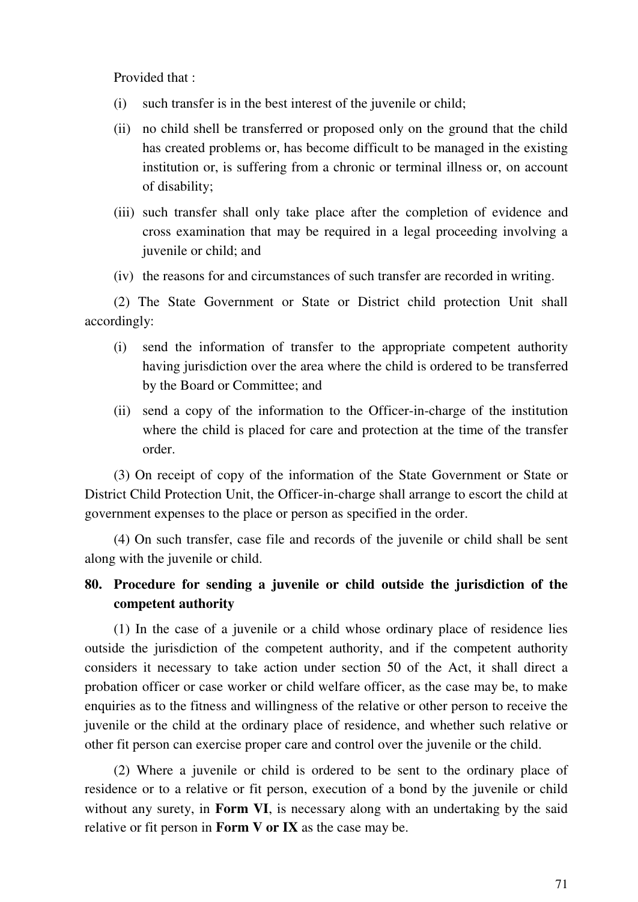Provided that :

(i) such transfer is in the best interest of the juvenile or child;

(ii) no child shell be transferred or proposed only on the ground that the child has created problems or, has become difficult to be managed in the existing institution or, is suffering from a chronic or terminal illness or, on account of disability;

(iii) such transfer shall only take place after the completion of evidence and cross examination that may be required in a legal proceeding involving a juvenile or child; and

(iv) the reasons for and circumstances of such transfer are recorded in writing.

(2) The State Government or State or District child protection Unit shall accordingly:

(i) send the information of transfer to the appropriate competent authority having jurisdiction over the area where the child is ordered to be transferred by the Board or Committee; and

(ii) send a copy of the information to the Officer-in-charge of the institution where the child is placed for care and protection at the time of the transfer order.

(3) On receipt of copy of the information of the State Government or State or District Child Protection Unit, the Officer-in-charge shall arrange to escort the child at government expenses to the place or person as specified in the order.

(4) On such transfer, case file and records of the juvenile or child shall be sent along with the juvenile or child.

**80. Procedure for sending a juvenile or child outside the jurisdiction of the competent authority**

(1) In the case of a juvenile or a child whose ordinary place of residence lies outside the jurisdiction of the competent authority, and if the competent authority considers it necessary to take action under section 50 of the Act, it shall direct a probation officer or case worker or child welfare officer, as the case may be, to make enquiries as to the fitness and willingness of the relative or other person to receive the juvenile or the child at the ordinary place of residence, and whether such relative or other fit person can exercise proper care and control over the juvenile or the child.

(2) Where a juvenile or child is ordered to be sent to the ordinary place of residence or to a relative or fit person, execution of a bond by the juvenile or child without any surety, in **Form VI**, is necessary along with an undertaking by the said relative or fit person in **Form V or IX** as the case may be.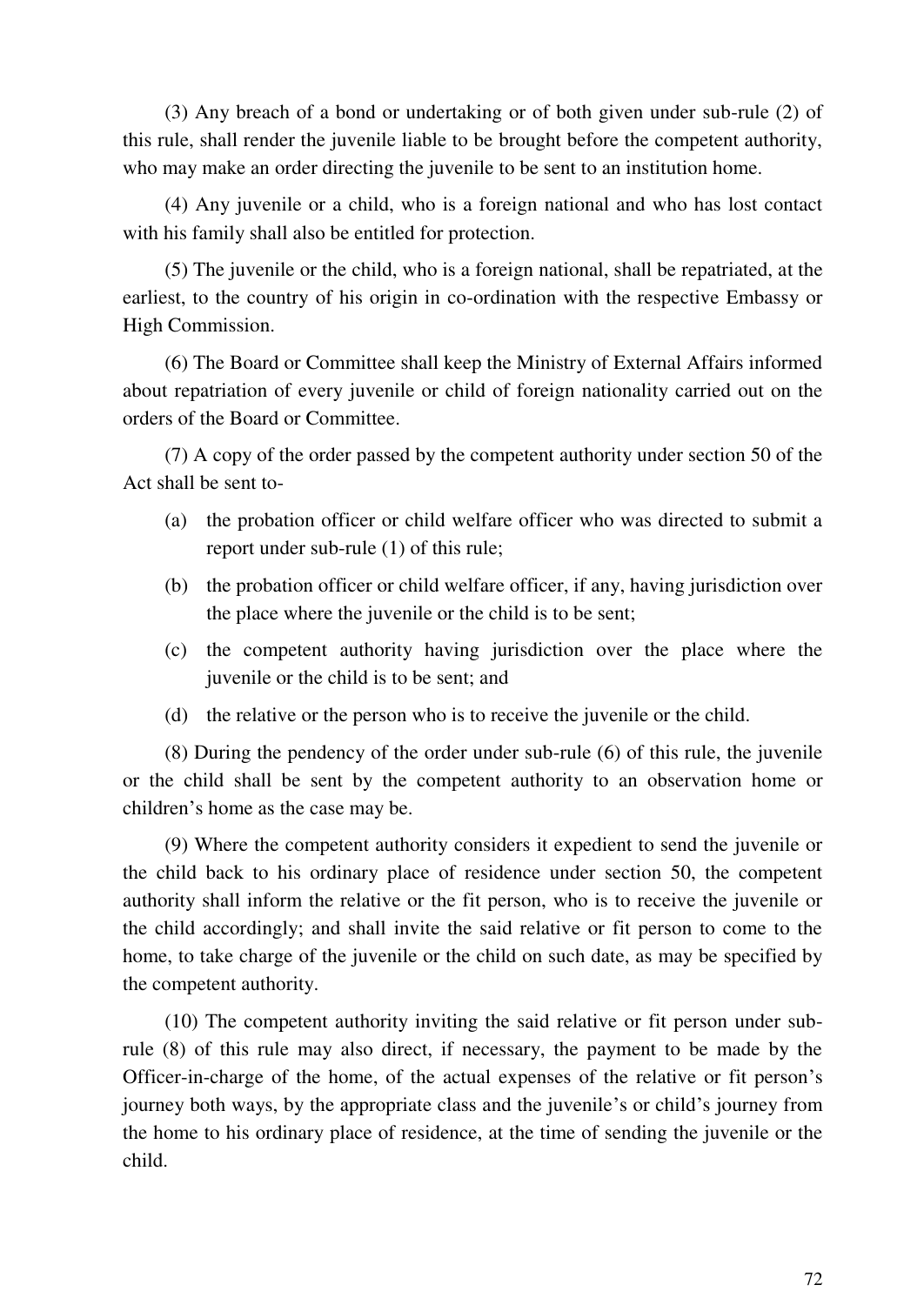(3) Any breach of a bond or undertaking or of both given under sub-rule (2) of this rule, shall render the juvenile liable to be brought before the competent authority, who may make an order directing the juvenile to be sent to an institution home.

(4) Any juvenile or a child, who is a foreign national and who has lost contact with his family shall also be entitled for protection.

(5) The juvenile or the child, who is a foreign national, shall be repatriated, at the earliest, to the country of his origin in co-ordination with the respective Embassy or High Commission.

(6) The Board or Committee shall keep the Ministry of External Affairs informed about repatriation of every juvenile or child of foreign nationality carried out on the orders of the Board or Committee.

(7) A copy of the order passed by the competent authority under section 50 of the Act shall be sent to-

(a) the probation officer or child welfare officer who was directed to submit a report under sub-rule (1) of this rule;

(b) the probation officer or child welfare officer, if any, having jurisdiction over the place where the juvenile or the child is to be sent;

(c) the competent authority having jurisdiction over the place where the juvenile or the child is to be sent; and

(d) the relative or the person who is to receive the juvenile or the child.

(8) During the pendency of the order under sub-rule (6) of this rule, the juvenile or the child shall be sent by the competent authority to an observation home or children's home as the case may be.

(9) Where the competent authority considers it expedient to send the juvenile or the child back to his ordinary place of residence under section 50, the competent authority shall inform the relative or the fit person, who is to receive the juvenile or the child accordingly; and shall invite the said relative or fit person to come to the home, to take charge of the juvenile or the child on such date, as may be specified by the competent authority.

(10) The competent authority inviting the said relative or fit person under sub-rule (8) of this rule may also direct, if necessary, the payment to be made by the Officer-in-charge of the home, of the actual expenses of the relative or fit person's journey both ways, by the appropriate class and the juvenile's or child's journey from the home to his ordinary place of residence, at the time of sending the juvenile or the child.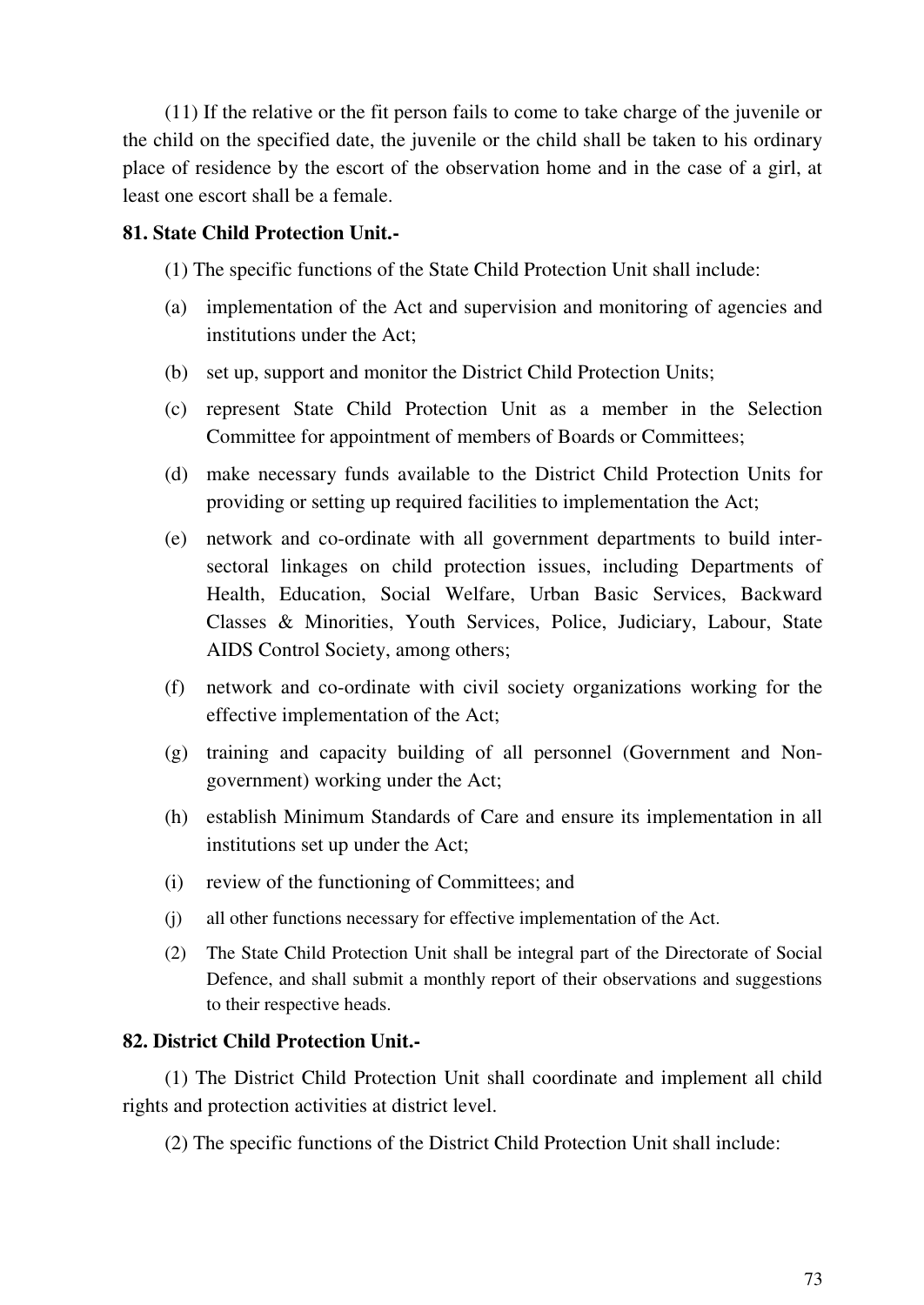(11) If the relative or the fit person fails to come to take charge of the juvenile or the child on the specified date, the juvenile or the child shall be taken to his ordinary place of residence by the escort of the observation home and in the case of a girl, at least one escort shall be a female.

**81. State Child Protection Unit.-**

(1) The specific functions of the State Child Protection Unit shall include:

(a) implementation of the Act and supervision and monitoring of agencies and institutions under the Act;

(b) set up, support and monitor the District Child Protection Units;

(c) represent State Child Protection Unit as a member in the Selection Committee for appointment of members of Boards or Committees;

(d) make necessary funds available to the District Child Protection Units for providing or setting up required facilities to implementation the Act;

(e) network and co-ordinate with all government departments to build inter-sectoral linkages on child protection issues, including Departments of Health, Education, Social Welfare, Urban Basic Services, Backward Classes & Minorities, Youth Services, Police, Judiciary, Labour, State AIDS Control Society, among others;

(f) network and co-ordinate with civil society organizations working for the effective implementation of the Act;

(g) training and capacity building of all personnel (Government and Non-government) working under the Act;

(h) establish Minimum Standards of Care and ensure its implementation in all institutions set up under the Act;

(i) review of the functioning of Committees; and

(j) all other functions necessary for effective implementation of the Act.

(2) The State Child Protection Unit shall be integral part of the Directorate of Social Defence, and shall submit a monthly report of their observations and suggestions to their respective heads.

**82. District Child Protection Unit.-**

(1) The District Child Protection Unit shall coordinate and implement all child rights and protection activities at district level.

(2) The specific functions of the District Child Protection Unit shall include: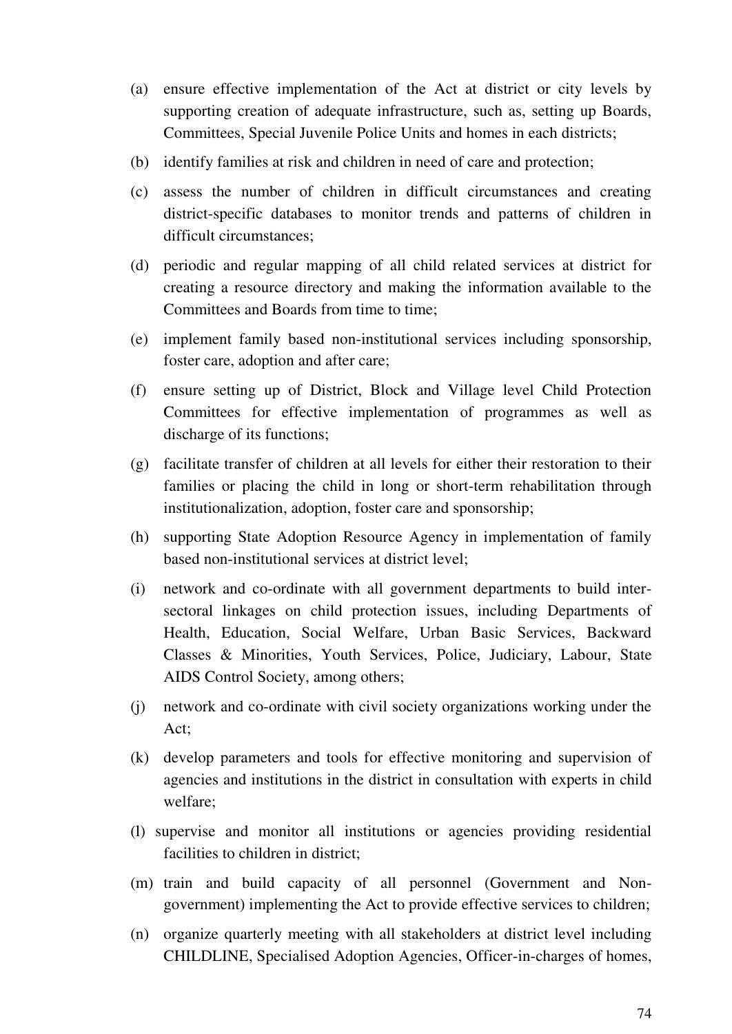(a) ensure effective implementation of the Act at district or city levels by supporting creation of adequate infrastructure, such as, setting up Boards, Committees, Special Juvenile Police Units and homes in each districts;

(b) identify families at risk and children in need of care and protection;

(c) assess the number of children in difficult circumstances and creating district-specific databases to monitor trends and patterns of children in difficult circumstances;

(d) periodic and regular mapping of all child related services at district for creating a resource directory and making the information available to the Committees and Boards from time to time;

(e) implement family based non-institutional services including sponsorship, foster care, adoption and after care;

(f) ensure setting up of District, Block and Village level Child Protection Committees for effective implementation of programmes as well as discharge of its functions;

(g) facilitate transfer of children at all levels for either their restoration to their families or placing the child in long or short-term rehabilitation through institutionalization, adoption, foster care and sponsorship;

(h) supporting State Adoption Resource Agency in implementation of family based non-institutional services at district level;

(i) network and co-ordinate with all government departments to build inter-sectoral linkages on child protection issues, including Departments of Health, Education, Social Welfare, Urban Basic Services, Backward Classes & Minorities, Youth Services, Police, Judiciary, Labour, State AIDS Control Society, among others;

(j) network and co-ordinate with civil society organizations working under the Act;

(k) develop parameters and tools for effective monitoring and supervision of agencies and institutions in the district in consultation with experts in child welfare;

(l) supervise and monitor all institutions or agencies providing residential facilities to children in district;

(m) train and build capacity of all personnel (Government and Non-government) implementing the Act to provide effective services to children;

(n) organize quarterly meeting with all stakeholders at district level including CHILDLINE, Specialised Adoption Agencies, Officer-in-charges of homes,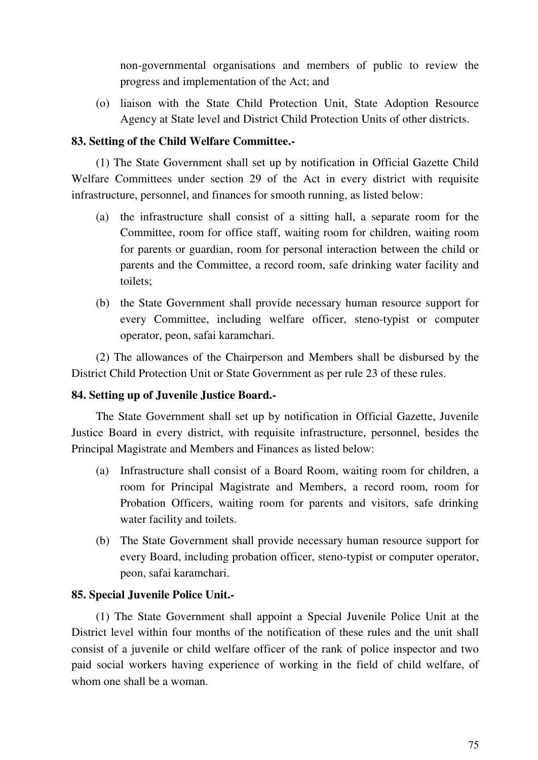non-governmental organisations and members of public to review the progress and implementation of the Act; and

(o) liaison with the State Child Protection Unit, State Adoption Resource Agency at State level and District Child Protection Units of other districts.

**83. Setting of the Child Welfare Committee.-**

(1) The State Government shall set up by notification in Official Gazette Child Welfare Committees under section 29 of the Act in every district with requisite infrastructure, personnel, and finances for smooth running, as listed below:

(a) the infrastructure shall consist of a sitting hall, a separate room for the Committee, room for office staff, waiting room for children, waiting room for parents or guardian, room for personal interaction between the child or parents and the Committee, a record room, safe drinking water facility and toilets;

(b) the State Government shall provide necessary human resource support for every Committee, including welfare officer, steno-typist or computer operator, peon, safai karamchari.

(2) The allowances of the Chairperson and Members shall be disbursed by the District Child Protection Unit or State Government as per rule 23 of these rules.

**84. Setting up of Juvenile Justice Board.-**

The State Government shall set up by notification in Official Gazette, Juvenile Justice Board in every district, with requisite infrastructure, personnel, besides the Principal Magistrate and Members and Finances as listed below:

(a) Infrastructure shall consist of a Board Room, waiting room for children, a room for Principal Magistrate and Members, a record room, room for Probation Officers, waiting room for parents and visitors, safe drinking water facility and toilets.

(b) The State Government shall provide necessary human resource support for every Board, including probation officer, steno-typist or computer operator, peon, safai karamchari.

**85. Special Juvenile Police Unit.-**

(1) The State Government shall appoint a Special Juvenile Police Unit at the District level within four months of the notification of these rules and the unit shall consist of a juvenile or child welfare officer of the rank of police inspector and two paid social workers having experience of working in the field of child welfare, of whom one shall be a woman.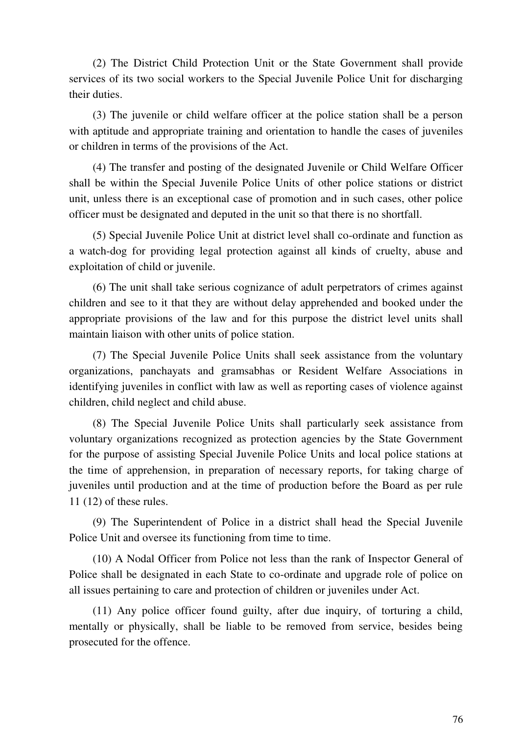(2) The District Child Protection Unit or the State Government shall provide services of its two social workers to the Special Juvenile Police Unit for discharging their duties.

(3) The juvenile or child welfare officer at the police station shall be a person with aptitude and appropriate training and orientation to handle the cases of juveniles or children in terms of the provisions of the Act.

(4) The transfer and posting of the designated Juvenile or Child Welfare Officer shall be within the Special Juvenile Police Units of other police stations or district unit, unless there is an exceptional case of promotion and in such cases, other police officer must be designated and deputed in the unit so that there is no shortfall.

(5) Special Juvenile Police Unit at district level shall co-ordinate and function as a watch-dog for providing legal protection against all kinds of cruelty, abuse and exploitation of child or juvenile.

(6) The unit shall take serious cognizance of adult perpetrators of crimes against children and see to it that they are without delay apprehended and booked under the appropriate provisions of the law and for this purpose the district level units shall maintain liaison with other units of police station.

(7) The Special Juvenile Police Units shall seek assistance from the voluntary organizations, panchayats and gramsabhas or Resident Welfare Associations in identifying juveniles in conflict with law as well as reporting cases of violence against children, child neglect and child abuse.

(8) The Special Juvenile Police Units shall particularly seek assistance from voluntary organizations recognized as protection agencies by the State Government for the purpose of assisting Special Juvenile Police Units and local police stations at the time of apprehension, in preparation of necessary reports, for taking charge of juveniles until production and at the time of production before the Board as per rule 11 (12) of these rules.

(9) The Superintendent of Police in a district shall head the Special Juvenile Police Unit and oversee its functioning from time to time.

(10) A Nodal Officer from Police not less than the rank of Inspector General of Police shall be designated in each State to co-ordinate and upgrade role of police on all issues pertaining to care and protection of children or juveniles under Act.

(11) Any police officer found guilty, after due inquiry, of torturing a child, mentally or physically, shall be liable to be removed from service, besides being prosecuted for the offence.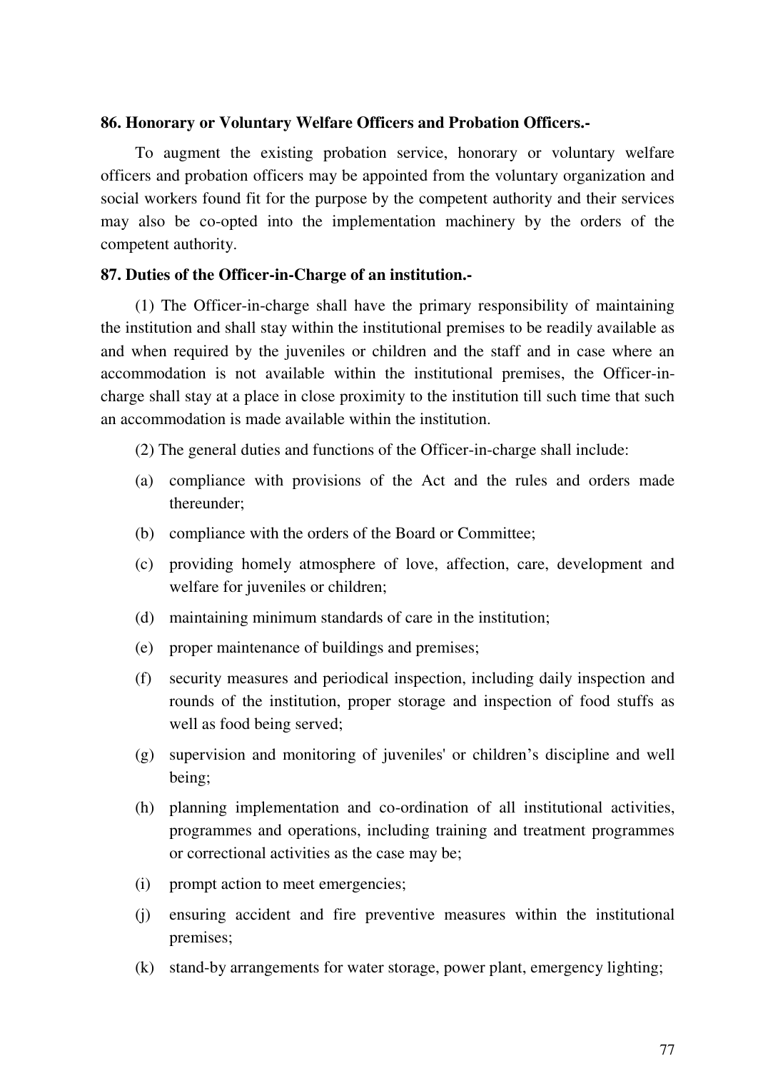**86. Honorary or Voluntary Welfare Officers and Probation Officers.-**

To augment the existing probation service, honorary or voluntary welfare officers and probation officers may be appointed from the voluntary organization and social workers found fit for the purpose by the competent authority and their services may also be co-opted into the implementation machinery by the orders of the competent authority.

**87. Duties of the Officer-in-Charge of an institution.-**

(1) The Officer-in-charge shall have the primary responsibility of maintaining the institution and shall stay within the institutional premises to be readily available as and when required by the juveniles or children and the staff and in case where an accommodation is not available within the institutional premises, the Officer-in-charge shall stay at a place in close proximity to the institution till such time that such an accommodation is made available within the institution.

(2) The general duties and functions of the Officer-in-charge shall include:

(a) compliance with provisions of the Act and the rules and orders made thereunder;

(b) compliance with the orders of the Board or Committee;

(c) providing homely atmosphere of love, affection, care, development and welfare for juveniles or children;

(d) maintaining minimum standards of care in the institution;

(e) proper maintenance of buildings and premises;

(f) security measures and periodical inspection, including daily inspection and rounds of the institution, proper storage and inspection of food stuffs as well as food being served;

(g) supervision and monitoring of juveniles' or children's discipline and well being;

(h) planning implementation and co-ordination of all institutional activities, programmes and operations, including training and treatment programmes or correctional activities as the case may be;

(i) prompt action to meet emergencies;

(j) ensuring accident and fire preventive measures within the institutional premises;

(k) stand-by arrangements for water storage, power plant, emergency lighting;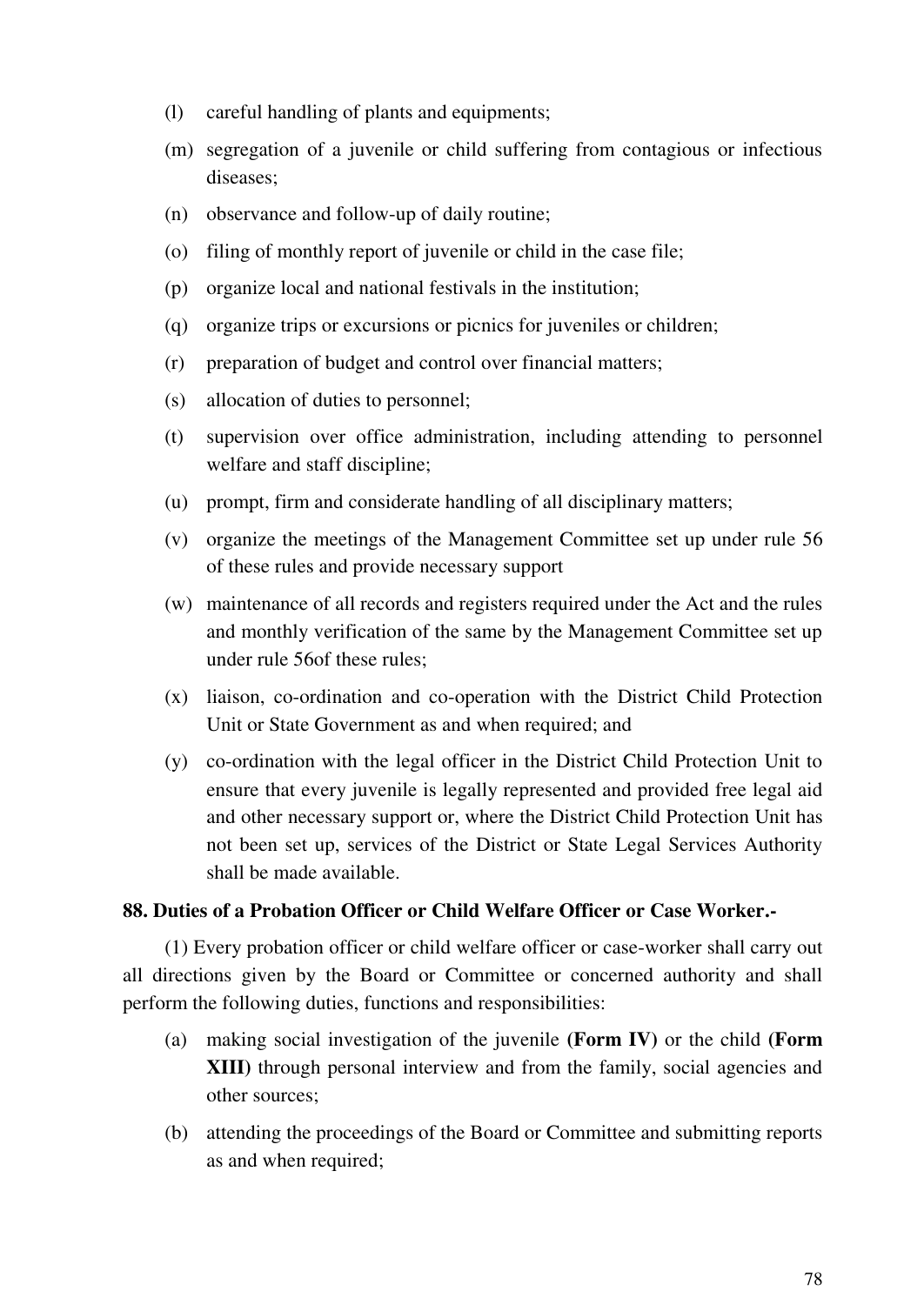(l) careful handling of plants and equipments;

(m) segregation of a juvenile or child suffering from contagious or infectious diseases;

(n) observance and follow-up of daily routine;

(o) filing of monthly report of juvenile or child in the case file;

(p) organize local and national festivals in the institution;

(q) organize trips or excursions or picnics for juveniles or children;

(r) preparation of budget and control over financial matters;

(s) allocation of duties to personnel;

(t) supervision over office administration, including attending to personnel welfare and staff discipline;

(u) prompt, firm and considerate handling of all disciplinary matters;

(v) organize the meetings of the Management Committee set up under rule 56 of these rules and provide necessary support

(w) maintenance of all records and registers required under the Act and the rules and monthly verification of the same by the Management Committee set up under rule 56of these rules;

(x) liaison, co-ordination and co-operation with the District Child Protection Unit or State Government as and when required; and

(y) co-ordination with the legal officer in the District Child Protection Unit to ensure that every juvenile is legally represented and provided free legal aid and other necessary support or, where the District Child Protection Unit has not been set up, services of the District or State Legal Services Authority shall be made available.

**88. Duties of a Probation Officer or Child Welfare Officer or Case Worker.-**

(1) Every probation officer or child welfare officer or case-worker shall carry out all directions given by the Board or Committee or concerned authority and shall perform the following duties, functions and responsibilities:

(a) making social investigation of the juvenile **(Form IV)** or the child **(Form XIII)** through personal interview and from the family, social agencies and other sources;

(b) attending the proceedings of the Board or Committee and submitting reports as and when required;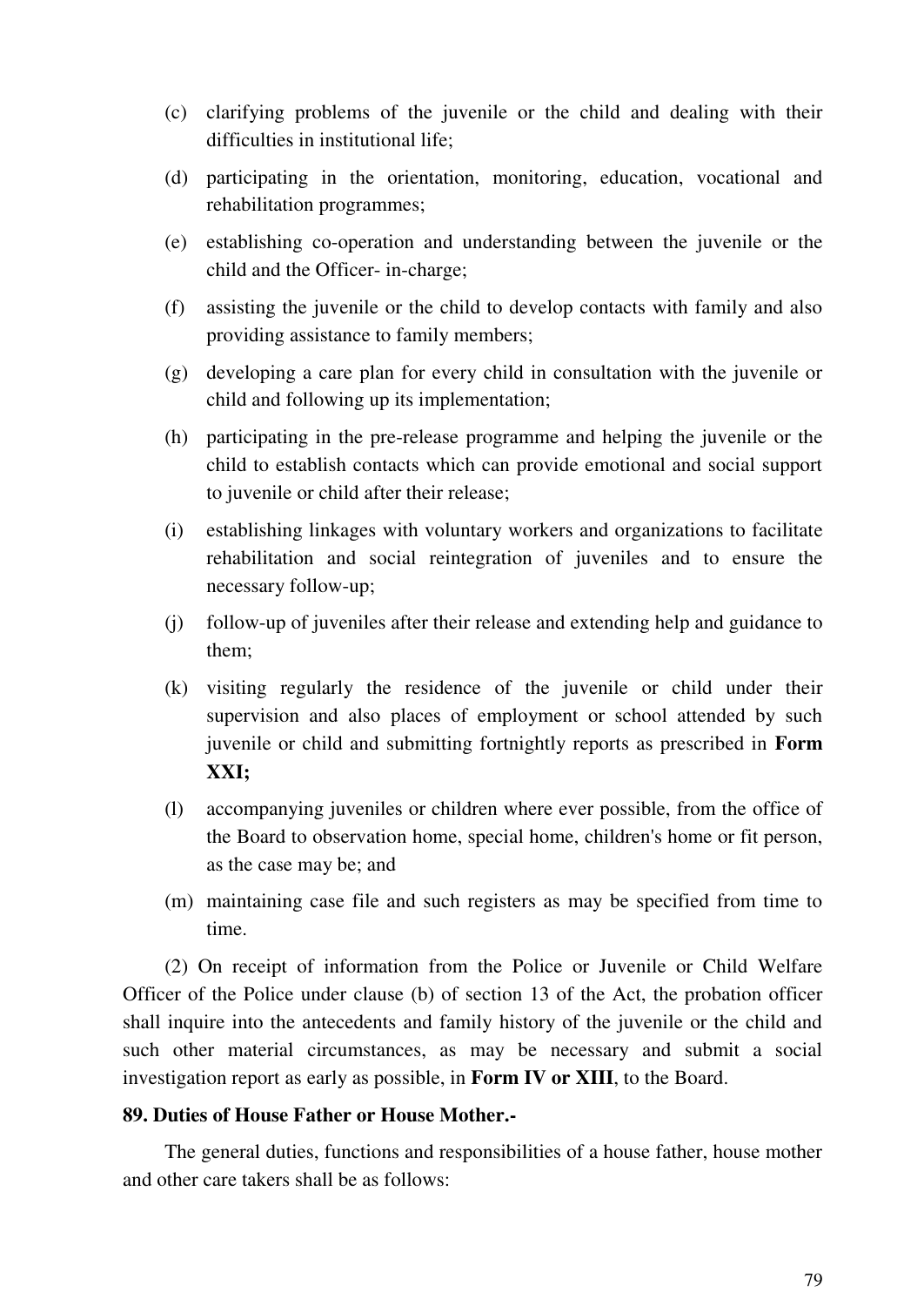(c) clarifying problems of the juvenile or the child and dealing with their difficulties in institutional life;

(d) participating in the orientation, monitoring, education, vocational and rehabilitation programmes;

(e) establishing co-operation and understanding between the juvenile or the child and the Officer- in-charge;

(f) assisting the juvenile or the child to develop contacts with family and also providing assistance to family members;

(g) developing a care plan for every child in consultation with the juvenile or child and following up its implementation;

(h) participating in the pre-release programme and helping the juvenile or the child to establish contacts which can provide emotional and social support to juvenile or child after their release;

(i) establishing linkages with voluntary workers and organizations to facilitate rehabilitation and social reintegration of juveniles and to ensure the necessary follow-up;

(j) follow-up of juveniles after their release and extending help and guidance to them;

(k) visiting regularly the residence of the juvenile or child under their supervision and also places of employment or school attended by such juvenile or child and submitting fortnightly reports as prescribed in **Form XXI;**

(l) accompanying juveniles or children where ever possible, from the office of the Board to observation home, special home, children's home or fit person, as the case may be; and

(m) maintaining case file and such registers as may be specified from time to time.

(2) On receipt of information from the Police or Juvenile or Child Welfare Officer of the Police under clause (b) of section 13 of the Act, the probation officer shall inquire into the antecedents and family history of the juvenile or the child and such other material circumstances, as may be necessary and submit a social investigation report as early as possible, in **Form IV or XIII**, to the Board.

**89. Duties of House Father or House Mother.-**

The general duties, functions and responsibilities of a house father, house mother and other care takers shall be as follows: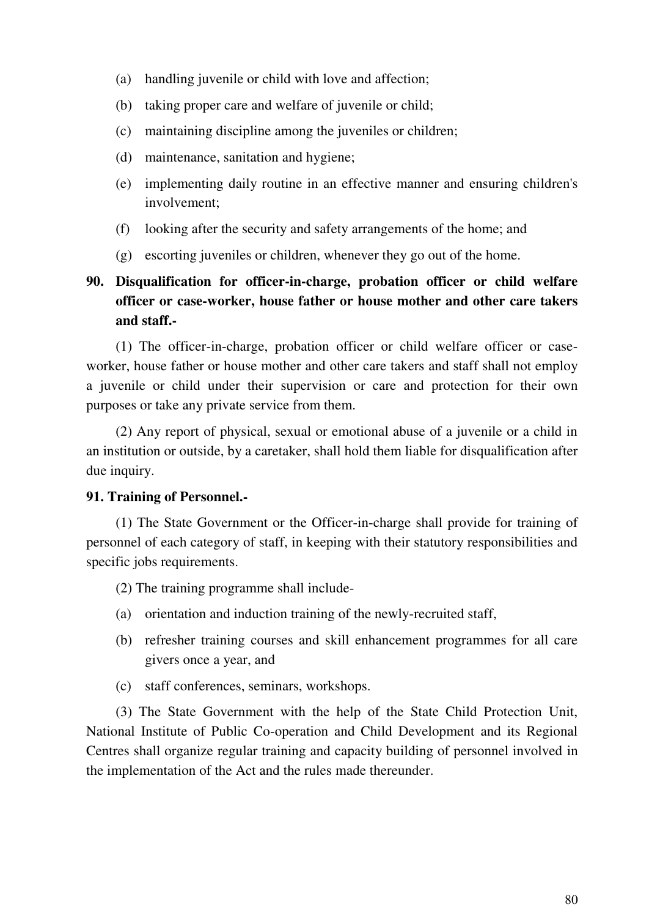(a) handling juvenile or child with love and affection;

(b) taking proper care and welfare of juvenile or child;

(c) maintaining discipline among the juveniles or children;

(d) maintenance, sanitation and hygiene;

(e) implementing daily routine in an effective manner and ensuring children's involvement;

(f) looking after the security and safety arrangements of the home; and

(g) escorting juveniles or children, whenever they go out of the home.

**90. Disqualification for officer-in-charge, probation officer or child welfare officer or case-worker, house father or house mother and other care takers and staff.-**

(1) The officer-in-charge, probation officer or child welfare officer or case-worker, house father or house mother and other care takers and staff shall not employ a juvenile or child under their supervision or care and protection for their own purposes or take any private service from them.

(2) Any report of physical, sexual or emotional abuse of a juvenile or a child in an institution or outside, by a caretaker, shall hold them liable for disqualification after due inquiry.

**91. Training of Personnel.-**

(1) The State Government or the Officer-in-charge shall provide for training of personnel of each category of staff, in keeping with their statutory responsibilities and specific jobs requirements.

(2) The training programme shall include-

(a) orientation and induction training of the newly-recruited staff,

(b) refresher training courses and skill enhancement programmes for all care givers once a year, and

(c) staff conferences, seminars, workshops.

(3) The State Government with the help of the State Child Protection Unit, National Institute of Public Co-operation and Child Development and its Regional Centres shall organize regular training and capacity building of personnel involved in the implementation of the Act and the rules made thereunder.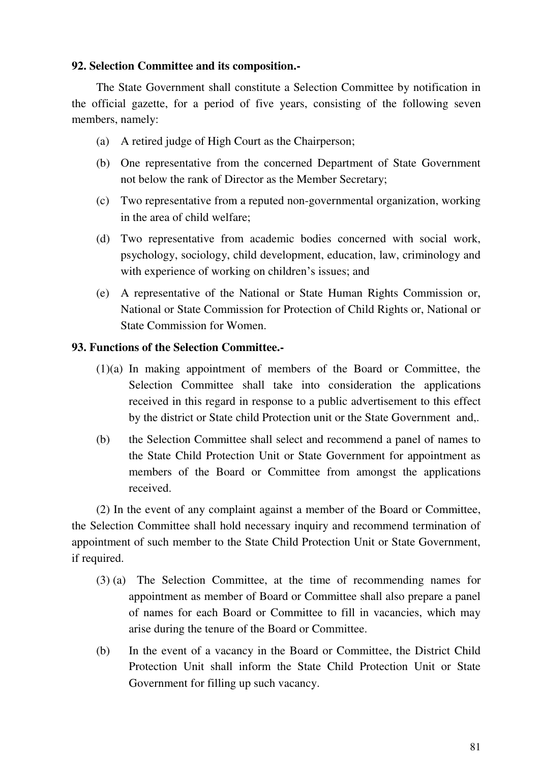**92. Selection Committee and its composition.-**

The State Government shall constitute a Selection Committee by notification in the official gazette, for a period of five years, consisting of the following seven members, namely:

(a) A retired judge of High Court as the Chairperson;

(b) One representative from the concerned Department of State Government not below the rank of Director as the Member Secretary;

(c) Two representative from a reputed non-governmental organization, working in the area of child welfare;

(d) Two representative from academic bodies concerned with social work, psychology, sociology, child development, education, law, criminology and with experience of working on children's issues; and

(e) A representative of the National or State Human Rights Commission or, National or State Commission for Protection of Child Rights or, National or State Commission for Women.

**93. Functions of the Selection Committee.-**

(1)(a) In making appointment of members of the Board or Committee, the Selection Committee shall take into consideration the applications received in this regard in response to a public advertisement to this effect by the district or State child Protection unit or the State Government and,.

(b) the Selection Committee shall select and recommend a panel of names to the State Child Protection Unit or State Government for appointment as members of the Board or Committee from amongst the applications received.

(2) In the event of any complaint against a member of the Board or Committee, the Selection Committee shall hold necessary inquiry and recommend termination of appointment of such member to the State Child Protection Unit or State Government, if required.

(3) (a) The Selection Committee, at the time of recommending names for appointment as member of Board or Committee shall also prepare a panel of names for each Board or Committee to fill in vacancies, which may arise during the tenure of the Board or Committee.

(b) In the event of a vacancy in the Board or Committee, the District Child Protection Unit shall inform the State Child Protection Unit or State Government for filling up such vacancy.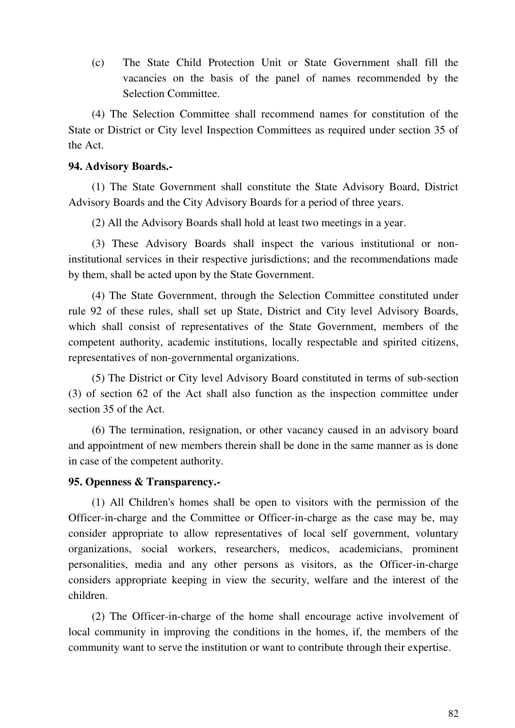(c) The State Child Protection Unit or State Government shall fill the vacancies on the basis of the panel of names recommended by the Selection Committee.

(4) The Selection Committee shall recommend names for constitution of the State or District or City level Inspection Committees as required under section 35 of the Act.

**94. Advisory Boards.-**

(1) The State Government shall constitute the State Advisory Board, District Advisory Boards and the City Advisory Boards for a period of three years.

(2) All the Advisory Boards shall hold at least two meetings in a year.

(3) These Advisory Boards shall inspect the various institutional or non-institutional services in their respective jurisdictions; and the recommendations made by them, shall be acted upon by the State Government.

(4) The State Government, through the Selection Committee constituted under rule 92 of these rules, shall set up State, District and City level Advisory Boards, which shall consist of representatives of the State Government, members of the competent authority, academic institutions, locally respectable and spirited citizens, representatives of non-governmental organizations.

(5) The District or City level Advisory Board constituted in terms of sub-section (3) of section 62 of the Act shall also function as the inspection committee under section 35 of the Act.

(6) The termination, resignation, or other vacancy caused in an advisory board and appointment of new members therein shall be done in the same manner as is done in case of the competent authority.

**95. Openness & Transparency.-**

(1) All Children's homes shall be open to visitors with the permission of the Officer-in-charge and the Committee or Officer-in-charge as the case may be, may consider appropriate to allow representatives of local self government, voluntary organizations, social workers, researchers, medicos, academicians, prominent personalities, media and any other persons as visitors, as the Officer-in-charge considers appropriate keeping in view the security, welfare and the interest of the children.

(2) The Officer-in-charge of the home shall encourage active involvement of local community in improving the conditions in the homes, if, the members of the community want to serve the institution or want to contribute through their expertise.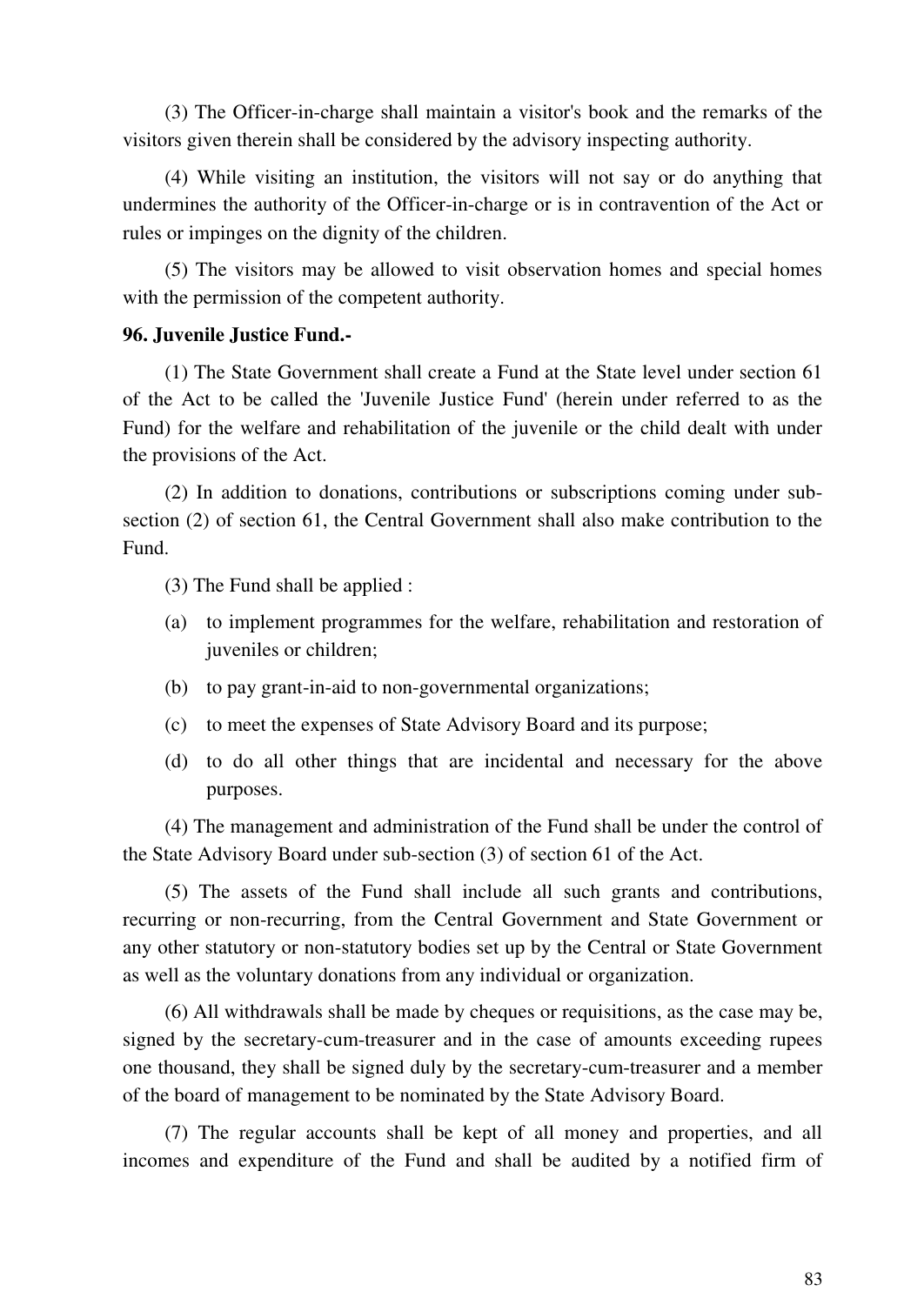(3) The Officer-in-charge shall maintain a visitor's book and the remarks of the visitors given therein shall be considered by the advisory inspecting authority.

(4) While visiting an institution, the visitors will not say or do anything that undermines the authority of the Officer-in-charge or is in contravention of the Act or rules or impinges on the dignity of the children.

(5) The visitors may be allowed to visit observation homes and special homes with the permission of the competent authority.

**96. Juvenile Justice Fund.-**

(1) The State Government shall create a Fund at the State level under section 61 of the Act to be called the 'Juvenile Justice Fund' (herein under referred to as the Fund) for the welfare and rehabilitation of the juvenile or the child dealt with under the provisions of the Act.

(2) In addition to donations, contributions or subscriptions coming under sub-section (2) of section 61, the Central Government shall also make contribution to the Fund.

(3) The Fund shall be applied :

- (a) to implement programmes for the welfare, rehabilitation and restoration of juveniles or children;
- (b) to pay grant-in-aid to non-governmental organizations;
- (c) to meet the expenses of State Advisory Board and its purpose;
- (d) to do all other things that are incidental and necessary for the above purposes.

(4) The management and administration of the Fund shall be under the control of the State Advisory Board under sub-section (3) of section 61 of the Act.

(5) The assets of the Fund shall include all such grants and contributions, recurring or non-recurring, from the Central Government and State Government or any other statutory or non-statutory bodies set up by the Central or State Government as well as the voluntary donations from any individual or organization.

(6) All withdrawals shall be made by cheques or requisitions, as the case may be, signed by the secretary-cum-treasurer and in the case of amounts exceeding rupees one thousand, they shall be signed duly by the secretary-cum-treasurer and a member of the board of management to be nominated by the State Advisory Board.

(7) The regular accounts shall be kept of all money and properties, and all incomes and expenditure of the Fund and shall be audited by a notified firm of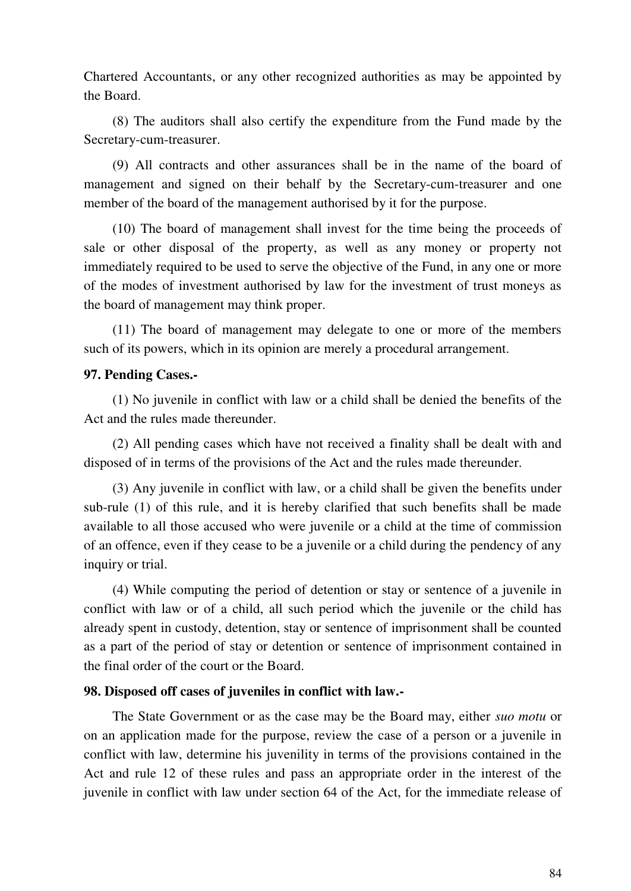Chartered Accountants, or any other recognized authorities as may be appointed by the Board.

(8) The auditors shall also certify the expenditure from the Fund made by the Secretary-cum-treasurer.

(9) All contracts and other assurances shall be in the name of the board of management and signed on their behalf by the Secretary-cum-treasurer and one member of the board of the management authorised by it for the purpose.

(10) The board of management shall invest for the time being the proceeds of sale or other disposal of the property, as well as any money or property not immediately required to be used to serve the objective of the Fund, in any one or more of the modes of investment authorised by law for the investment of trust moneys as the board of management may think proper.

(11) The board of management may delegate to one or more of the members such of its powers, which in its opinion are merely a procedural arrangement.

**97. Pending Cases.-**

(1) No juvenile in conflict with law or a child shall be denied the benefits of the Act and the rules made thereunder.

(2) All pending cases which have not received a finality shall be dealt with and disposed of in terms of the provisions of the Act and the rules made thereunder.

(3) Any juvenile in conflict with law, or a child shall be given the benefits under sub-rule (1) of this rule, and it is hereby clarified that such benefits shall be made available to all those accused who were juvenile or a child at the time of commission of an offence, even if they cease to be a juvenile or a child during the pendency of any inquiry or trial.

(4) While computing the period of detention or stay or sentence of a juvenile in conflict with law or of a child, all such period which the juvenile or the child has already spent in custody, detention, stay or sentence of imprisonment shall be counted as a part of the period of stay or detention or sentence of imprisonment contained in the final order of the court or the Board.

**98. Disposed off cases of juveniles in conflict with law.-**

The State Government or as the case may be the Board may, either *suo motu* or on an application made for the purpose, review the case of a person or a juvenile in conflict with law, determine his juvenility in terms of the provisions contained in the Act and rule 12 of these rules and pass an appropriate order in the interest of the juvenile in conflict with law under section 64 of the Act, for the immediate release of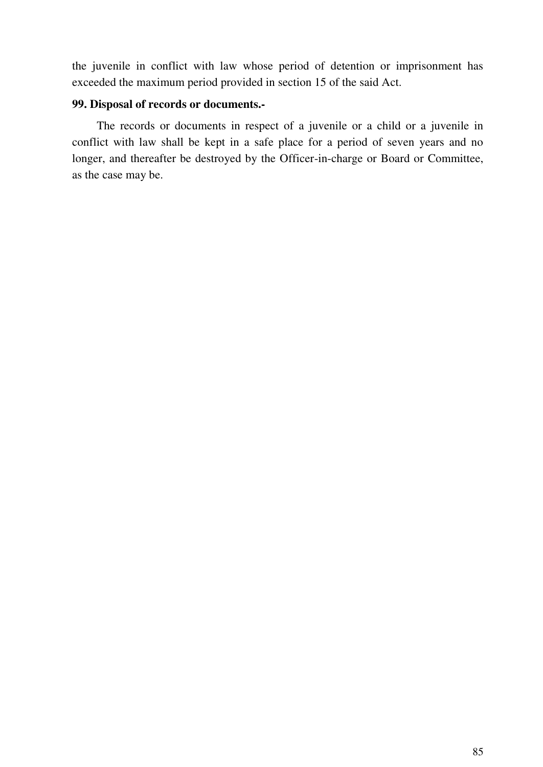the juvenile in conflict with law whose period of detention or imprisonment has exceeded the maximum period provided in section 15 of the said Act.

**99. Disposal of records or documents.-**

The records or documents in respect of a juvenile or a child or a juvenile in conflict with law shall be kept in a safe place for a period of seven years and no longer, and thereafter be destroyed by the Officer-in-charge or Board or Committee, as the case may be.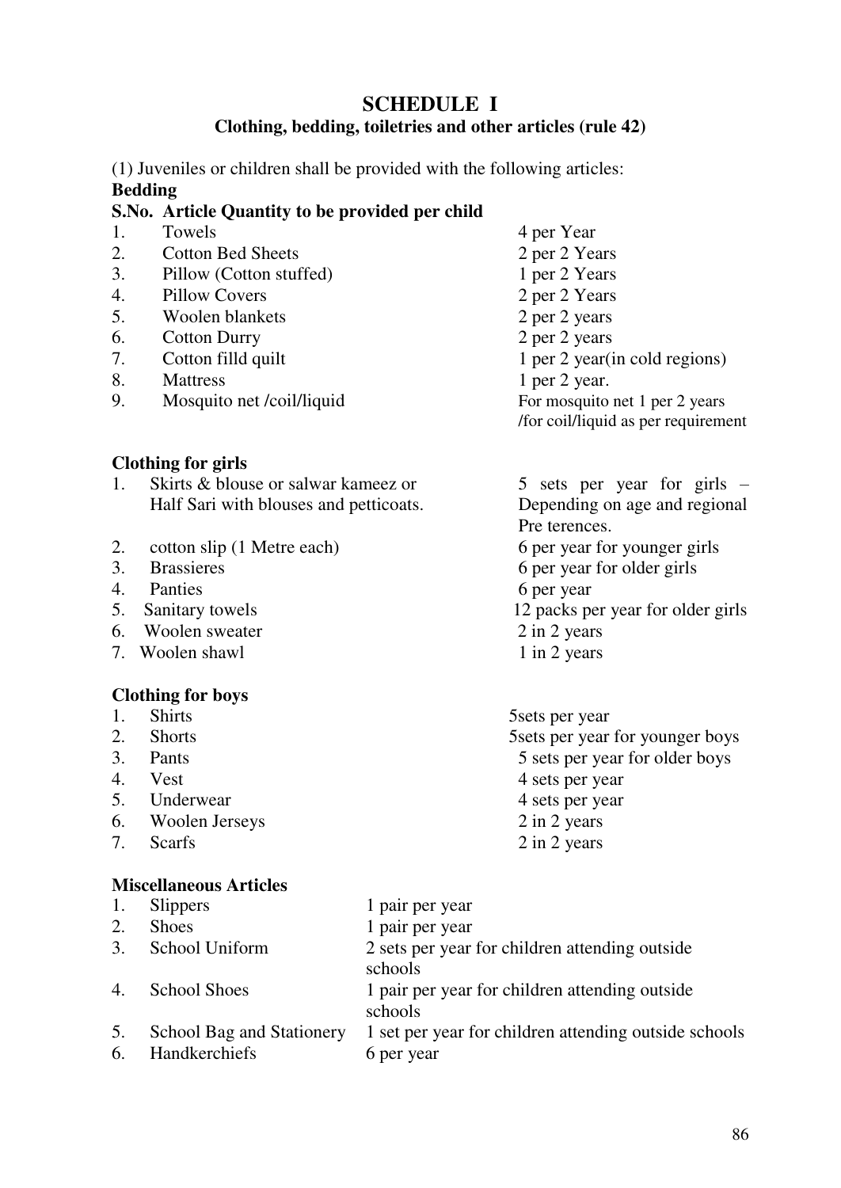# SCHEDULE I

## Clothing, bedding, toiletries and other articles (rule 42)

(1) Juveniles or children shall be provided with the following articles:

**Bedding**

| S.No. | Article | Quantity to be provided per child |
|---|---|---|
| 1. | Towels | 4 per Year |
| 2. | Cotton Bed Sheets | 2 per 2 Years |
| 3. | Pillow (Cotton stuffed) | 1 per 2 Years |
| 4. | Pillow Covers | 2 per 2 Years |
| 5. | Woolen blankets | 2 per 2 years |
| 6. | Cotton Durry | 2 per 2 years |
| 7. | Cotton filld quilt | 1 per 2 year(in cold regions) |
| 8. | Mattress | 1 per 2 year. |
| 9. | Mosquito net /coil/liquid | For mosquito net 1 per 2 years /for coil/liquid as per requirement |

**Clothing for girls**

| | | |
|---|---|---|
| 1. | Skirts & blouse or salwar kameez or Half Sari with blouses and petticoats. | 5 sets per year for girls – Depending on age and regional Pre terences. |
| 2. | cotton slip (1 Metre each) | 6 per year for younger girls |
| 3. | Brassieres | 6 per year for older girls |
| 4. | Panties | 6 per year |
| 5. | Sanitary towels | 12 packs per year for older girls |
| 6. | Woolen sweater | 2 in 2 years |
| 7. | Woolen shawl | 1 in 2 years |

**Clothing for boys**

| | | |
|---|---|---|
| 1. | Shirts | 5sets per year |
| 2. | Shorts | 5sets per year for younger boys |
| 3. | Pants | 5 sets per year for older boys |
| 4. | Vest | 4 sets per year |
| 5. | Underwear | 4 sets per year |
| 6. | Woolen Jerseys | 2 in 2 years |
| 7. | Scarfs | 2 in 2 years |

**Miscellaneous Articles**

| | | |
|---|---|---|
| 1. | Slippers | 1 pair per year |
| 2. | Shoes | 1 pair per year |
| 3. | School Uniform | 2 sets per year for children attending outside schools |
| 4. | School Shoes | 1 pair per year for children attending outside schools |
| 5. | School Bag and Stationery | 1 set per year for children attending outside schools |
| 6. | Handkerchiefs | 6 per year |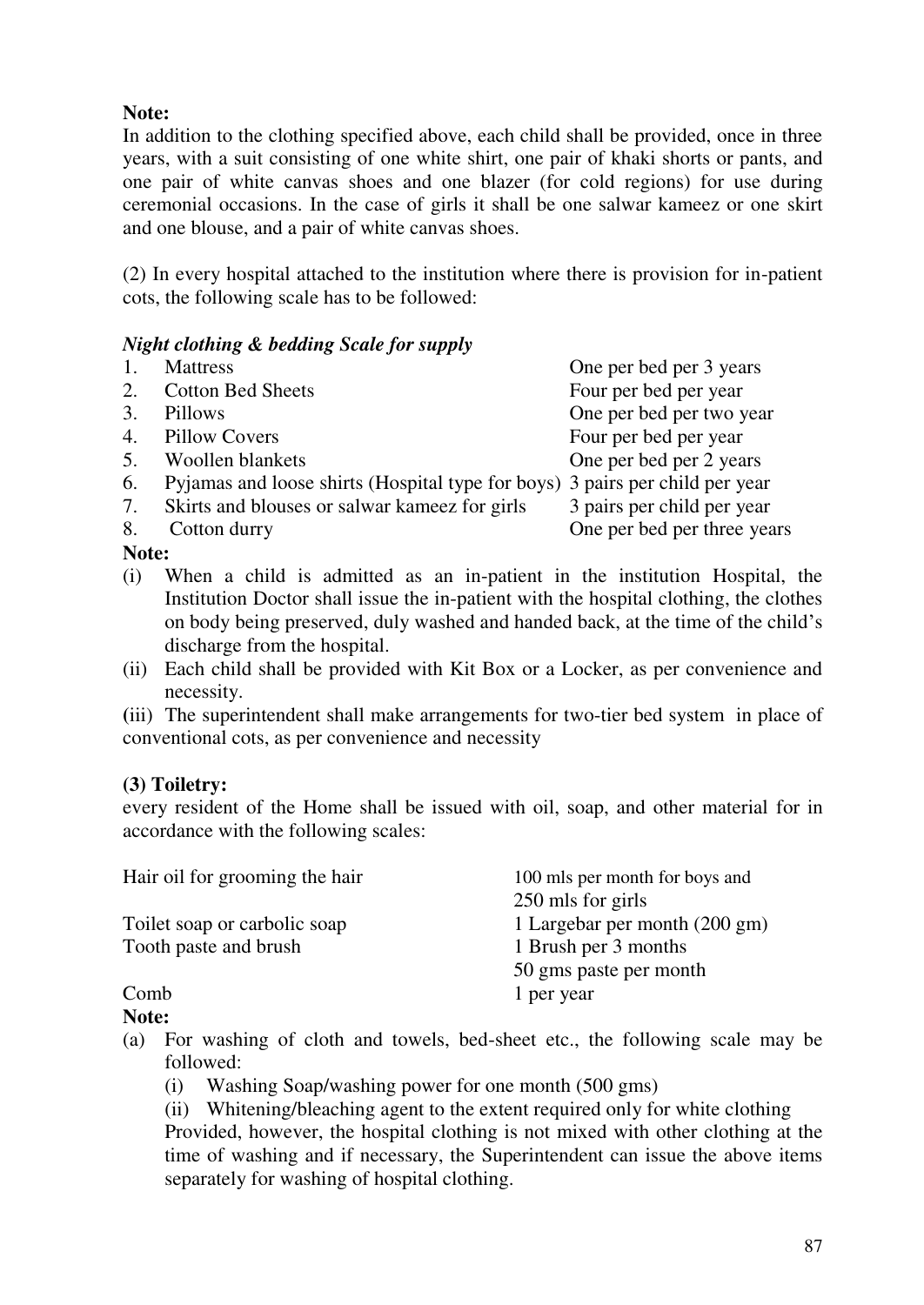**Note:**
In addition to the clothing specified above, each child shall be provided, once in three years, with a suit consisting of one white shirt, one pair of khaki shorts or pants, and one pair of white canvas shoes and one blazer (for cold regions) for use during ceremonial occasions. In the case of girls it shall be one salwar kameez or one skirt and one blouse, and a pair of white canvas shoes.

(2) In every hospital attached to the institution where there is provision for in-patient cots, the following scale has to be followed:

***Night clothing & bedding Scale for supply***

| | Item | Scale |
|---|---|---|
| 1. | Mattress | One per bed per 3 years |
| 2. | Cotton Bed Sheets | Four per bed per year |
| 3. | Pillows | One per bed per two year |
| 4. | Pillow Covers | Four per bed per year |
| 5. | Woollen blankets | One per bed per 2 years |
| 6. | Pyjamas and loose shirts (Hospital type for boys) | 3 pairs per child per year |
| 7. | Skirts and blouses or salwar kameez for girls | 3 pairs per child per year |
| 8. | Cotton durry | One per bed per three years |

**Note:**

(i) When a child is admitted as an in-patient in the institution Hospital, the Institution Doctor shall issue the in-patient with the hospital clothing, the clothes on body being preserved, duly washed and handed back, at the time of the child's discharge from the hospital.

(ii) Each child shall be provided with Kit Box or a Locker, as per convenience and necessity.

(iii) The superintendent shall make arrangements for two-tier bed system in place of conventional cots, as per convenience and necessity

**(3) Toiletry:**

every resident of the Home shall be issued with oil, soap, and other material for in accordance with the following scales:

| Item | Scale |
|---|---|
| Hair oil for grooming the hair | 100 mls per month for boys and 250 mls for girls |
| Toilet soap or carbolic soap | 1 Largebar per month (200 gm) |
| Tooth paste and brush | 1 Brush per 3 months<br>50 gms paste per month |
| Comb | 1 per year |

**Note:**

(a) For washing of cloth and towels, bed-sheet etc., the following scale may be followed:

(i) Washing Soap/washing power for one month (500 gms)

(ii) Whitening/bleaching agent to the extent required only for white clothing

Provided, however, the hospital clothing is not mixed with other clothing at the time of washing and if necessary, the Superintendent can issue the above items separately for washing of hospital clothing.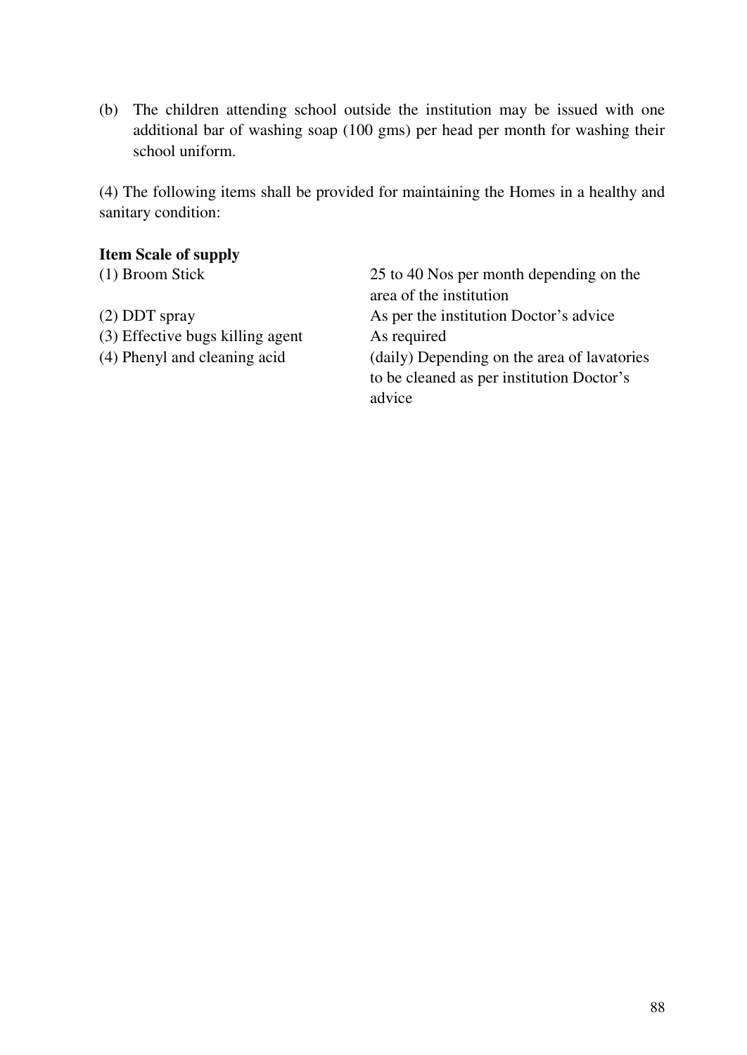(b) The children attending school outside the institution may be issued with one additional bar of washing soap (100 gms) per head per month for washing their school uniform.

(4) The following items shall be provided for maintaining the Homes in a healthy and sanitary condition:

| **Item** | **Scale of supply** |
|---|---|
| (1) Broom Stick | 25 to 40 Nos per month depending on the area of the institution |
| (2) DDT spray | As per the institution Doctor's advice |
| (3) Effective bugs killing agent | As required |
| (4) Phenyl and cleaning acid | (daily) Depending on the area of lavatories to be cleaned as per institution Doctor's advice |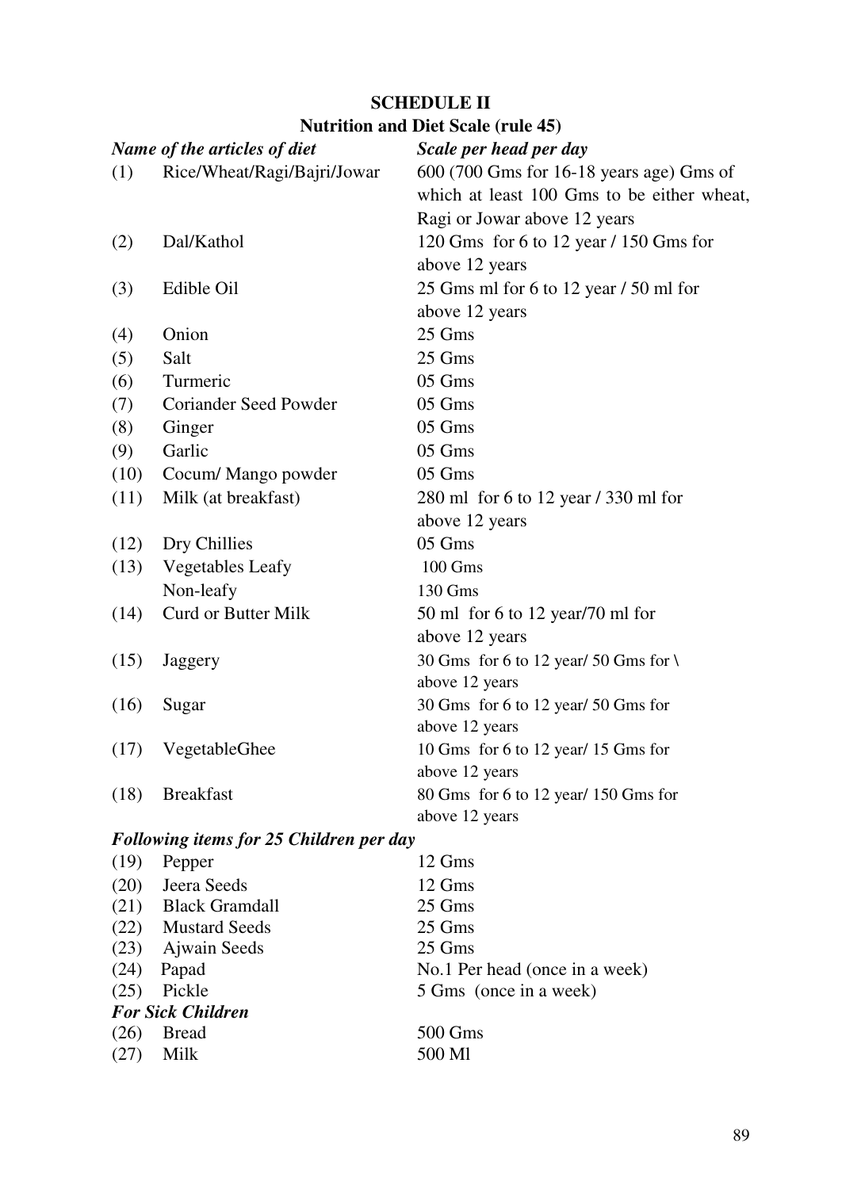## SCHEDULE II

### Nutrition and Diet Scale (rule 45)

| | *Name of the articles of diet* | *Scale per head per day* |
|---|---|---|
| (1) | Rice/Wheat/Ragi/Bajri/Jowar | 600 (700 Gms for 16-18 years age) Gms of which at least 100 Gms to be either wheat, Ragi or Jowar above 12 years |
| (2) | Dal/Kathol | 120 Gms for 6 to 12 year / 150 Gms for above 12 years |
| (3) | Edible Oil | 25 Gms ml for 6 to 12 year / 50 ml for above 12 years |
| (4) | Onion | 25 Gms |
| (5) | Salt | 25 Gms |
| (6) | Turmeric | 05 Gms |
| (7) | Coriander Seed Powder | 05 Gms |
| (8) | Ginger | 05 Gms |
| (9) | Garlic | 05 Gms |
| (10) | Cocum/ Mango powder | 05 Gms |
| (11) | Milk (at breakfast) | 280 ml for 6 to 12 year / 330 ml for above 12 years |
| (12) | Dry Chillies | 05 Gms |
| (13) | Vegetables Leafy | 100 Gms |
| | Non-leafy | 130 Gms |
| (14) | Curd or Butter Milk | 50 ml for 6 to 12 year/70 ml for above 12 years |
| (15) | Jaggery | 30 Gms for 6 to 12 year/ 50 Gms for \ above 12 years |
| (16) | Sugar | 30 Gms for 6 to 12 year/ 50 Gms for above 12 years |
| (17) | VegetableGhee | 10 Gms for 6 to 12 year/ 15 Gms for above 12 years |
| (18) | Breakfast | 80 Gms for 6 to 12 year/ 150 Gms for above 12 years |
| | ***Following items for 25 Children per day*** | |
| (19) | Pepper | 12 Gms |
| (20) | Jeera Seeds | 12 Gms |
| (21) | Black Gramdall | 25 Gms |
| (22) | Mustard Seeds | 25 Gms |
| (23) | Ajwain Seeds | 25 Gms |
| (24) | Papad | No.1 Per head (once in a week) |
| (25) | Pickle | 5 Gms (once in a week) |
| | ***For Sick Children*** | |
| (26) | Bread | 500 Gms |
| (27) | Milk | 500 Ml |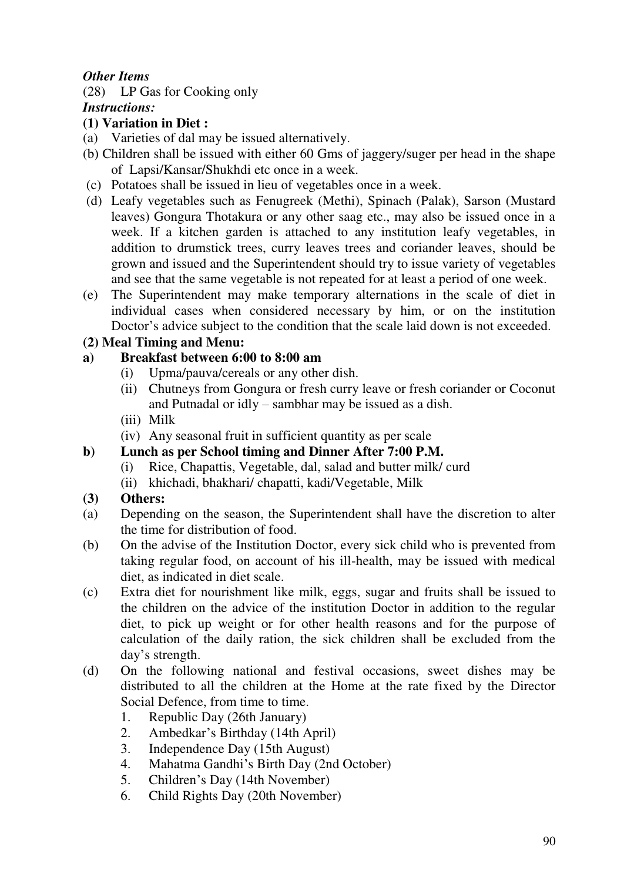*Other Items*

(28) LP Gas for Cooking only

*Instructions:*

**(1) Variation in Diet :**

(a) Varieties of dal may be issued alternatively.

(b) Children shall be issued with either 60 Gms of jaggery/suger per head in the shape of Lapsi/Kansar/Shukhdi etc once in a week.

(c) Potatoes shall be issued in lieu of vegetables once in a week.

(d) Leafy vegetables such as Fenugreek (Methi), Spinach (Palak), Sarson (Mustard leaves) Gongura Thotakura or any other saag etc., may also be issued once in a week. If a kitchen garden is attached to any institution leafy vegetables, in addition to drumstick trees, curry leaves trees and coriander leaves, should be grown and issued and the Superintendent should try to issue variety of vegetables and see that the same vegetable is not repeated for at least a period of one week.

(e) The Superintendent may make temporary alternations in the scale of diet in individual cases when considered necessary by him, or on the institution Doctor's advice subject to the condition that the scale laid down is not exceeded.

**(2) Meal Timing and Menu:**

**a) Breakfast between 6:00 to 8:00 am**

(i) Upma/pauva/cereals or any other dish.

(ii) Chutneys from Gongura or fresh curry leave or fresh coriander or Coconut and Putnadal or idly – sambhar may be issued as a dish.

(iii) Milk

(iv) Any seasonal fruit in sufficient quantity as per scale

**b) Lunch as per School timing and Dinner After 7:00 P.M.**

(i) Rice, Chapattis, Vegetable, dal, salad and butter milk/ curd

(ii) khichadi, bhakhari/ chapatti, kadi/Vegetable, Milk

**(3) Others:**

(a) Depending on the season, the Superintendent shall have the discretion to alter the time for distribution of food.

(b) On the advise of the Institution Doctor, every sick child who is prevented from taking regular food, on account of his ill-health, may be issued with medical diet, as indicated in diet scale.

(c) Extra diet for nourishment like milk, eggs, sugar and fruits shall be issued to the children on the advice of the institution Doctor in addition to the regular diet, to pick up weight or for other health reasons and for the purpose of calculation of the daily ration, the sick children shall be excluded from the day's strength.

(d) On the following national and festival occasions, sweet dishes may be distributed to all the children at the Home at the rate fixed by the Director Social Defence, from time to time.

1. Republic Day (26th January)
2. Ambedkar's Birthday (14th April)
3. Independence Day (15th August)
4. Mahatma Gandhi's Birth Day (2nd October)
5. Children's Day (14th November)
6. Child Rights Day (20th November)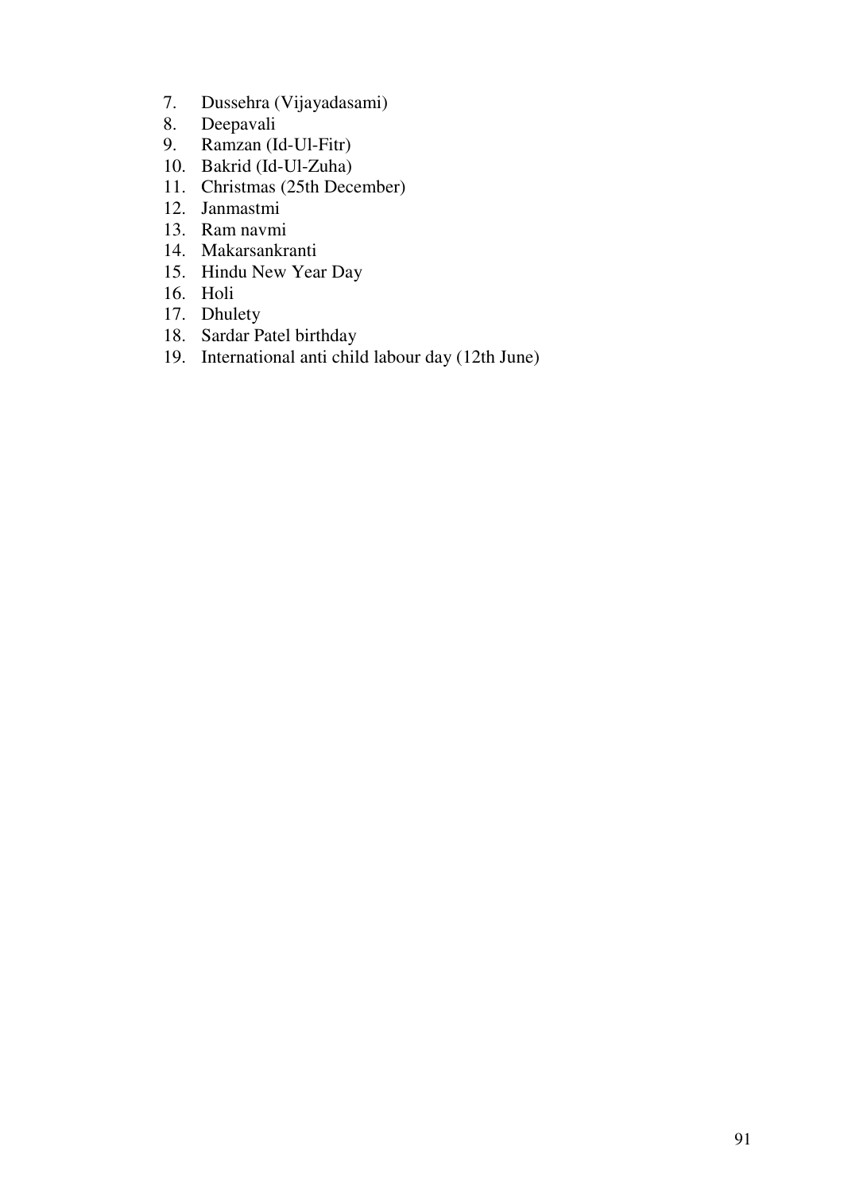7. Dussehra (Vijayadasami)
8. Deepavali
9. Ramzan (Id-Ul-Fitr)
10. Bakrid (Id-Ul-Zuha)
11. Christmas (25th December)
12. Janmastmi
13. Ram navmi
14. Makarsankranti
15. Hindu New Year Day
16. Holi
17. Dhulety
18. Sardar Patel birthday
19. International anti child labour day (12th June)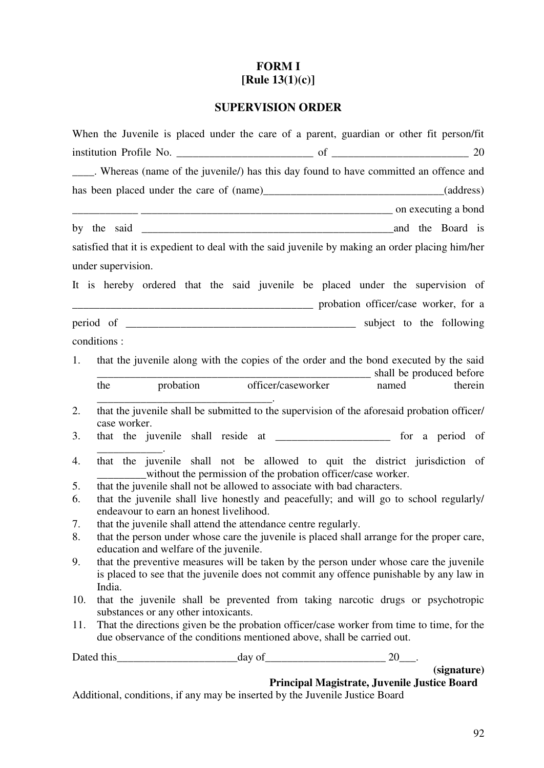# FORM I
## [Rule 13(1)(c)]

## SUPERVISION ORDER

When the Juvenile is placed under the care of a parent, guardian or other fit person/fit institution Profile No. _________________________ of _________________________ 20 ____. Whereas (name of the juvenile/) has this day found to have committed an offence and has been placed under the care of (name)_________________________________(address) ____________ _________________________________________________ on executing a bond by the said _________________________________________________and the Board is satisfied that it is expedient to deal with the said juvenile by making an order placing him/her under supervision.

It is hereby ordered that the said juvenile be placed under the supervision of _____________________________________________ probation officer/case worker, for a period of __________________________________________ subject to the following conditions :

1. that the juvenile along with the copies of the order and the bond executed by the said ___________________________________________________ shall be produced before the probation officer/caseworker named therein _________________________________.
2. that the juvenile shall be submitted to the supervision of the aforesaid probation officer/ case worker.
3. that the juvenile shall reside at _____________________ for a period of ____________.
4. that the juvenile shall not be allowed to quit the district jurisdiction of _________without the permission of the probation officer/case worker.
5. that the juvenile shall not be allowed to associate with bad characters.
6. that the juvenile shall live honestly and peacefully; and will go to school regularly/ endeavour to earn an honest livelihood.
7. that the juvenile shall attend the attendance centre regularly.
8. that the person under whose care the juvenile is placed shall arrange for the proper care, education and welfare of the juvenile.
9. that the preventive measures will be taken by the person under whose care the juvenile is placed to see that the juvenile does not commit any offence punishable by any law in India.
10. that the juvenile shall be prevented from taking narcotic drugs or psychotropic substances or any other intoxicants.
11. That the directions given be the probation officer/case worker from time to time, for the due observance of the conditions mentioned above, shall be carried out.

Dated this______________________day of______________________ 20___.

**(signature)**

**Principal Magistrate, Juvenile Justice Board**

Additional, conditions, if any may be inserted by the Juvenile Justice Board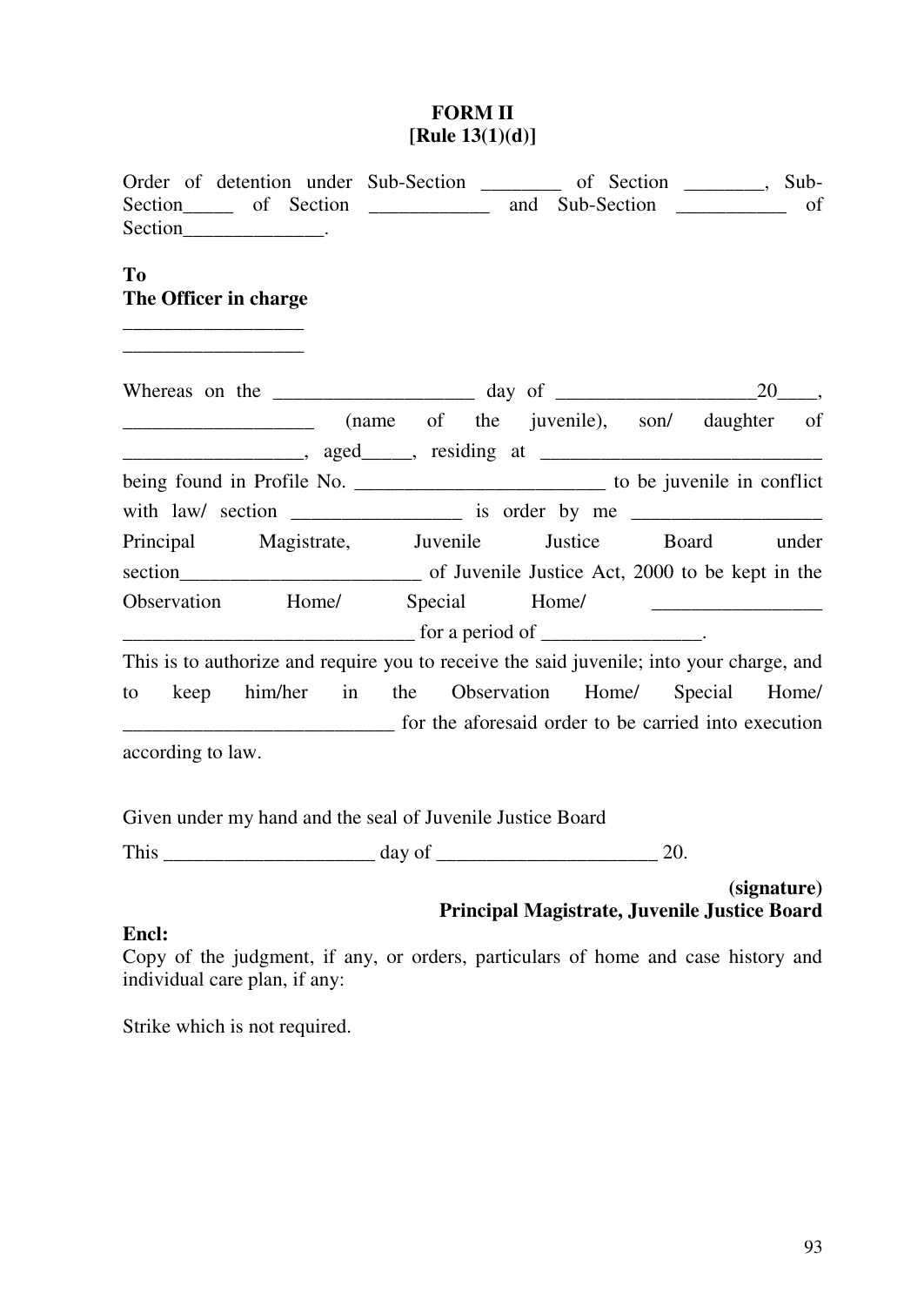**FORM II**
**[Rule 13(1)(d)]**

Order of detention under Sub-Section ________ of Section ________, Sub-Section_____ of Section ____________ and Sub-Section ___________ of Section______________.

**To**
**The Officer in charge**
_________________
_________________

Whereas on the ____________________ day of ____________________20____, ___________________ (name of the juvenile), son/ daughter of _________________, aged_____, residing at ____________________________ being found in Profile No. _________________________ to be juvenile in conflict with law/ section ________________ is order by me ___________________ Principal Magistrate, Juvenile Justice Board under section________________________ of Juvenile Justice Act, 2000 to be kept in the Observation Home/ Special Home/ ________________ _____________________________ for a period of ________________.

This is to authorize and require you to receive the said juvenile; into your charge, and to keep him/her in the Observation Home/ Special Home/ ___________________________ for the aforesaid order to be carried into execution according to law.

Given under my hand and the seal of Juvenile Justice Board

This _____________________ day of ______________________ 20.

**(signature)**
**Principal Magistrate, Juvenile Justice Board**

**Encl:**
Copy of the judgment, if any, or orders, particulars of home and case history and individual care plan, if any:

Strike which is not required.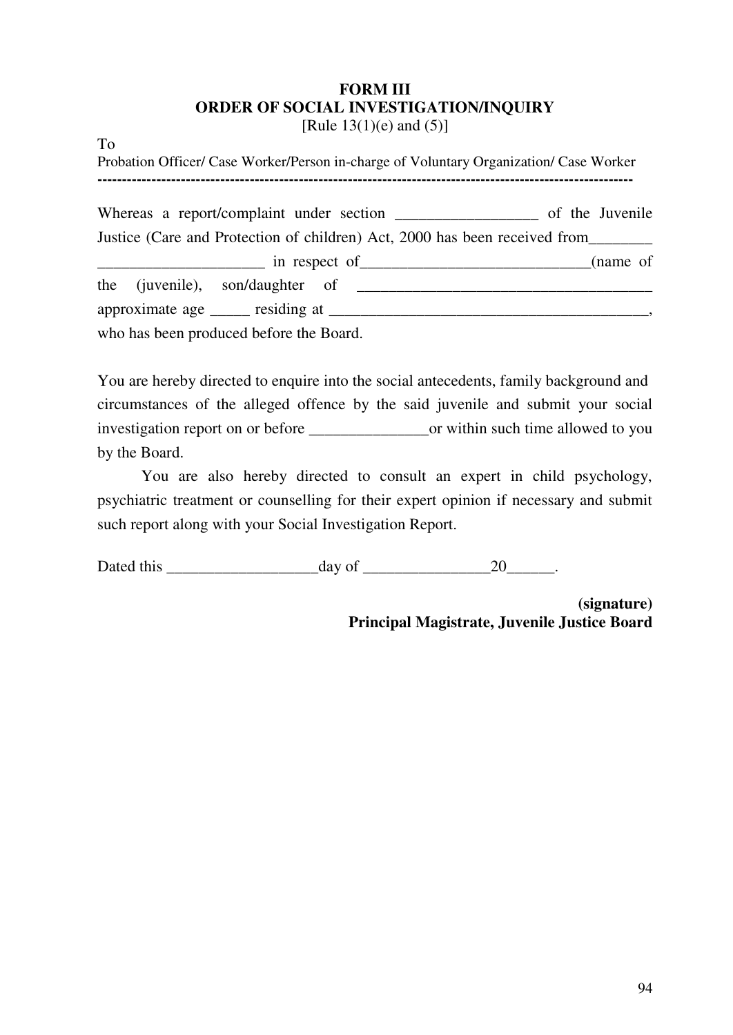**FORM III**
**ORDER OF SOCIAL INVESTIGATION/INQUIRY**
[Rule 13(1)(e) and (5)]

To
Probation Officer/ Case Worker/Person in-charge of Voluntary Organization/ Case Worker
--------------------------------------------------------------------------------------------------------------

Whereas a report/complaint under section __________________ of the Juvenile Justice (Care and Protection of children) Act, 2000 has been received from________ _____________________ in respect of_____________________________(name of the (juvenile), son/daughter of _____________________________________ approximate age _____ residing at ________________________________________, who has been produced before the Board.

You are hereby directed to enquire into the social antecedents, family background and circumstances of the alleged offence by the said juvenile and submit your social investigation report on or before _______________or within such time allowed to you by the Board.

You are also hereby directed to consult an expert in child psychology, psychiatric treatment or counselling for their expert opinion if necessary and submit such report along with your Social Investigation Report.

Dated this ___________________day of ________________20______.

**(signature)**
**Principal Magistrate, Juvenile Justice Board**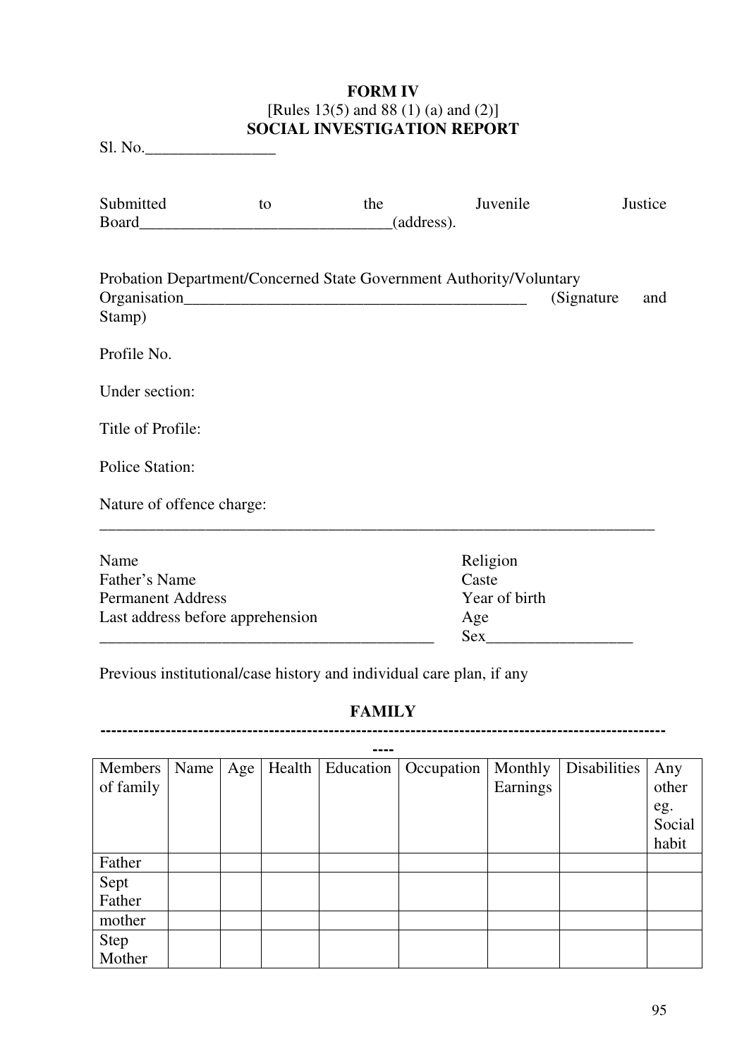**FORM IV**
[Rules 13(5) and 88 (1) (a) and (2)]
**SOCIAL INVESTIGATION REPORT**

Sl. No.________________

Submitted to the Juvenile Justice Board_______________________________(address).

Probation Department/Concerned State Government Authority/Voluntary Organisation___________________________________________ (Signature and Stamp)

Profile No.

Under section:

Title of Profile:

Police Station:

Nature of offence charge:
_________________________________________________________________________

Name
Father's Name
Permanent Address
Last address before apprehension
___________________________________________

Religion
Caste
Year of birth
Age
Sex__________________

Previous institutional/case history and individual care plan, if any

## FAMILY

----------------------------------------------------------------------------------------------------

| Members of family | Name | Age | Health | Education | Occupation | Monthly Earnings | Disabilities | Any other eg. Social habit |
|---|---|---|---|---|---|---|---|---|
| Father | | | | | | | | |
| Sept Father | | | | | | | | |
| mother | | | | | | | | |
| Step Mother | | | | | | | | |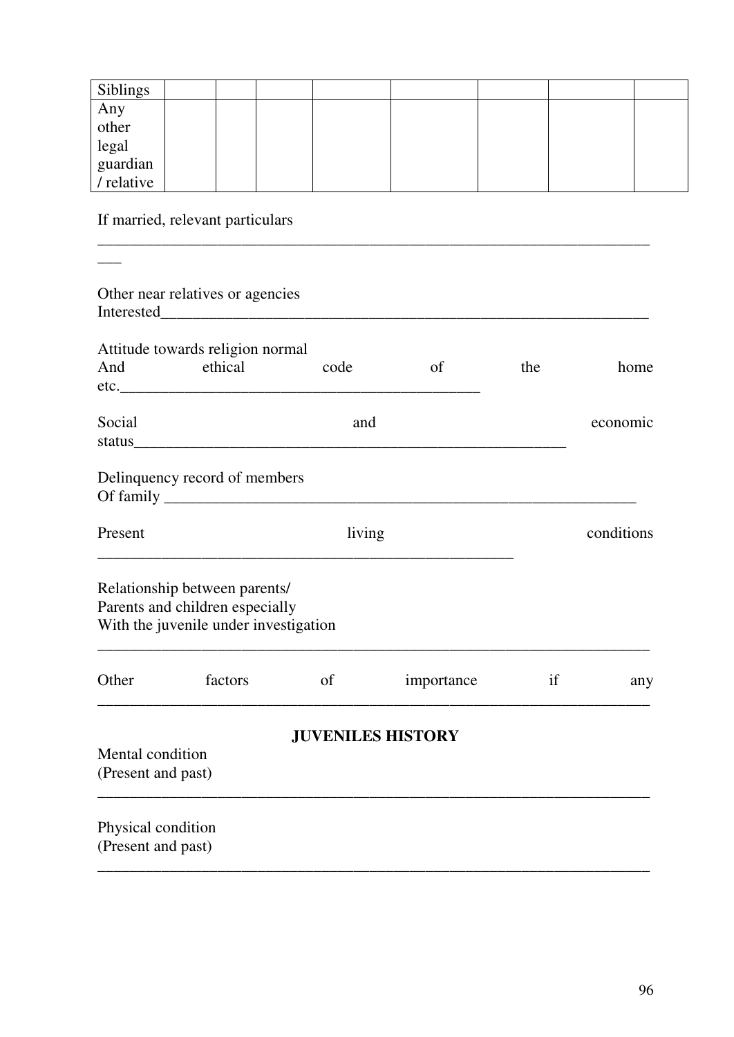| Siblings | | | | | | | | |
|---|---|---|---|---|---|---|---|---|
| Any other legal guardian / relative | | | | | | | | |

If married, relevant particulars

____________________________________________________________________________

Other near relatives or agencies Interested____________________________________________________________________

Attitude towards religion normal And ethical code of the home etc.________________________________________________

Social and economic status____________________________________________________________

Delinquency record of members Of family ___________________________________________________________________

Present living conditions ___________________________________________________________

Relationship between parents/
Parents and children especially
With the juvenile under investigation

____________________________________________________________________________

Other factors of importance if any

____________________________________________________________________________

## JUVENILES HISTORY

Mental condition
(Present and past)

____________________________________________________________________________

Physical condition
(Present and past)

____________________________________________________________________________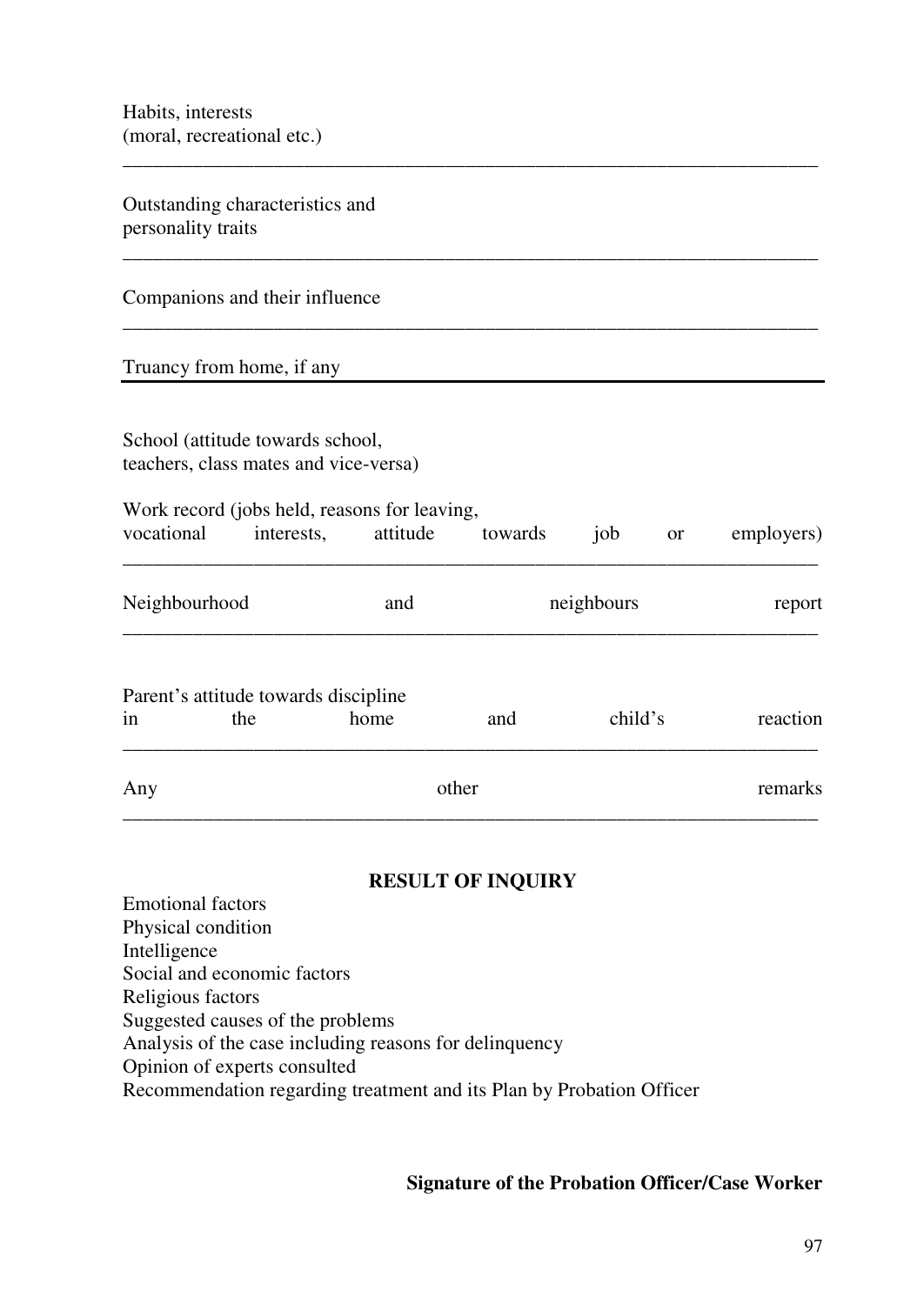Habits, interests
(moral, recreational etc.)

_______________________________________________________________________

Outstanding characteristics and
personality traits

_______________________________________________________________________

Companions and their influence

_______________________________________________________________________

Truancy from home, if any

_______________________________________________________________________

School (attitude towards school,
teachers, class mates and vice-versa)

Work record (jobs held, reasons for leaving,
vocational interests, attitude towards job or employers)

_______________________________________________________________________

Neighbourhood and neighbours report

_______________________________________________________________________

Parent's attitude towards discipline
in the home and child's reaction

_______________________________________________________________________

Any other remarks

_______________________________________________________________________

**RESULT OF INQUIRY**

Emotional factors
Physical condition
Intelligence
Social and economic factors
Religious factors
Suggested causes of the problems
Analysis of the case including reasons for delinquency
Opinion of experts consulted
Recommendation regarding treatment and its Plan by Probation Officer

**Signature of the Probation Officer/Case Worker**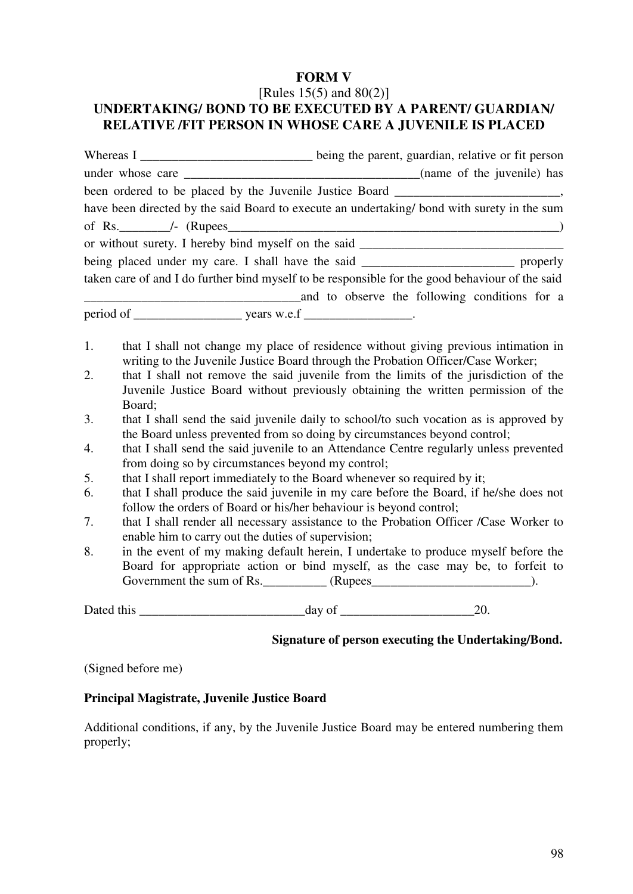# FORM V

[Rules 15(5) and 80(2)]

## UNDERTAKING/ BOND TO BE EXECUTED BY A PARENT/ GUARDIAN/ RELATIVE /FIT PERSON IN WHOSE CARE A JUVENILE IS PLACED

Whereas I ___________________________ being the parent, guardian, relative or fit person under whose care ______________________________________(name of the juvenile) has been ordered to be placed by the Juvenile Justice Board __________________________, have been directed by the said Board to execute an undertaking/ bond with surety in the sum of Rs.________/- (Rupees______________________________________________________) or without surety. I hereby bind myself on the said ________________________________ being placed under my care. I shall have the said ________________________ properly taken care of and I do further bind myself to be responsible for the good behaviour of the said __________________________________and to observe the following conditions for a period of _________________ years w.e.f _________________.

1. that I shall not change my place of residence without giving previous intimation in writing to the Juvenile Justice Board through the Probation Officer/Case Worker;
2. that I shall not remove the said juvenile from the limits of the jurisdiction of the Juvenile Justice Board without previously obtaining the written permission of the Board;
3. that I shall send the said juvenile daily to school/to such vocation as is approved by the Board unless prevented from so doing by circumstances beyond control;
4. that I shall send the said juvenile to an Attendance Centre regularly unless prevented from doing so by circumstances beyond my control;
5. that I shall report immediately to the Board whenever so required by it;
6. that I shall produce the said juvenile in my care before the Board, if he/she does not follow the orders of Board or his/her behaviour is beyond control;
7. that I shall render all necessary assistance to the Probation Officer /Case Worker to enable him to carry out the duties of supervision;
8. in the event of my making default herein, I undertake to produce myself before the Board for appropriate action or bind myself, as the case may be, to forfeit to Government the sum of Rs.__________ (Rupees_________________________).

Dated this __________________________day of _____________________20.

**Signature of person executing the Undertaking/Bond.**

(Signed before me)

**Principal Magistrate, Juvenile Justice Board**

Additional conditions, if any, by the Juvenile Justice Board may be entered numbering them properly;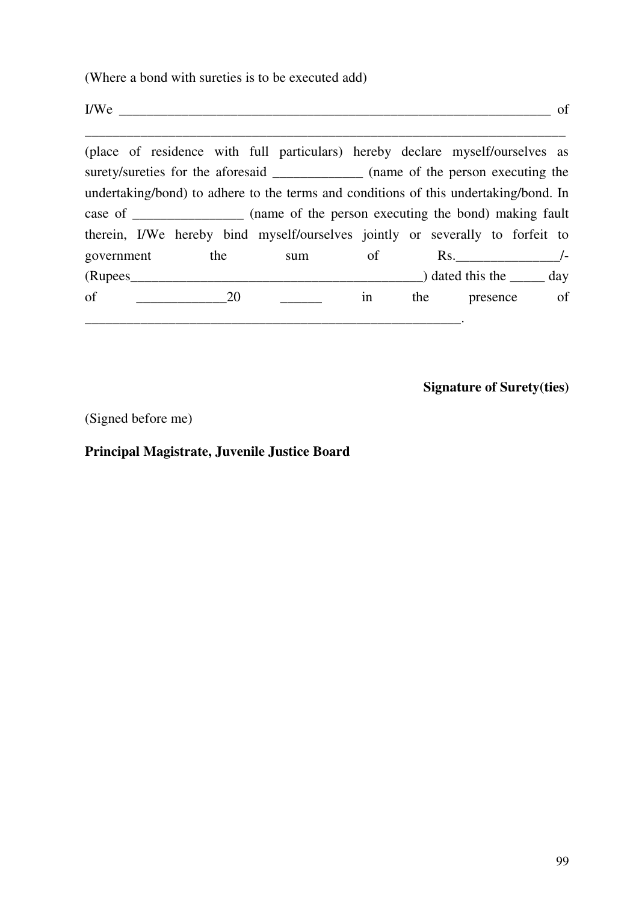(Where a bond with sureties is to be executed add)

I/We ________________________________________________________________ of ______________________________________________________________________

(place of residence with full particulars) hereby declare myself/ourselves as surety/sureties for the aforesaid _____________ (name of the person executing the undertaking/bond) to adhere to the terms and conditions of this undertaking/bond. In case of ________________ (name of the person executing the bond) making fault therein, I/We hereby bind myself/ourselves jointly or severally to forfeit to government the sum of Rs._______________/- (Rupees___________________________________________) dated this the _____ day of _____________20 ______ in the presence of _________________________________________________________.

**Signature of Surety(ties)**

(Signed before me)

**Principal Magistrate, Juvenile Justice Board**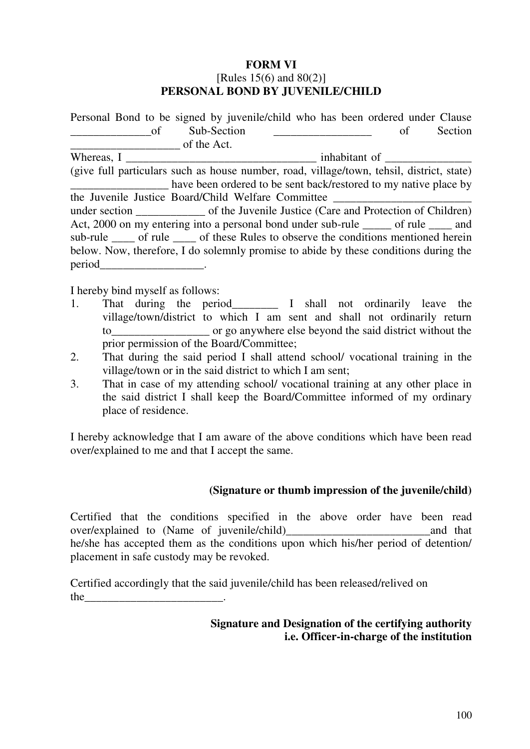**FORM VI**

[Rules 15(6) and 80(2)]

**PERSONAL BOND BY JUVENILE/CHILD**

Personal Bond to be signed by juvenile/child who has been ordered under Clause ______________of Sub-Section _________________ of Section ___________________ of the Act.

Whereas, I __________________________________ inhabitant of _______________ (give full particulars such as house number, road, village/town, tehsil, district, state) _________________ have been ordered to be sent back/restored to my native place by the Juvenile Justice Board/Child Welfare Committee ________________________ under section ____________ of the Juvenile Justice (Care and Protection of Children) Act, 2000 on my entering into a personal bond under sub-rule _____ of rule ____ and sub-rule ____ of rule ____ of these Rules to observe the conditions mentioned herein below. Now, therefore, I do solemnly promise to abide by these conditions during the period__________________.

I hereby bind myself as follows:

1. That during the period________ I shall not ordinarily leave the village/town/district to which I am sent and shall not ordinarily return to_________________ or go anywhere else beyond the said district without the prior permission of the Board/Committee;
2. That during the said period I shall attend school/ vocational training in the village/town or in the said district to which I am sent;
3. That in case of my attending school/ vocational training at any other place in the said district I shall keep the Board/Committee informed of my ordinary place of residence.

I hereby acknowledge that I am aware of the above conditions which have been read over/explained to me and that I accept the same.

**(Signature or thumb impression of the juvenile/child)**

Certified that the conditions specified in the above order have been read over/explained to (Name of juvenile/child)_________________________and that he/she has accepted them as the conditions upon which his/her period of detention/ placement in safe custody may be revoked.

Certified accordingly that the said juvenile/child has been released/relived on the________________________.

**Signature and Designation of the certifying authority**
**i.e. Officer-in-charge of the institution**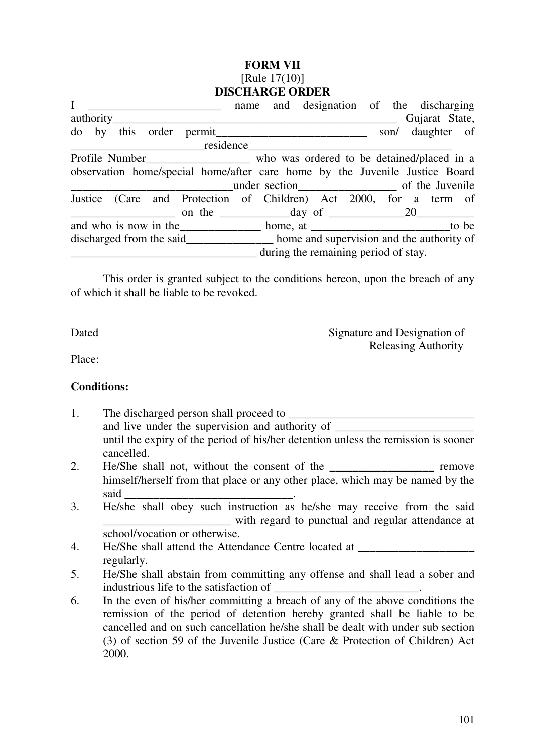# FORM VII

[Rule 17(10)]

## DISCHARGE ORDER

I _______________________ name and designation of the discharging authority___________________________________________________ Gujarat State, do by this order permit__________________________ son/ daughter of _______________________residence___________________________________ Profile Number_________________ who was ordered to be detained/placed in a observation home/special home/after care home by the Juvenile Justice Board ____________________________under section_________________ of the Juvenile Justice (Care and Protection of Children) Act 2000, for a term of _________________ on the ____________day of _____________20__________ and who is now in the______________ home, at ________________________to be discharged from the said_______________ home and supervision and the authority of _______________________________ during the remaining period of stay.

This order is granted subject to the conditions hereon, upon the breach of any of which it shall be liable to be revoked.

Dated

Signature and Designation of Releasing Authority

Place:

**Conditions:**

1. The discharged person shall proceed to _________________________________ and live under the supervision and authority of ________________________ until the expiry of the period of his/her detention unless the remission is sooner cancelled.
2. He/She shall not, without the consent of the _________________ remove himself/herself from that place or any other place, which may be named by the said _____________________________.
3. He/she shall obey such instruction as he/she may receive from the said ______________________ with regard to punctual and regular attendance at school/vocation or otherwise.
4. He/She shall attend the Attendance Centre located at ____________________ regularly.
5. He/She shall abstain from committing any offense and shall lead a sober and industrious life to the satisfaction of _________________________.
6. In the even of his/her committing a breach of any of the above conditions the remission of the period of detention hereby granted shall be liable to be cancelled and on such cancellation he/she shall be dealt with under sub section (3) of section 59 of the Juvenile Justice (Care & Protection of Children) Act 2000.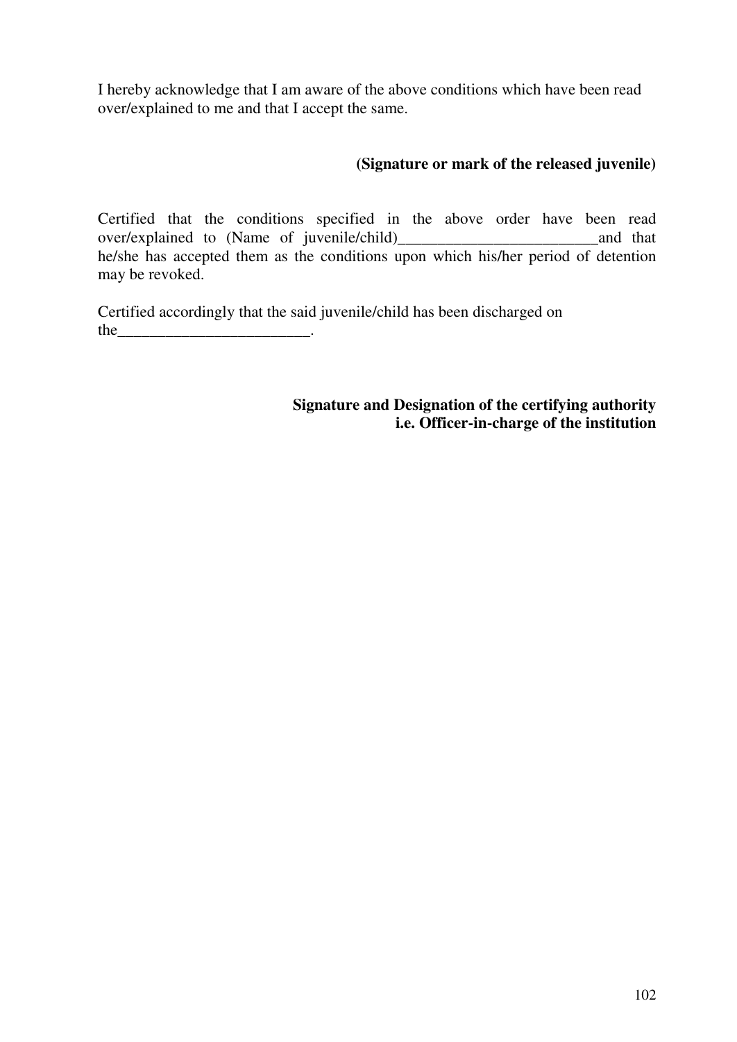I hereby acknowledge that I am aware of the above conditions which have been read over/explained to me and that I accept the same.

**(Signature or mark of the released juvenile)**

Certified that the conditions specified in the above order have been read over/explained to (Name of juvenile/child)_________________________and that he/she has accepted them as the conditions upon which his/her period of detention may be revoked.

Certified accordingly that the said juvenile/child has been discharged on the_________________________.

**Signature and Designation of the certifying authority i.e. Officer-in-charge of the institution**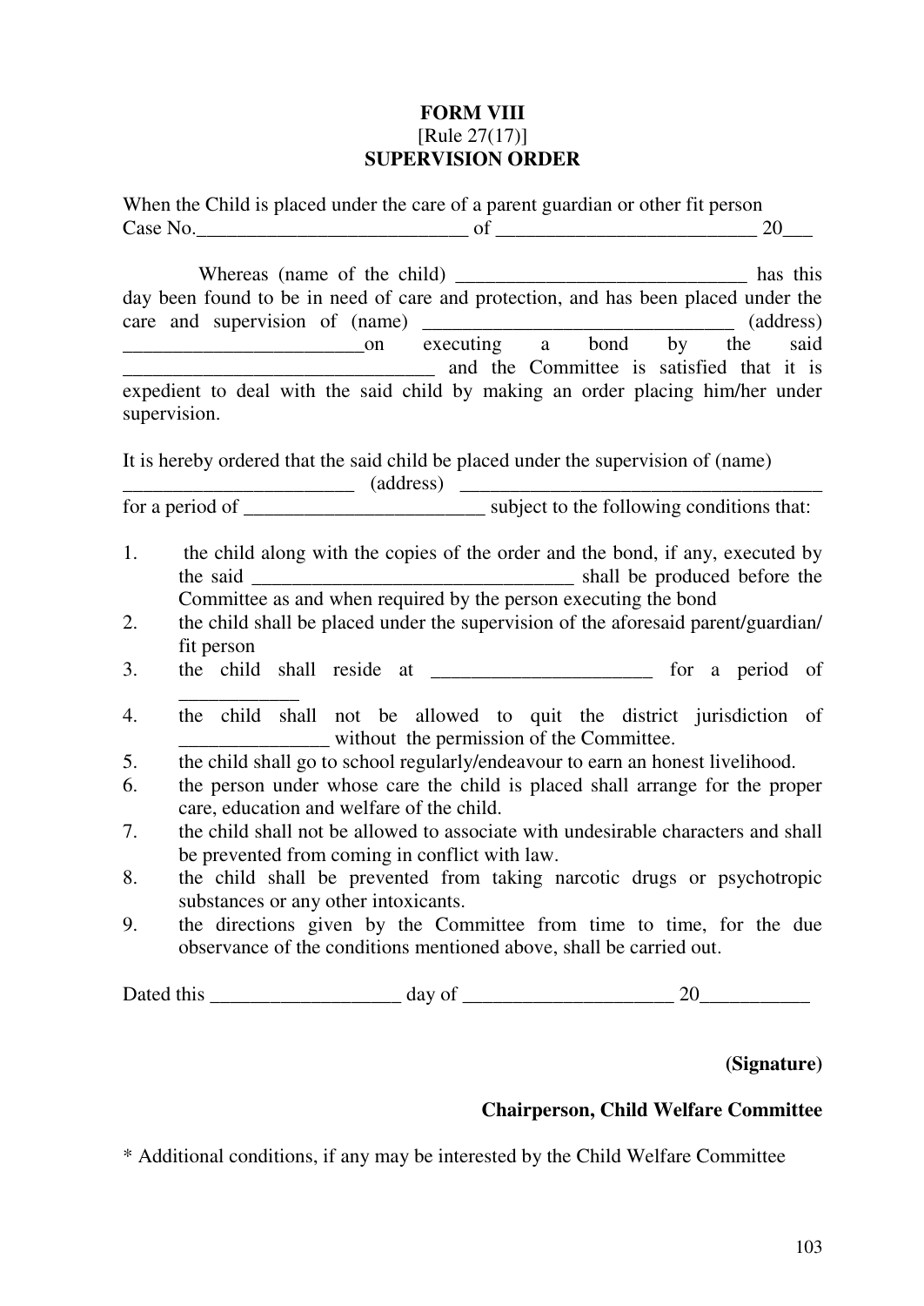**FORM VIII**
[Rule 27(17)]
**SUPERVISION ORDER**

When the Child is placed under the care of a parent guardian or other fit person
Case No.___________________________ of __________________________ 20___

Whereas (name of the child) _____________________________ has this day been found to be in need of care and protection, and has been placed under the care and supervision of (name) _______________________________ (address) ________________________on executing a bond by the said ______________________________ and the Committee is satisfied that it is expedient to deal with the said child by making an order placing him/her under supervision.

It is hereby ordered that the said child be placed under the supervision of (name) _______________________ (address) ____________________________________ for a period of ________________________ subject to the following conditions that:

1. the child along with the copies of the order and the bond, if any, executed by the said ________________________________ shall be produced before the Committee as and when required by the person executing the bond
2. the child shall be placed under the supervision of the aforesaid parent/guardian/ fit person
3. the child shall reside at ______________________ for a period of ____________
4. the child shall not be allowed to quit the district jurisdiction of _______________ without the permission of the Committee.
5. the child shall go to school regularly/endeavour to earn an honest livelihood.
6. the person under whose care the child is placed shall arrange for the proper care, education and welfare of the child.
7. the child shall not be allowed to associate with undesirable characters and shall be prevented from coming in conflict with law.
8. the child shall be prevented from taking narcotic drugs or psychotropic substances or any other intoxicants.
9. the directions given by the Committee from time to time, for the due observance of the conditions mentioned above, shall be carried out.

Dated this ___________________ day of _____________________ 20___________

**(Signature)**

**Chairperson, Child Welfare Committee**

* Additional conditions, if any may be interested by the Child Welfare Committee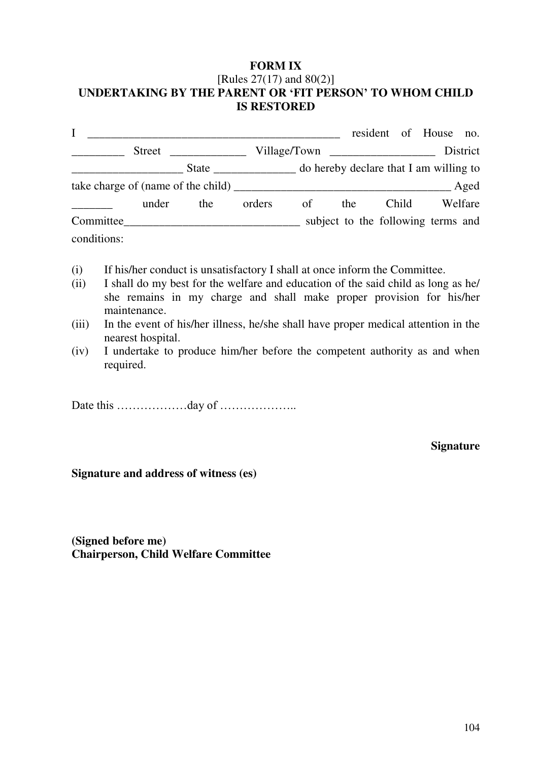**FORM IX**

[Rules 27(17) and 80(2)]

**UNDERTAKING BY THE PARENT OR 'FIT PERSON' TO WHOM CHILD IS RESTORED**

I ____________________________________________ resident of House no. _________ Street _____________ Village/Town _________________ District __________________ State ______________ do hereby declare that I am willing to take charge of (name of the child) _____________________________________ Aged _______ under the orders of the Child Welfare Committee______________________________ subject to the following terms and conditions:

(i) If his/her conduct is unsatisfactory I shall at once inform the Committee.

(ii) I shall do my best for the welfare and education of the said child as long as he/she remains in my charge and shall make proper provision for his/her maintenance.

(iii) In the event of his/her illness, he/she shall have proper medical attention in the nearest hospital.

(iv) I undertake to produce him/her before the competent authority as and when required.

Date this ………………day of ………………..

**Signature**

**Signature and address of witness (es)**

**(Signed before me)**
**Chairperson, Child Welfare Committee**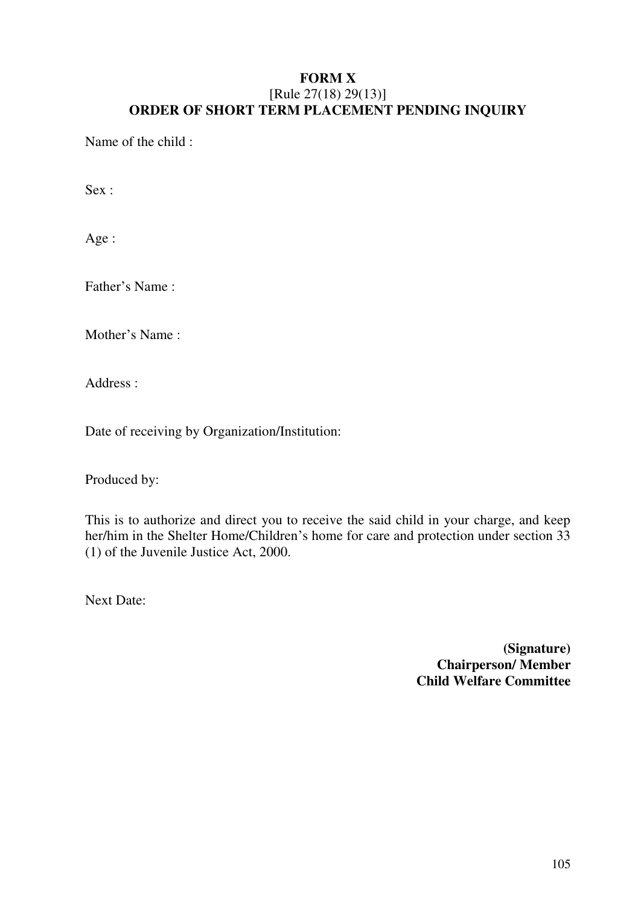**FORM X**

[Rule 27(18) 29(13)]

**ORDER OF SHORT TERM PLACEMENT PENDING INQUIRY**

Name of the child :

Sex :

Age :

Father's Name :

Mother's Name :

Address :

Date of receiving by Organization/Institution:

Produced by:

This is to authorize and direct you to receive the said child in your charge, and keep her/him in the Shelter Home/Children's home for care and protection under section 33 (1) of the Juvenile Justice Act, 2000.

Next Date:

**(Signature)**
**Chairperson/ Member**
**Child Welfare Committee**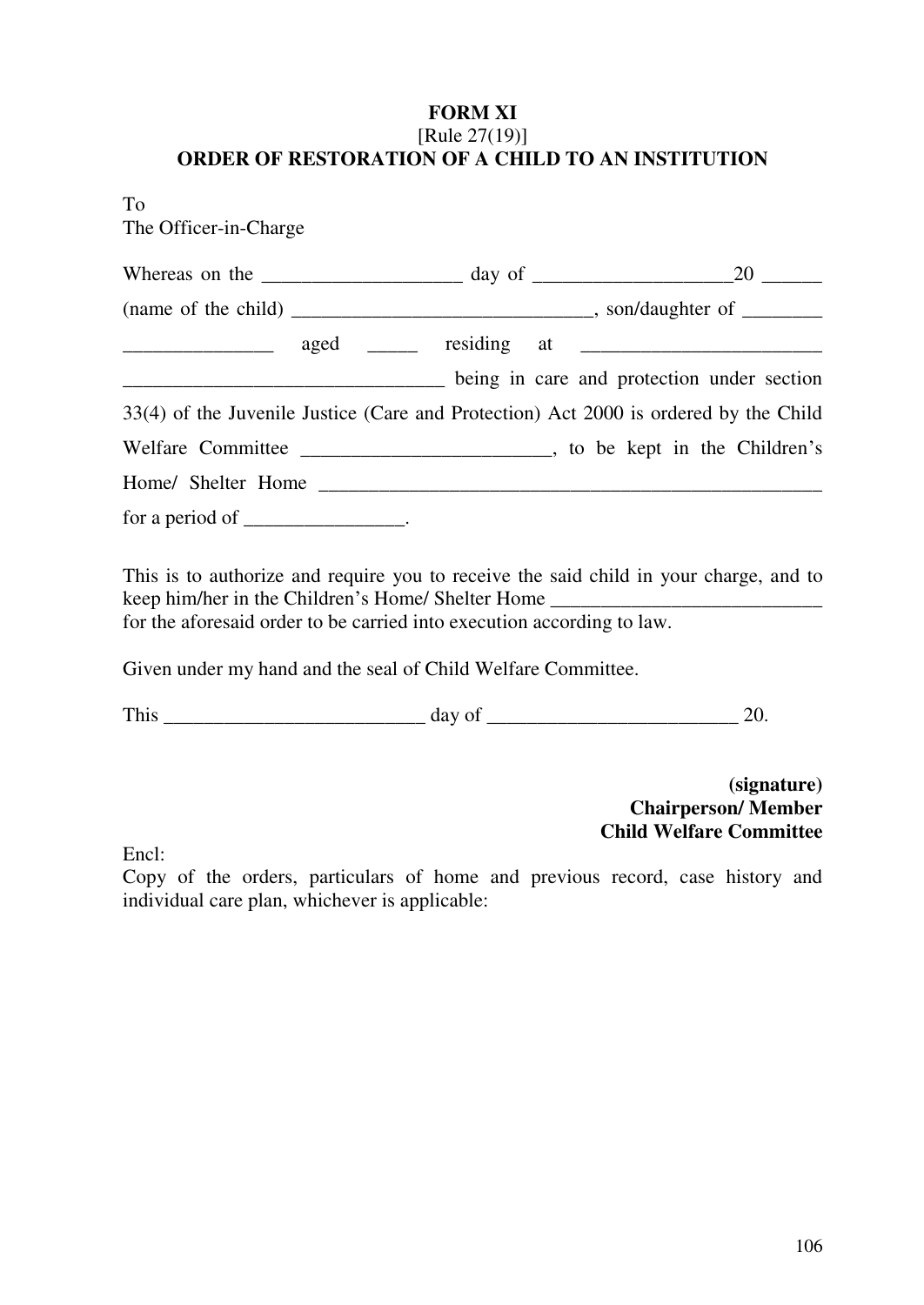**FORM XI**
[Rule 27(19)]
**ORDER OF RESTORATION OF A CHILD TO AN INSTITUTION**

To
The Officer-in-Charge

Whereas on the ____________________ day of ____________________20 ______ (name of the child) ______________________________, son/daughter of ________ _______________ aged _____ residing at ________________________ ________________________________ being in care and protection under section 33(4) of the Juvenile Justice (Care and Protection) Act 2000 is ordered by the Child Welfare Committee _________________________, to be kept in the Children's Home/ Shelter Home ____________________________________________________ for a period of ________________.

This is to authorize and require you to receive the said child in your charge, and to keep him/her in the Children's Home/ Shelter Home ___________________________ for the aforesaid order to be carried into execution according to law.

Given under my hand and the seal of Child Welfare Committee.

This __________________________ day of _________________________ 20.

**(signature)**
**Chairperson/ Member**
**Child Welfare Committee**

Encl:
Copy of the orders, particulars of home and previous record, case history and individual care plan, whichever is applicable: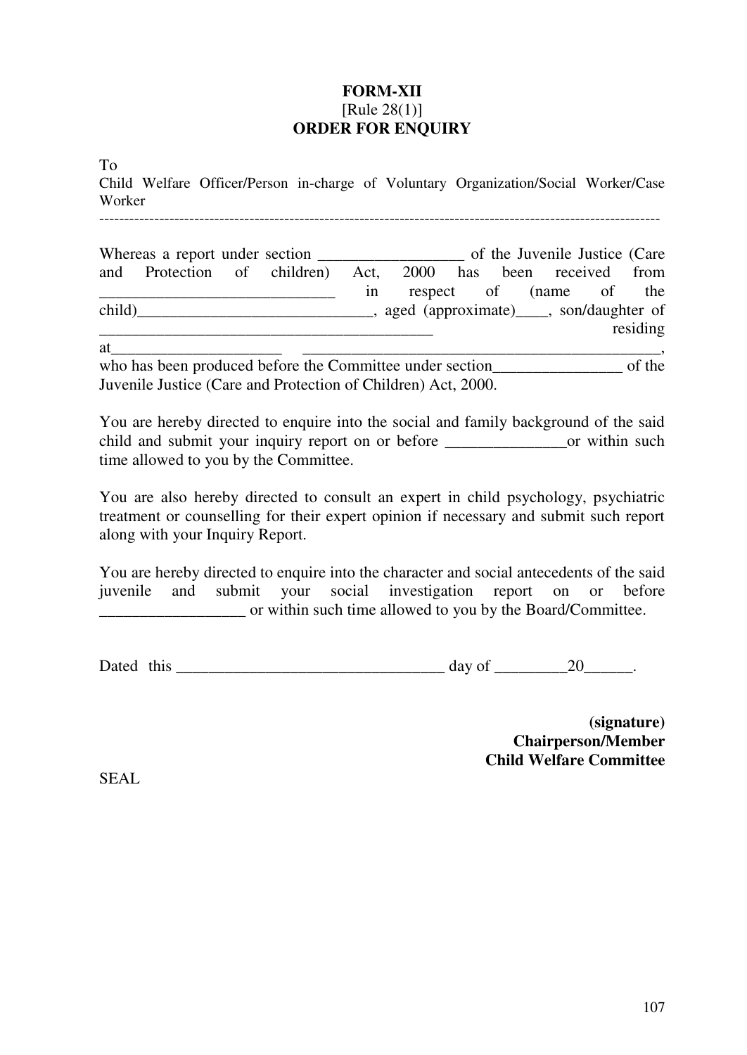**FORM-XII**
[Rule 28(1)]
**ORDER FOR ENQUIRY**

To
Child Welfare Officer/Person in-charge of Voluntary Organization/Social Worker/Case Worker
-------------------------------------------------------------------------------------------------------------

Whereas a report under section __________________ of the Juvenile Justice (Care and Protection of children) Act, 2000 has been received from ______________________________ in respect of (name of the child)______________________________, aged (approximate)____, son/daughter of __________________________________________ residing at______________________ ________________________________________________, who has been produced before the Committee under section________________ of the Juvenile Justice (Care and Protection of Children) Act, 2000.

You are hereby directed to enquire into the social and family background of the said child and submit your inquiry report on or before _______________or within such time allowed to you by the Committee.

You are also hereby directed to consult an expert in child psychology, psychiatric treatment or counselling for their expert opinion if necessary and submit such report along with your Inquiry Report.

You are hereby directed to enquire into the character and social antecedents of the said juvenile and submit your social investigation report on or before __________________ or within such time allowed to you by the Board/Committee.

Dated this __________________________________ day of _________20______.

**(signature)**
**Chairperson/Member**
**Child Welfare Committee**

SEAL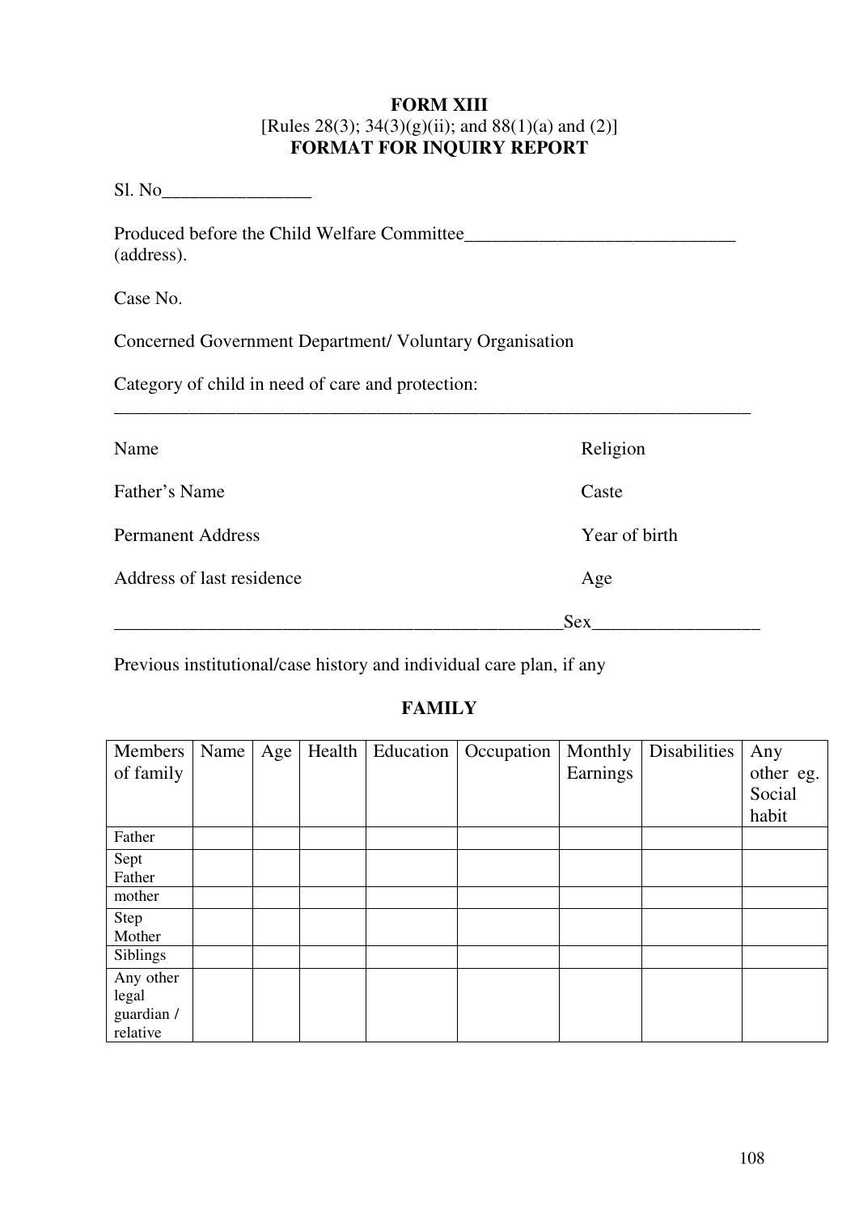**FORM XIII**
[Rules 28(3); 34(3)(g)(ii); and 88(1)(a) and (2)]
**FORMAT FOR INQUIRY REPORT**

Sl. No________________

Produced before the Child Welfare Committee_____________________________ (address).

Case No.

Concerned Government Department/ Voluntary Organisation

Category of child in need of care and protection:
______________________________________________________________________

Name Religion

Father's Name Caste

Permanent Address Year of birth

Address of last residence Age

_________________________________________________Sex_________________

Previous institutional/case history and individual care plan, if any

**FAMILY**

| Members of family | Name | Age | Health | Education | Occupation | Monthly Earnings | Disabilities | Any other eg. Social habit |
|---|---|---|---|---|---|---|---|---|
| Father | | | | | | | | |
| Sept Father | | | | | | | | |
| mother | | | | | | | | |
| Step Mother | | | | | | | | |
| Siblings | | | | | | | | |
| Any other legal guardian / relative | | | | | | | | |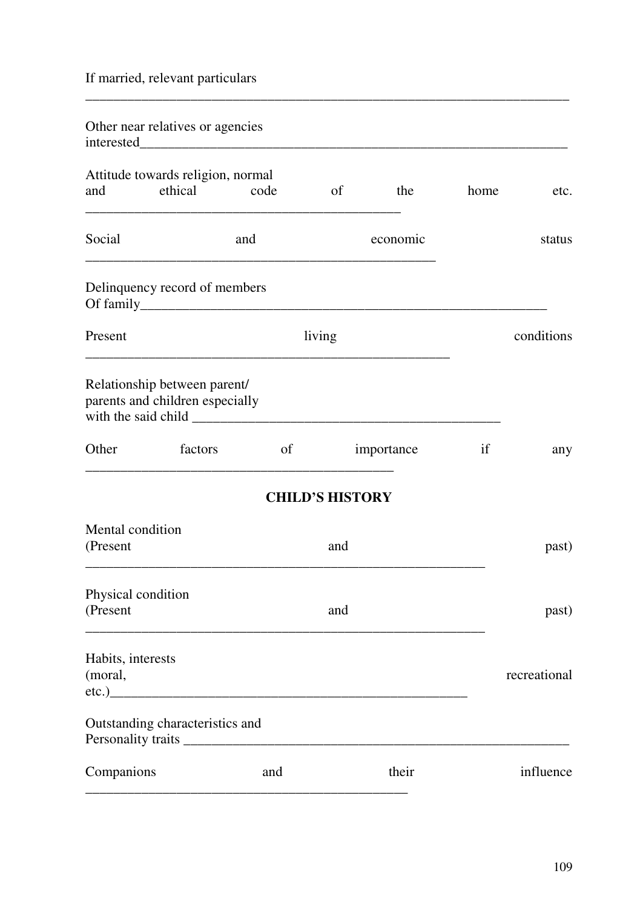If married, relevant particulars

___________________________________________________________________________

Other near relatives or agencies interested_____________________________________________________________

Attitude towards religion, normal and ethical code of the home etc. _______________________________________________

Social and economic status _____________________________________________________

Delinquency record of members Of family______________________________________________________

Present living conditions _______________________________________________________

Relationship between parent/ parents and children especially with the said child _________________________________________

Other factors of importance if any _______________________________________________

**CHILD'S HISTORY**

Mental condition (Present and past) _____________________________________________________________

Physical condition (Present and past) _____________________________________________________________

Habits, interests (moral, recreational etc.)____________________________________________________

Outstanding characteristics and Personality traits ______________________________________________________

Companions and their influence _________________________________________________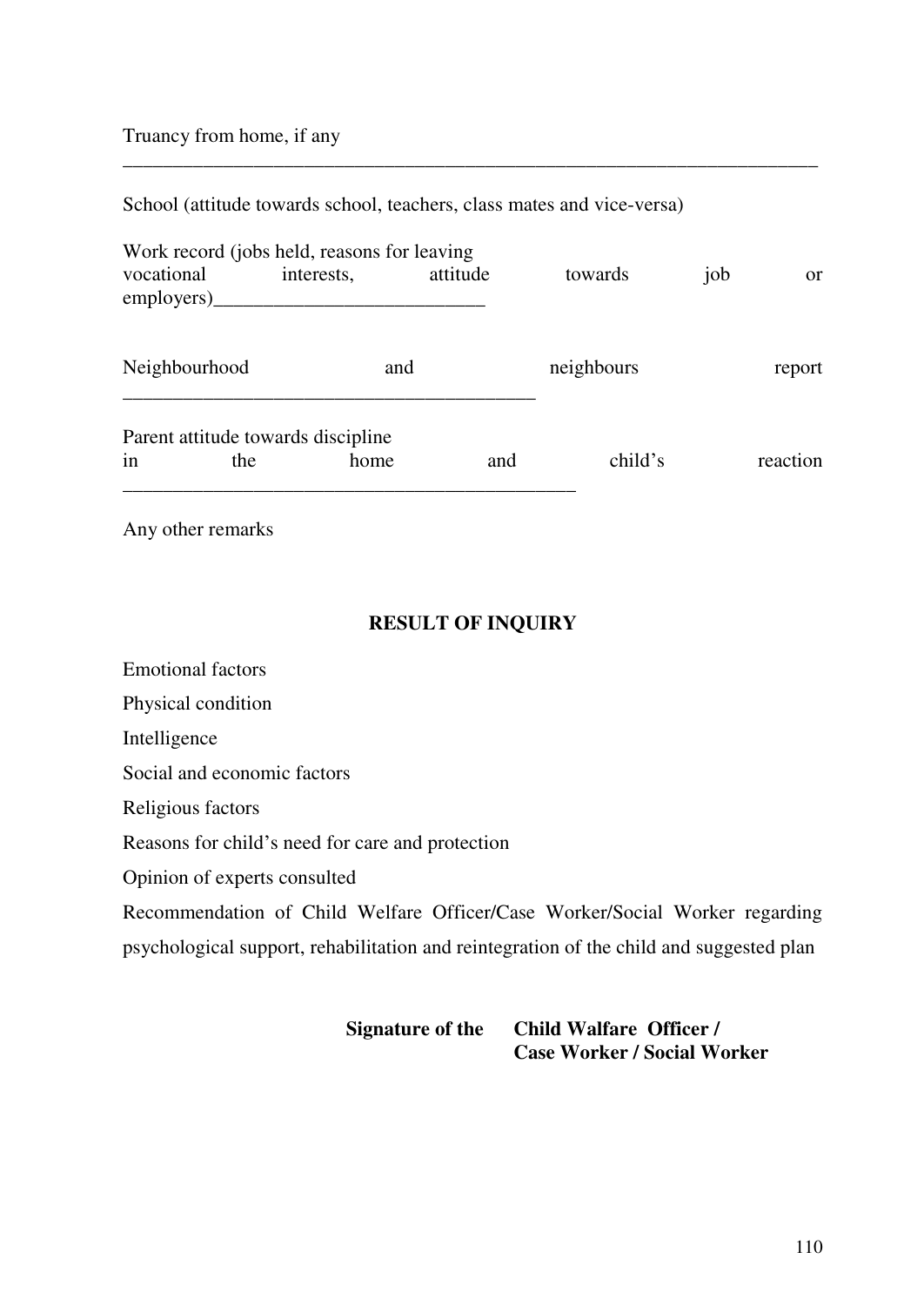Truancy from home, if any

_________________________________________________________________________

School (attitude towards school, teachers, class mates and vice-versa)

Work record (jobs held, reasons for leaving vocational interests, attitude towards job or employers)__________________________

Neighbourhood and neighbours report ________________________________________

Parent attitude towards discipline in the home and child's reaction ____________________________________________

Any other remarks

**RESULT OF INQUIRY**

Emotional factors

Physical condition

Intelligence

Social and economic factors

Religious factors

Reasons for child's need for care and protection

Opinion of experts consulted

Recommendation of Child Welfare Officer/Case Worker/Social Worker regarding psychological support, rehabilitation and reintegration of the child and suggested plan

**Signature of the Child Walfare Officer / Case Worker / Social Worker**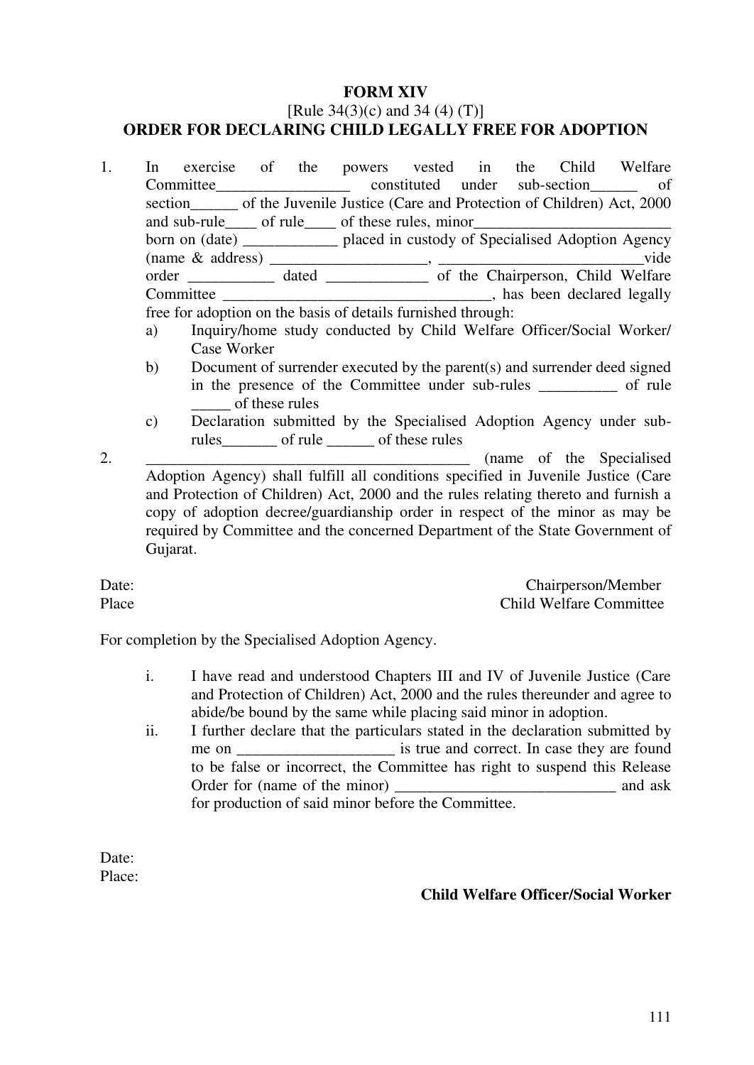# FORM XIV
[Rule 34(3)(c) and 34 (4) (T)]
## ORDER FOR DECLARING CHILD LEGALLY FREE FOR ADOPTION

1. In exercise of the powers vested in the Child Welfare Committee_________________ constituted under sub-section______ of section______ of the Juvenile Justice (Care and Protection of Children) Act, 2000 and sub-rule____ of rule____ of these rules, minor_________________________ born on (date) ____________ placed in custody of Specialised Adoption Agency (name & address) ____________________, __________________________vide order ___________ dated _____________ of the Chairperson, Child Welfare Committee __________________________________, has been declared legally free for adoption on the basis of details furnished through:
   a) Inquiry/home study conducted by Child Welfare Officer/Social Worker/ Case Worker
   b) Document of surrender executed by the parent(s) and surrender deed signed in the presence of the Committee under sub-rules __________ of rule _____ of these rules
   c) Declaration submitted by the Specialised Adoption Agency under sub-rules_______ of rule ______ of these rules
2. __________________________________________ (name of the Specialised Adoption Agency) shall fulfill all conditions specified in Juvenile Justice (Care and Protection of Children) Act, 2000 and the rules relating thereto and furnish a copy of adoption decree/guardianship order in respect of the minor as may be required by Committee and the concerned Department of the State Government of Gujarat.

Date: Chairperson/Member
Place Child Welfare Committee

For completion by the Specialised Adoption Agency.

i. I have read and understood Chapters III and IV of Juvenile Justice (Care and Protection of Children) Act, 2000 and the rules thereunder and agree to abide/be bound by the same while placing said minor in adoption.
ii. I further declare that the particulars stated in the declaration submitted by me on ___________________ is true and correct. In case they are found to be false or incorrect, the Committee has right to suspend this Release Order for (name of the minor) ____________________________ and ask for production of said minor before the Committee.

Date:
Place:

**Child Welfare Officer/Social Worker**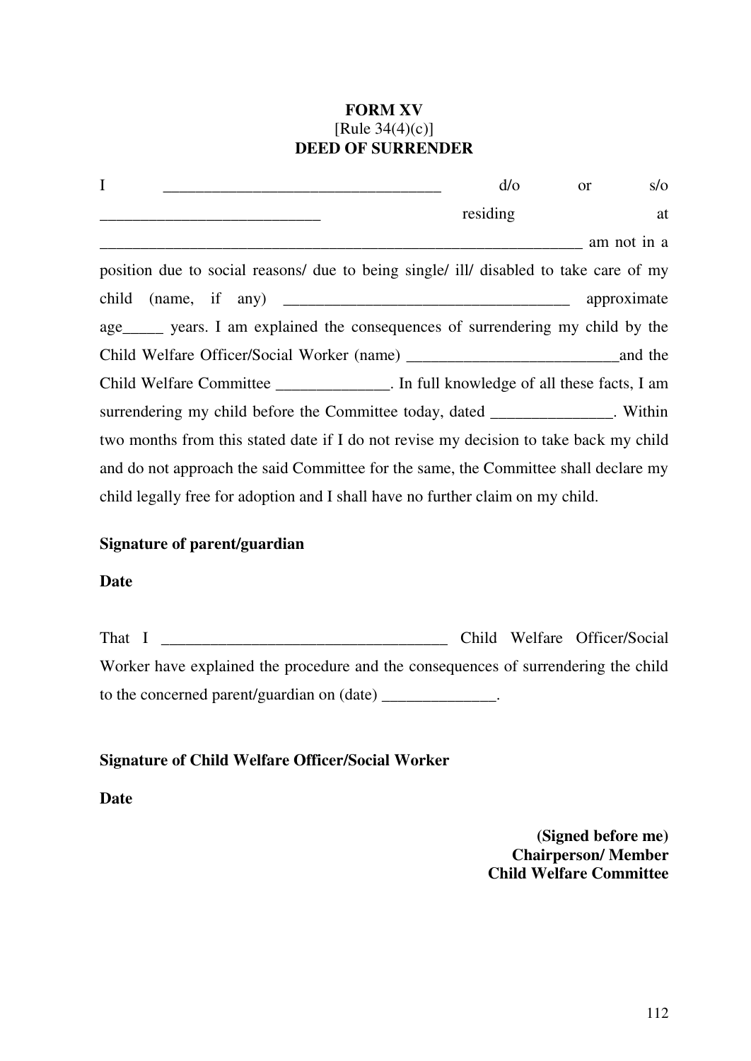**FORM XV**
[Rule 34(4)(c)]
**DEED OF SURRENDER**

I ________________________________ d/o or s/o __________________________ residing at _________________________________________________________ am not in a position due to social reasons/ due to being single/ ill/ disabled to take care of my child (name, if any) __________________________________ approximate age_____ years. I am explained the consequences of surrendering my child by the Child Welfare Officer/Social Worker (name) __________________________and the Child Welfare Committee ______________. In full knowledge of all these facts, I am surrendering my child before the Committee today, dated _______________. Within two months from this stated date if I do not revise my decision to take back my child and do not approach the said Committee for the same, the Committee shall declare my child legally free for adoption and I shall have no further claim on my child.

**Signature of parent/guardian**

**Date**

That I __________________________________ Child Welfare Officer/Social Worker have explained the procedure and the consequences of surrendering the child to the concerned parent/guardian on (date) ______________.

**Signature of Child Welfare Officer/Social Worker**

**Date**

**(Signed before me)**
**Chairperson/ Member**
**Child Welfare Committee**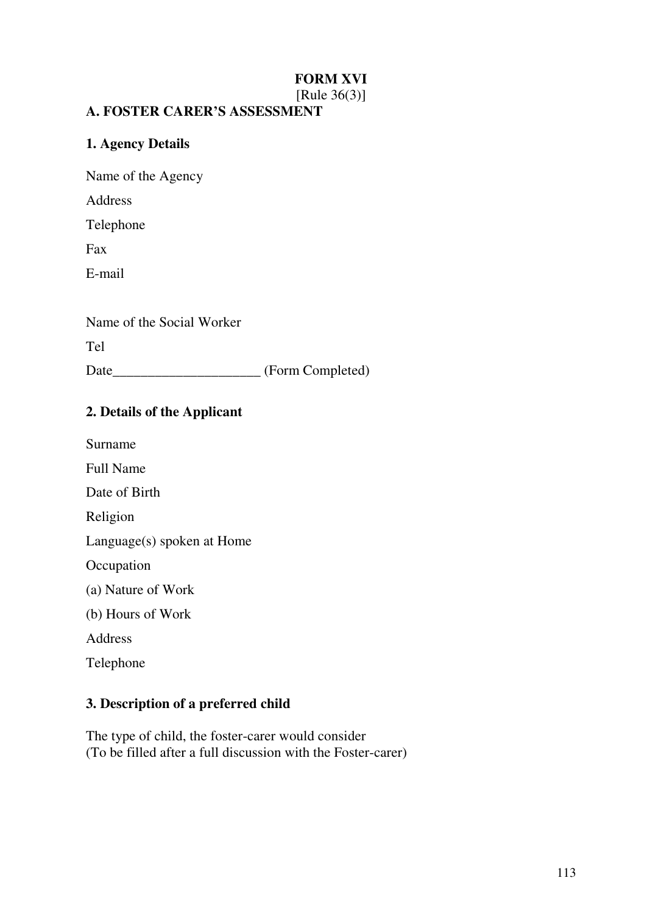**FORM XVI**
[Rule 36(3)]

## A. FOSTER CARER'S ASSESSMENT

### 1. Agency Details

Name of the Agency

Address

Telephone

Fax

E-mail

Name of the Social Worker

Tel

Date_____________________ (Form Completed)

### 2. Details of the Applicant

Surname

Full Name

Date of Birth

Religion

Language(s) spoken at Home

Occupation

(a) Nature of Work

(b) Hours of Work

Address

Telephone

### 3. Description of a preferred child

The type of child, the foster-carer would consider
(To be filled after a full discussion with the Foster-carer)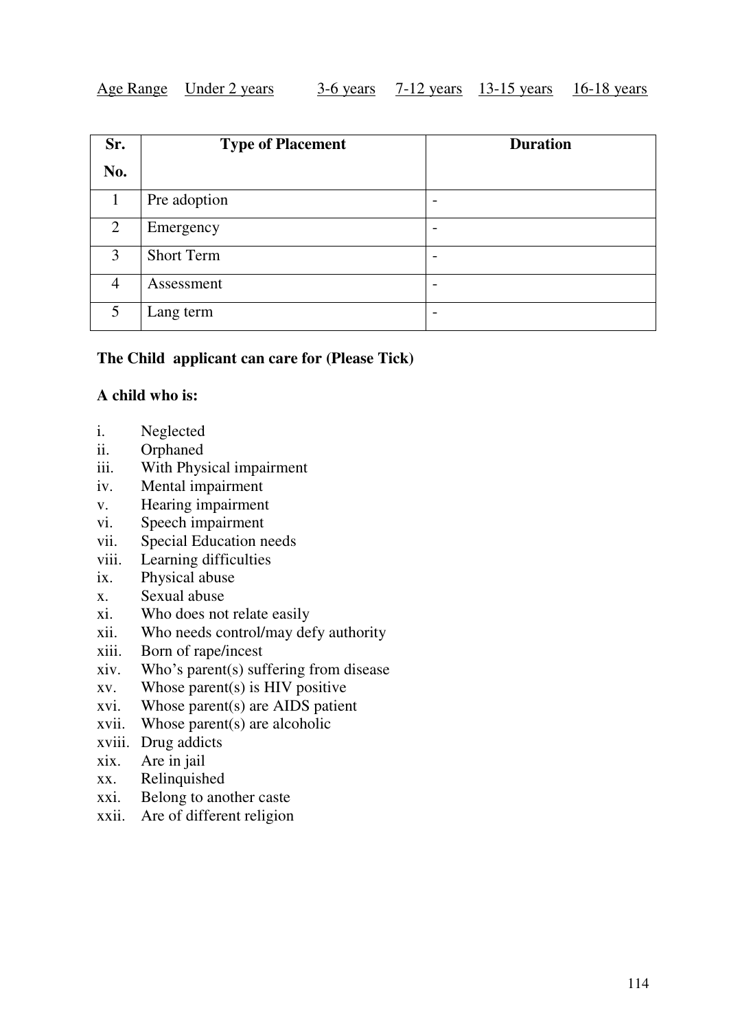Age Range    Under 2 years    3-6 years    7-12 years    13-15 years    16-18 years

| Sr. No. | Type of Placement | Duration |
|---|---|---|
| 1 | Pre adoption | - |
| 2 | Emergency | - |
| 3 | Short Term | - |
| 4 | Assessment | - |
| 5 | Lang term | - |

**The Child applicant can care for (Please Tick)**

**A child who is:**

i. Neglected
ii. Orphaned
iii. With Physical impairment
iv. Mental impairment
v. Hearing impairment
vi. Speech impairment
vii. Special Education needs
viii. Learning difficulties
ix. Physical abuse
x. Sexual abuse
xi. Who does not relate easily
xii. Who needs control/may defy authority
xiii. Born of rape/incest
xiv. Who's parent(s) suffering from disease
xv. Whose parent(s) is HIV positive
xvi. Whose parent(s) are AIDS patient
xvii. Whose parent(s) are alcoholic
xviii. Drug addicts
xix. Are in jail
xx. Relinquished
xxi. Belong to another caste
xxii. Are of different religion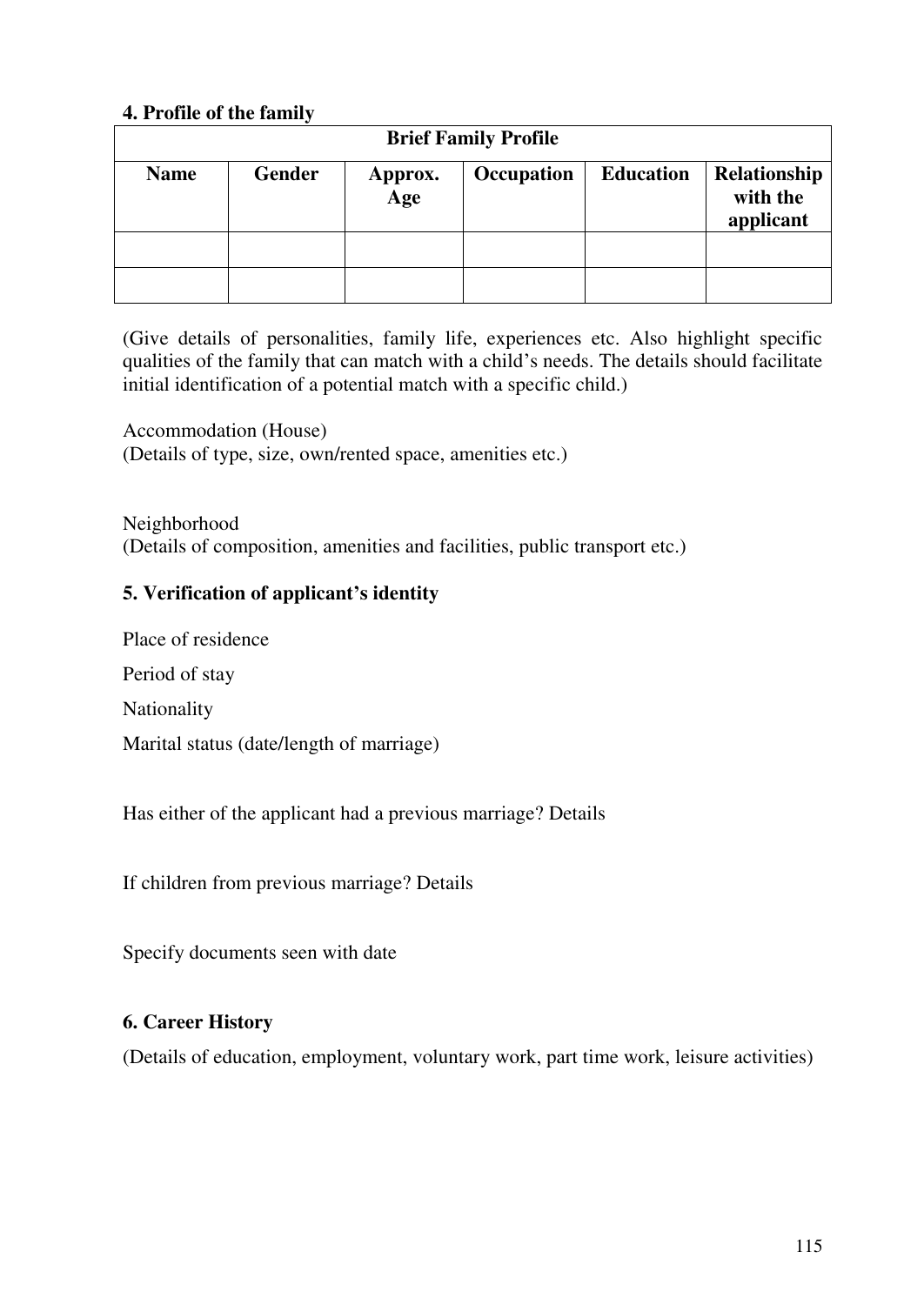**4. Profile of the family**

| Brief Family Profile | | | | | |
|---|---|---|---|---|---|
| **Name** | **Gender** | **Approx. Age** | **Occupation** | **Education** | **Relationship with the applicant** |
| | | | | | |
| | | | | | |

(Give details of personalities, family life, experiences etc. Also highlight specific qualities of the family that can match with a child's needs. The details should facilitate initial identification of a potential match with a specific child.)

Accommodation (House)
(Details of type, size, own/rented space, amenities etc.)

Neighborhood
(Details of composition, amenities and facilities, public transport etc.)

**5. Verification of applicant's identity**

Place of residence

Period of stay

Nationality

Marital status (date/length of marriage)

Has either of the applicant had a previous marriage? Details

If children from previous marriage? Details

Specify documents seen with date

**6. Career History**

(Details of education, employment, voluntary work, part time work, leisure activities)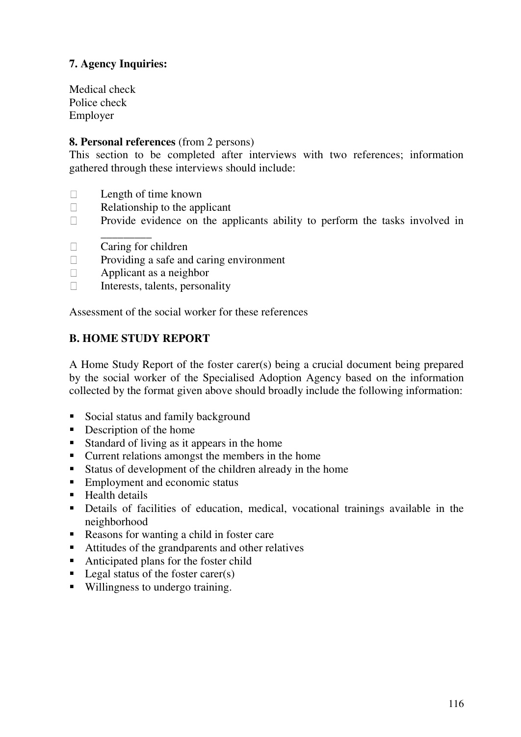**7. Agency Inquiries:**

Medical check
Police check
Employer

**8. Personal references** (from 2 persons)
This section to be completed after interviews with two references; information gathered through these interviews should include:

- Length of time known
- Relationship to the applicant
- Provide evidence on the applicants ability to perform the tasks involved in _________
- Caring for children
- Providing a safe and caring environment
- Applicant as a neighbor
- Interests, talents, personality

Assessment of the social worker for these references

## B. HOME STUDY REPORT

A Home Study Report of the foster carer(s) being a crucial document being prepared by the social worker of the Specialised Adoption Agency based on the information collected by the format given above should broadly include the following information:

- Social status and family background
- Description of the home
- Standard of living as it appears in the home
- Current relations amongst the members in the home
- Status of development of the children already in the home
- Employment and economic status
- Health details
- Details of facilities of education, medical, vocational trainings available in the neighborhood
- Reasons for wanting a child in foster care
- Attitudes of the grandparents and other relatives
- Anticipated plans for the foster child
- Legal status of the foster carer(s)
- Willingness to undergo training.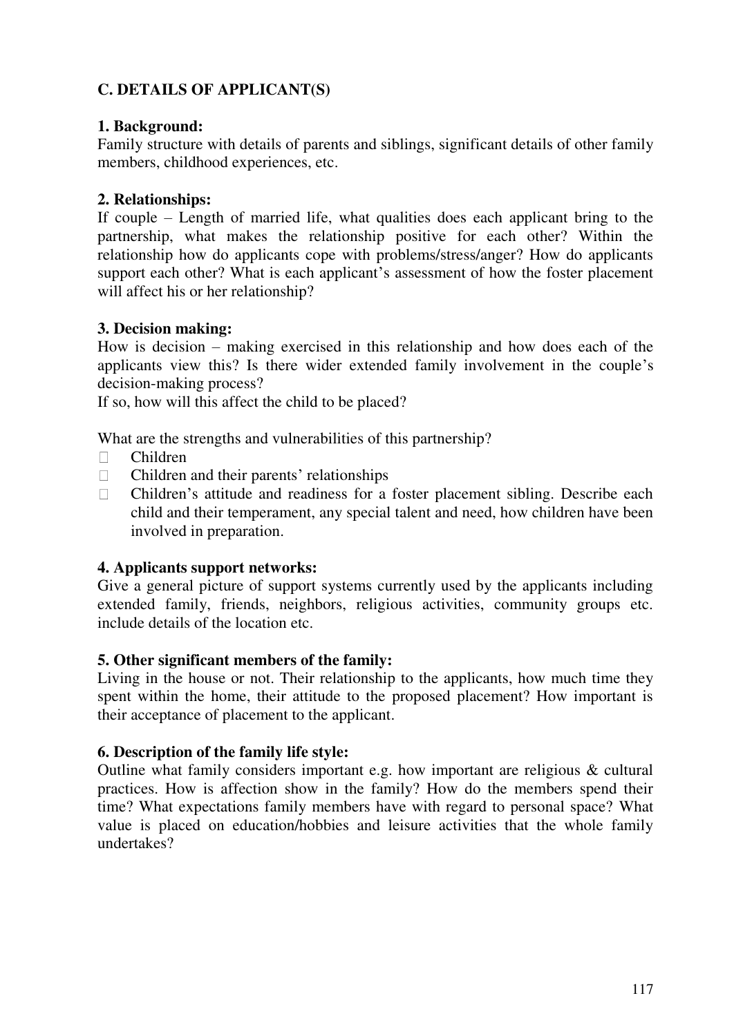## C. DETAILS OF APPLICANT(S)

### 1. Background:

Family structure with details of parents and siblings, significant details of other family members, childhood experiences, etc.

### 2. Relationships:

If couple – Length of married life, what qualities does each applicant bring to the partnership, what makes the relationship positive for each other? Within the relationship how do applicants cope with problems/stress/anger? How do applicants support each other? What is each applicant's assessment of how the foster placement will affect his or her relationship?

### 3. Decision making:

How is decision – making exercised in this relationship and how does each of the applicants view this? Is there wider extended family involvement in the couple's decision-making process?

If so, how will this affect the child to be placed?

What are the strengths and vulnerabilities of this partnership?

- Children
- Children and their parents' relationships
- Children's attitude and readiness for a foster placement sibling. Describe each child and their temperament, any special talent and need, how children have been involved in preparation.

### 4. Applicants support networks:

Give a general picture of support systems currently used by the applicants including extended family, friends, neighbors, religious activities, community groups etc. include details of the location etc.

### 5. Other significant members of the family:

Living in the house or not. Their relationship to the applicants, how much time they spent within the home, their attitude to the proposed placement? How important is their acceptance of placement to the applicant.

### 6. Description of the family life style:

Outline what family considers important e.g. how important are religious & cultural practices. How is affection show in the family? How do the members spend their time? What expectations family members have with regard to personal space? What value is placed on education/hobbies and leisure activities that the whole family undertakes?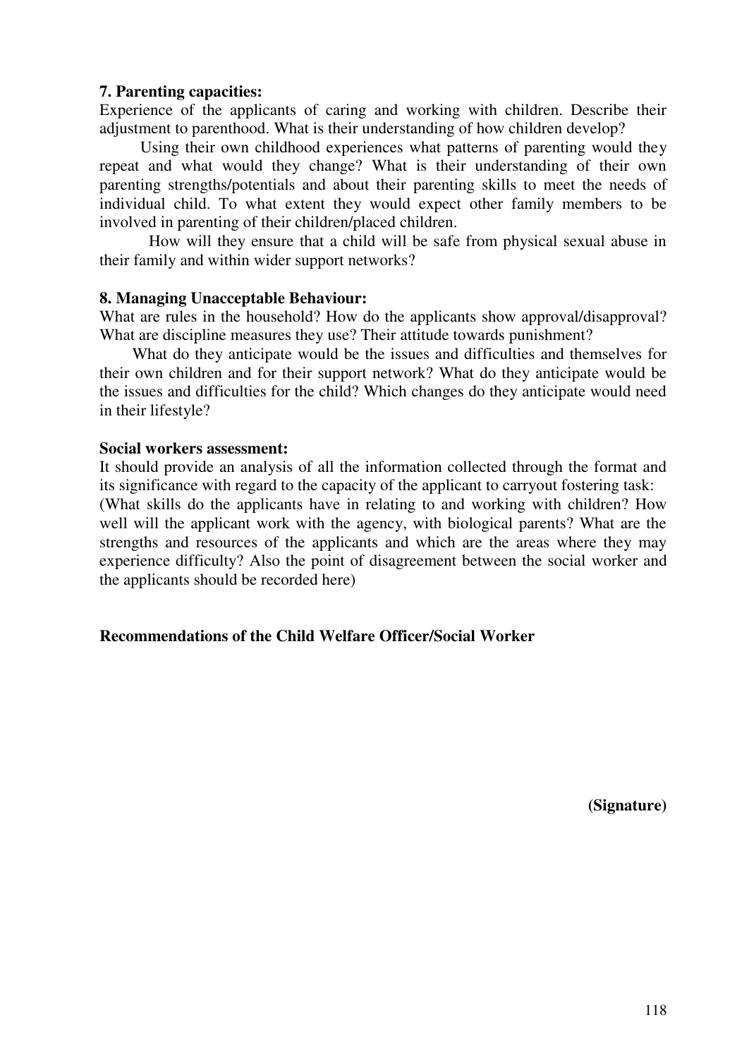**7. Parenting capacities:**

Experience of the applicants of caring and working with children. Describe their adjustment to parenthood. What is their understanding of how children develop?

Using their own childhood experiences what patterns of parenting would they repeat and what would they change? What is their understanding of their own parenting strengths/potentials and about their parenting skills to meet the needs of individual child. To what extent they would expect other family members to be involved in parenting of their children/placed children.

How will they ensure that a child will be safe from physical sexual abuse in their family and within wider support networks?

**8. Managing Unacceptable Behaviour:**

What are rules in the household? How do the applicants show approval/disapproval? What are discipline measures they use? Their attitude towards punishment?

What do they anticipate would be the issues and difficulties and themselves for their own children and for their support network? What do they anticipate would be the issues and difficulties for the child? Which changes do they anticipate would need in their lifestyle?

**Social workers assessment:**

It should provide an analysis of all the information collected through the format and its significance with regard to the capacity of the applicant to carryout fostering task: (What skills do the applicants have in relating to and working with children? How well will the applicant work with the agency, with biological parents? What are the strengths and resources of the applicants and which are the areas where they may experience difficulty? Also the point of disagreement between the social worker and the applicants should be recorded here)

**Recommendations of the Child Welfare Officer/Social Worker**

**(Signature)**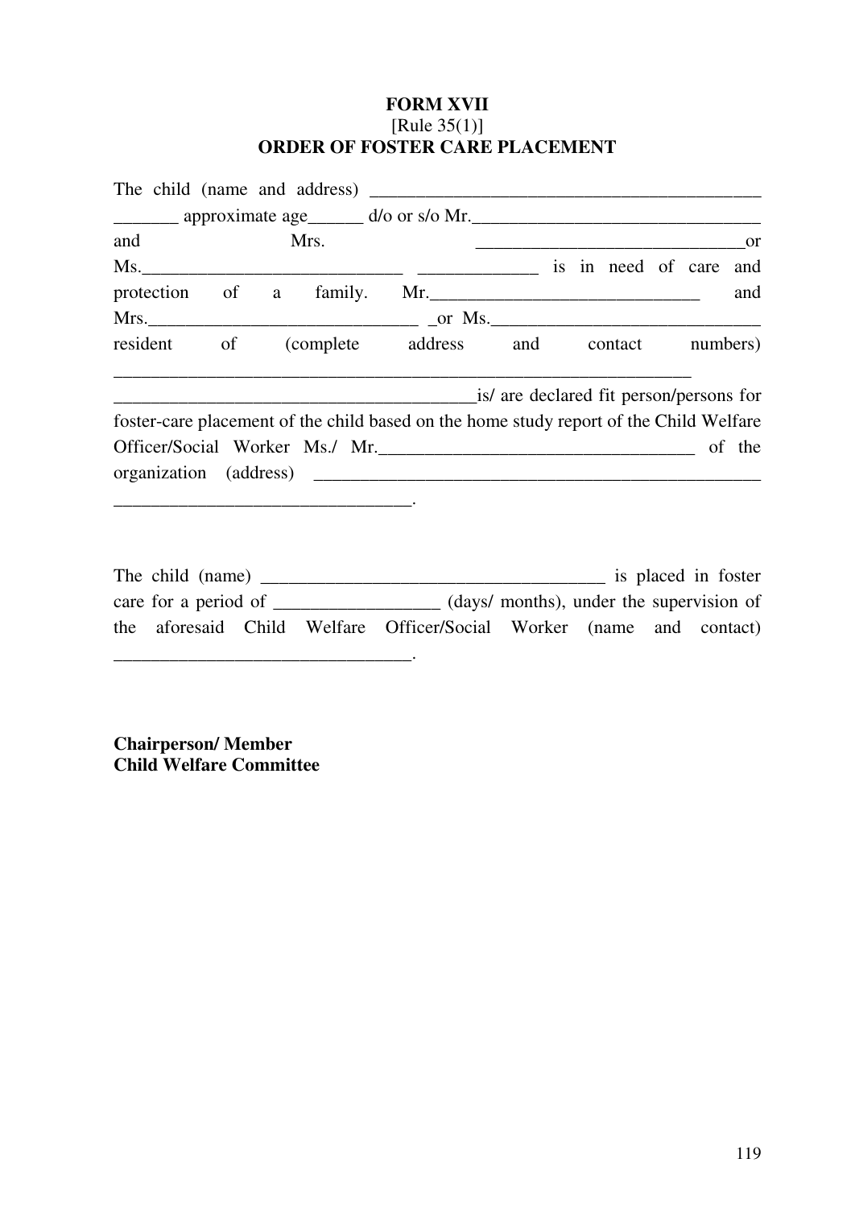**FORM XVII**
[Rule 35(1)]
**ORDER OF FOSTER CARE PLACEMENT**

The child (name and address) ___________________________________________ _______ approximate age______ d/o or s/o Mr._______________________________ and Mrs. _____________________________or Ms.____________________________ _____________ is in need of care and protection of a family. Mr._____________________________ and Mrs._____________________________ _or Ms._____________________________ resident of (complete address and contact numbers) _________________________________________________________________ ________________________________________is/ are declared fit person/persons for foster-care placement of the child based on the home study report of the Child Welfare Officer/Social Worker Ms./ Mr.__________________________________ of the organization (address) __________________________________________________ ________________________________.

The child (name) ______________________________________ is placed in foster care for a period of _________________ (days/ months), under the supervision of the aforesaid Child Welfare Officer/Social Worker (name and contact) ________________________________.

**Chairperson/ Member**
**Child Welfare Committee**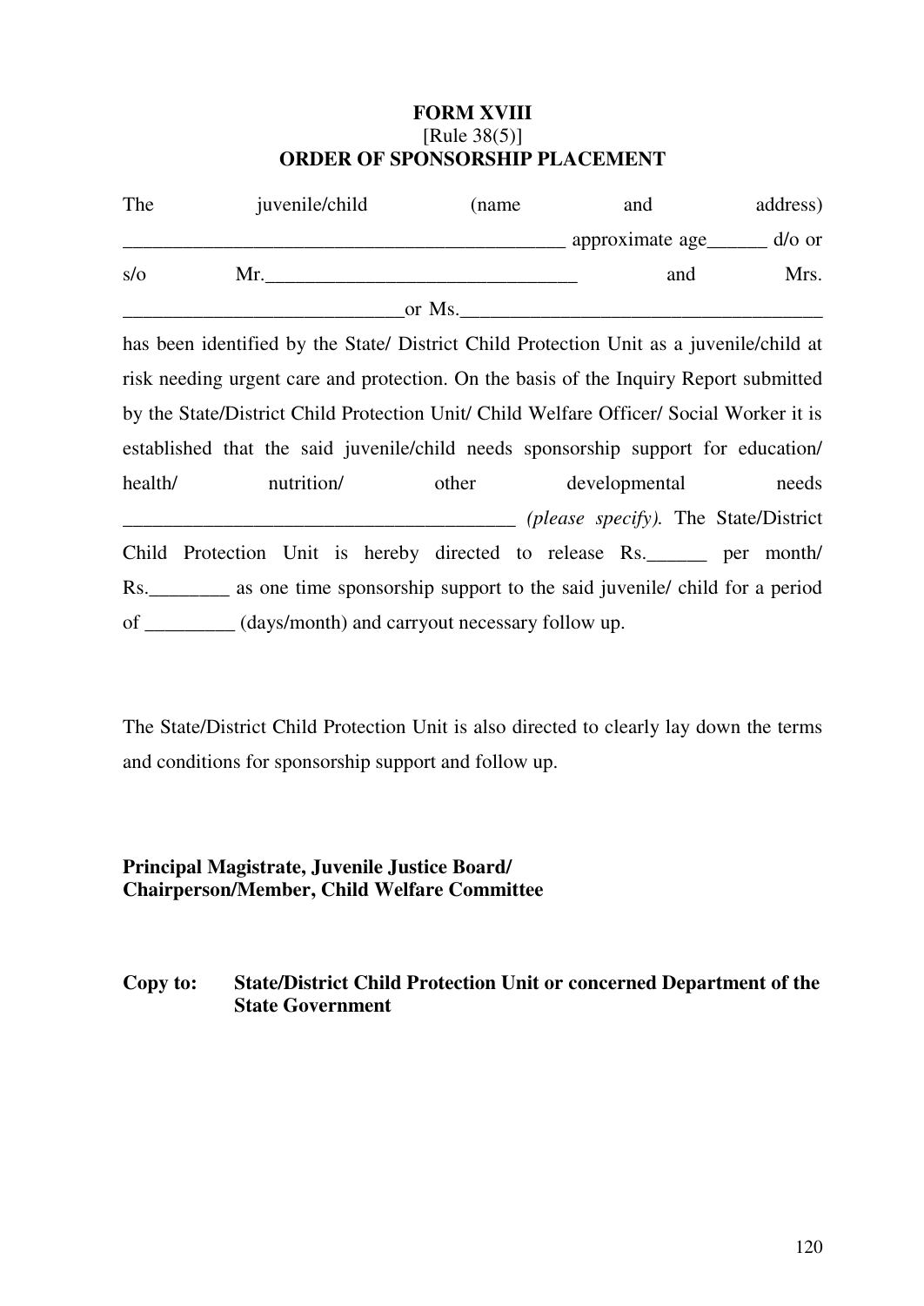**FORM XVIII**
[Rule 38(5)]
**ORDER OF SPONSORSHIP PLACEMENT**

The juvenile/child (name and address) ____________________________________________ approximate age______ d/o or s/o Mr.______________________________ and Mrs. ____________________________or Ms.____________________________________ has been identified by the State/ District Child Protection Unit as a juvenile/child at risk needing urgent care and protection. On the basis of the Inquiry Report submitted by the State/District Child Protection Unit/ Child Welfare Officer/ Social Worker it is established that the said juvenile/child needs sponsorship support for education/ health/ nutrition/ other developmental needs _______________________________________ *(please specify).* The State/District Child Protection Unit is hereby directed to release Rs.______ per month/ Rs.________ as one time sponsorship support to the said juvenile/ child for a period of _________ (days/month) and carryout necessary follow up.

The State/District Child Protection Unit is also directed to clearly lay down the terms and conditions for sponsorship support and follow up.

**Principal Magistrate, Juvenile Justice Board/**
**Chairperson/Member, Child Welfare Committee**

**Copy to: State/District Child Protection Unit or concerned Department of the State Government**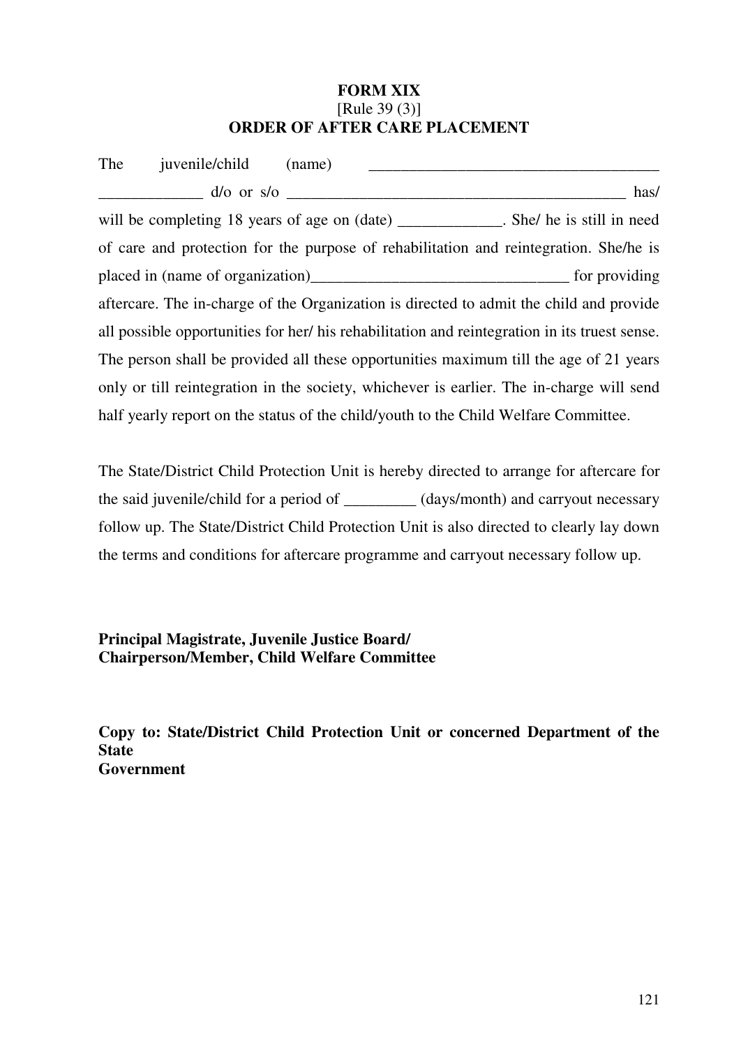**FORM XIX**
[Rule 39 (3)]
**ORDER OF AFTER CARE PLACEMENT**

The juvenile/child (name) ______________________________________ _____________ d/o or s/o ____________________________________________ has/ will be completing 18 years of age on (date) _____________. She/ he is still in need of care and protection for the purpose of rehabilitation and reintegration. She/he is placed in (name of organization)_______________________________ for providing aftercare. The in-charge of the Organization is directed to admit the child and provide all possible opportunities for her/ his rehabilitation and reintegration in its truest sense. The person shall be provided all these opportunities maximum till the age of 21 years only or till reintegration in the society, whichever is earlier. The in-charge will send half yearly report on the status of the child/youth to the Child Welfare Committee.

The State/District Child Protection Unit is hereby directed to arrange for aftercare for the said juvenile/child for a period of _________ (days/month) and carryout necessary follow up. The State/District Child Protection Unit is also directed to clearly lay down the terms and conditions for aftercare programme and carryout necessary follow up.

**Principal Magistrate, Juvenile Justice Board/**
**Chairperson/Member, Child Welfare Committee**

**Copy to: State/District Child Protection Unit or concerned Department of the State Government**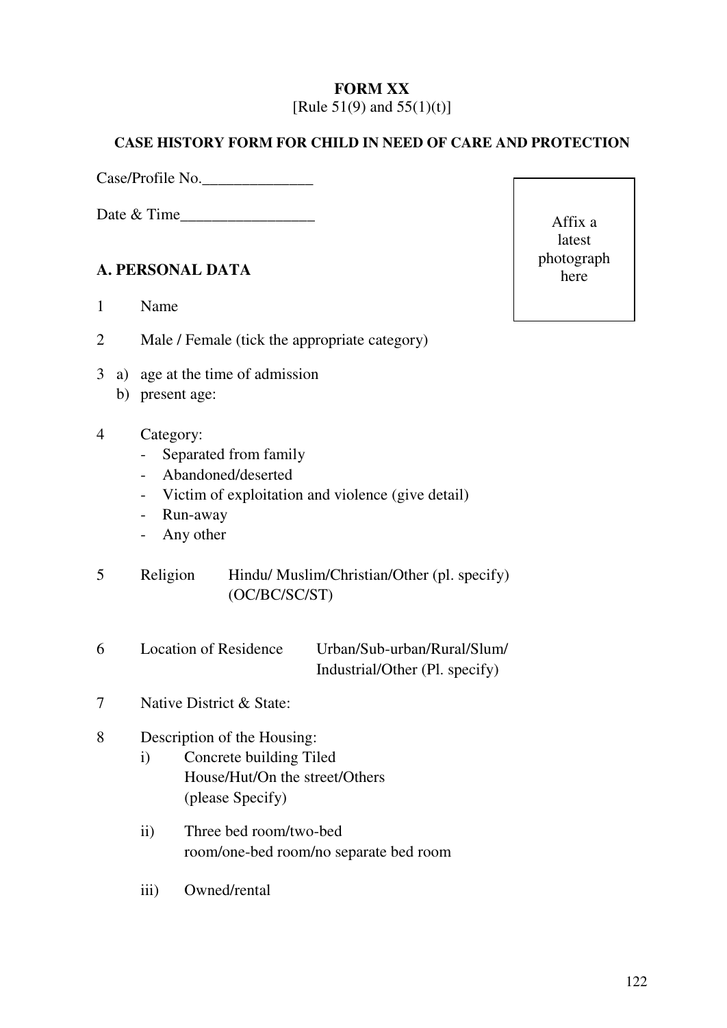**FORM XX**

[Rule 51(9) and 55(1)(t)]

**CASE HISTORY FORM FOR CHILD IN NEED OF CARE AND PROTECTION**

Case/Profile No.______________

Date & Time_________________

Affix a latest photograph here

**A. PERSONAL DATA**

1 Name

2 Male / Female (tick the appropriate category)

3 a) age at the time of admission
  b) present age:

4 Category:
- Separated from family
- Abandoned/deserted
- Victim of exploitation and violence (give detail)
- Run-away
- Any other

5 Religion Hindu/ Muslim/Christian/Other (pl. specify) (OC/BC/SC/ST)

6 Location of Residence Urban/Sub-urban/Rural/Slum/ Industrial/Other (Pl. specify)

7 Native District & State:

8 Description of the Housing:
  i) Concrete building Tiled House/Hut/On the street/Others (please Specify)

  ii) Three bed room/two-bed room/one-bed room/no separate bed room

  iii) Owned/rental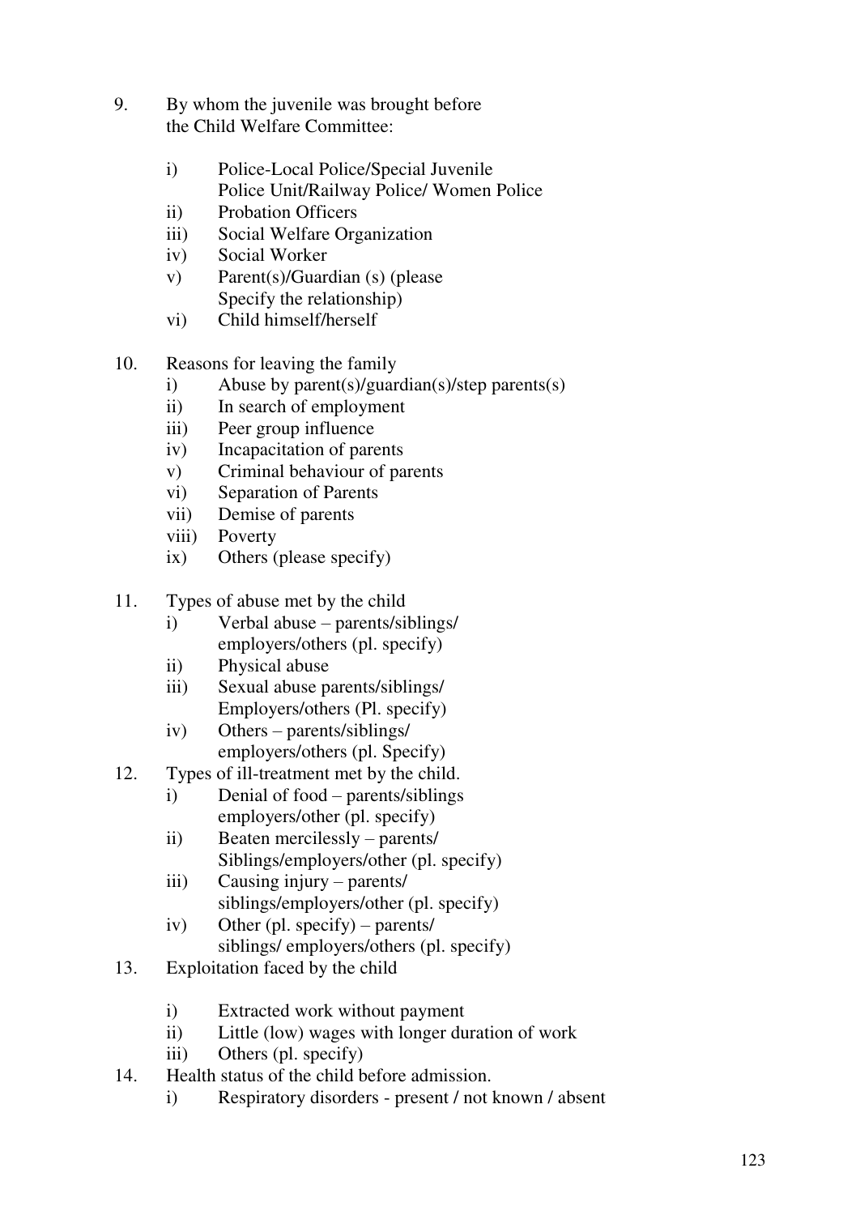9. By whom the juvenile was brought before the Child Welfare Committee:

   i) Police-Local Police/Special Juvenile Police Unit/Railway Police/ Women Police
   ii) Probation Officers
   iii) Social Welfare Organization
   iv) Social Worker
   v) Parent(s)/Guardian (s) (please Specify the relationship)
   vi) Child himself/herself

10. Reasons for leaving the family
    i) Abuse by parent(s)/guardian(s)/step parents(s)
    ii) In search of employment
    iii) Peer group influence
    iv) Incapacitation of parents
    v) Criminal behaviour of parents
    vi) Separation of Parents
    vii) Demise of parents
    viii) Poverty
    ix) Others (please specify)

11. Types of abuse met by the child
    i) Verbal abuse – parents/siblings/ employers/others (pl. specify)
    ii) Physical abuse
    iii) Sexual abuse parents/siblings/ Employers/others (Pl. specify)
    iv) Others – parents/siblings/ employers/others (pl. Specify)

12. Types of ill-treatment met by the child.
    i) Denial of food – parents/siblings employers/other (pl. specify)
    ii) Beaten mercilessly – parents/ Siblings/employers/other (pl. specify)
    iii) Causing injury – parents/ siblings/employers/other (pl. specify)
    iv) Other (pl. specify) – parents/ siblings/ employers/others (pl. specify)

13. Exploitation faced by the child

    i) Extracted work without payment
    ii) Little (low) wages with longer duration of work
    iii) Others (pl. specify)

14. Health status of the child before admission.
    i) Respiratory disorders - present / not known / absent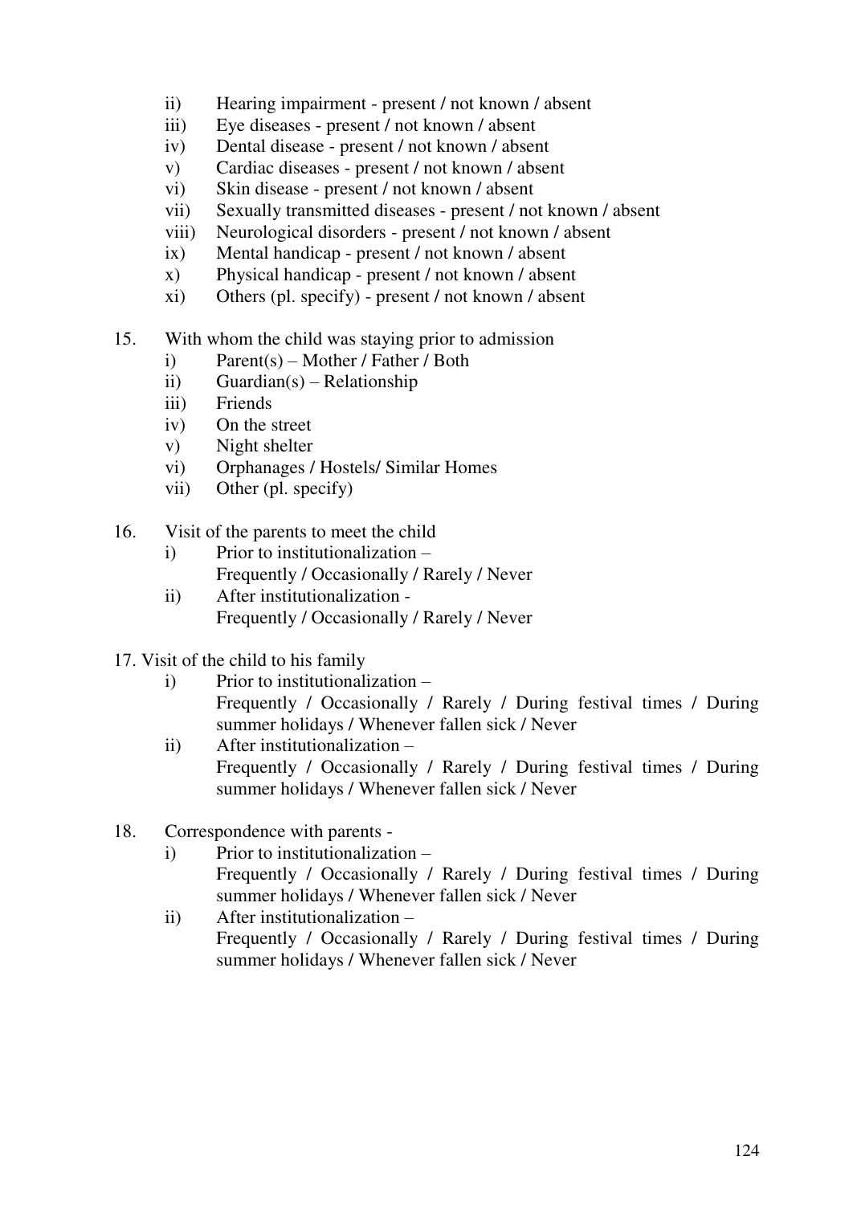- ii) Hearing impairment - present / not known / absent
- iii) Eye diseases - present / not known / absent
- iv) Dental disease - present / not known / absent
- v) Cardiac diseases - present / not known / absent
- vi) Skin disease - present / not known / absent
- vii) Sexually transmitted diseases - present / not known / absent
- viii) Neurological disorders - present / not known / absent
- ix) Mental handicap - present / not known / absent
- x) Physical handicap - present / not known / absent
- xi) Others (pl. specify) - present / not known / absent

15. With whom the child was staying prior to admission
    - i) Parent(s) – Mother / Father / Both
    - ii) Guardian(s) – Relationship
    - iii) Friends
    - iv) On the street
    - v) Night shelter
    - vi) Orphanages / Hostels/ Similar Homes
    - vii) Other (pl. specify)

16. Visit of the parents to meet the child
    - i) Prior to institutionalization –
      Frequently / Occasionally / Rarely / Never
    - ii) After institutionalization -
      Frequently / Occasionally / Rarely / Never

17. Visit of the child to his family
    - i) Prior to institutionalization –
      Frequently / Occasionally / Rarely / During festival times / During summer holidays / Whenever fallen sick / Never
    - ii) After institutionalization –
      Frequently / Occasionally / Rarely / During festival times / During summer holidays / Whenever fallen sick / Never

18. Correspondence with parents -
    - i) Prior to institutionalization –
      Frequently / Occasionally / Rarely / During festival times / During summer holidays / Whenever fallen sick / Never
    - ii) After institutionalization –
      Frequently / Occasionally / Rarely / During festival times / During summer holidays / Whenever fallen sick / Never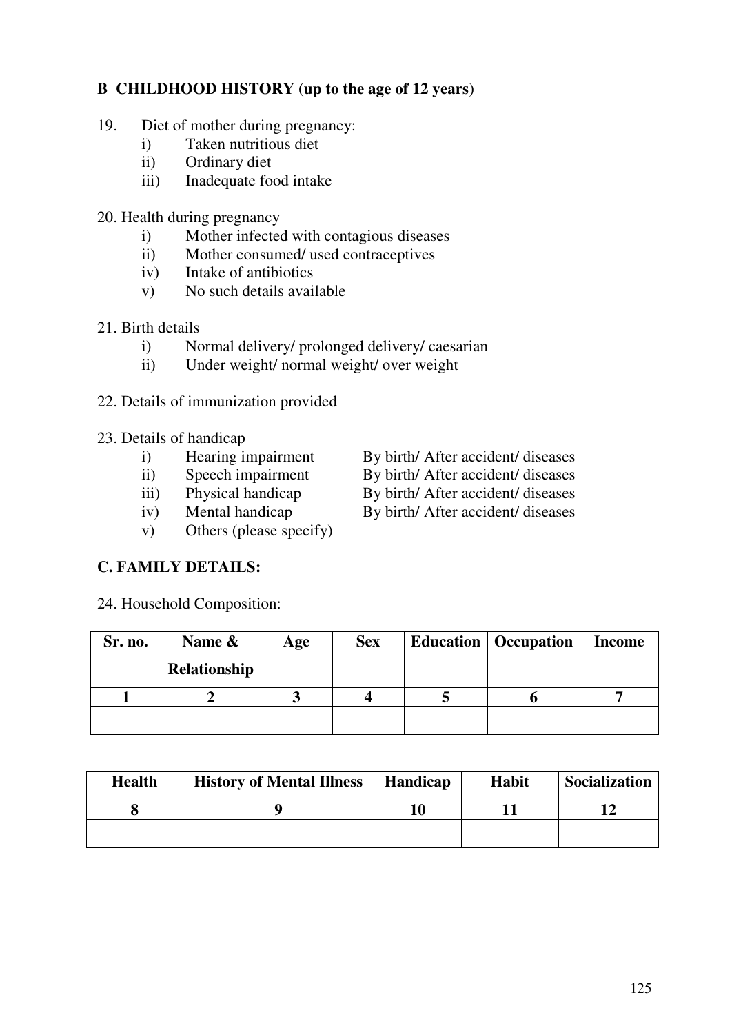## B CHILDHOOD HISTORY (up to the age of 12 years)

19. Diet of mother during pregnancy:
    - i) Taken nutritious diet
    - ii) Ordinary diet
    - iii) Inadequate food intake

20. Health during pregnancy
    - i) Mother infected with contagious diseases
    - ii) Mother consumed/ used contraceptives
    - iv) Intake of antibiotics
    - v) No such details available

21. Birth details
    - i) Normal delivery/ prolonged delivery/ caesarian
    - ii) Under weight/ normal weight/ over weight

22. Details of immunization provided

23. Details of handicap
    - i) Hearing impairment By birth/ After accident/ diseases
    - ii) Speech impairment By birth/ After accident/ diseases
    - iii) Physical handicap By birth/ After accident/ diseases
    - iv) Mental handicap By birth/ After accident/ diseases
    - v) Others (please specify)

## C. FAMILY DETAILS:

24. Household Composition:

| Sr. no. | Name & Relationship | Age | Sex | Education | Occupation | Income |
|---|---|---|---|---|---|---|
| 1 | 2 | 3 | 4 | 5 | 6 | 7 |
| | | | | | | |

| Health | History of Mental Illness | Handicap | Habit | Socialization |
|---|---|---|---|---|
| 8 | 9 | 10 | 11 | 12 |
| | | | | |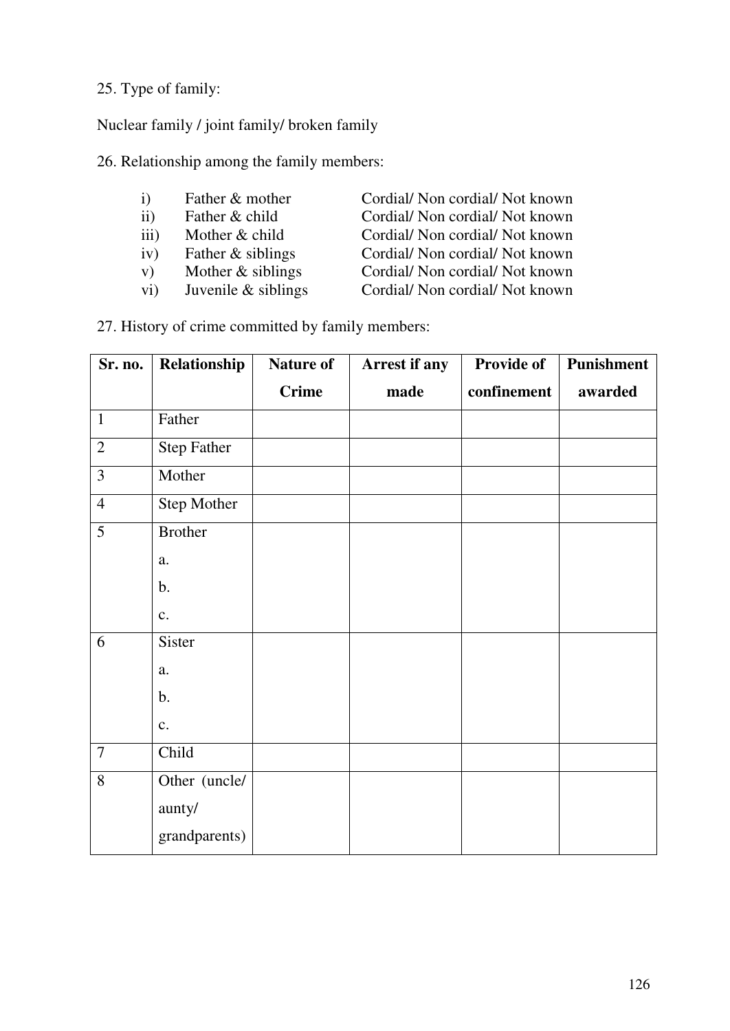25. Type of family:

Nuclear family / joint family/ broken family

26. Relationship among the family members:

| | | |
|---|---|---|
| i) | Father & mother | Cordial/ Non cordial/ Not known |
| ii) | Father & child | Cordial/ Non cordial/ Not known |
| iii) | Mother & child | Cordial/ Non cordial/ Not known |
| iv) | Father & siblings | Cordial/ Non cordial/ Not known |
| v) | Mother & siblings | Cordial/ Non cordial/ Not known |
| vi) | Juvenile & siblings | Cordial/ Non cordial/ Not known |

27. History of crime committed by family members:

| Sr. no. | Relationship | Nature of Crime | Arrest if any made | Provide of confinement | Punishment awarded |
|---|---|---|---|---|---|
| 1 | Father | | | | |
| 2 | Step Father | | | | |
| 3 | Mother | | | | |
| 4 | Step Mother | | | | |
| 5 | Brother<br>a.<br>b.<br>c. | | | | |
| 6 | Sister<br>a.<br>b.<br>c. | | | | |
| 7 | Child | | | | |
| 8 | Other (uncle/ aunty/ grandparents) | | | | |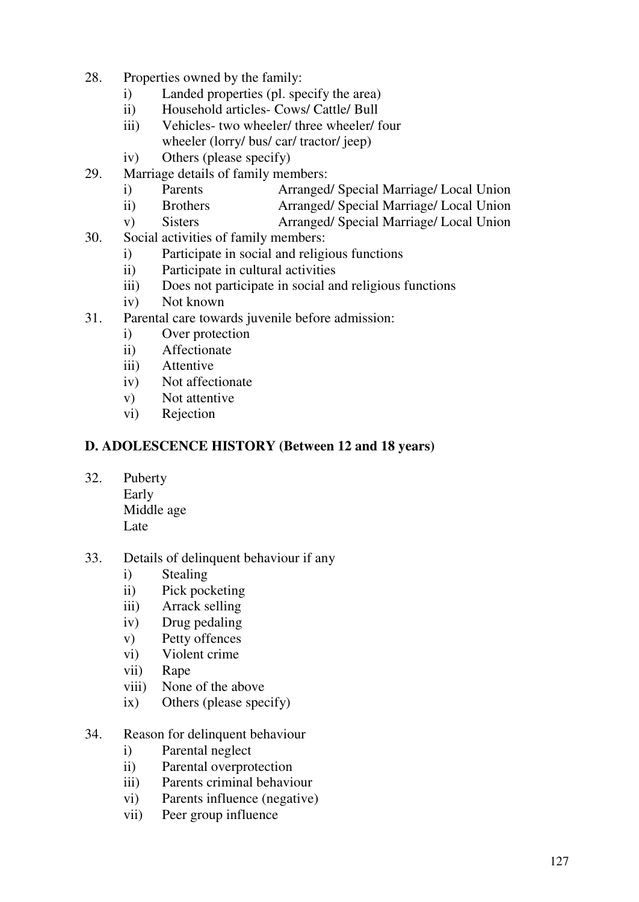28. Properties owned by the family:
    i) Landed properties (pl. specify the area)
    ii) Household articles- Cows/ Cattle/ Bull
    iii) Vehicles- two wheeler/ three wheeler/ four wheeler (lorry/ bus/ car/ tractor/ jeep)
    iv) Others (please specify)
29. Marriage details of family members:
    i) Parents Arranged/ Special Marriage/ Local Union
    ii) Brothers Arranged/ Special Marriage/ Local Union
    v) Sisters Arranged/ Special Marriage/ Local Union
30. Social activities of family members:
    i) Participate in social and religious functions
    ii) Participate in cultural activities
    iii) Does not participate in social and religious functions
    iv) Not known
31. Parental care towards juvenile before admission:
    i) Over protection
    ii) Affectionate
    iii) Attentive
    iv) Not affectionate
    v) Not attentive
    vi) Rejection

**D. ADOLESCENCE HISTORY (Between 12 and 18 years)**

32. Puberty
    Early
    Middle age
    Late

33. Details of delinquent behaviour if any
    i) Stealing
    ii) Pick pocketing
    iii) Arrack selling
    iv) Drug pedaling
    v) Petty offences
    vi) Violent crime
    vii) Rape
    viii) None of the above
    ix) Others (please specify)

34. Reason for delinquent behaviour
    i) Parental neglect
    ii) Parental overprotection
    iii) Parents criminal behaviour
    vi) Parents influence (negative)
    vii) Peer group influence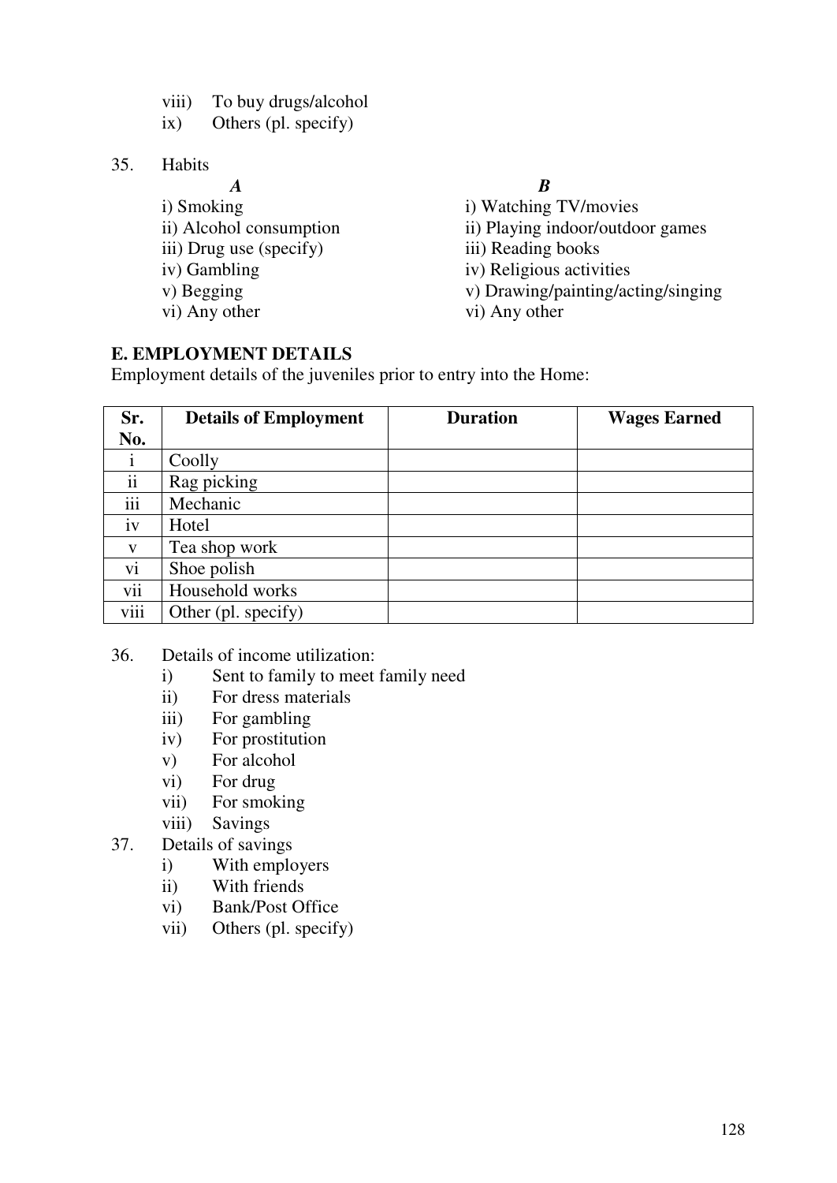viii) To buy drugs/alcohol
ix) Others (pl. specify)

35. Habits

| *A* | *B* |
|---|---|
| i) Smoking | i) Watching TV/movies |
| ii) Alcohol consumption | ii) Playing indoor/outdoor games |
| iii) Drug use (specify) | iii) Reading books |
| iv) Gambling | iv) Religious activities |
| v) Begging | v) Drawing/painting/acting/singing |
| vi) Any other | vi) Any other |

**E. EMPLOYMENT DETAILS**

Employment details of the juveniles prior to entry into the Home:

| Sr. No. | Details of Employment | Duration | Wages Earned |
|---|---|---|---|
| i | Coolly | | |
| ii | Rag picking | | |
| iii | Mechanic | | |
| iv | Hotel | | |
| v | Tea shop work | | |
| vi | Shoe polish | | |
| vii | Household works | | |
| viii | Other (pl. specify) | | |

36. Details of income utilization:
   i) Sent to family to meet family need
   ii) For dress materials
   iii) For gambling
   iv) For prostitution
   v) For alcohol
   vi) For drug
   vii) For smoking
   viii) Savings

37. Details of savings
   i) With employers
   ii) With friends
   vi) Bank/Post Office
   vii) Others (pl. specify)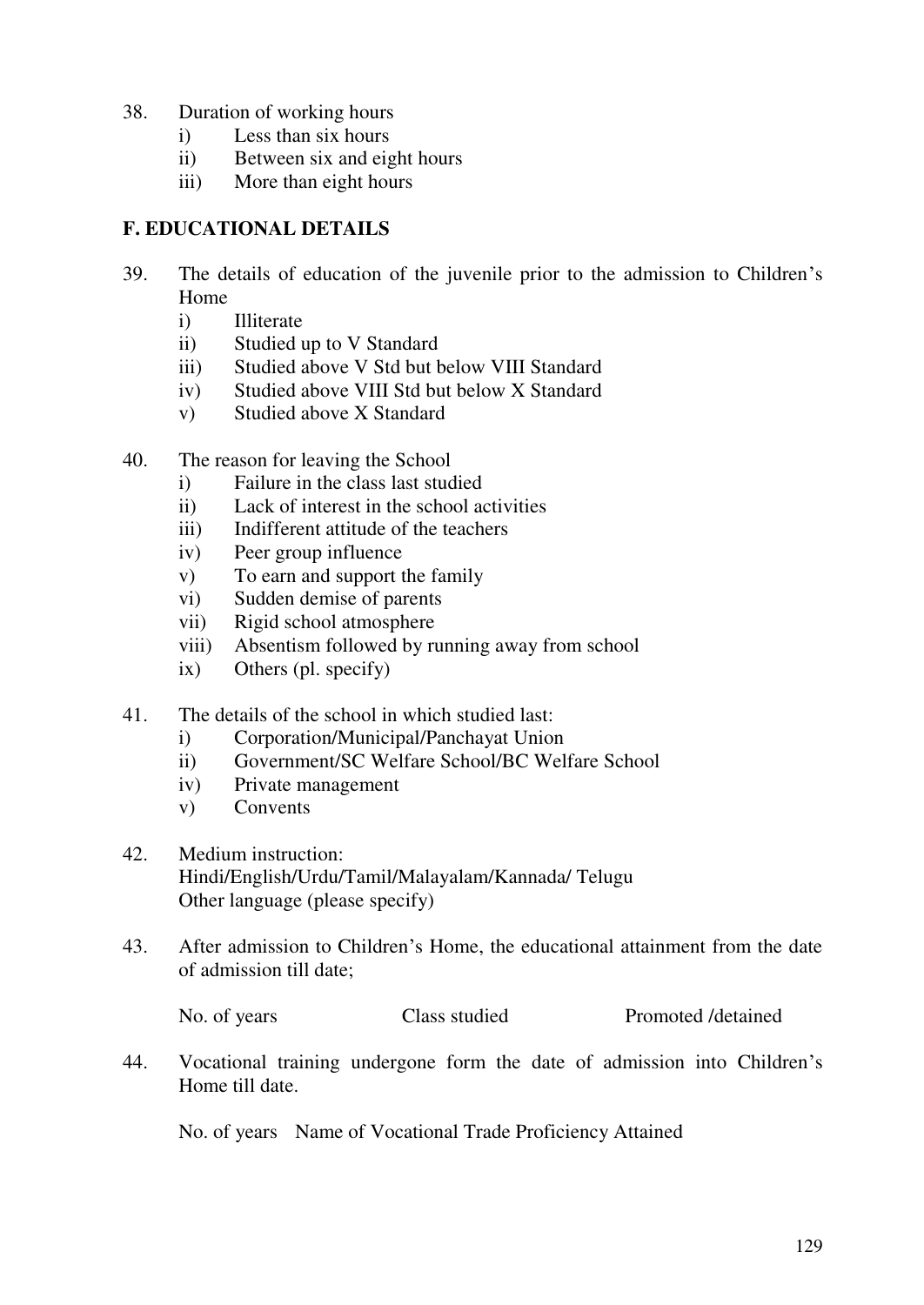38. Duration of working hours
    i) Less than six hours
    ii) Between six and eight hours
    iii) More than eight hours

**F. EDUCATIONAL DETAILS**

39. The details of education of the juvenile prior to the admission to Children's Home
    i) Illiterate
    ii) Studied up to V Standard
    iii) Studied above V Std but below VIII Standard
    iv) Studied above VIII Std but below X Standard
    v) Studied above X Standard

40. The reason for leaving the School
    i) Failure in the class last studied
    ii) Lack of interest in the school activities
    iii) Indifferent attitude of the teachers
    iv) Peer group influence
    v) To earn and support the family
    vi) Sudden demise of parents
    vii) Rigid school atmosphere
    viii) Absentism followed by running away from school
    ix) Others (pl. specify)

41. The details of the school in which studied last:
    i) Corporation/Municipal/Panchayat Union
    ii) Government/SC Welfare School/BC Welfare School
    iv) Private management
    v) Convents

42. Medium instruction:
    Hindi/English/Urdu/Tamil/Malayalam/Kannada/ Telugu
    Other language (please specify)

43. After admission to Children's Home, the educational attainment from the date of admission till date;

    No. of years          Class studied          Promoted /detained

44. Vocational training undergone form the date of admission into Children's Home till date.

    No. of years   Name of Vocational Trade Proficiency Attained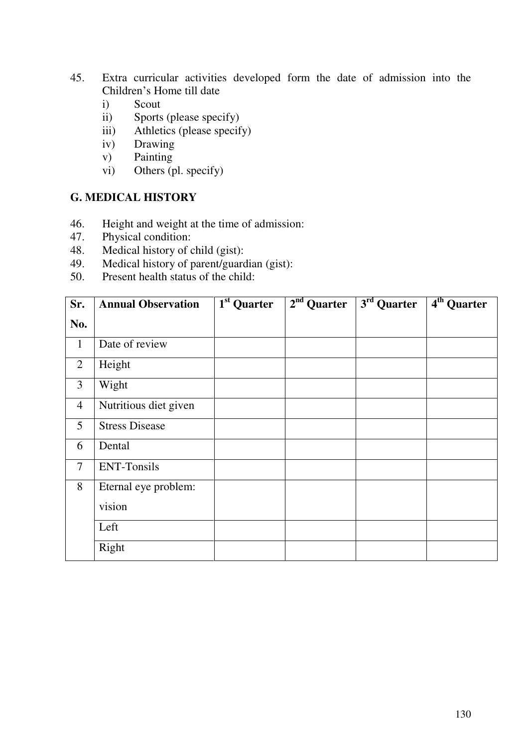45. Extra curricular activities developed form the date of admission into the Children's Home till date
    i) Scout
    ii) Sports (please specify)
    iii) Athletics (please specify)
    iv) Drawing
    v) Painting
    vi) Others (pl. specify)

**G. MEDICAL HISTORY**

46. Height and weight at the time of admission:
47. Physical condition:
48. Medical history of child (gist):
49. Medical history of parent/guardian (gist):
50. Present health status of the child:

| Sr. No. | Annual Observation | 1st Quarter | 2nd Quarter | 3rd Quarter | 4th Quarter |
|---|---|---|---|---|---|
| 1 | Date of review | | | | |
| 2 | Height | | | | |
| 3 | Wight | | | | |
| 4 | Nutritious diet given | | | | |
| 5 | Stress Disease | | | | |
| 6 | Dental | | | | |
| 7 | ENT-Tonsils | | | | |
| 8 | Eternal eye problem: vision | | | | |
| | Left | | | | |
| | Right | | | | |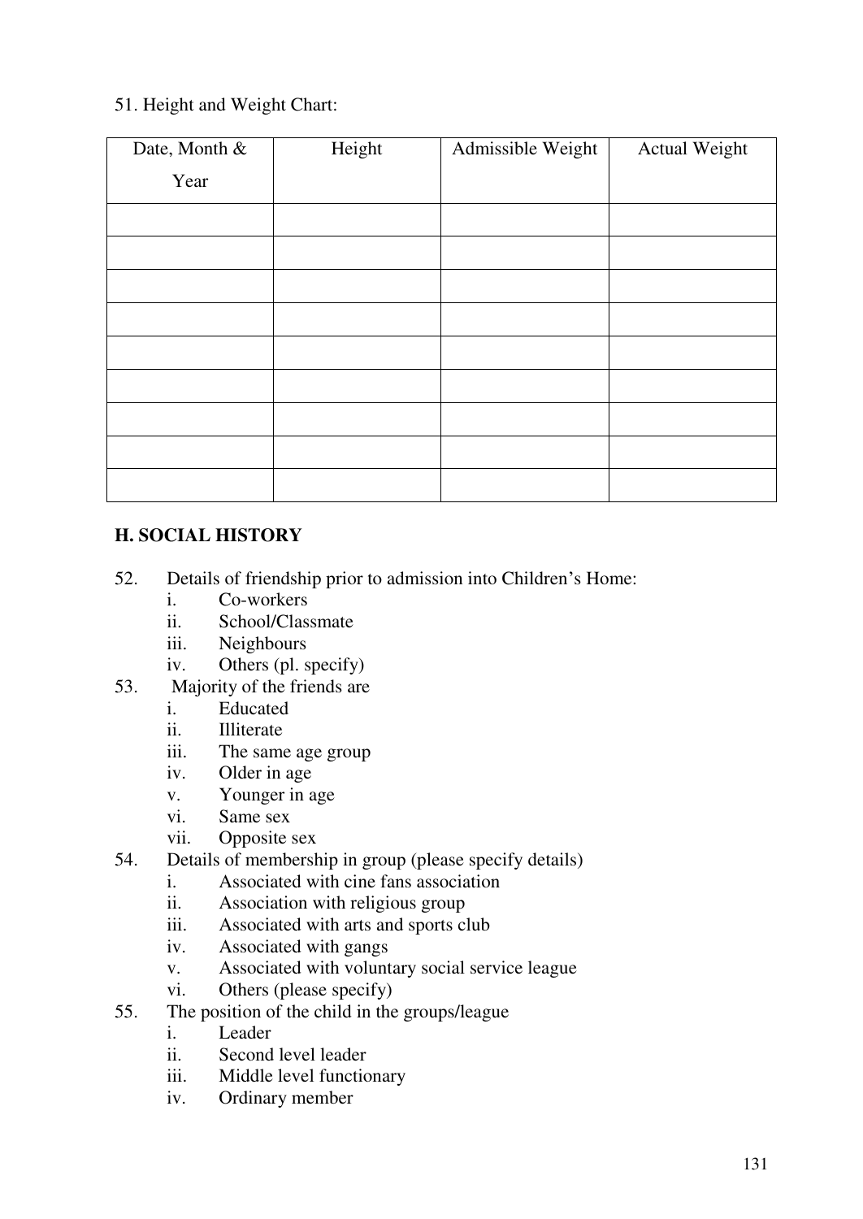51. Height and Weight Chart:

| Date, Month & Year | Height | Admissible Weight | Actual Weight |
|---|---|---|---|
| | | | |
| | | | |
| | | | |
| | | | |
| | | | |
| | | | |
| | | | |
| | | | |
| | | | |

## H. SOCIAL HISTORY

52. Details of friendship prior to admission into Children's Home:
    i. Co-workers
    ii. School/Classmate
    iii. Neighbours
    iv. Others (pl. specify)
53. Majority of the friends are
    i. Educated
    ii. Illiterate
    iii. The same age group
    iv. Older in age
    v. Younger in age
    vi. Same sex
    vii. Opposite sex
54. Details of membership in group (please specify details)
    i. Associated with cine fans association
    ii. Association with religious group
    iii. Associated with arts and sports club
    iv. Associated with gangs
    v. Associated with voluntary social service league
    vi. Others (please specify)
55. The position of the child in the groups/league
    i. Leader
    ii. Second level leader
    iii. Middle level functionary
    iv. Ordinary member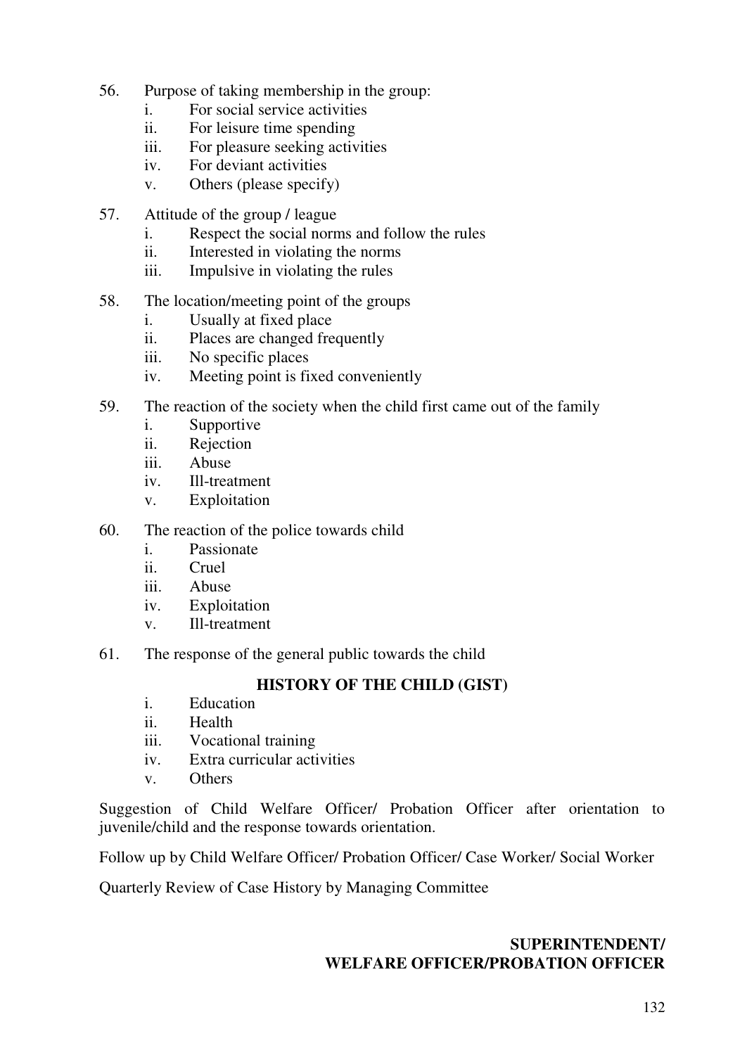56. Purpose of taking membership in the group:
    i. For social service activities
    ii. For leisure time spending
    iii. For pleasure seeking activities
    iv. For deviant activities
    v. Others (please specify)

57. Attitude of the group / league
    i. Respect the social norms and follow the rules
    ii. Interested in violating the norms
    iii. Impulsive in violating the rules

58. The location/meeting point of the groups
    i. Usually at fixed place
    ii. Places are changed frequently
    iii. No specific places
    iv. Meeting point is fixed conveniently

59. The reaction of the society when the child first came out of the family
    i. Supportive
    ii. Rejection
    iii. Abuse
    iv. Ill-treatment
    v. Exploitation

60. The reaction of the police towards child
    i. Passionate
    ii. Cruel
    iii. Abuse
    iv. Exploitation
    v. Ill-treatment

61. The response of the general public towards the child

**HISTORY OF THE CHILD (GIST)**

i. Education
ii. Health
iii. Vocational training
iv. Extra curricular activities
v. Others

Suggestion of Child Welfare Officer/ Probation Officer after orientation to juvenile/child and the response towards orientation.

Follow up by Child Welfare Officer/ Probation Officer/ Case Worker/ Social Worker

Quarterly Review of Case History by Managing Committee

**SUPERINTENDENT/**
**WELFARE OFFICER/PROBATION OFFICER**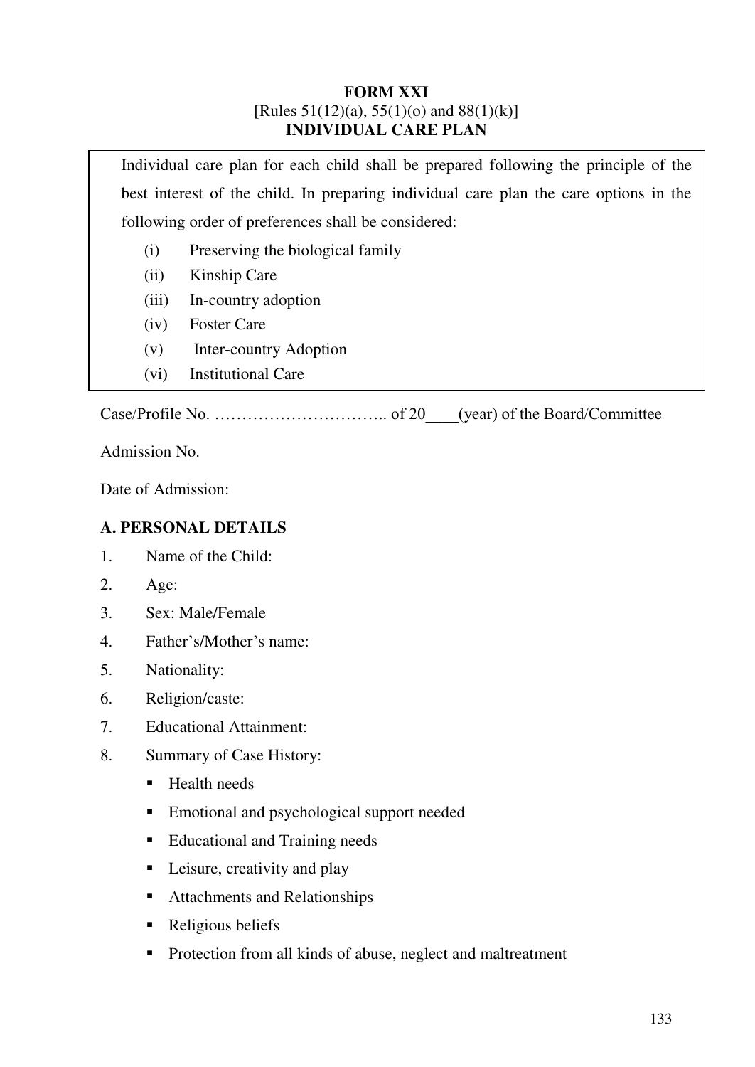**FORM XXI**
[Rules 51(12)(a), 55(1)(o) and 88(1)(k)]
**INDIVIDUAL CARE PLAN**

Individual care plan for each child shall be prepared following the principle of the best interest of the child. In preparing individual care plan the care options in the following order of preferences shall be considered:

(i) Preserving the biological family
(ii) Kinship Care
(iii) In-country adoption
(iv) Foster Care
(v) Inter-country Adoption
(vi) Institutional Care

Case/Profile No. ………………………….. of 20____(year) of the Board/Committee

Admission No.

Date of Admission:

## A. PERSONAL DETAILS

1. Name of the Child:
2. Age:
3. Sex: Male/Female
4. Father's/Mother's name:
5. Nationality:
6. Religion/caste:
7. Educational Attainment:
8. Summary of Case History:
   - Health needs
   - Emotional and psychological support needed
   - Educational and Training needs
   - Leisure, creativity and play
   - Attachments and Relationships
   - Religious beliefs
   - Protection from all kinds of abuse, neglect and maltreatment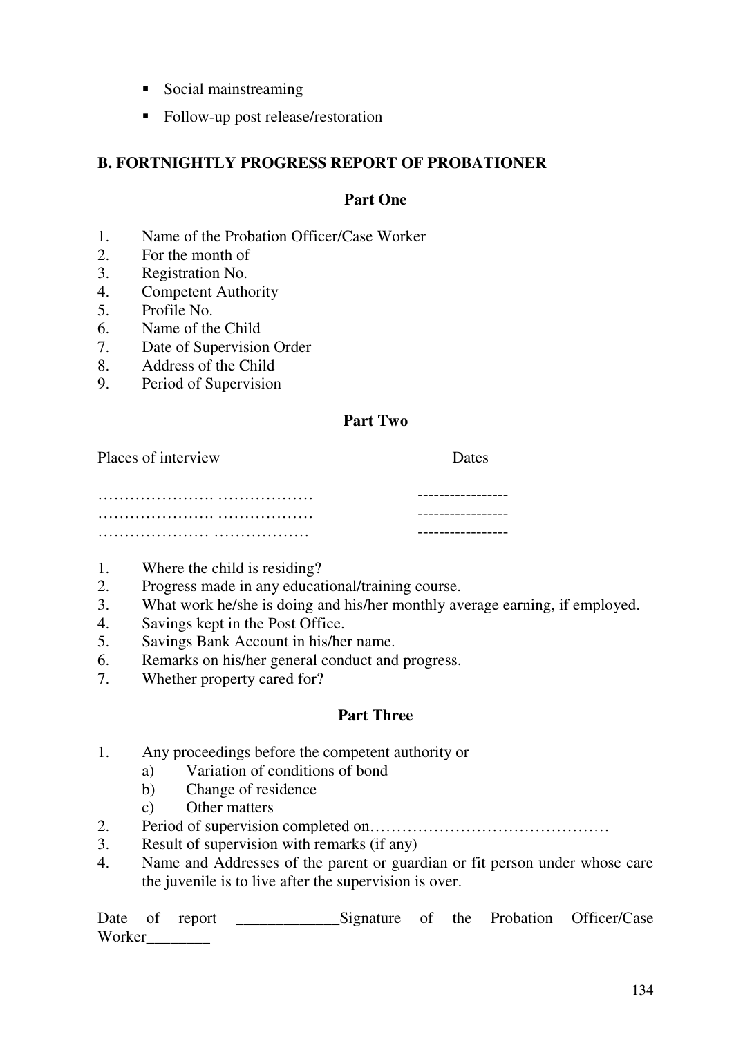- Social mainstreaming
- Follow-up post release/restoration

## B. FORTNIGHTLY PROGRESS REPORT OF PROBATIONER

### Part One

1. Name of the Probation Officer/Case Worker
2. For the month of
3. Registration No.
4. Competent Authority
5. Profile No.
6. Name of the Child
7. Date of Supervision Order
8. Address of the Child
9. Period of Supervision

### Part Two

| Places of interview | Dates |
|---|---|
| …………………. ……………… | ----------------- |
| …………………. ……………… | ----------------- |
| ………………… ……………… | ----------------- |

1. Where the child is residing?
2. Progress made in any educational/training course.
3. What work he/she is doing and his/her monthly average earning, if employed.
4. Savings kept in the Post Office.
5. Savings Bank Account in his/her name.
6. Remarks on his/her general conduct and progress.
7. Whether property cared for?

### Part Three

1. Any proceedings before the competent authority or
   a) Variation of conditions of bond
   b) Change of residence
   c) Other matters
2. Period of supervision completed on………………………………………
3. Result of supervision with remarks (if any)
4. Name and Addresses of the parent or guardian or fit person under whose care the juvenile is to live after the supervision is over.

Date of report _____________Signature of the Probation Officer/Case Worker________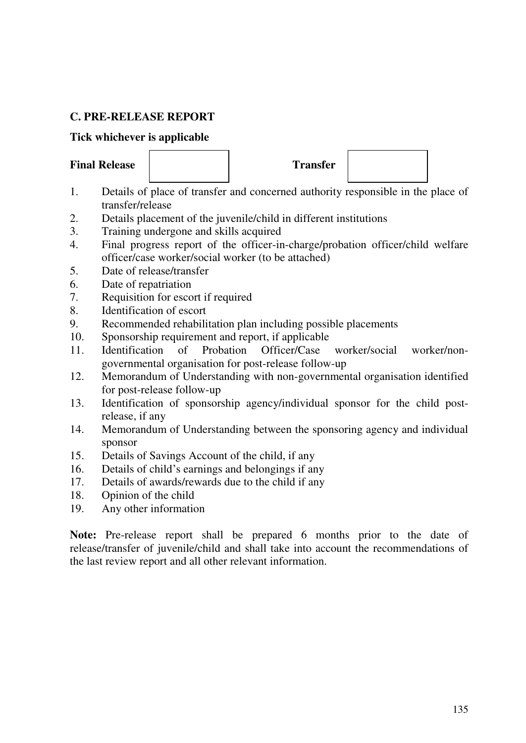## C. PRE-RELEASE REPORT

**Tick whichever is applicable**

**Final Release** ☐ **Transfer** ☐

1. Details of place of transfer and concerned authority responsible in the place of transfer/release
2. Details placement of the juvenile/child in different institutions
3. Training undergone and skills acquired
4. Final progress report of the officer-in-charge/probation officer/child welfare officer/case worker/social worker (to be attached)
5. Date of release/transfer
6. Date of repatriation
7. Requisition for escort if required
8. Identification of escort
9. Recommended rehabilitation plan including possible placements
10. Sponsorship requirement and report, if applicable
11. Identification of Probation Officer/Case worker/social worker/non-governmental organisation for post-release follow-up
12. Memorandum of Understanding with non-governmental organisation identified for post-release follow-up
13. Identification of sponsorship agency/individual sponsor for the child post-release, if any
14. Memorandum of Understanding between the sponsoring agency and individual sponsor
15. Details of Savings Account of the child, if any
16. Details of child's earnings and belongings if any
17. Details of awards/rewards due to the child if any
18. Opinion of the child
19. Any other information

**Note:** Pre-release report shall be prepared 6 months prior to the date of release/transfer of juvenile/child and shall take into account the recommendations of the last review report and all other relevant information.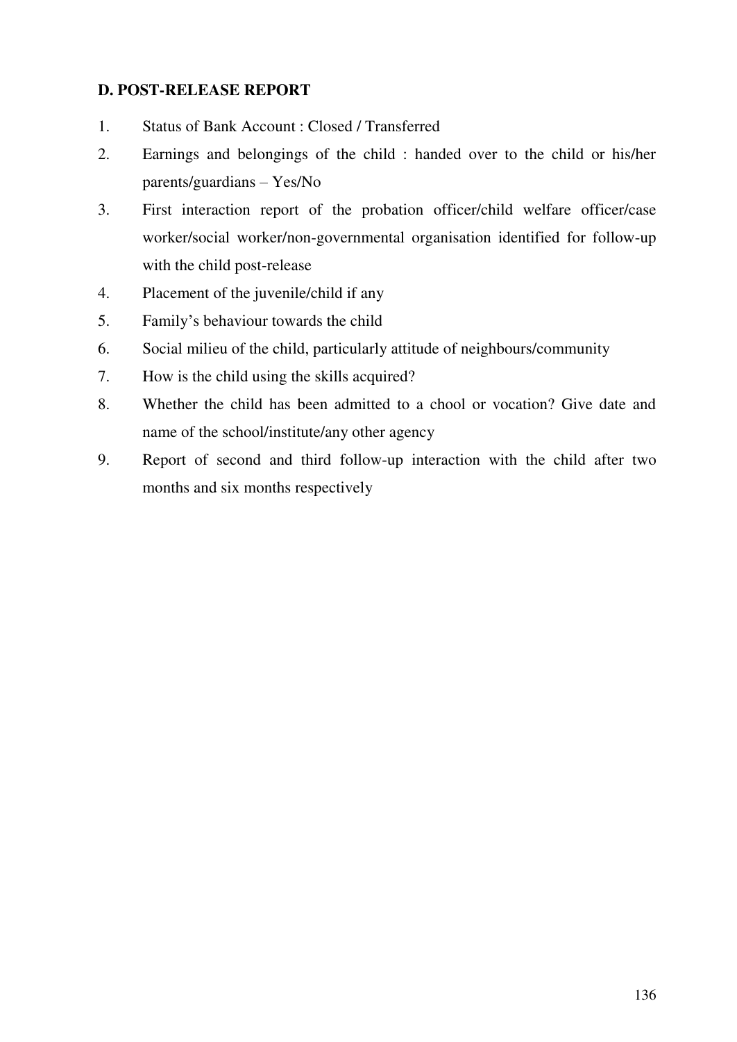**D. POST-RELEASE REPORT**

1. Status of Bank Account : Closed / Transferred
2. Earnings and belongings of the child : handed over to the child or his/her parents/guardians – Yes/No
3. First interaction report of the probation officer/child welfare officer/case worker/social worker/non-governmental organisation identified for follow-up with the child post-release
4. Placement of the juvenile/child if any
5. Family's behaviour towards the child
6. Social milieu of the child, particularly attitude of neighbours/community
7. How is the child using the skills acquired?
8. Whether the child has been admitted to a chool or vocation? Give date and name of the school/institute/any other agency
9. Report of second and third follow-up interaction with the child after two months and six months respectively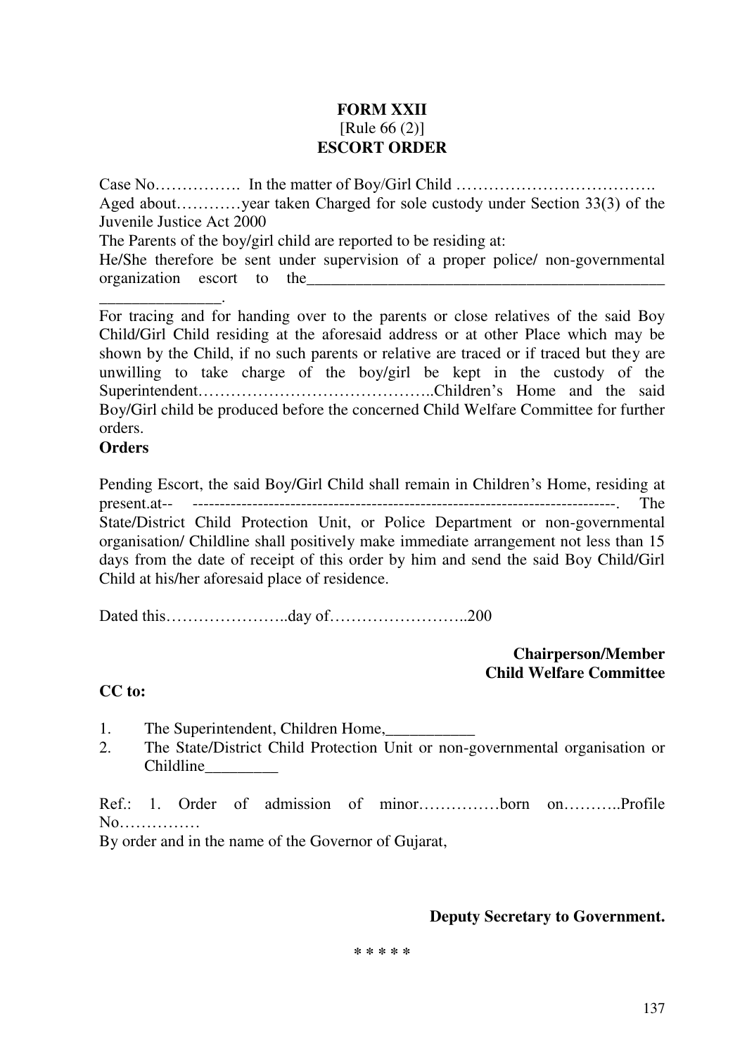**FORM XXII**
[Rule 66 (2)]
**ESCORT ORDER**

Case No……………. In the matter of Boy/Girl Child ……………………………….
Aged about…………year taken Charged for sole custody under Section 33(3) of the Juvenile Justice Act 2000
The Parents of the boy/girl child are reported to be residing at:
He/She therefore be sent under supervision of a proper police/ non-governmental organization escort to the_____________________________________________ _______________.
For tracing and for handing over to the parents or close relatives of the said Boy Child/Girl Child residing at the aforesaid address or at other Place which may be shown by the Child, if no such parents or relative are traced or if traced but they are unwilling to take charge of the boy/girl be kept in the custody of the Superintendent……………………………………..Children's Home and the said Boy/Girl child be produced before the concerned Child Welfare Committee for further orders.

**Orders**

Pending Escort, the said Boy/Girl Child shall remain in Children's Home, residing at present.at-- ----------------------------------------------------------------------------. The State/District Child Protection Unit, or Police Department or non-governmental organisation/ Childline shall positively make immediate arrangement not less than 15 days from the date of receipt of this order by him and send the said Boy Child/Girl Child at his/her aforesaid place of residence.

Dated this…………………..day of……………………..200

**Chairperson/Member**
**Child Welfare Committee**

**CC to:**

1. The Superintendent, Children Home,___________
2. The State/District Child Protection Unit or non-governmental organisation or Childline_________

Ref.: 1. Order of admission of minor……………born on………..Profile No……………
By order and in the name of the Governor of Gujarat,

**Deputy Secretary to Government.**

\* \* \* \* \*